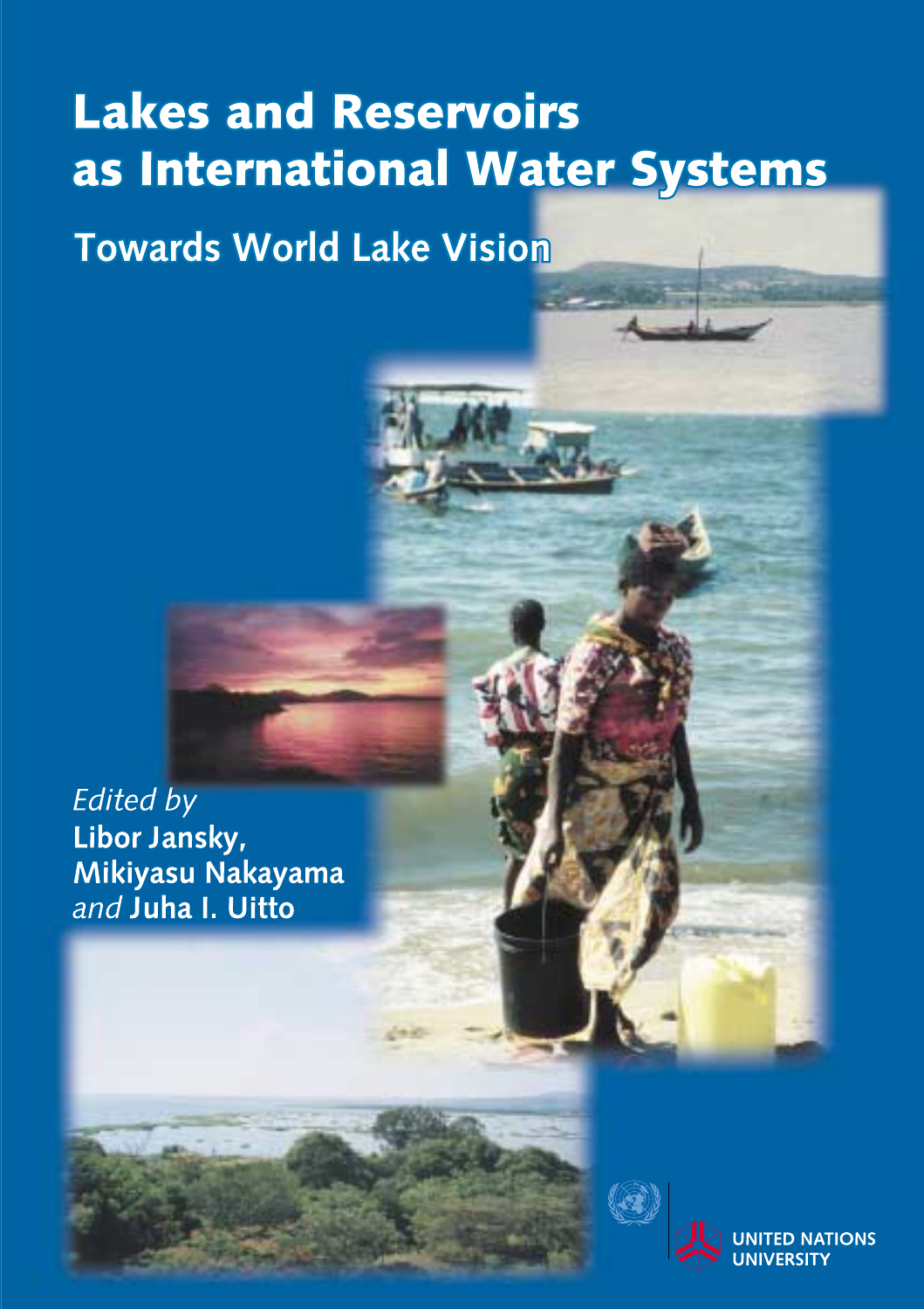# Lakes and Reservoirs as International Water Systems

## Towards World Lake Vision

*Edited by*
**Libor Jansky, Mikiyasu Nakayama** *and* **Juha I. Uitto**

UNITED NATIONS UNIVERSITY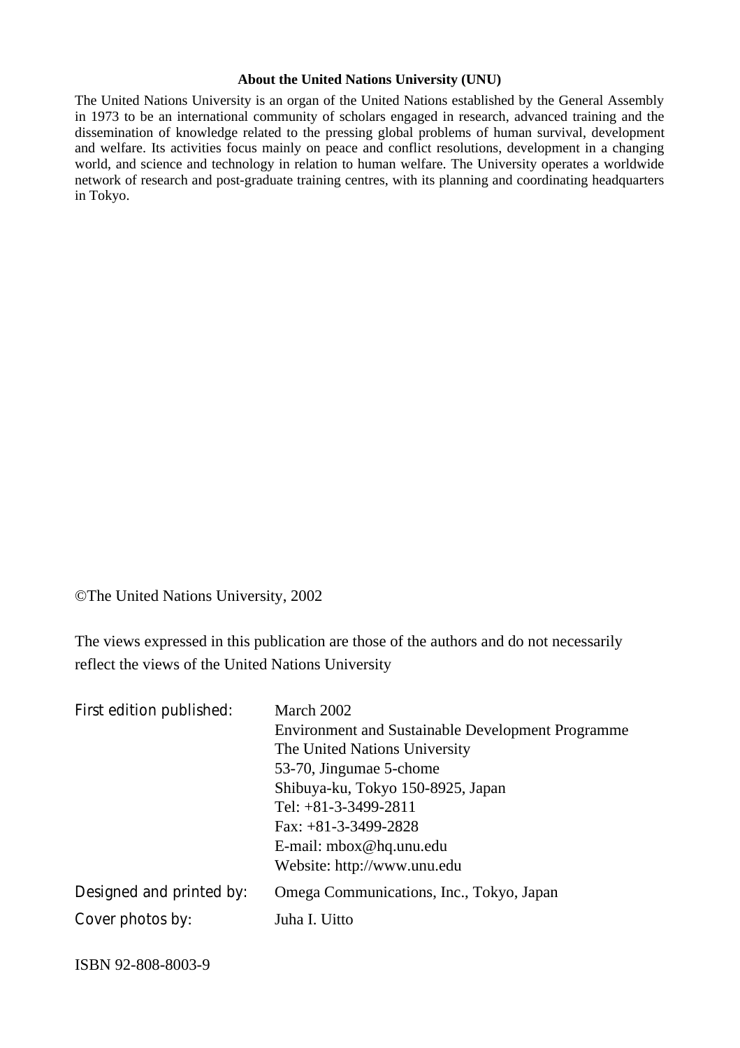**About the United Nations University (UNU)**

The United Nations University is an organ of the United Nations established by the General Assembly in 1973 to be an international community of scholars engaged in research, advanced training and the dissemination of knowledge related to the pressing global problems of human survival, development and welfare. Its activities focus mainly on peace and conflict resolutions, development in a changing world, and science and technology in relation to human welfare. The University operates a worldwide network of research and post-graduate training centres, with its planning and coordinating headquarters in Tokyo.

©The United Nations University, 2002

The views expressed in this publication are those of the authors and do not necessarily reflect the views of the United Nations University

| | |
|---|---|
| First edition published: | March 2002<br>Environment and Sustainable Development Programme<br>The United Nations University<br>53-70, Jingumae 5-chome<br>Shibuya-ku, Tokyo 150-8925, Japan<br>Tel: +81-3-3499-2811<br>Fax: +81-3-3499-2828<br>E-mail: mbox@hq.unu.edu<br>Website: http://www.unu.edu |
| Designed and printed by: | Omega Communications, Inc., Tokyo, Japan |
| Cover photos by: | Juha I. Uitto |

ISBN 92-808-8003-9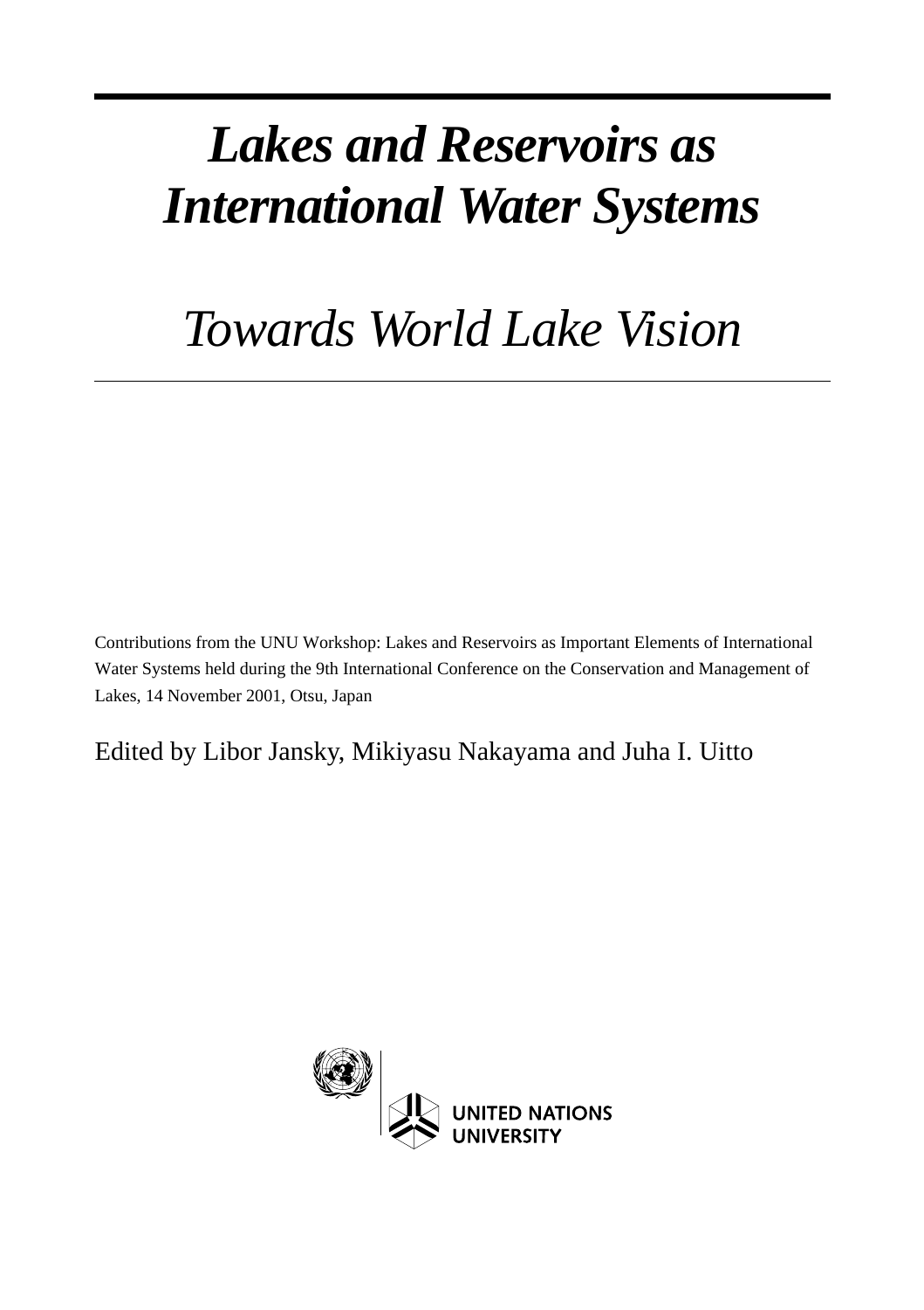# *Lakes and Reservoirs as International Water Systems*

## *Towards World Lake Vision*

Contributions from the UNU Workshop: Lakes and Reservoirs as Important Elements of International Water Systems held during the 9th International Conference on the Conservation and Management of Lakes, 14 November 2001, Otsu, Japan

Edited by Libor Jansky, Mikiyasu Nakayama and Juha I. Uitto

UNITED NATIONS UNIVERSITY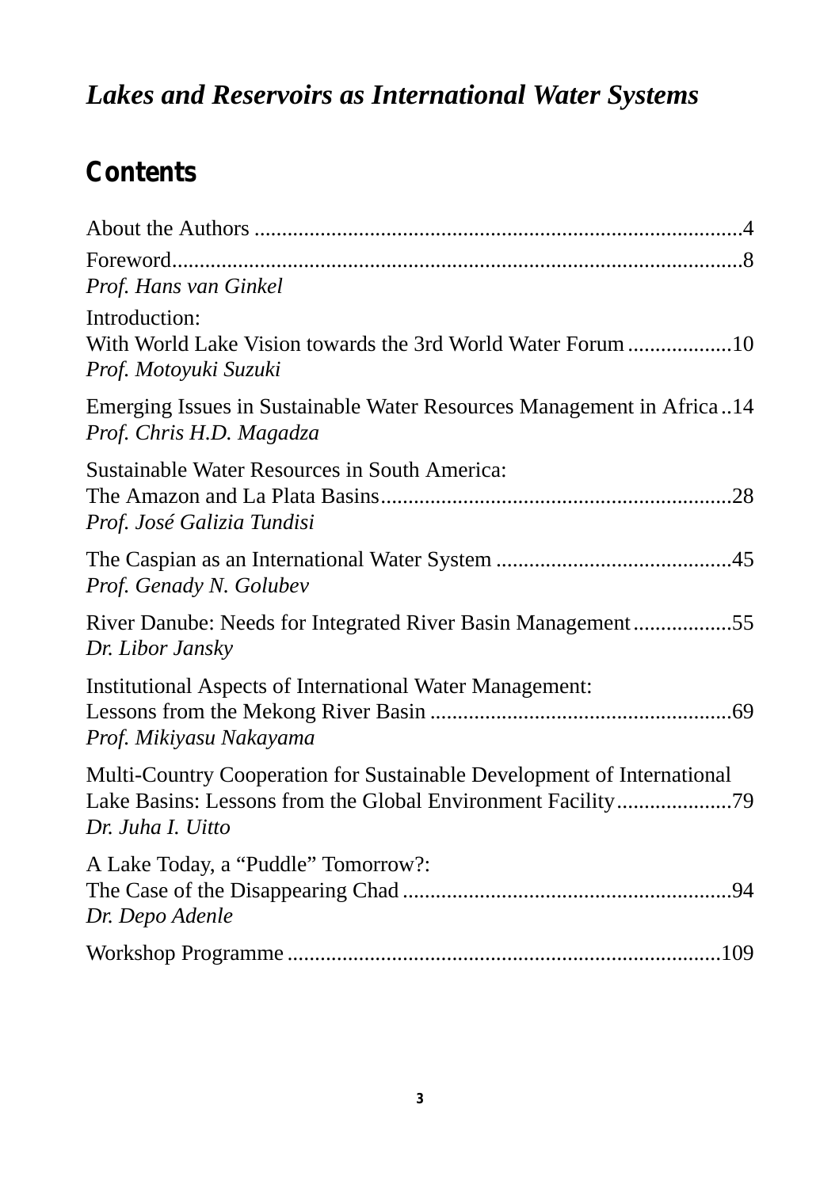*Lakes and Reservoirs as International Water Systems*

## Contents

About the Authors ........................................................................................4

Foreword........................................................................................................8
*Prof. Hans van Ginkel*

Introduction:
With World Lake Vision towards the 3rd World Water Forum ..................10
*Prof. Motoyuki Suzuki*

Emerging Issues in Sustainable Water Resources Management in Africa ..14
*Prof. Chris H.D. Magadza*

Sustainable Water Resources in South America:
The Amazon and La Plata Basins................................................................28
*Prof. José Galizia Tundisi*

The Caspian as an International Water System ...........................................45
*Prof. Genady N. Golubev*

River Danube: Needs for Integrated River Basin Management.................55
*Dr. Libor Jansky*

Institutional Aspects of International Water Management:
Lessons from the Mekong River Basin .......................................................69
*Prof. Mikiyasu Nakayama*

Multi-Country Cooperation for Sustainable Development of International
Lake Basins: Lessons from the Global Environment Facility.....................79
*Dr. Juha I. Uitto*

A Lake Today, a "Puddle" Tomorrow?:
The Case of the Disappearing Chad ............................................................94
*Dr. Depo Adenle*

Workshop Programme ...............................................................................109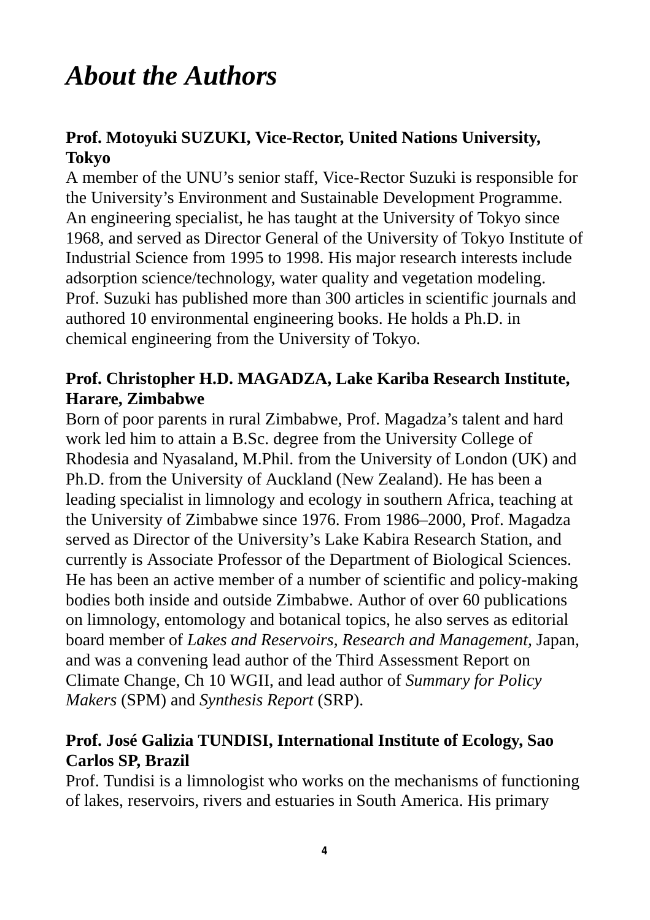# *About the Authors*

**Prof. Motoyuki SUZUKI, Vice-Rector, United Nations University, Tokyo**

A member of the UNU's senior staff, Vice-Rector Suzuki is responsible for the University's Environment and Sustainable Development Programme. An engineering specialist, he has taught at the University of Tokyo since 1968, and served as Director General of the University of Tokyo Institute of Industrial Science from 1995 to 1998. His major research interests include adsorption science/technology, water quality and vegetation modeling. Prof. Suzuki has published more than 300 articles in scientific journals and authored 10 environmental engineering books. He holds a Ph.D. in chemical engineering from the University of Tokyo.

**Prof. Christopher H.D. MAGADZA, Lake Kariba Research Institute, Harare, Zimbabwe**

Born of poor parents in rural Zimbabwe, Prof. Magadza's talent and hard work led him to attain a B.Sc. degree from the University College of Rhodesia and Nyasaland, M.Phil. from the University of London (UK) and Ph.D. from the University of Auckland (New Zealand). He has been a leading specialist in limnology and ecology in southern Africa, teaching at the University of Zimbabwe since 1976. From 1986–2000, Prof. Magadza served as Director of the University's Lake Kabira Research Station, and currently is Associate Professor of the Department of Biological Sciences. He has been an active member of a number of scientific and policy-making bodies both inside and outside Zimbabwe. Author of over 60 publications on limnology, entomology and botanical topics, he also serves as editorial board member of *Lakes and Reservoirs, Research and Management*, Japan, and was a convening lead author of the Third Assessment Report on Climate Change, Ch 10 WGII, and lead author of *Summary for Policy Makers* (SPM) and *Synthesis Report* (SRP).

**Prof. José Galizia TUNDISI, International Institute of Ecology, Sao Carlos SP, Brazil**

Prof. Tundisi is a limnologist who works on the mechanisms of functioning of lakes, reservoirs, rivers and estuaries in South America. His primary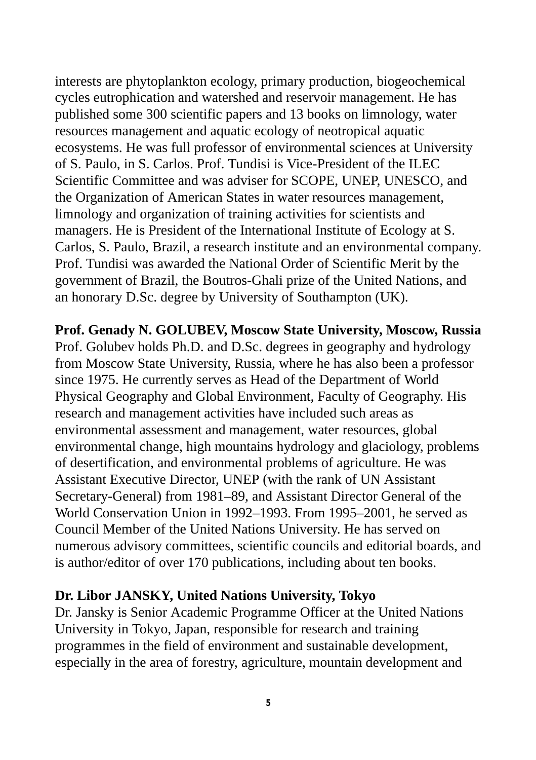interests are phytoplankton ecology, primary production, biogeochemical cycles eutrophication and watershed and reservoir management. He has published some 300 scientific papers and 13 books on limnology, water resources management and aquatic ecology of neotropical aquatic ecosystems. He was full professor of environmental sciences at University of S. Paulo, in S. Carlos. Prof. Tundisi is Vice-President of the ILEC Scientific Committee and was adviser for SCOPE, UNEP, UNESCO, and the Organization of American States in water resources management, limnology and organization of training activities for scientists and managers. He is President of the International Institute of Ecology at S. Carlos, S. Paulo, Brazil, a research institute and an environmental company. Prof. Tundisi was awarded the National Order of Scientific Merit by the government of Brazil, the Boutros-Ghali prize of the United Nations, and an honorary D.Sc. degree by University of Southampton (UK).

**Prof. Genady N. GOLUBEV, Moscow State University, Moscow, Russia**
Prof. Golubev holds Ph.D. and D.Sc. degrees in geography and hydrology from Moscow State University, Russia, where he has also been a professor since 1975. He currently serves as Head of the Department of World Physical Geography and Global Environment, Faculty of Geography. His research and management activities have included such areas as environmental assessment and management, water resources, global environmental change, high mountains hydrology and glaciology, problems of desertification, and environmental problems of agriculture. He was Assistant Executive Director, UNEP (with the rank of UN Assistant Secretary-General) from 1981–89, and Assistant Director General of the World Conservation Union in 1992–1993. From 1995–2001, he served as Council Member of the United Nations University. He has served on numerous advisory committees, scientific councils and editorial boards, and is author/editor of over 170 publications, including about ten books.

**Dr. Libor JANSKY, United Nations University, Tokyo**
Dr. Jansky is Senior Academic Programme Officer at the United Nations University in Tokyo, Japan, responsible for research and training programmes in the field of environment and sustainable development, especially in the area of forestry, agriculture, mountain development and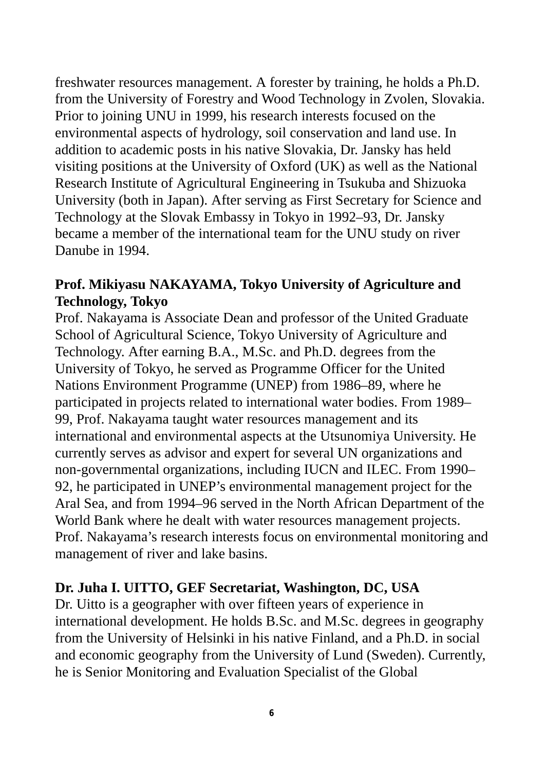freshwater resources management. A forester by training, he holds a Ph.D. from the University of Forestry and Wood Technology in Zvolen, Slovakia. Prior to joining UNU in 1999, his research interests focused on the environmental aspects of hydrology, soil conservation and land use. In addition to academic posts in his native Slovakia, Dr. Jansky has held visiting positions at the University of Oxford (UK) as well as the National Research Institute of Agricultural Engineering in Tsukuba and Shizuoka University (both in Japan). After serving as First Secretary for Science and Technology at the Slovak Embassy in Tokyo in 1992–93, Dr. Jansky became a member of the international team for the UNU study on river Danube in 1994.

**Prof. Mikiyasu NAKAYAMA, Tokyo University of Agriculture and Technology, Tokyo**

Prof. Nakayama is Associate Dean and professor of the United Graduate School of Agricultural Science, Tokyo University of Agriculture and Technology. After earning B.A., M.Sc. and Ph.D. degrees from the University of Tokyo, he served as Programme Officer for the United Nations Environment Programme (UNEP) from 1986–89, where he participated in projects related to international water bodies. From 1989–99, Prof. Nakayama taught water resources management and its international and environmental aspects at the Utsunomiya University. He currently serves as advisor and expert for several UN organizations and non-governmental organizations, including IUCN and ILEC. From 1990–92, he participated in UNEP's environmental management project for the Aral Sea, and from 1994–96 served in the North African Department of the World Bank where he dealt with water resources management projects. Prof. Nakayama's research interests focus on environmental monitoring and management of river and lake basins.

**Dr. Juha I. UITTO, GEF Secretariat, Washington, DC, USA**

Dr. Uitto is a geographer with over fifteen years of experience in international development. He holds B.Sc. and M.Sc. degrees in geography from the University of Helsinki in his native Finland, and a Ph.D. in social and economic geography from the University of Lund (Sweden). Currently, he is Senior Monitoring and Evaluation Specialist of the Global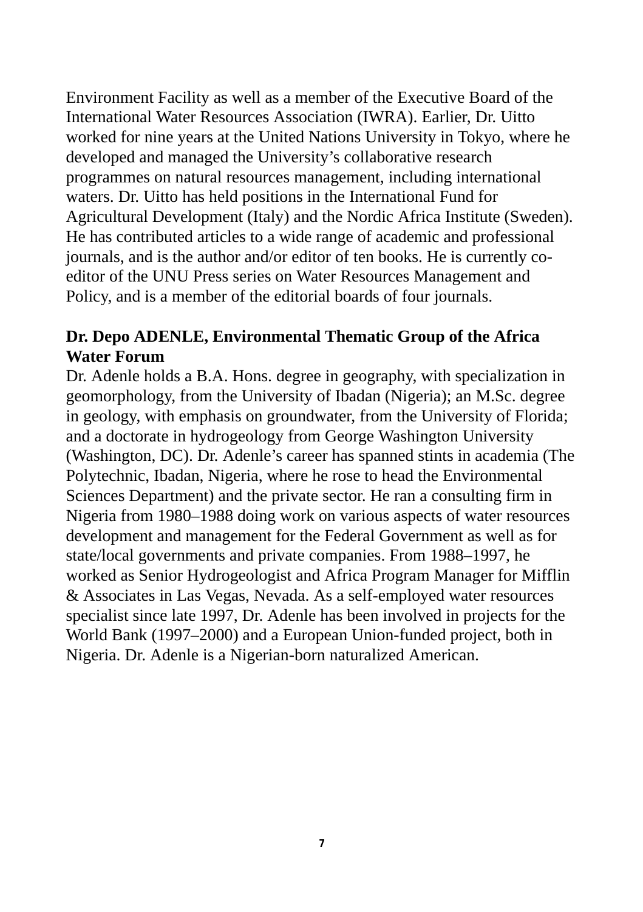Environment Facility as well as a member of the Executive Board of the International Water Resources Association (IWRA). Earlier, Dr. Uitto worked for nine years at the United Nations University in Tokyo, where he developed and managed the University's collaborative research programmes on natural resources management, including international waters. Dr. Uitto has held positions in the International Fund for Agricultural Development (Italy) and the Nordic Africa Institute (Sweden). He has contributed articles to a wide range of academic and professional journals, and is the author and/or editor of ten books. He is currently co-editor of the UNU Press series on Water Resources Management and Policy, and is a member of the editorial boards of four journals.

**Dr. Depo ADENLE, Environmental Thematic Group of the Africa Water Forum**

Dr. Adenle holds a B.A. Hons. degree in geography, with specialization in geomorphology, from the University of Ibadan (Nigeria); an M.Sc. degree in geology, with emphasis on groundwater, from the University of Florida; and a doctorate in hydrogeology from George Washington University (Washington, DC). Dr. Adenle's career has spanned stints in academia (The Polytechnic, Ibadan, Nigeria, where he rose to head the Environmental Sciences Department) and the private sector. He ran a consulting firm in Nigeria from 1980–1988 doing work on various aspects of water resources development and management for the Federal Government as well as for state/local governments and private companies. From 1988–1997, he worked as Senior Hydrogeologist and Africa Program Manager for Mifflin & Associates in Las Vegas, Nevada. As a self-employed water resources specialist since late 1997, Dr. Adenle has been involved in projects for the World Bank (1997–2000) and a European Union-funded project, both in Nigeria. Dr. Adenle is a Nigerian-born naturalized American.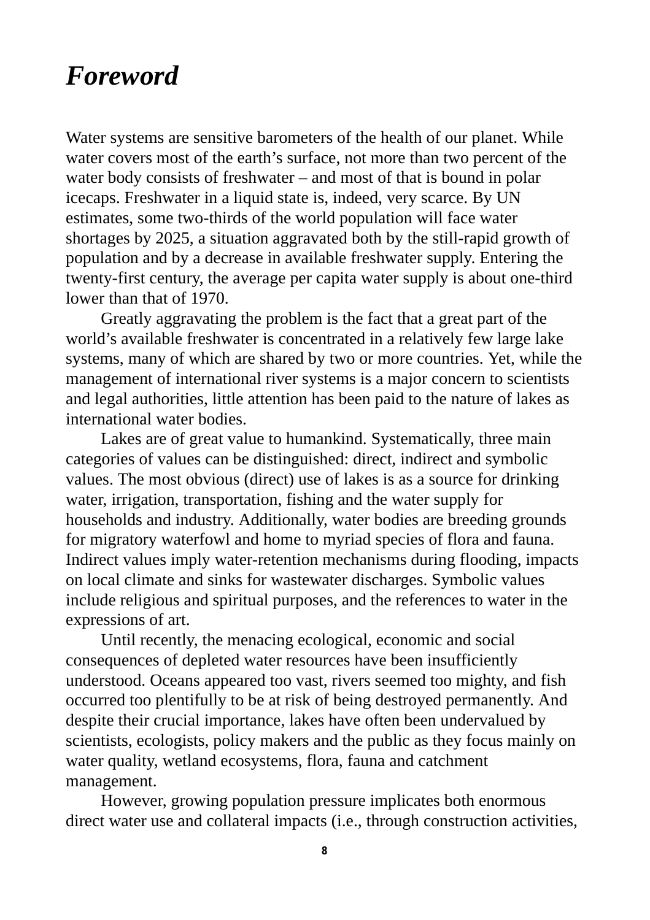# *Foreword*

Water systems are sensitive barometers of the health of our planet. While water covers most of the earth's surface, not more than two percent of the water body consists of freshwater – and most of that is bound in polar icecaps. Freshwater in a liquid state is, indeed, very scarce. By UN estimates, some two-thirds of the world population will face water shortages by 2025, a situation aggravated both by the still-rapid growth of population and by a decrease in available freshwater supply. Entering the twenty-first century, the average per capita water supply is about one-third lower than that of 1970.

Greatly aggravating the problem is the fact that a great part of the world's available freshwater is concentrated in a relatively few large lake systems, many of which are shared by two or more countries. Yet, while the management of international river systems is a major concern to scientists and legal authorities, little attention has been paid to the nature of lakes as international water bodies.

Lakes are of great value to humankind. Systematically, three main categories of values can be distinguished: direct, indirect and symbolic values. The most obvious (direct) use of lakes is as a source for drinking water, irrigation, transportation, fishing and the water supply for households and industry. Additionally, water bodies are breeding grounds for migratory waterfowl and home to myriad species of flora and fauna. Indirect values imply water-retention mechanisms during flooding, impacts on local climate and sinks for wastewater discharges. Symbolic values include religious and spiritual purposes, and the references to water in the expressions of art.

Until recently, the menacing ecological, economic and social consequences of depleted water resources have been insufficiently understood. Oceans appeared too vast, rivers seemed too mighty, and fish occurred too plentifully to be at risk of being destroyed permanently. And despite their crucial importance, lakes have often been undervalued by scientists, ecologists, policy makers and the public as they focus mainly on water quality, wetland ecosystems, flora, fauna and catchment management.

However, growing population pressure implicates both enormous direct water use and collateral impacts (i.e., through construction activities,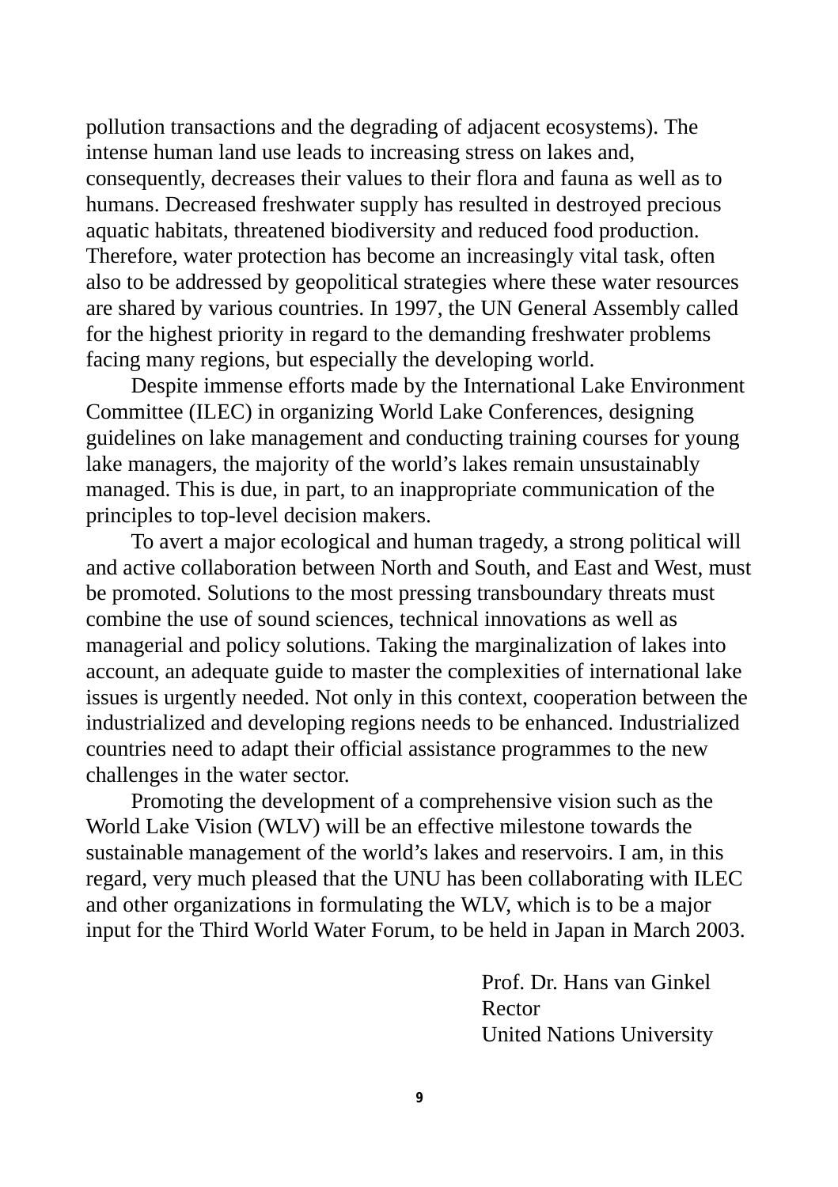pollution transactions and the degrading of adjacent ecosystems). The intense human land use leads to increasing stress on lakes and, consequently, decreases their values to their flora and fauna as well as to humans. Decreased freshwater supply has resulted in destroyed precious aquatic habitats, threatened biodiversity and reduced food production. Therefore, water protection has become an increasingly vital task, often also to be addressed by geopolitical strategies where these water resources are shared by various countries. In 1997, the UN General Assembly called for the highest priority in regard to the demanding freshwater problems facing many regions, but especially the developing world.

Despite immense efforts made by the International Lake Environment Committee (ILEC) in organizing World Lake Conferences, designing guidelines on lake management and conducting training courses for young lake managers, the majority of the world's lakes remain unsustainably managed. This is due, in part, to an inappropriate communication of the principles to top-level decision makers.

To avert a major ecological and human tragedy, a strong political will and active collaboration between North and South, and East and West, must be promoted. Solutions to the most pressing transboundary threats must combine the use of sound sciences, technical innovations as well as managerial and policy solutions. Taking the marginalization of lakes into account, an adequate guide to master the complexities of international lake issues is urgently needed. Not only in this context, cooperation between the industrialized and developing regions needs to be enhanced. Industrialized countries need to adapt their official assistance programmes to the new challenges in the water sector.

Promoting the development of a comprehensive vision such as the World Lake Vision (WLV) will be an effective milestone towards the sustainable management of the world's lakes and reservoirs. I am, in this regard, very much pleased that the UNU has been collaborating with ILEC and other organizations in formulating the WLV, which is to be a major input for the Third World Water Forum, to be held in Japan in March 2003.

Prof. Dr. Hans van Ginkel
Rector
United Nations University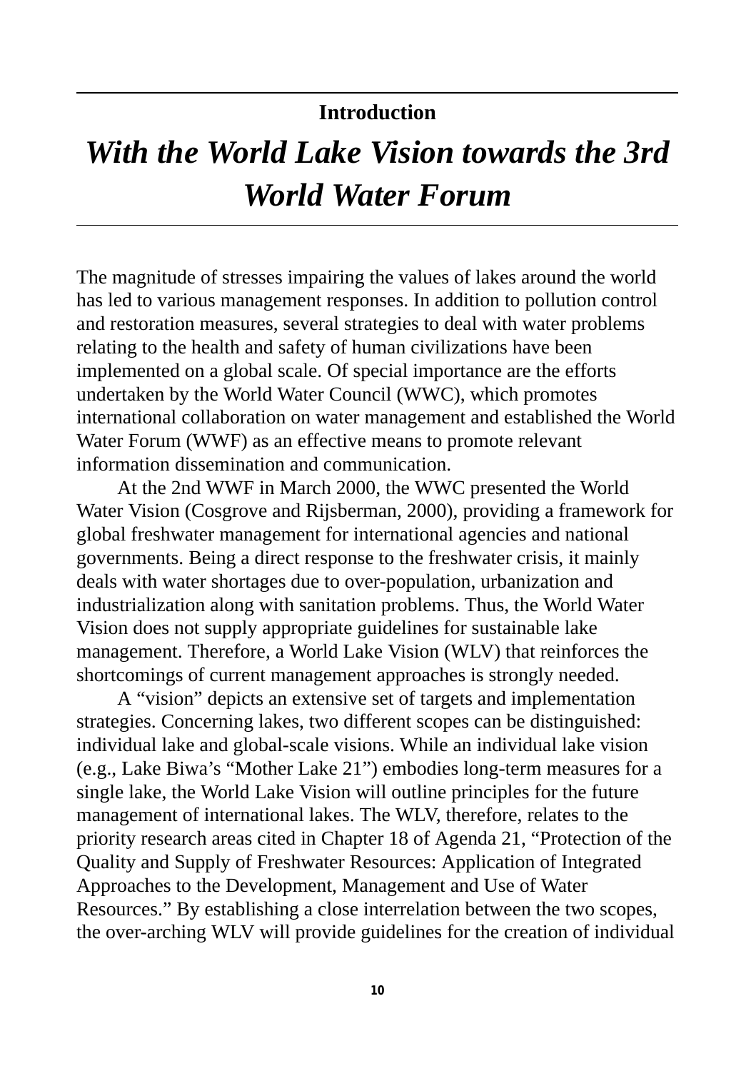**Introduction**

# *With the World Lake Vision towards the 3rd World Water Forum*

The magnitude of stresses impairing the values of lakes around the world has led to various management responses. In addition to pollution control and restoration measures, several strategies to deal with water problems relating to the health and safety of human civilizations have been implemented on a global scale. Of special importance are the efforts undertaken by the World Water Council (WWC), which promotes international collaboration on water management and established the World Water Forum (WWF) as an effective means to promote relevant information dissemination and communication.

At the 2nd WWF in March 2000, the WWC presented the World Water Vision (Cosgrove and Rijsberman, 2000), providing a framework for global freshwater management for international agencies and national governments. Being a direct response to the freshwater crisis, it mainly deals with water shortages due to over-population, urbanization and industrialization along with sanitation problems. Thus, the World Water Vision does not supply appropriate guidelines for sustainable lake management. Therefore, a World Lake Vision (WLV) that reinforces the shortcomings of current management approaches is strongly needed.

A "vision" depicts an extensive set of targets and implementation strategies. Concerning lakes, two different scopes can be distinguished: individual lake and global-scale visions. While an individual lake vision (e.g., Lake Biwa's "Mother Lake 21") embodies long-term measures for a single lake, the World Lake Vision will outline principles for the future management of international lakes. The WLV, therefore, relates to the priority research areas cited in Chapter 18 of Agenda 21, "Protection of the Quality and Supply of Freshwater Resources: Application of Integrated Approaches to the Development, Management and Use of Water Resources." By establishing a close interrelation between the two scopes, the over-arching WLV will provide guidelines for the creation of individual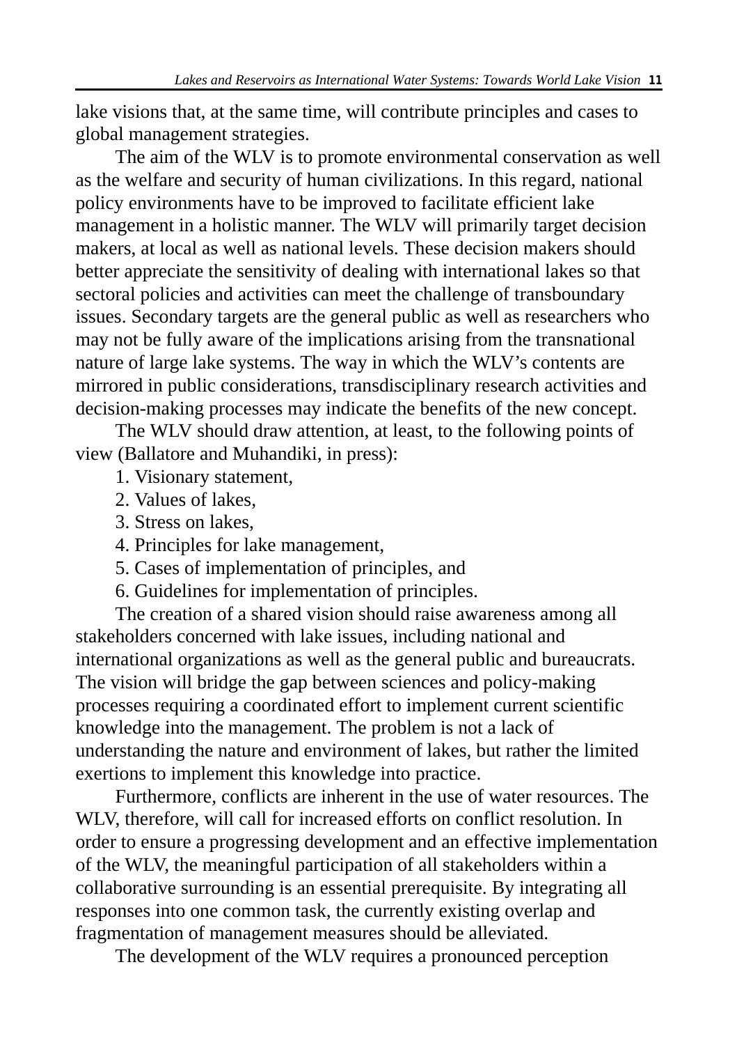lake visions that, at the same time, will contribute principles and cases to global management strategies.

The aim of the WLV is to promote environmental conservation as well as the welfare and security of human civilizations. In this regard, national policy environments have to be improved to facilitate efficient lake management in a holistic manner. The WLV will primarily target decision makers, at local as well as national levels. These decision makers should better appreciate the sensitivity of dealing with international lakes so that sectoral policies and activities can meet the challenge of transboundary issues. Secondary targets are the general public as well as researchers who may not be fully aware of the implications arising from the transnational nature of large lake systems. The way in which the WLV's contents are mirrored in public considerations, transdisciplinary research activities and decision-making processes may indicate the benefits of the new concept.

The WLV should draw attention, at least, to the following points of view (Ballatore and Muhandiki, in press):

1. Visionary statement,
2. Values of lakes,
3. Stress on lakes,
4. Principles for lake management,
5. Cases of implementation of principles, and
6. Guidelines for implementation of principles.

The creation of a shared vision should raise awareness among all stakeholders concerned with lake issues, including national and international organizations as well as the general public and bureaucrats. The vision will bridge the gap between sciences and policy-making processes requiring a coordinated effort to implement current scientific knowledge into the management. The problem is not a lack of understanding the nature and environment of lakes, but rather the limited exertions to implement this knowledge into practice.

Furthermore, conflicts are inherent in the use of water resources. The WLV, therefore, will call for increased efforts on conflict resolution. In order to ensure a progressing development and an effective implementation of the WLV, the meaningful participation of all stakeholders within a collaborative surrounding is an essential prerequisite. By integrating all responses into one common task, the currently existing overlap and fragmentation of management measures should be alleviated.

The development of the WLV requires a pronounced perception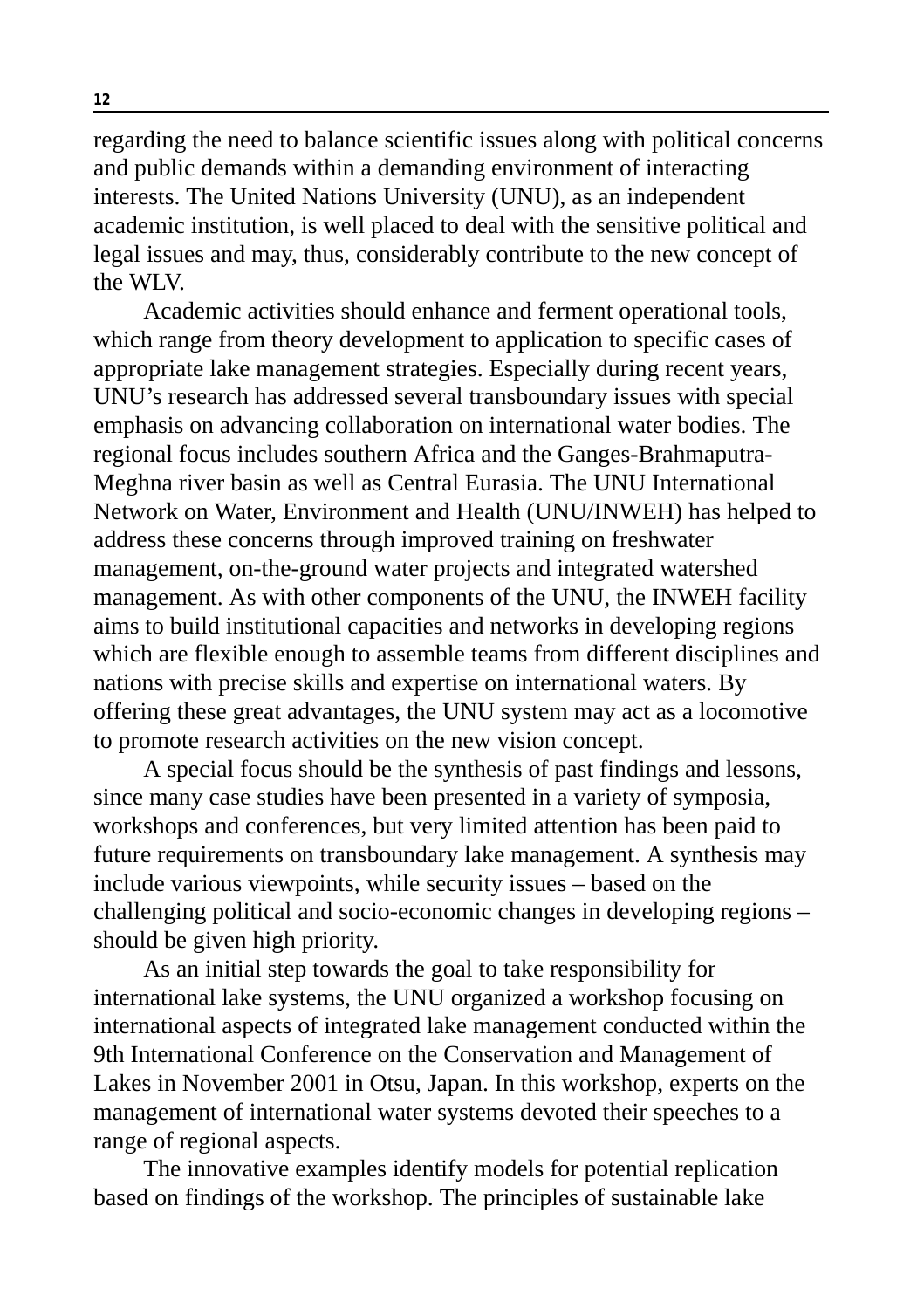regarding the need to balance scientific issues along with political concerns and public demands within a demanding environment of interacting interests. The United Nations University (UNU), as an independent academic institution, is well placed to deal with the sensitive political and legal issues and may, thus, considerably contribute to the new concept of the WLV.

Academic activities should enhance and ferment operational tools, which range from theory development to application to specific cases of appropriate lake management strategies. Especially during recent years, UNU's research has addressed several transboundary issues with special emphasis on advancing collaboration on international water bodies. The regional focus includes southern Africa and the Ganges-Brahmaputra-Meghna river basin as well as Central Eurasia. The UNU International Network on Water, Environment and Health (UNU/INWEH) has helped to address these concerns through improved training on freshwater management, on-the-ground water projects and integrated watershed management. As with other components of the UNU, the INWEH facility aims to build institutional capacities and networks in developing regions which are flexible enough to assemble teams from different disciplines and nations with precise skills and expertise on international waters. By offering these great advantages, the UNU system may act as a locomotive to promote research activities on the new vision concept.

A special focus should be the synthesis of past findings and lessons, since many case studies have been presented in a variety of symposia, workshops and conferences, but very limited attention has been paid to future requirements on transboundary lake management. A synthesis may include various viewpoints, while security issues – based on the challenging political and socio-economic changes in developing regions – should be given high priority.

As an initial step towards the goal to take responsibility for international lake systems, the UNU organized a workshop focusing on international aspects of integrated lake management conducted within the 9th International Conference on the Conservation and Management of Lakes in November 2001 in Otsu, Japan. In this workshop, experts on the management of international water systems devoted their speeches to a range of regional aspects.

The innovative examples identify models for potential replication based on findings of the workshop. The principles of sustainable lake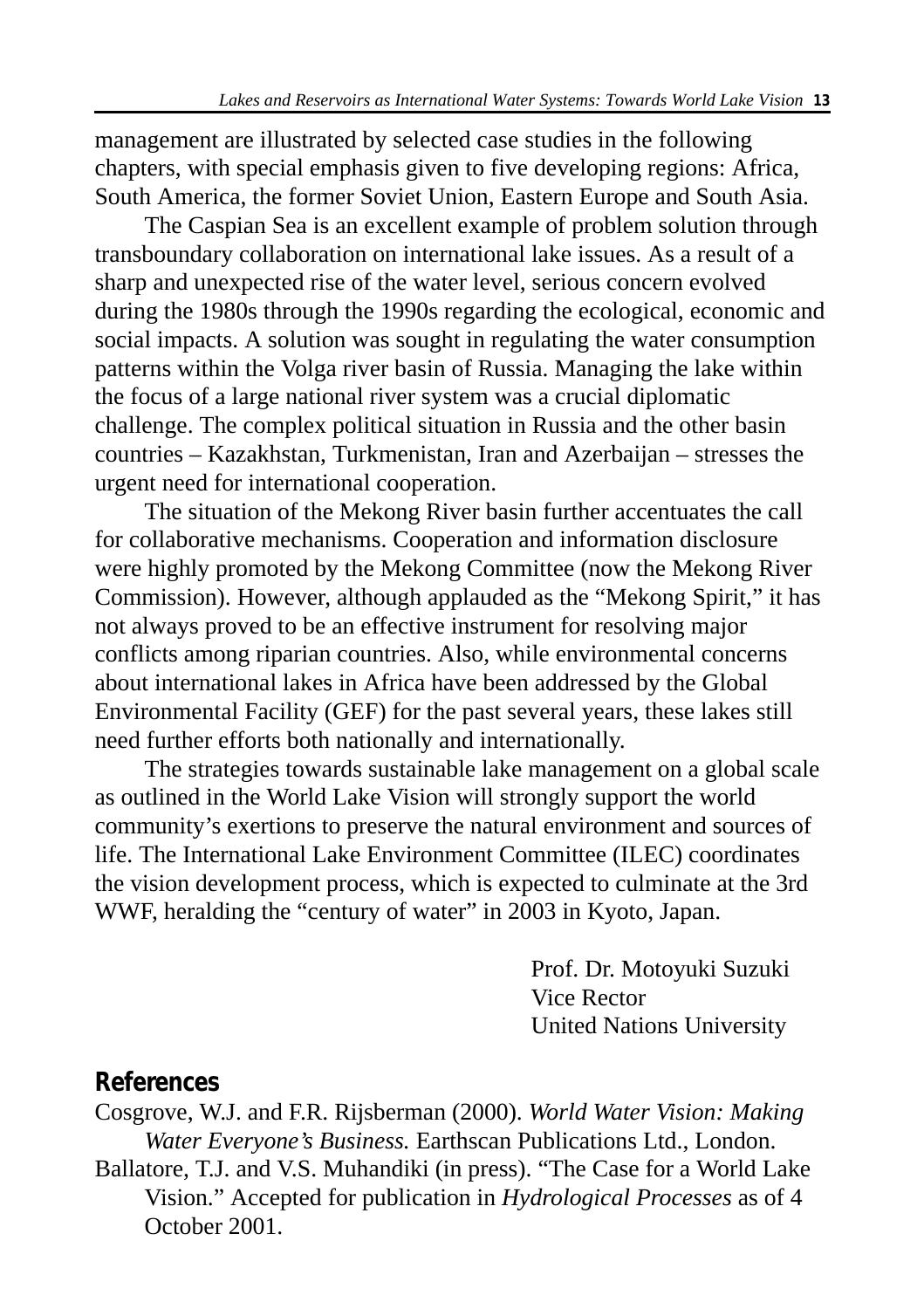management are illustrated by selected case studies in the following chapters, with special emphasis given to five developing regions: Africa, South America, the former Soviet Union, Eastern Europe and South Asia.

The Caspian Sea is an excellent example of problem solution through transboundary collaboration on international lake issues. As a result of a sharp and unexpected rise of the water level, serious concern evolved during the 1980s through the 1990s regarding the ecological, economic and social impacts. A solution was sought in regulating the water consumption patterns within the Volga river basin of Russia. Managing the lake within the focus of a large national river system was a crucial diplomatic challenge. The complex political situation in Russia and the other basin countries – Kazakhstan, Turkmenistan, Iran and Azerbaijan – stresses the urgent need for international cooperation.

The situation of the Mekong River basin further accentuates the call for collaborative mechanisms. Cooperation and information disclosure were highly promoted by the Mekong Committee (now the Mekong River Commission). However, although applauded as the "Mekong Spirit," it has not always proved to be an effective instrument for resolving major conflicts among riparian countries. Also, while environmental concerns about international lakes in Africa have been addressed by the Global Environmental Facility (GEF) for the past several years, these lakes still need further efforts both nationally and internationally.

The strategies towards sustainable lake management on a global scale as outlined in the World Lake Vision will strongly support the world community's exertions to preserve the natural environment and sources of life. The International Lake Environment Committee (ILEC) coordinates the vision development process, which is expected to culminate at the 3rd WWF, heralding the "century of water" in 2003 in Kyoto, Japan.

Prof. Dr. Motoyuki Suzuki
Vice Rector
United Nations University

## References

Cosgrove, W.J. and F.R. Rijsberman (2000). *World Water Vision: Making Water Everyone's Business.* Earthscan Publications Ltd., London.

Ballatore, T.J. and V.S. Muhandiki (in press). "The Case for a World Lake Vision." Accepted for publication in *Hydrological Processes* as of 4 October 2001.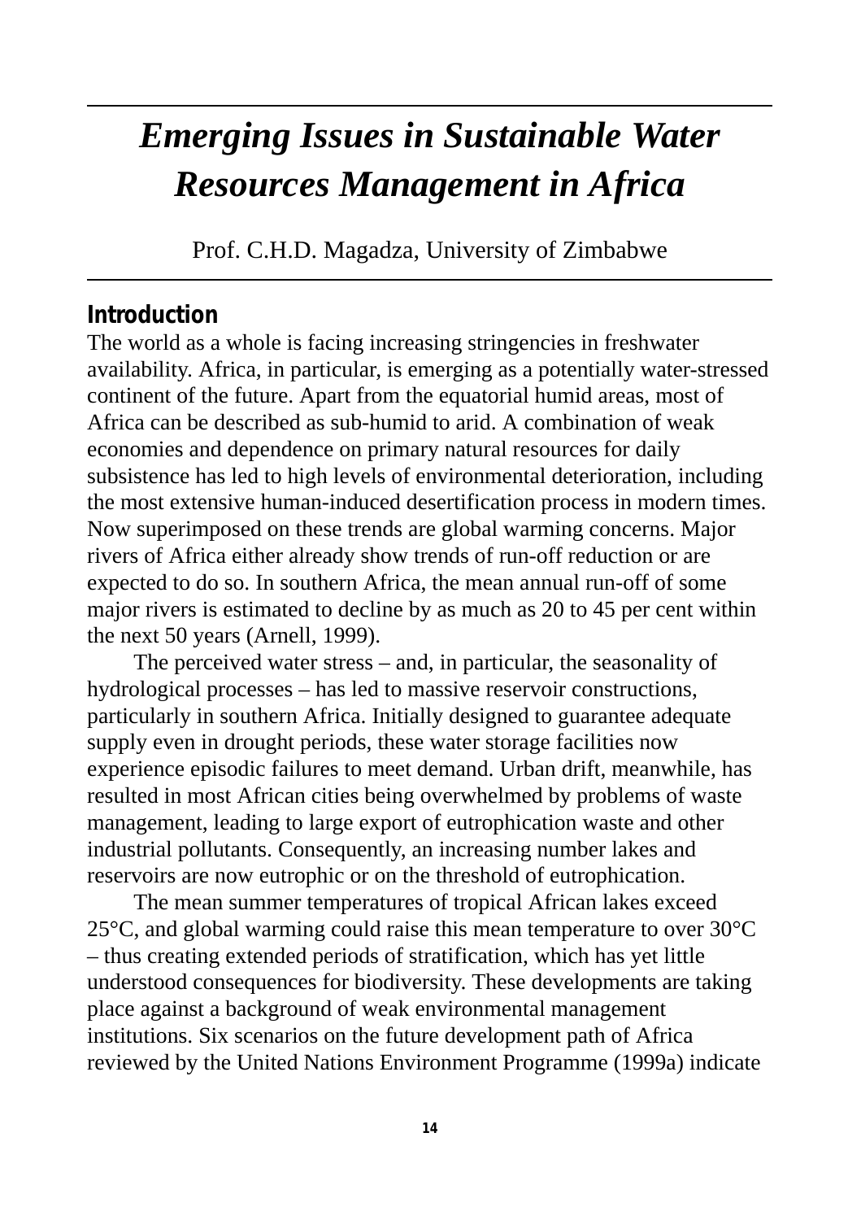# *Emerging Issues in Sustainable Water Resources Management in Africa*

Prof. C.H.D. Magadza, University of Zimbabwe

## Introduction

The world as a whole is facing increasing stringencies in freshwater availability. Africa, in particular, is emerging as a potentially water-stressed continent of the future. Apart from the equatorial humid areas, most of Africa can be described as sub-humid to arid. A combination of weak economies and dependence on primary natural resources for daily subsistence has led to high levels of environmental deterioration, including the most extensive human-induced desertification process in modern times. Now superimposed on these trends are global warming concerns. Major rivers of Africa either already show trends of run-off reduction or are expected to do so. In southern Africa, the mean annual run-off of some major rivers is estimated to decline by as much as 20 to 45 per cent within the next 50 years (Arnell, 1999).

The perceived water stress – and, in particular, the seasonality of hydrological processes – has led to massive reservoir constructions, particularly in southern Africa. Initially designed to guarantee adequate supply even in drought periods, these water storage facilities now experience episodic failures to meet demand. Urban drift, meanwhile, has resulted in most African cities being overwhelmed by problems of waste management, leading to large export of eutrophication waste and other industrial pollutants. Consequently, an increasing number lakes and reservoirs are now eutrophic or on the threshold of eutrophication.

The mean summer temperatures of tropical African lakes exceed 25°C, and global warming could raise this mean temperature to over 30°C – thus creating extended periods of stratification, which has yet little understood consequences for biodiversity. These developments are taking place against a background of weak environmental management institutions. Six scenarios on the future development path of Africa reviewed by the United Nations Environment Programme (1999a) indicate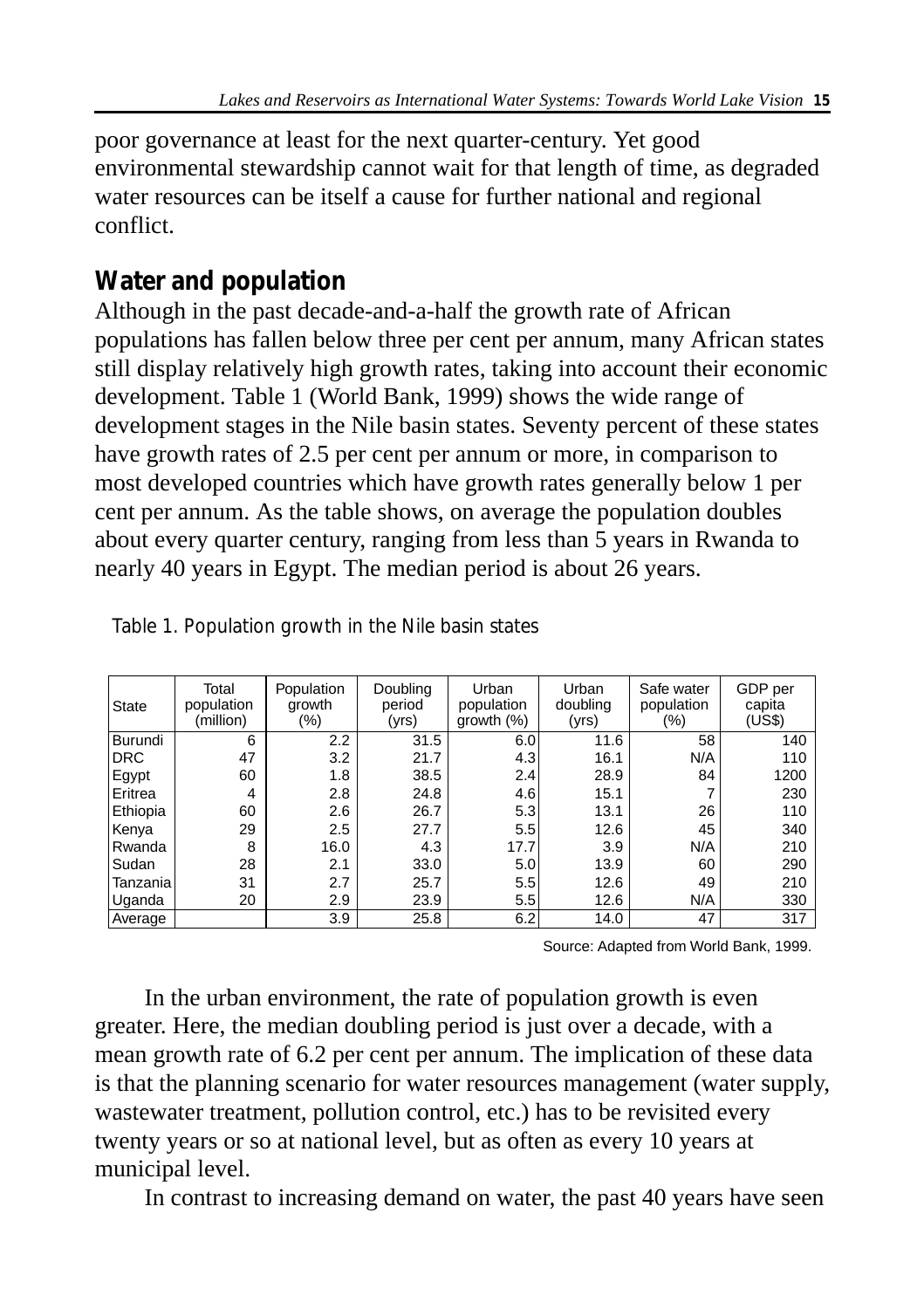poor governance at least for the next quarter-century. Yet good environmental stewardship cannot wait for that length of time, as degraded water resources can be itself a cause for further national and regional conflict.

## Water and population

Although in the past decade-and-a-half the growth rate of African populations has fallen below three per cent per annum, many African states still display relatively high growth rates, taking into account their economic development. Table 1 (World Bank, 1999) shows the wide range of development stages in the Nile basin states. Seventy percent of these states have growth rates of 2.5 per cent per annum or more, in comparison to most developed countries which have growth rates generally below 1 per cent per annum. As the table shows, on average the population doubles about every quarter century, ranging from less than 5 years in Rwanda to nearly 40 years in Egypt. The median period is about 26 years.

Table 1. Population growth in the Nile basin states

| State | Total population (million) | Population growth (%) | Doubling period (yrs) | Urban population growth (%) | Urban doubling (yrs) | Safe water population (%) | GDP per capita (US$) |
|---|---|---|---|---|---|---|---|
| Burundi | 6 | 2.2 | 31.5 | 6.0 | 11.6 | 58 | 140 |
| DRC | 47 | 3.2 | 21.7 | 4.3 | 16.1 | N/A | 110 |
| Egypt | 60 | 1.8 | 38.5 | 2.4 | 28.9 | 84 | 1200 |
| Eritrea | 4 | 2.8 | 24.8 | 4.6 | 15.1 | 7 | 230 |
| Ethiopia | 60 | 2.6 | 26.7 | 5.3 | 13.1 | 26 | 110 |
| Kenya | 29 | 2.5 | 27.7 | 5.5 | 12.6 | 45 | 340 |
| Rwanda | 8 | 16.0 | 4.3 | 17.7 | 3.9 | N/A | 210 |
| Sudan | 28 | 2.1 | 33.0 | 5.0 | 13.9 | 60 | 290 |
| Tanzania | 31 | 2.7 | 25.7 | 5.5 | 12.6 | 49 | 210 |
| Uganda | 20 | 2.9 | 23.9 | 5.5 | 12.6 | N/A | 330 |
| Average | | 3.9 | 25.8 | 6.2 | 14.0 | 47 | 317 |

Source: Adapted from World Bank, 1999.

In the urban environment, the rate of population growth is even greater. Here, the median doubling period is just over a decade, with a mean growth rate of 6.2 per cent per annum. The implication of these data is that the planning scenario for water resources management (water supply, wastewater treatment, pollution control, etc.) has to be revisited every twenty years or so at national level, but as often as every 10 years at municipal level.

In contrast to increasing demand on water, the past 40 years have seen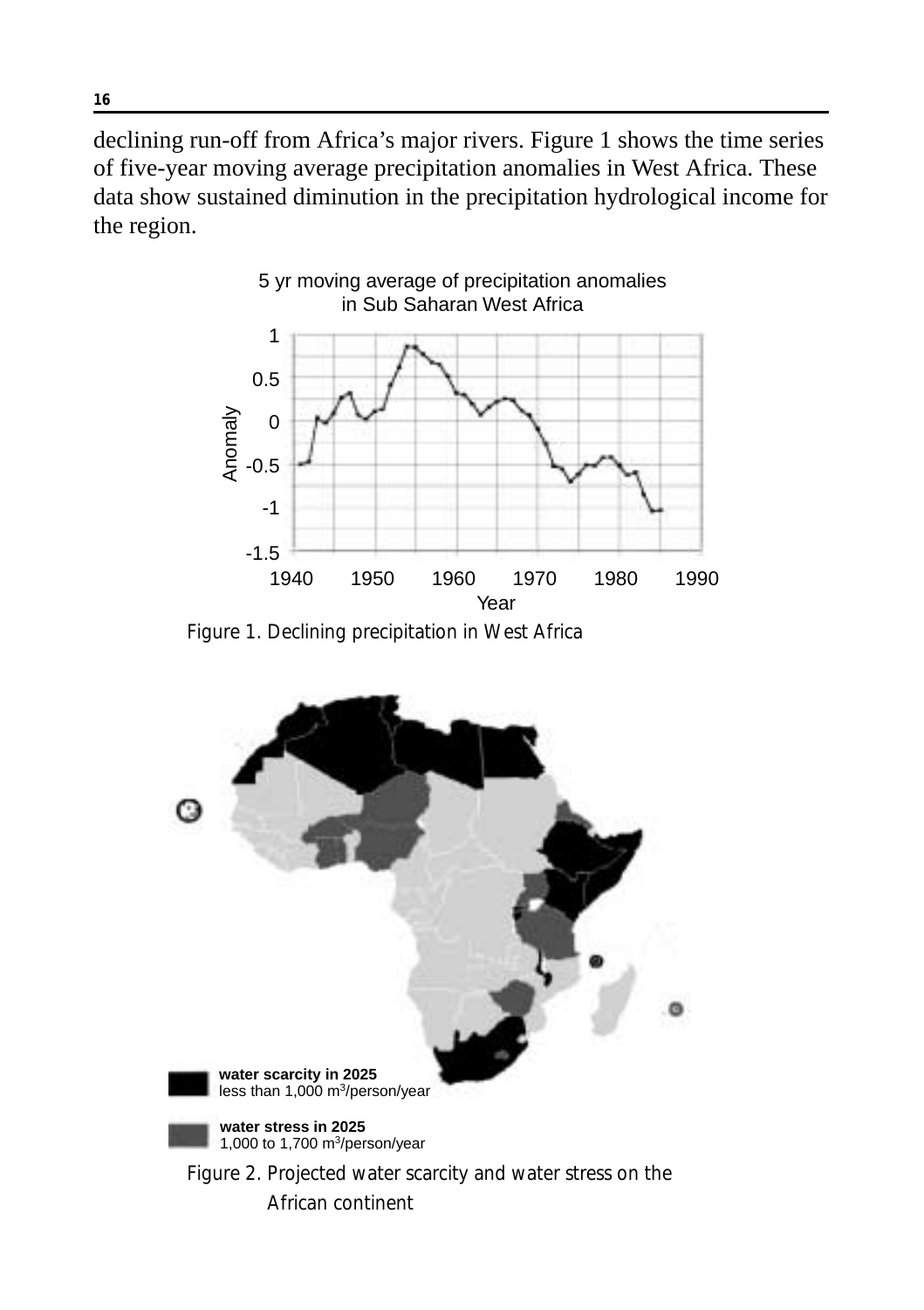declining run-off from Africa's major rivers. Figure 1 shows the time series of five-year moving average precipitation anomalies in West Africa. These data show sustained diminution in the precipitation hydrological income for the region.

Figure 1. Declining precipitation in West Africa

Figure 2. Projected water scarcity and water stress on the African continent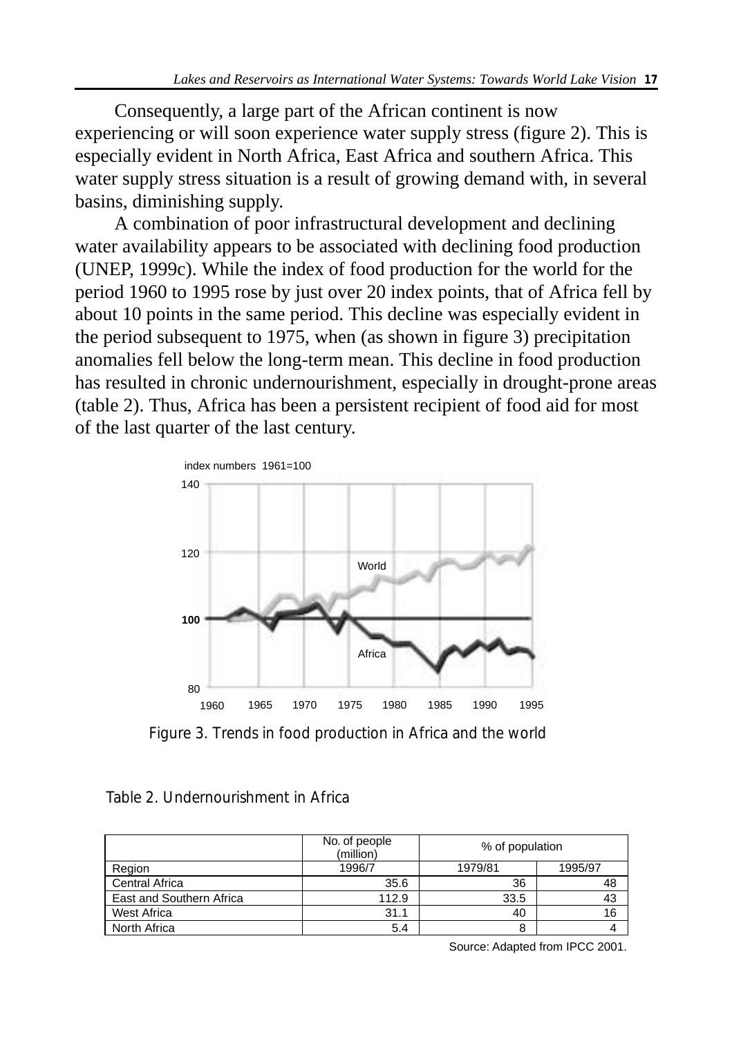Consequently, a large part of the African continent is now experiencing or will soon experience water supply stress (figure 2). This is especially evident in North Africa, East Africa and southern Africa. This water supply stress situation is a result of growing demand with, in several basins, diminishing supply.

A combination of poor infrastructural development and declining water availability appears to be associated with declining food production (UNEP, 1999c). While the index of food production for the world for the period 1960 to 1995 rose by just over 20 index points, that of Africa fell by about 10 points in the same period. This decline was especially evident in the period subsequent to 1975, when (as shown in figure 3) precipitation anomalies fell below the long-term mean. This decline in food production has resulted in chronic undernourishment, especially in drought-prone areas (table 2). Thus, Africa has been a persistent recipient of food aid for most of the last quarter of the last century.

Figure 3. Trends in food production in Africa and the world

Table 2. Undernourishment in Africa

| | No. of people (million) | % of population | |
|---|---|---|---|
| Region | 1996/7 | 1979/81 | 1995/97 |
| Central Africa | 35.6 | 36 | 48 |
| East and Southern Africa | 112.9 | 33.5 | 43 |
| West Africa | 31.1 | 40 | 16 |
| North Africa | 5.4 | 8 | 4 |

Source: Adapted from IPCC 2001.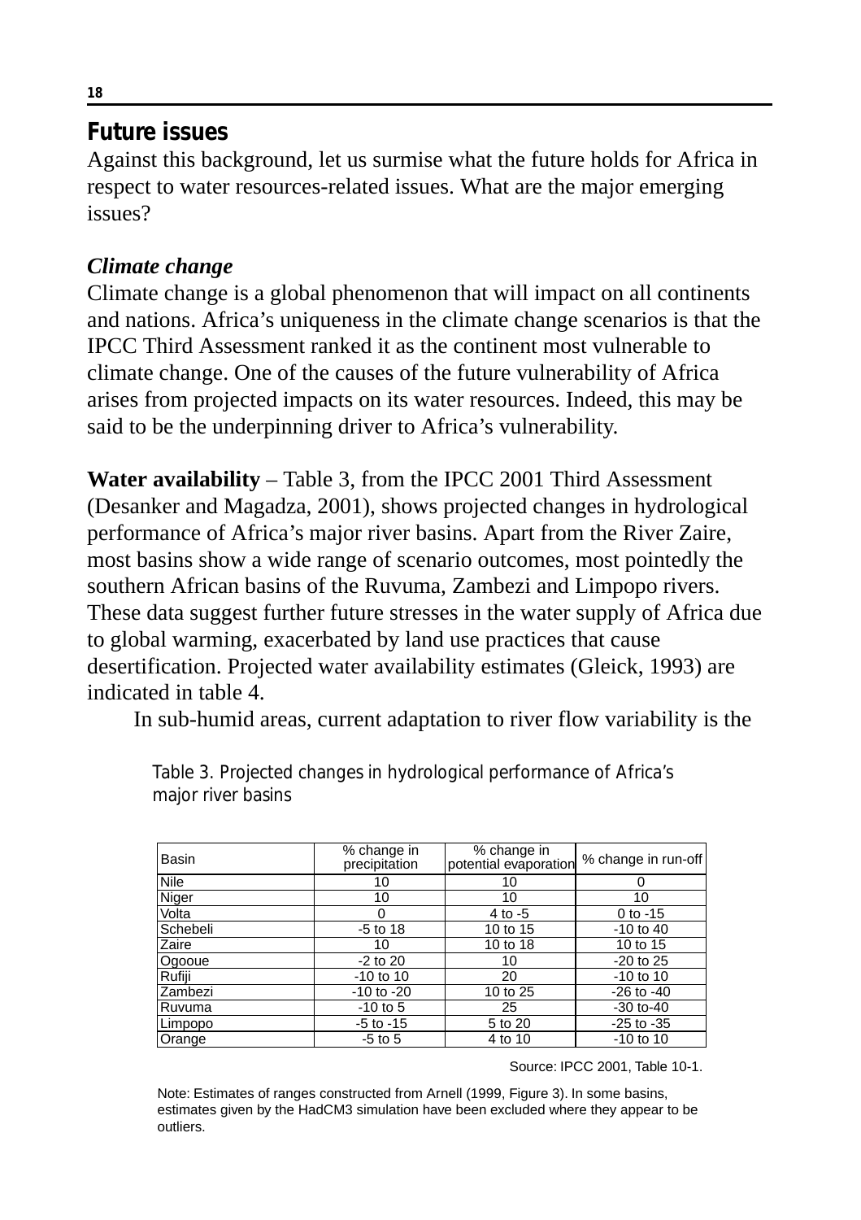## Future issues

Against this background, let us surmise what the future holds for Africa in respect to water resources-related issues. What are the major emerging issues?

### *Climate change*

Climate change is a global phenomenon that will impact on all continents and nations. Africa's uniqueness in the climate change scenarios is that the IPCC Third Assessment ranked it as the continent most vulnerable to climate change. One of the causes of the future vulnerability of Africa arises from projected impacts on its water resources. Indeed, this may be said to be the underpinning driver to Africa's vulnerability.

**Water availability** – Table 3, from the IPCC 2001 Third Assessment (Desanker and Magadza, 2001), shows projected changes in hydrological performance of Africa's major river basins. Apart from the River Zaire, most basins show a wide range of scenario outcomes, most pointedly the southern African basins of the Ruvuma, Zambezi and Limpopo rivers. These data suggest further future stresses in the water supply of Africa due to global warming, exacerbated by land use practices that cause desertification. Projected water availability estimates (Gleick, 1993) are indicated in table 4.

In sub-humid areas, current adaptation to river flow variability is the

Table 3. Projected changes in hydrological performance of Africa's major river basins

| Basin | % change in precipitation | % change in potential evaporation | % change in run-off |
|---|---|---|---|
| Nile | 10 | 10 | 0 |
| Niger | 10 | 10 | 10 |
| Volta | 0 | 4 to -5 | 0 to -15 |
| Schebeli | -5 to 18 | 10 to 15 | -10 to 40 |
| Zaire | 10 | 10 to 18 | 10 to 15 |
| Ogooue | -2 to 20 | 10 | -20 to 25 |
| Rufiji | -10 to 10 | 20 | -10 to 10 |
| Zambezi | -10 to -20 | 10 to 25 | -26 to -40 |
| Ruvuma | -10 to 5 | 25 | -30 to-40 |
| Limpopo | -5 to -15 | 5 to 20 | -25 to -35 |
| Orange | -5 to 5 | 4 to 10 | -10 to 10 |

Source: IPCC 2001, Table 10-1.

Note: Estimates of ranges constructed from Arnell (1999, Figure 3). In some basins, estimates given by the HadCM3 simulation have been excluded where they appear to be outliers.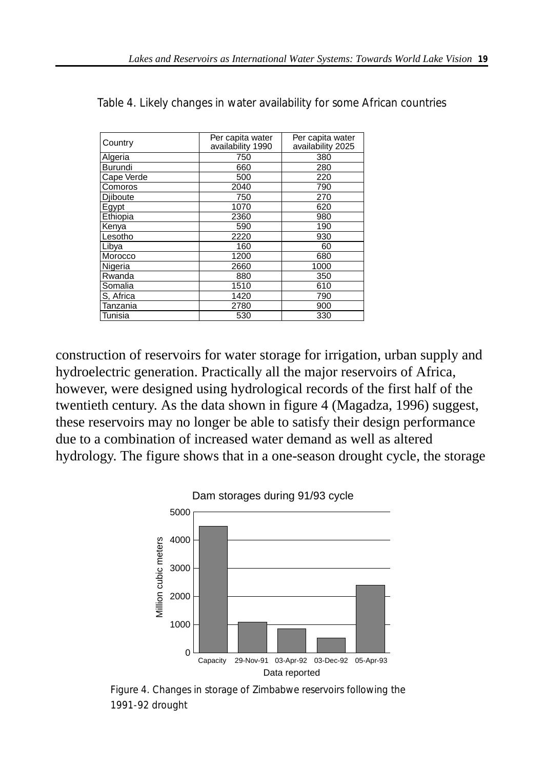Table 4. Likely changes in water availability for some African countries

| Country | Per capita water availability 1990 | Per capita water availability 2025 |
|---|---|---|
| Algeria | 750 | 380 |
| Burundi | 660 | 280 |
| Cape Verde | 500 | 220 |
| Comoros | 2040 | 790 |
| Djiboute | 750 | 270 |
| Egypt | 1070 | 620 |
| Ethiopia | 2360 | 980 |
| Kenya | 590 | 190 |
| Lesotho | 2220 | 930 |
| Libya | 160 | 60 |
| Morocco | 1200 | 680 |
| Nigeria | 2660 | 1000 |
| Rwanda | 880 | 350 |
| Somalia | 1510 | 610 |
| S, Africa | 1420 | 790 |
| Tanzania | 2780 | 900 |
| Tunisia | 530 | 330 |

construction of reservoirs for water storage for irrigation, urban supply and hydroelectric generation. Practically all the major reservoirs of Africa, however, were designed using hydrological records of the first half of the twentieth century. As the data shown in figure 4 (Magadza, 1996) suggest, these reservoirs may no longer be able to satisfy their design performance due to a combination of increased water demand as well as altered hydrology. The figure shows that in a one-season drought cycle, the storage

Figure 4. Changes in storage of Zimbabwe reservoirs following the 1991-92 drought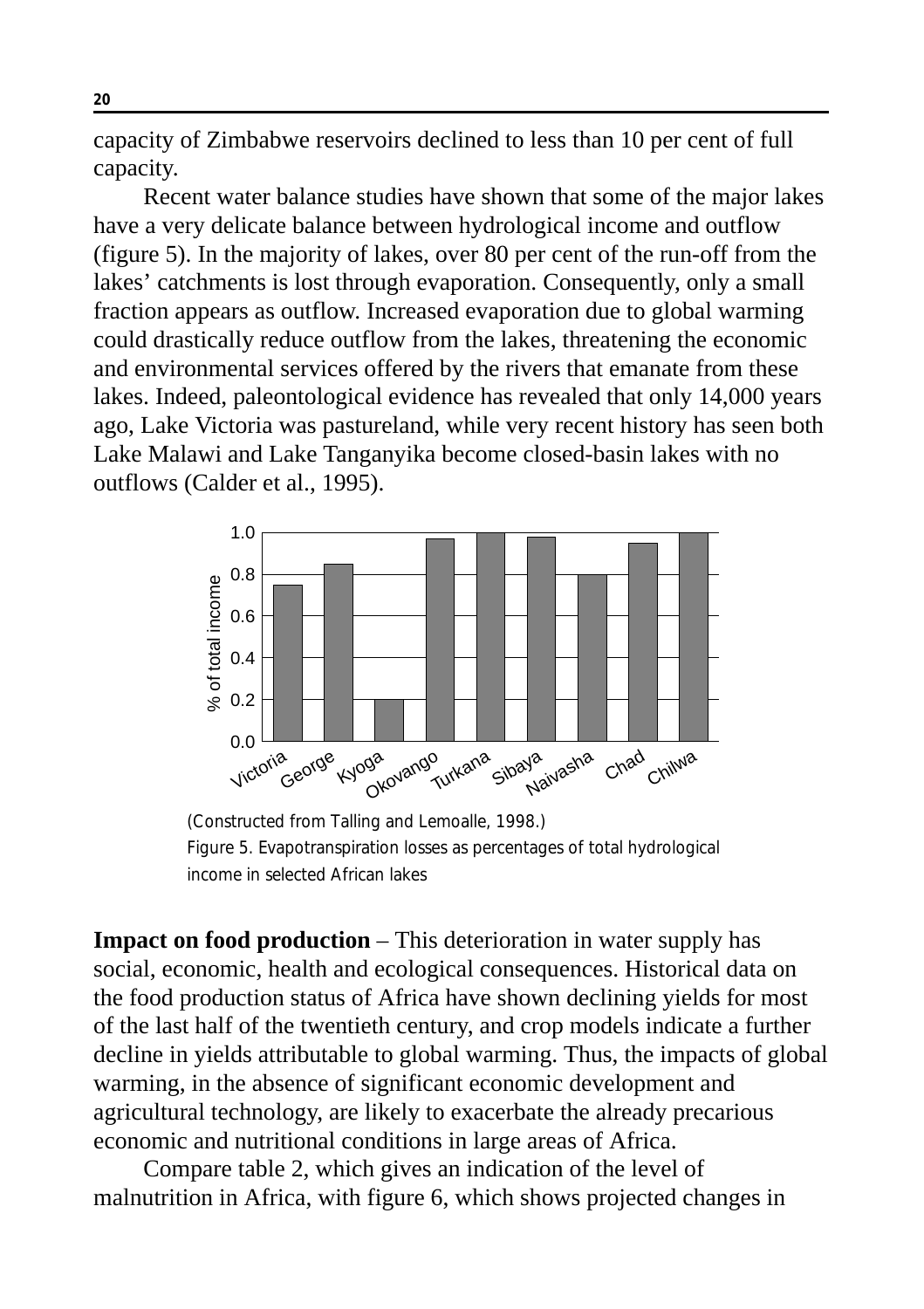capacity of Zimbabwe reservoirs declined to less than 10 per cent of full capacity.

Recent water balance studies have shown that some of the major lakes have a very delicate balance between hydrological income and outflow (figure 5). In the majority of lakes, over 80 per cent of the run-off from the lakes' catchments is lost through evaporation. Consequently, only a small fraction appears as outflow. Increased evaporation due to global warming could drastically reduce outflow from the lakes, threatening the economic and environmental services offered by the rivers that emanate from these lakes. Indeed, paleontological evidence has revealed that only 14,000 years ago, Lake Victoria was pastureland, while very recent history has seen both Lake Malawi and Lake Tanganyika become closed-basin lakes with no outflows (Calder et al., 1995).

(Constructed from Talling and Lemoalle, 1998.)

Figure 5. Evapotranspiration losses as percentages of total hydrological income in selected African lakes

**Impact on food production** – This deterioration in water supply has social, economic, health and ecological consequences. Historical data on the food production status of Africa have shown declining yields for most of the last half of the twentieth century, and crop models indicate a further decline in yields attributable to global warming. Thus, the impacts of global warming, in the absence of significant economic development and agricultural technology, are likely to exacerbate the already precarious economic and nutritional conditions in large areas of Africa.

Compare table 2, which gives an indication of the level of malnutrition in Africa, with figure 6, which shows projected changes in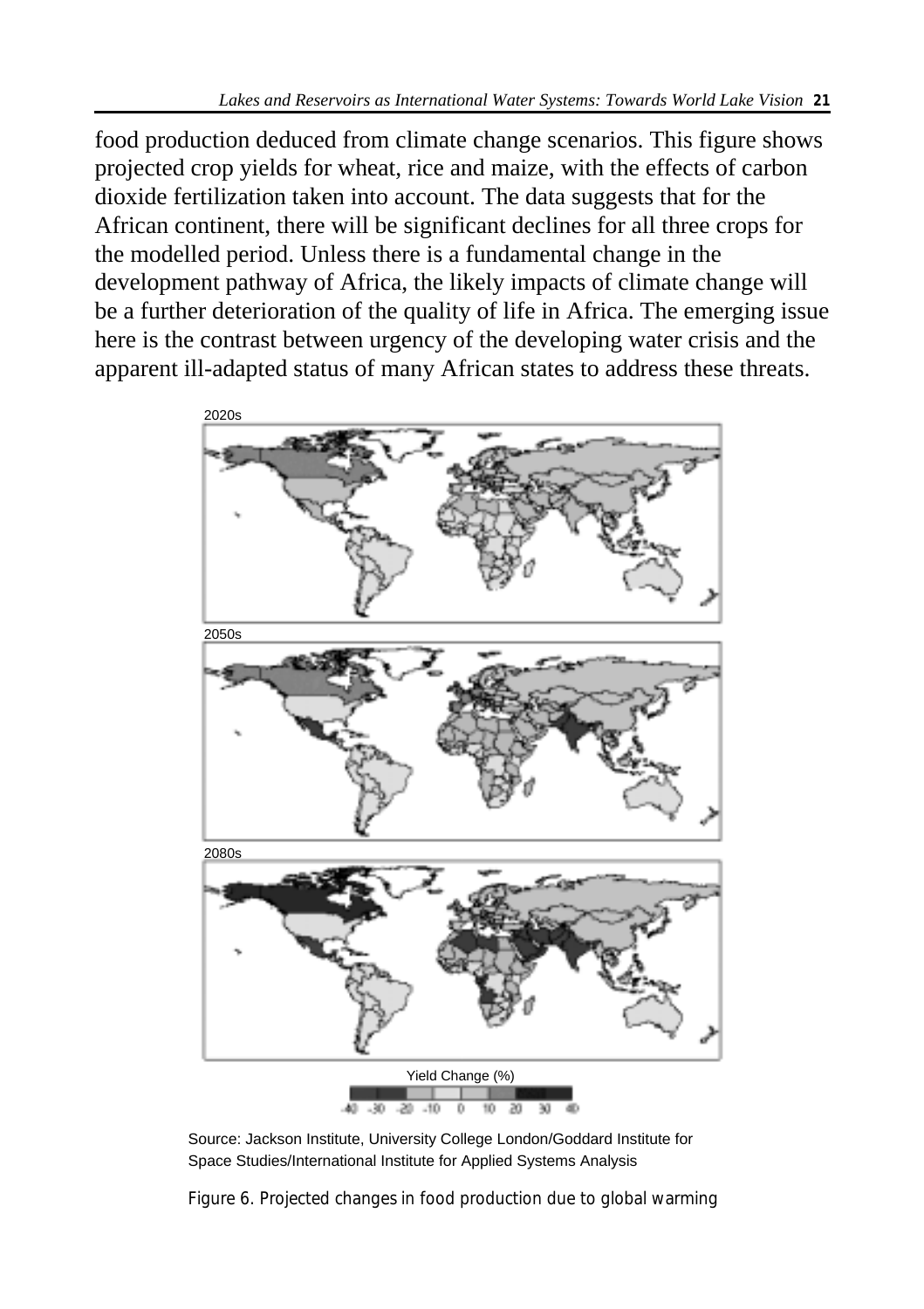food production deduced from climate change scenarios. This figure shows projected crop yields for wheat, rice and maize, with the effects of carbon dioxide fertilization taken into account. The data suggests that for the African continent, there will be significant declines for all three crops for the modelled period. Unless there is a fundamental change in the development pathway of Africa, the likely impacts of climate change will be a further deterioration of the quality of life in Africa. The emerging issue here is the contrast between urgency of the developing water crisis and the apparent ill-adapted status of many African states to address these threats.

2020s

2050s

2080s

Yield Change (%)

-40 -30 -20 -10 0 10 20 30 40

Source: Jackson Institute, University College London/Goddard Institute for Space Studies/International Institute for Applied Systems Analysis

Figure 6. Projected changes in food production due to global warming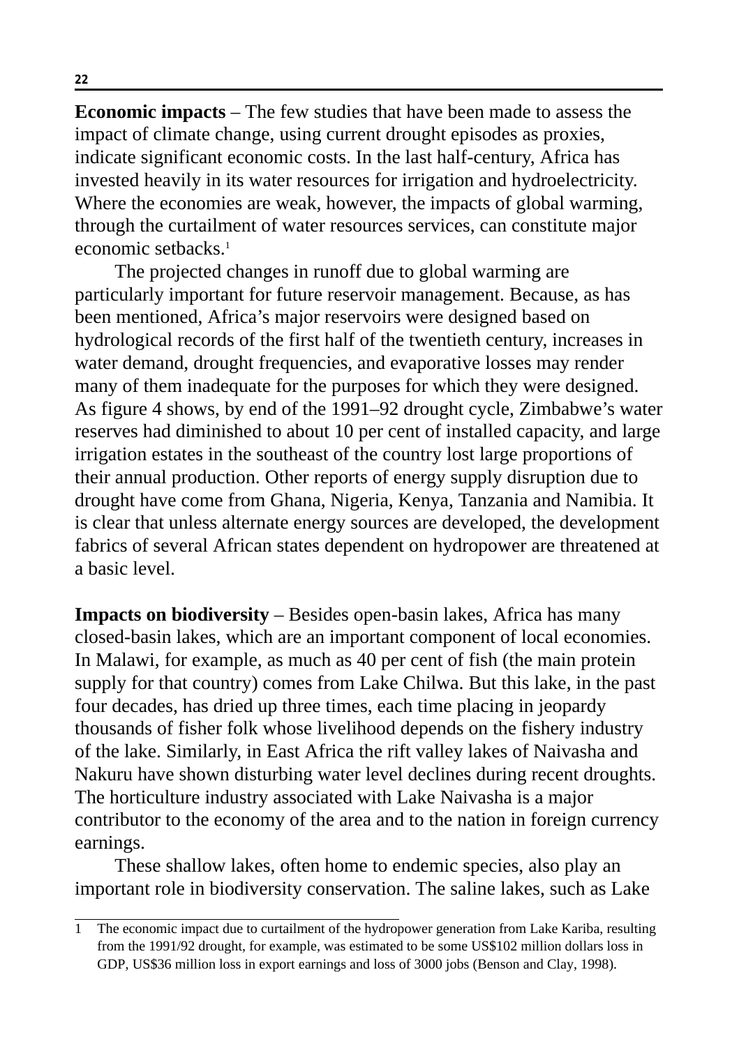**Economic impacts** – The few studies that have been made to assess the impact of climate change, using current drought episodes as proxies, indicate significant economic costs. In the last half-century, Africa has invested heavily in its water resources for irrigation and hydroelectricity. Where the economies are weak, however, the impacts of global warming, through the curtailment of water resources services, can constitute major economic setbacks.[1]

The projected changes in runoff due to global warming are particularly important for future reservoir management. Because, as has been mentioned, Africa's major reservoirs were designed based on hydrological records of the first half of the twentieth century, increases in water demand, drought frequencies, and evaporative losses may render many of them inadequate for the purposes for which they were designed. As figure 4 shows, by end of the 1991–92 drought cycle, Zimbabwe's water reserves had diminished to about 10 per cent of installed capacity, and large irrigation estates in the southeast of the country lost large proportions of their annual production. Other reports of energy supply disruption due to drought have come from Ghana, Nigeria, Kenya, Tanzania and Namibia. It is clear that unless alternate energy sources are developed, the development fabrics of several African states dependent on hydropower are threatened at a basic level.

**Impacts on biodiversity** – Besides open-basin lakes, Africa has many closed-basin lakes, which are an important component of local economies. In Malawi, for example, as much as 40 per cent of fish (the main protein supply for that country) comes from Lake Chilwa. But this lake, in the past four decades, has dried up three times, each time placing in jeopardy thousands of fisher folk whose livelihood depends on the fishery industry of the lake. Similarly, in East Africa the rift valley lakes of Naivasha and Nakuru have shown disturbing water level declines during recent droughts. The horticulture industry associated with Lake Naivasha is a major contributor to the economy of the area and to the nation in foreign currency earnings.

These shallow lakes, often home to endemic species, also play an important role in biodiversity conservation. The saline lakes, such as Lake

---

1 The economic impact due to curtailment of the hydropower generation from Lake Kariba, resulting from the 1991/92 drought, for example, was estimated to be some US$102 million dollars loss in GDP, US$36 million loss in export earnings and loss of 3000 jobs (Benson and Clay, 1998).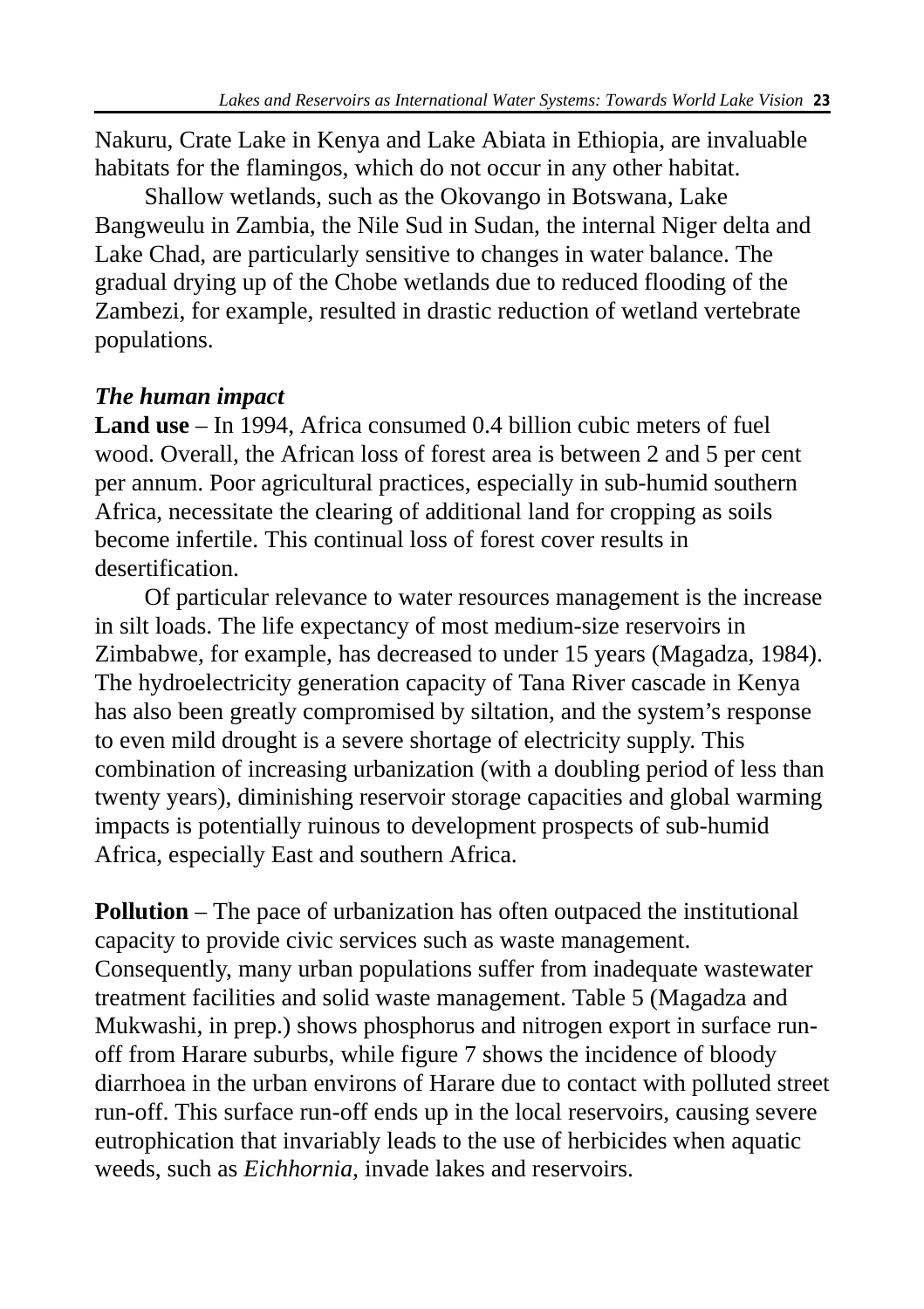Nakuru, Crate Lake in Kenya and Lake Abiata in Ethiopia, are invaluable habitats for the flamingos, which do not occur in any other habitat.

Shallow wetlands, such as the Okovango in Botswana, Lake Bangweulu in Zambia, the Nile Sud in Sudan, the internal Niger delta and Lake Chad, are particularly sensitive to changes in water balance. The gradual drying up of the Chobe wetlands due to reduced flooding of the Zambezi, for example, resulted in drastic reduction of wetland vertebrate populations.

### *The human impact*

**Land use** – In 1994, Africa consumed 0.4 billion cubic meters of fuel wood. Overall, the African loss of forest area is between 2 and 5 per cent per annum. Poor agricultural practices, especially in sub-humid southern Africa, necessitate the clearing of additional land for cropping as soils become infertile. This continual loss of forest cover results in desertification.

Of particular relevance to water resources management is the increase in silt loads. The life expectancy of most medium-size reservoirs in Zimbabwe, for example, has decreased to under 15 years (Magadza, 1984). The hydroelectricity generation capacity of Tana River cascade in Kenya has also been greatly compromised by siltation, and the system's response to even mild drought is a severe shortage of electricity supply. This combination of increasing urbanization (with a doubling period of less than twenty years), diminishing reservoir storage capacities and global warming impacts is potentially ruinous to development prospects of sub-humid Africa, especially East and southern Africa.

**Pollution** – The pace of urbanization has often outpaced the institutional capacity to provide civic services such as waste management. Consequently, many urban populations suffer from inadequate wastewater treatment facilities and solid waste management. Table 5 (Magadza and Mukwashi, in prep.) shows phosphorus and nitrogen export in surface run-off from Harare suburbs, while figure 7 shows the incidence of bloody diarrhoea in the urban environs of Harare due to contact with polluted street run-off. This surface run-off ends up in the local reservoirs, causing severe eutrophication that invariably leads to the use of herbicides when aquatic weeds, such as *Eichhornia*, invade lakes and reservoirs.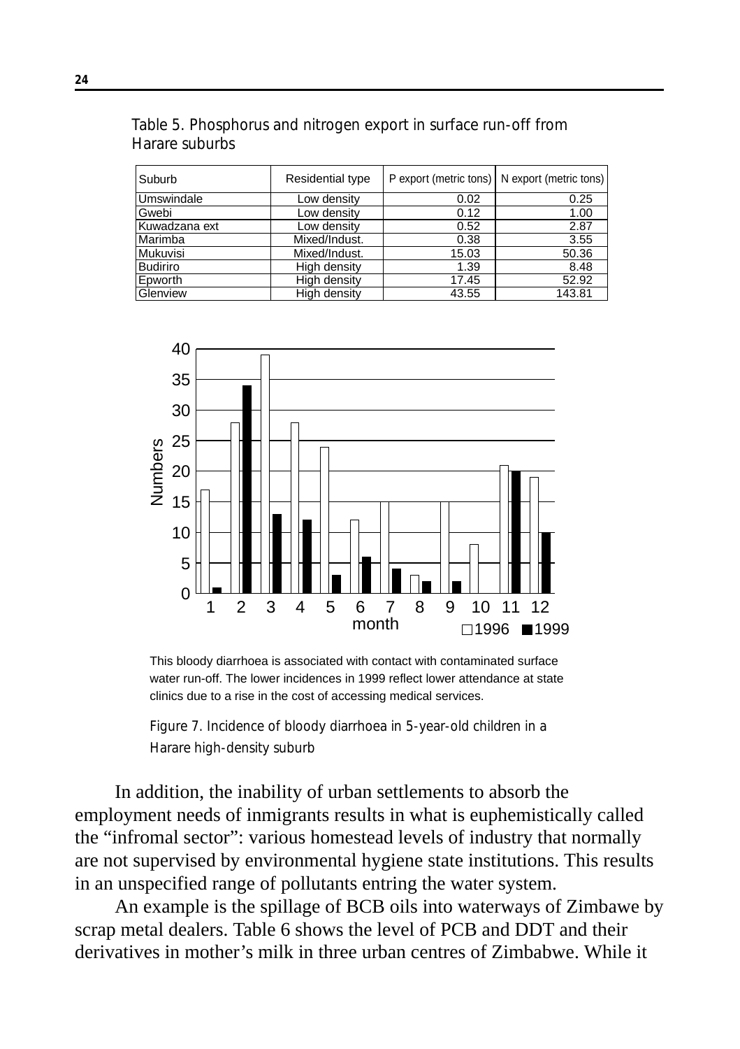Table 5. Phosphorus and nitrogen export in surface run-off from Harare suburbs

| Suburb | Residential type | P export (metric tons) | N export (metric tons) |
|---|---|---|---|
| Umswindale | Low density | 0.02 | 0.25 |
| Gwebi | Low density | 0.12 | 1.00 |
| Kuwadzana ext | Low density | 0.52 | 2.87 |
| Marimba | Mixed/Indust. | 0.38 | 3.55 |
| Mukuvisi | Mixed/Indust. | 15.03 | 50.36 |
| Budiriro | High density | 1.39 | 8.48 |
| Epworth | High density | 17.45 | 52.92 |
| Glenview | High density | 43.55 | 143.81 |

This bloody diarrhoea is associated with contact with contaminated surface water run-off. The lower incidences in 1999 reflect lower attendance at state clinics due to a rise in the cost of accessing medical services.

Figure 7. Incidence of bloody diarrhoea in 5-year-old children in a Harare high-density suburb

In addition, the inability of urban settlements to absorb the employment needs of inmigrants results in what is euphemistically called the "infromal sector": various homestead levels of industry that normally are not supervised by environmental hygiene state institutions. This results in an unspecified range of pollutants entring the water system.

An example is the spillage of BCB oils into waterways of Zimbawe by scrap metal dealers. Table 6 shows the level of PCB and DDT and their derivatives in mother's milk in three urban centres of Zimbabwe. While it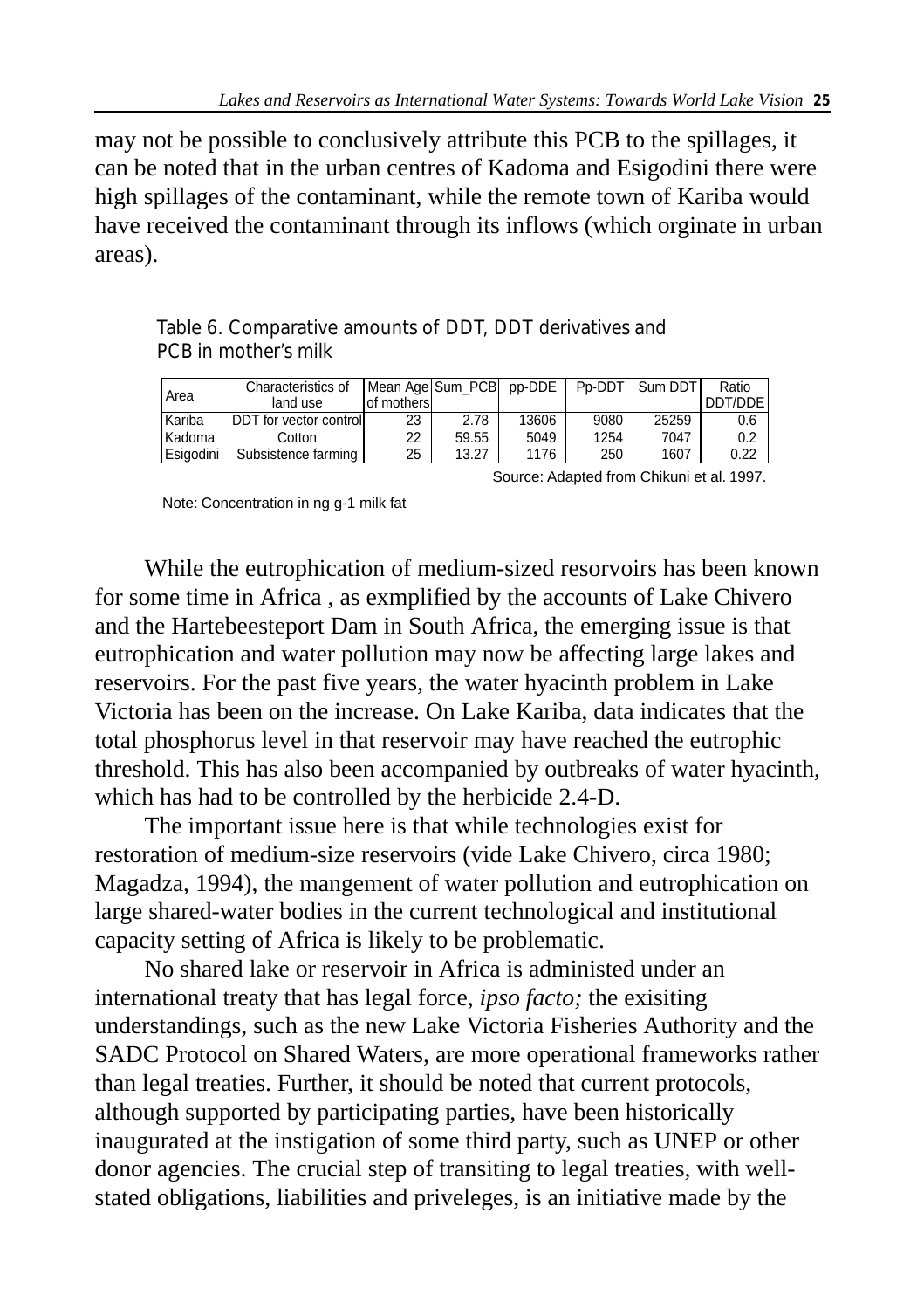may not be possible to conclusively attribute this PCB to the spillages, it can be noted that in the urban centres of Kadoma and Esigodini there were high spillages of the contaminant, while the remote town of Kariba would have received the contaminant through its inflows (which orginate in urban areas).

Table 6. Comparative amounts of DDT, DDT derivatives and PCB in mother's milk

| Area | Characteristics of land use | Mean Age of mothers | Sum_PCB | pp-DDE | Pp-DDT | Sum DDT | Ratio DDT/DDE |
|---|---|---|---|---|---|---|---|
| Kariba | DDT for vector control | 23 | 2.78 | 13606 | 9080 | 25259 | 0.6 |
| Kadoma | Cotton | 22 | 59.55 | 5049 | 1254 | 7047 | 0.2 |
| Esigodini | Subsistence farming | 25 | 13.27 | 1176 | 250 | 1607 | 0.22 |

Source: Adapted from Chikuni et al. 1997.

Note: Concentration in ng g-1 milk fat

While the eutrophication of medium-sized resorvoirs has been known for some time in Africa , as exmplified by the accounts of Lake Chivero and the Hartebeesteport Dam in South Africa, the emerging issue is that eutrophication and water pollution may now be affecting large lakes and reservoirs. For the past five years, the water hyacinth problem in Lake Victoria has been on the increase. On Lake Kariba, data indicates that the total phosphorus level in that reservoir may have reached the eutrophic threshold. This has also been accompanied by outbreaks of water hyacinth, which has had to be controlled by the herbicide 2.4-D.

The important issue here is that while technologies exist for restoration of medium-size reservoirs (vide Lake Chivero, circa 1980; Magadza, 1994), the mangement of water pollution and eutrophication on large shared-water bodies in the current technological and institutional capacity setting of Africa is likely to be problematic.

No shared lake or reservoir in Africa is administed under an international treaty that has legal force, *ipso facto;* the exisiting understandings, such as the new Lake Victoria Fisheries Authority and the SADC Protocol on Shared Waters, are more operational frameworks rather than legal treaties. Further, it should be noted that current protocols, although supported by participating parties, have been historically inaugurated at the instigation of some third party, such as UNEP or other donor agencies. The crucial step of transiting to legal treaties, with well-stated obligations, liabilities and priveleges, is an initiative made by the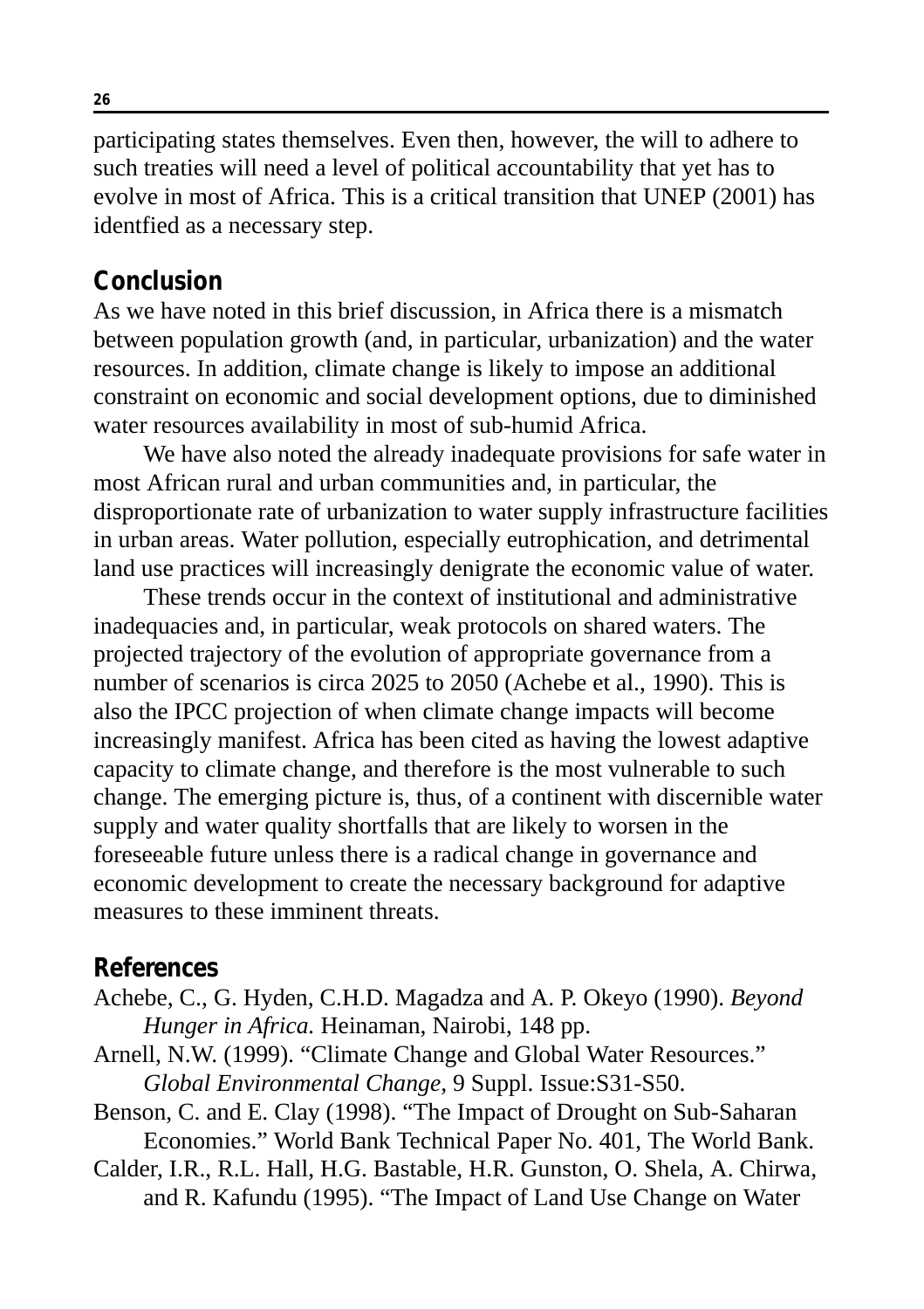participating states themselves. Even then, however, the will to adhere to such treaties will need a level of political accountability that yet has to evolve in most of Africa. This is a critical transition that UNEP (2001) has identfied as a necessary step.

## Conclusion

As we have noted in this brief discussion, in Africa there is a mismatch between population growth (and, in particular, urbanization) and the water resources. In addition, climate change is likely to impose an additional constraint on economic and social development options, due to diminished water resources availability in most of sub-humid Africa.

We have also noted the already inadequate provisions for safe water in most African rural and urban communities and, in particular, the disproportionate rate of urbanization to water supply infrastructure facilities in urban areas. Water pollution, especially eutrophication, and detrimental land use practices will increasingly denigrate the economic value of water.

These trends occur in the context of institutional and administrative inadequacies and, in particular, weak protocols on shared waters. The projected trajectory of the evolution of appropriate governance from a number of scenarios is circa 2025 to 2050 (Achebe et al., 1990). This is also the IPCC projection of when climate change impacts will become increasingly manifest. Africa has been cited as having the lowest adaptive capacity to climate change, and therefore is the most vulnerable to such change. The emerging picture is, thus, of a continent with discernible water supply and water quality shortfalls that are likely to worsen in the foreseeable future unless there is a radical change in governance and economic development to create the necessary background for adaptive measures to these imminent threats.

## References

Achebe, C., G. Hyden, C.H.D. Magadza and A. P. Okeyo (1990). *Beyond Hunger in Africa.* Heinaman, Nairobi, 148 pp.

Arnell, N.W. (1999). "Climate Change and Global Water Resources." *Global Environmental Change,* 9 Suppl. Issue:S31-S50.

Benson, C. and E. Clay (1998). "The Impact of Drought on Sub-Saharan Economies." World Bank Technical Paper No. 401, The World Bank.

Calder, I.R., R.L. Hall, H.G. Bastable, H.R. Gunston, O. Shela, A. Chirwa, and R. Kafundu (1995). "The Impact of Land Use Change on Water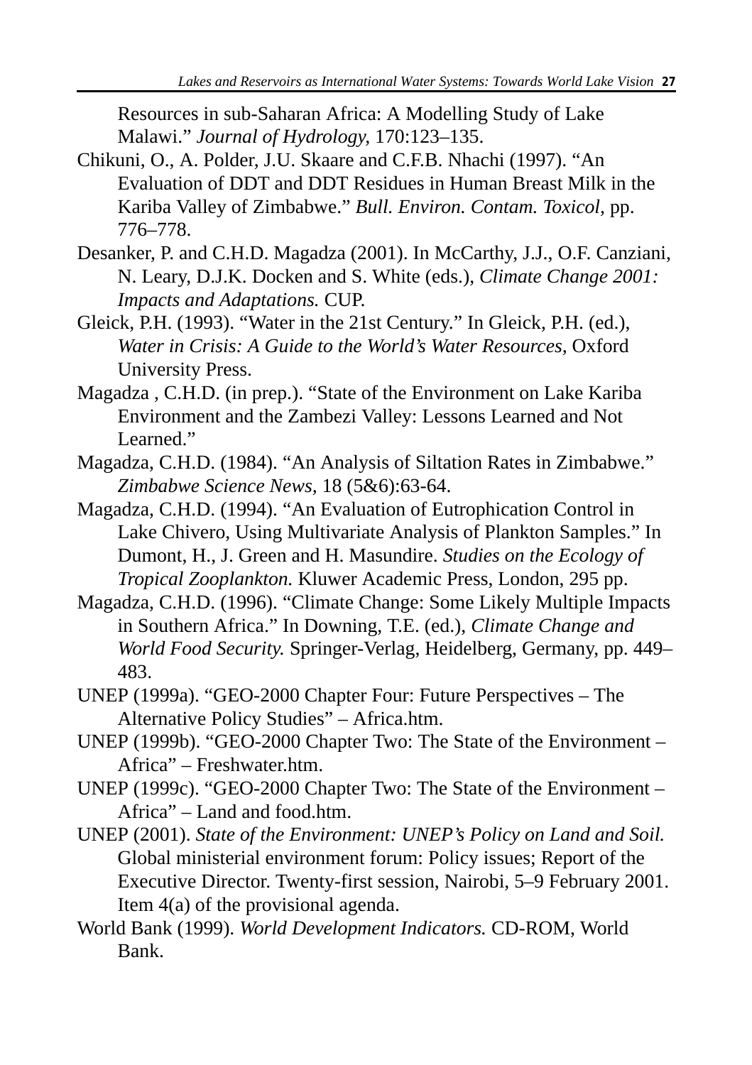Resources in sub-Saharan Africa: A Modelling Study of Lake Malawi." *Journal of Hydrology,* 170:123–135.

Chikuni, O., A. Polder, J.U. Skaare and C.F.B. Nhachi (1997). "An Evaluation of DDT and DDT Residues in Human Breast Milk in the Kariba Valley of Zimbabwe." *Bull. Environ. Contam. Toxicol,* pp. 776–778.

Desanker, P. and C.H.D. Magadza (2001). In McCarthy, J.J., O.F. Canziani, N. Leary, D.J.K. Docken and S. White (eds.), *Climate Change 2001: Impacts and Adaptations.* CUP.

Gleick, P.H. (1993). "Water in the 21st Century." In Gleick, P.H. (ed.), *Water in Crisis: A Guide to the World's Water Resources,* Oxford University Press.

Magadza , C.H.D. (in prep.). "State of the Environment on Lake Kariba Environment and the Zambezi Valley: Lessons Learned and Not Learned."

Magadza, C.H.D. (1984). "An Analysis of Siltation Rates in Zimbabwe." *Zimbabwe Science News,* 18 (5&6):63-64.

Magadza, C.H.D. (1994). "An Evaluation of Eutrophication Control in Lake Chivero, Using Multivariate Analysis of Plankton Samples." In Dumont, H., J. Green and H. Masundire. *Studies on the Ecology of Tropical Zooplankton.* Kluwer Academic Press, London, 295 pp.

Magadza, C.H.D. (1996). "Climate Change: Some Likely Multiple Impacts in Southern Africa." In Downing, T.E. (ed.), *Climate Change and World Food Security.* Springer-Verlag, Heidelberg, Germany, pp. 449–483.

UNEP (1999a). "GEO-2000 Chapter Four: Future Perspectives – The Alternative Policy Studies" – Africa.htm.

UNEP (1999b). "GEO-2000 Chapter Two: The State of the Environment – Africa" – Freshwater.htm.

UNEP (1999c). "GEO-2000 Chapter Two: The State of the Environment – Africa" – Land and food.htm.

UNEP (2001). *State of the Environment: UNEP's Policy on Land and Soil.* Global ministerial environment forum: Policy issues; Report of the Executive Director. Twenty-first session, Nairobi, 5–9 February 2001. Item 4(a) of the provisional agenda.

World Bank (1999). *World Development Indicators.* CD-ROM, World Bank.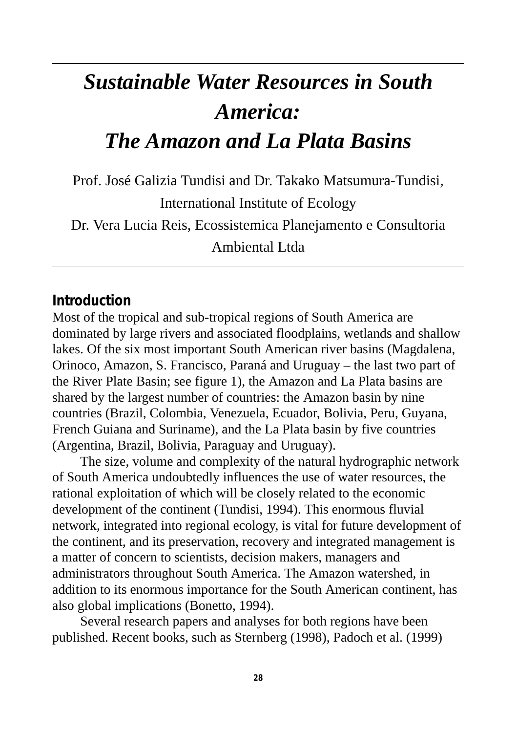# *Sustainable Water Resources in South America: The Amazon and La Plata Basins*

Prof. José Galizia Tundisi and Dr. Takako Matsumura-Tundisi, International Institute of Ecology

Dr. Vera Lucia Reis, Ecossistemica Planejamento e Consultoria Ambiental Ltda

## Introduction

Most of the tropical and sub-tropical regions of South America are dominated by large rivers and associated floodplains, wetlands and shallow lakes. Of the six most important South American river basins (Magdalena, Orinoco, Amazon, S. Francisco, Paraná and Uruguay – the last two part of the River Plate Basin; see figure 1), the Amazon and La Plata basins are shared by the largest number of countries: the Amazon basin by nine countries (Brazil, Colombia, Venezuela, Ecuador, Bolivia, Peru, Guyana, French Guiana and Suriname), and the La Plata basin by five countries (Argentina, Brazil, Bolivia, Paraguay and Uruguay).

The size, volume and complexity of the natural hydrographic network of South America undoubtedly influences the use of water resources, the rational exploitation of which will be closely related to the economic development of the continent (Tundisi, 1994). This enormous fluvial network, integrated into regional ecology, is vital for future development of the continent, and its preservation, recovery and integrated management is a matter of concern to scientists, decision makers, managers and administrators throughout South America. The Amazon watershed, in addition to its enormous importance for the South American continent, has also global implications (Bonetto, 1994).

Several research papers and analyses for both regions have been published. Recent books, such as Sternberg (1998), Padoch et al. (1999)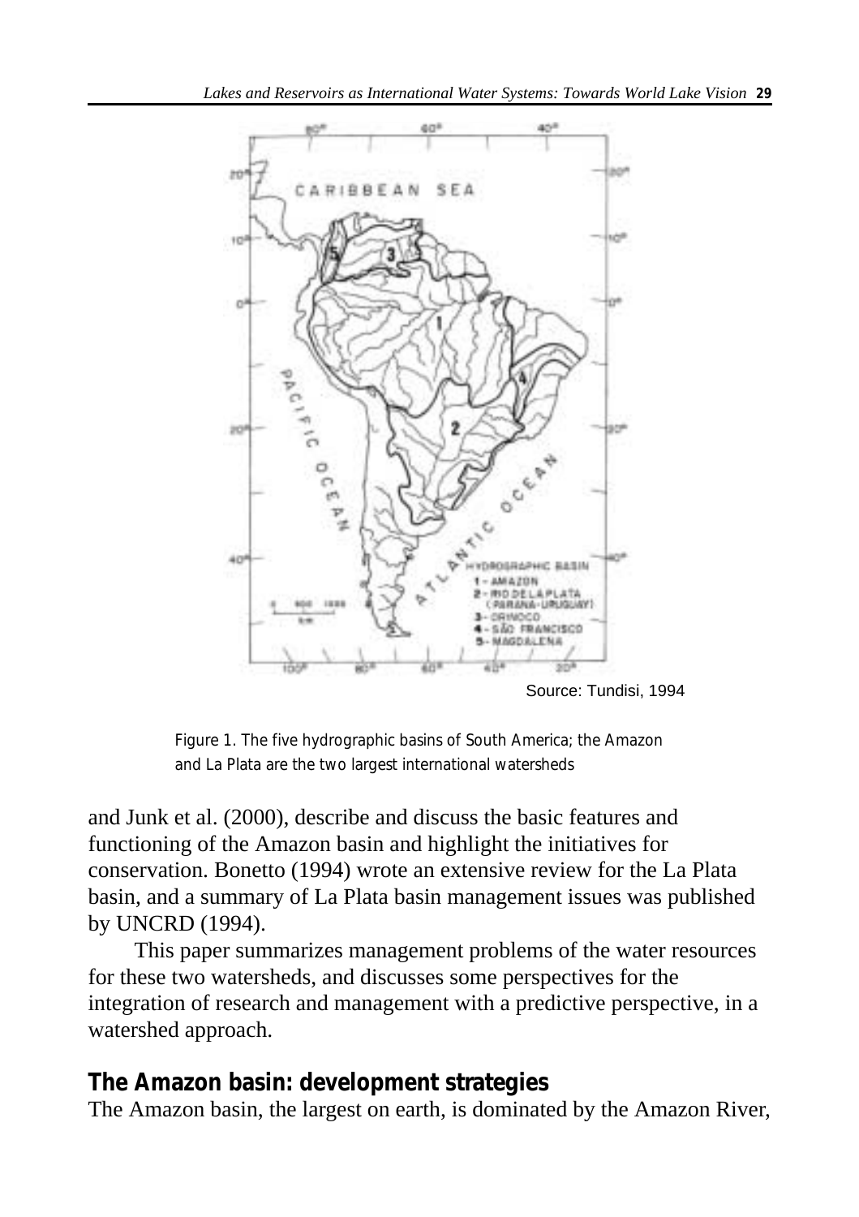Source: Tundisi, 1994

Figure 1. The five hydrographic basins of South America; the Amazon and La Plata are the two largest international watersheds

and Junk et al. (2000), describe and discuss the basic features and functioning of the Amazon basin and highlight the initiatives for conservation. Bonetto (1994) wrote an extensive review for the La Plata basin, and a summary of La Plata basin management issues was published by UNCRD (1994).

This paper summarizes management problems of the water resources for these two watersheds, and discusses some perspectives for the integration of research and management with a predictive perspective, in a watershed approach.

## The Amazon basin: development strategies

The Amazon basin, the largest on earth, is dominated by the Amazon River,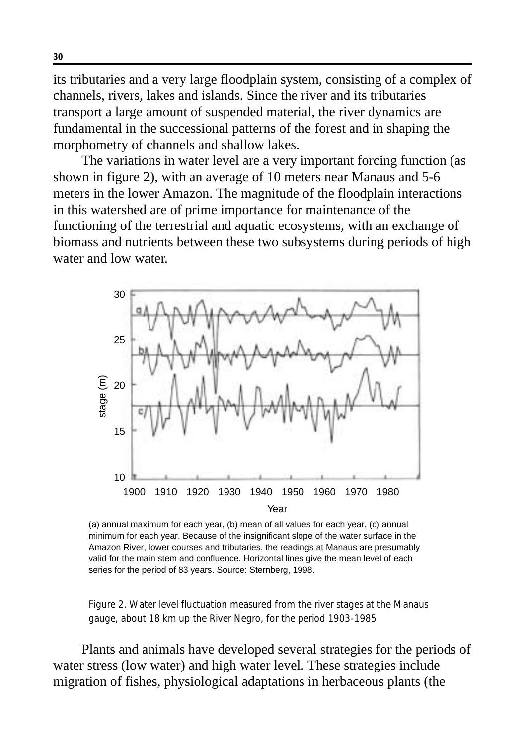its tributaries and a very large floodplain system, consisting of a complex of channels, rivers, lakes and islands. Since the river and its tributaries transport a large amount of suspended material, the river dynamics are fundamental in the successional patterns of the forest and in shaping the morphometry of channels and shallow lakes.

The variations in water level are a very important forcing function (as shown in figure 2), with an average of 10 meters near Manaus and 5-6 meters in the lower Amazon. The magnitude of the floodplain interactions in this watershed are of prime importance for maintenance of the functioning of the terrestrial and aquatic ecosystems, with an exchange of biomass and nutrients between these two subsystems during periods of high water and low water.

(a) annual maximum for each year, (b) mean of all values for each year, (c) annual minimum for each year. Because of the insignificant slope of the water surface in the Amazon River, lower courses and tributaries, the readings at Manaus are presumably valid for the main stem and confluence. Horizontal lines give the mean level of each series for the period of 83 years. Source: Sternberg, 1998.

Figure 2. Water level fluctuation measured from the river stages at the Manaus gauge, about 18 km up the River Negro, for the period 1903-1985

Plants and animals have developed several strategies for the periods of water stress (low water) and high water level. These strategies include migration of fishes, physiological adaptations in herbaceous plants (the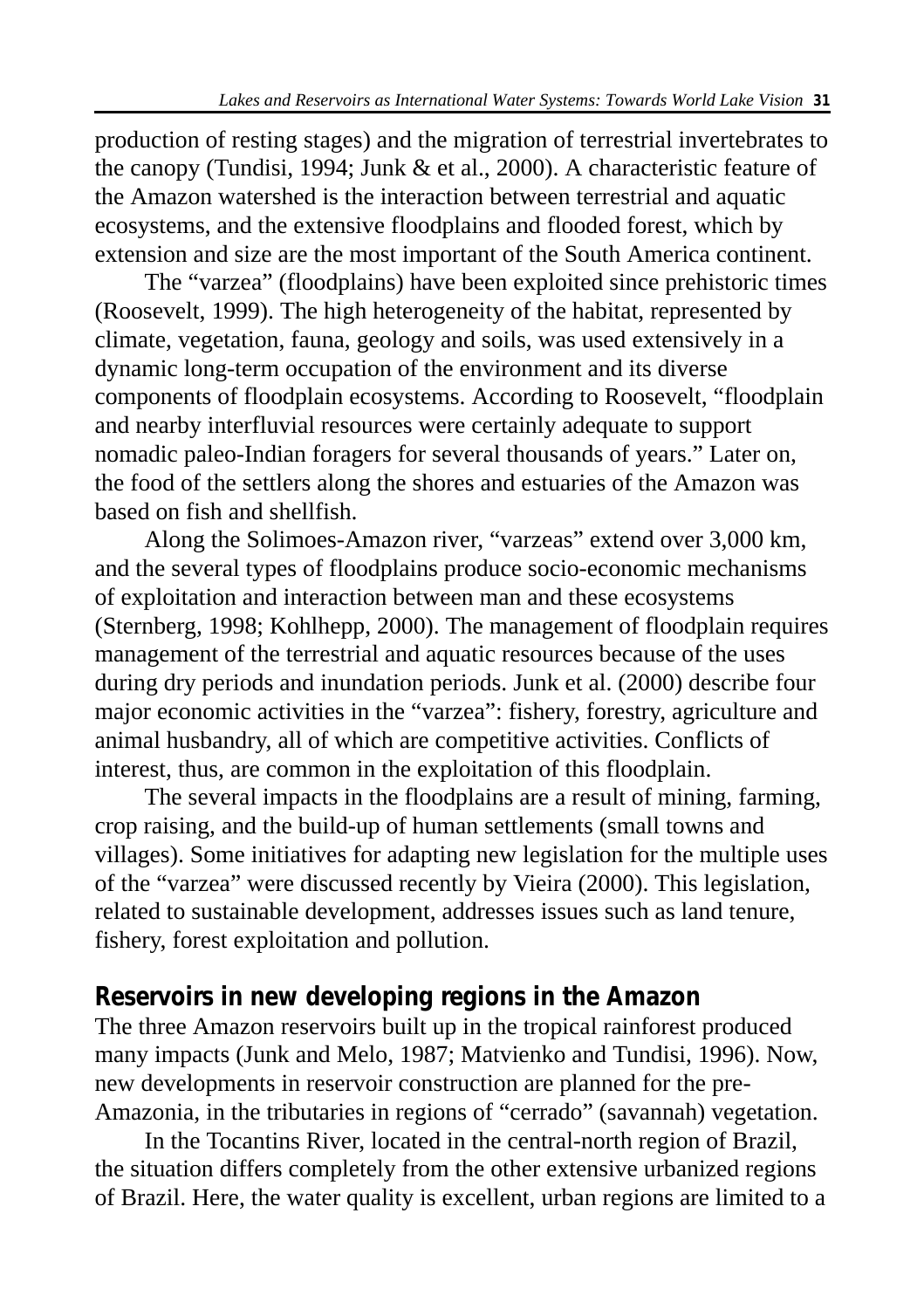production of resting stages) and the migration of terrestrial invertebrates to the canopy (Tundisi, 1994; Junk & et al., 2000). A characteristic feature of the Amazon watershed is the interaction between terrestrial and aquatic ecosystems, and the extensive floodplains and flooded forest, which by extension and size are the most important of the South America continent.

The "varzea" (floodplains) have been exploited since prehistoric times (Roosevelt, 1999). The high heterogeneity of the habitat, represented by climate, vegetation, fauna, geology and soils, was used extensively in a dynamic long-term occupation of the environment and its diverse components of floodplain ecosystems. According to Roosevelt, "floodplain and nearby interfluvial resources were certainly adequate to support nomadic paleo-Indian foragers for several thousands of years." Later on, the food of the settlers along the shores and estuaries of the Amazon was based on fish and shellfish.

Along the Solimoes-Amazon river, "varzeas" extend over 3,000 km, and the several types of floodplains produce socio-economic mechanisms of exploitation and interaction between man and these ecosystems (Sternberg, 1998; Kohlhepp, 2000). The management of floodplain requires management of the terrestrial and aquatic resources because of the uses during dry periods and inundation periods. Junk et al. (2000) describe four major economic activities in the "varzea": fishery, forestry, agriculture and animal husbandry, all of which are competitive activities. Conflicts of interest, thus, are common in the exploitation of this floodplain.

The several impacts in the floodplains are a result of mining, farming, crop raising, and the build-up of human settlements (small towns and villages). Some initiatives for adapting new legislation for the multiple uses of the "varzea" were discussed recently by Vieira (2000). This legislation, related to sustainable development, addresses issues such as land tenure, fishery, forest exploitation and pollution.

## Reservoirs in new developing regions in the Amazon

The three Amazon reservoirs built up in the tropical rainforest produced many impacts (Junk and Melo, 1987; Matvienko and Tundisi, 1996). Now, new developments in reservoir construction are planned for the pre-Amazonia, in the tributaries in regions of "cerrado" (savannah) vegetation.

In the Tocantins River, located in the central-north region of Brazil, the situation differs completely from the other extensive urbanized regions of Brazil. Here, the water quality is excellent, urban regions are limited to a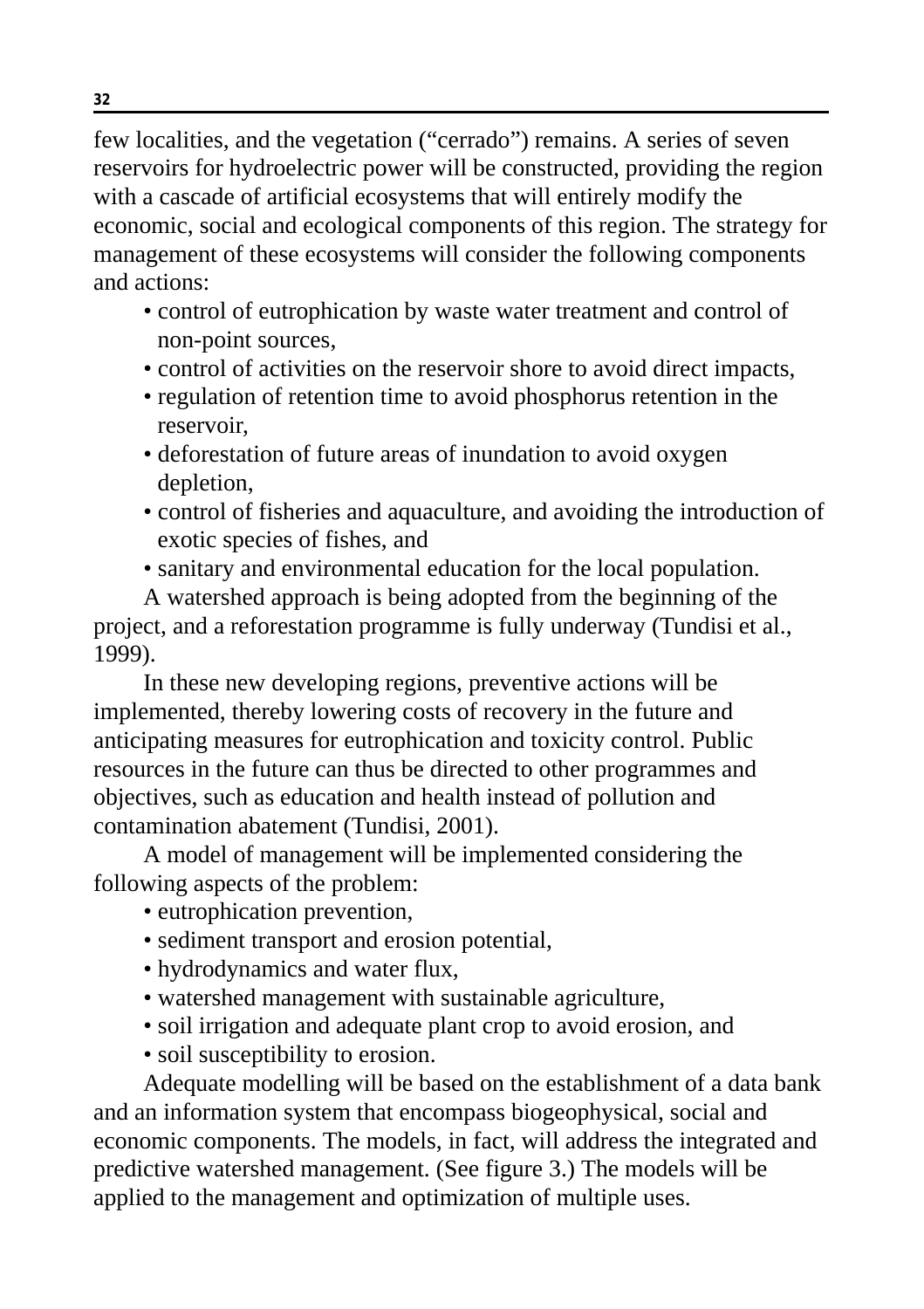few localities, and the vegetation ("cerrado") remains. A series of seven reservoirs for hydroelectric power will be constructed, providing the region with a cascade of artificial ecosystems that will entirely modify the economic, social and ecological components of this region. The strategy for management of these ecosystems will consider the following components and actions:

- control of eutrophication by waste water treatment and control of non-point sources,
- control of activities on the reservoir shore to avoid direct impacts,
- regulation of retention time to avoid phosphorus retention in the reservoir,
- deforestation of future areas of inundation to avoid oxygen depletion,
- control of fisheries and aquaculture, and avoiding the introduction of exotic species of fishes, and
- sanitary and environmental education for the local population.

A watershed approach is being adopted from the beginning of the project, and a reforestation programme is fully underway (Tundisi et al., 1999).

In these new developing regions, preventive actions will be implemented, thereby lowering costs of recovery in the future and anticipating measures for eutrophication and toxicity control. Public resources in the future can thus be directed to other programmes and objectives, such as education and health instead of pollution and contamination abatement (Tundisi, 2001).

A model of management will be implemented considering the following aspects of the problem:

- eutrophication prevention,
- sediment transport and erosion potential,
- hydrodynamics and water flux,
- watershed management with sustainable agriculture,
- soil irrigation and adequate plant crop to avoid erosion, and
- soil susceptibility to erosion.

Adequate modelling will be based on the establishment of a data bank and an information system that encompass biogeophysical, social and economic components. The models, in fact, will address the integrated and predictive watershed management. (See figure 3.) The models will be applied to the management and optimization of multiple uses.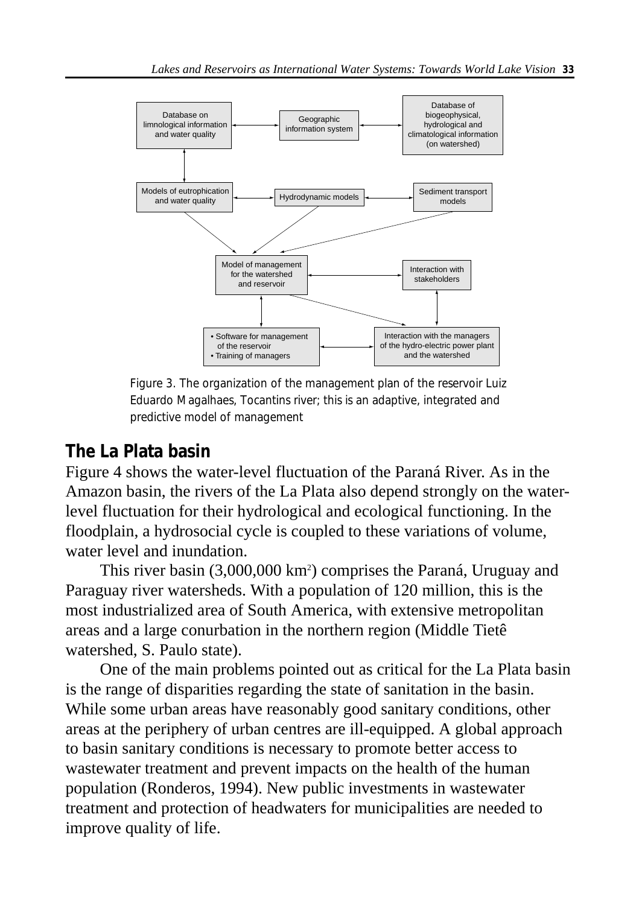Figure 3. The organization of the management plan of the reservoir Luiz Eduardo Magalhaes, Tocantins river; this is an adaptive, integrated and predictive model of management

## The La Plata basin

Figure 4 shows the water-level fluctuation of the Paraná River. As in the Amazon basin, the rivers of the La Plata also depend strongly on the water-level fluctuation for their hydrological and ecological functioning. In the floodplain, a hydrosocial cycle is coupled to these variations of volume, water level and inundation.

This river basin (3,000,000 $km^2$) comprises the Paraná, Uruguay and Paraguay river watersheds. With a population of 120 million, this is the most industrialized area of South America, with extensive metropolitan areas and a large conurbation in the northern region (Middle Tietê watershed, S. Paulo state).

One of the main problems pointed out as critical for the La Plata basin is the range of disparities regarding the state of sanitation in the basin. While some urban areas have reasonably good sanitary conditions, other areas at the periphery of urban centres are ill-equipped. A global approach to basin sanitary conditions is necessary to promote better access to wastewater treatment and prevent impacts on the health of the human population (Ronderos, 1994). New public investments in wastewater treatment and protection of headwaters for municipalities are needed to improve quality of life.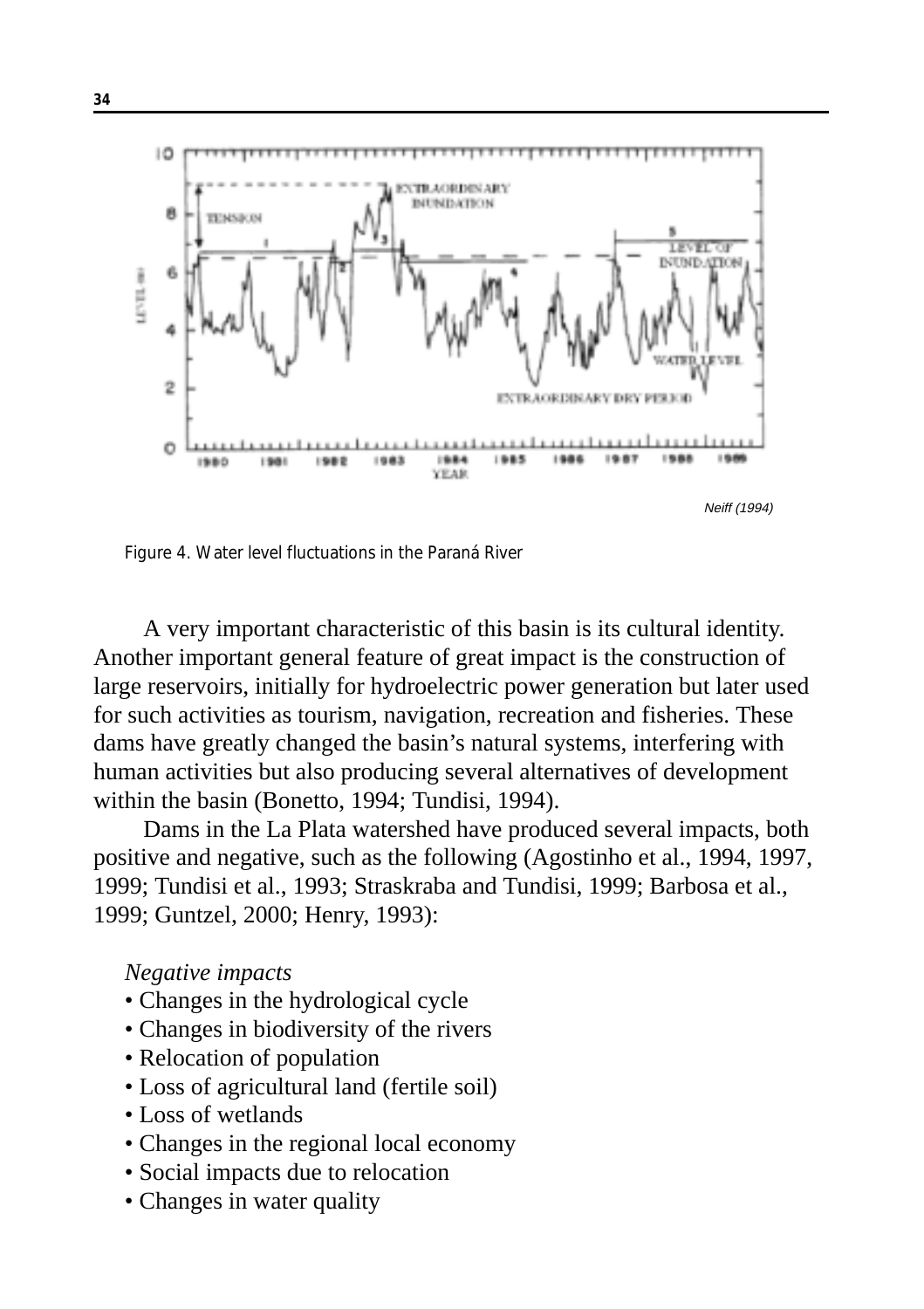Neiff (1994)

Figure 4. Water level fluctuations in the Paraná River

A very important characteristic of this basin is its cultural identity. Another important general feature of great impact is the construction of large reservoirs, initially for hydroelectric power generation but later used for such activities as tourism, navigation, recreation and fisheries. These dams have greatly changed the basin's natural systems, interfering with human activities but also producing several alternatives of development within the basin (Bonetto, 1994; Tundisi, 1994).

Dams in the La Plata watershed have produced several impacts, both positive and negative, such as the following (Agostinho et al., 1994, 1997, 1999; Tundisi et al., 1993; Straskraba and Tundisi, 1999; Barbosa et al., 1999; Guntzel, 2000; Henry, 1993):

*Negative impacts*

- Changes in the hydrological cycle
- Changes in biodiversity of the rivers
- Relocation of population
- Loss of agricultural land (fertile soil)
- Loss of wetlands
- Changes in the regional local economy
- Social impacts due to relocation
- Changes in water quality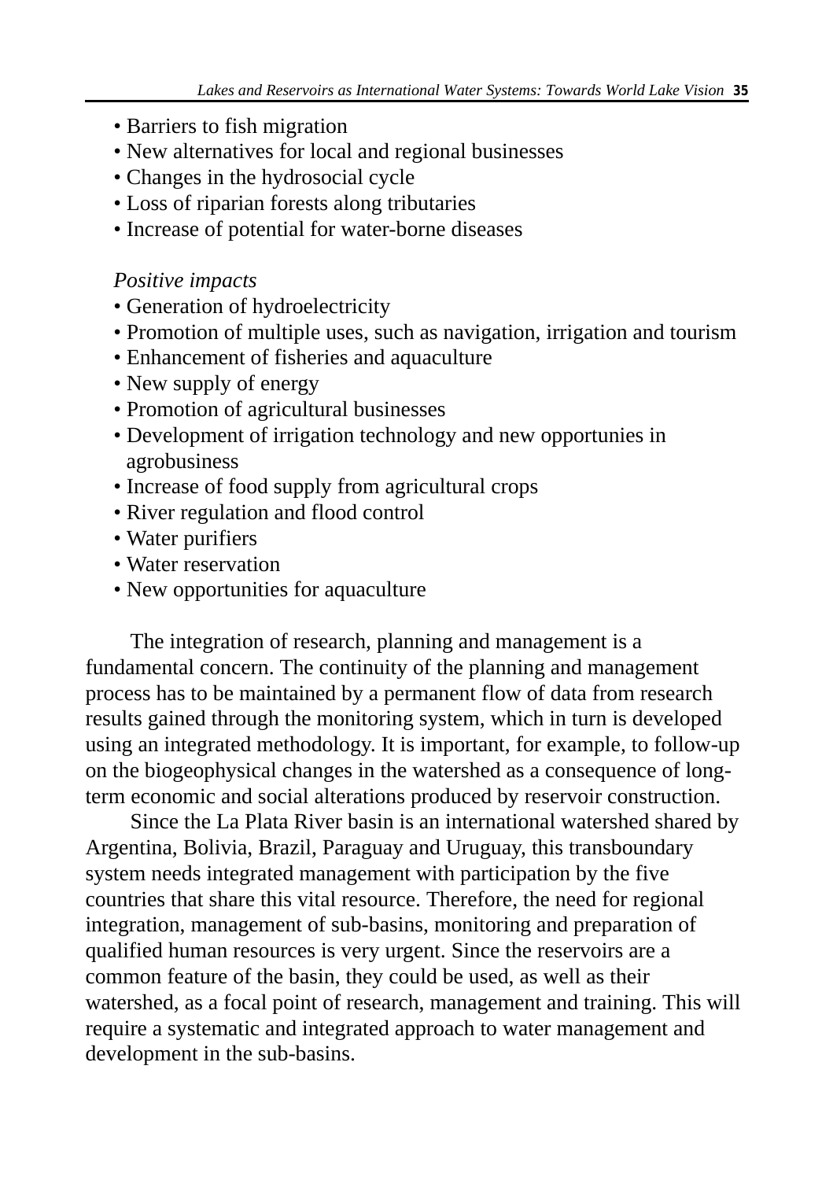- Barriers to fish migration
- New alternatives for local and regional businesses
- Changes in the hydrosocial cycle
- Loss of riparian forests along tributaries
- Increase of potential for water-borne diseases

*Positive impacts*

- Generation of hydroelectricity
- Promotion of multiple uses, such as navigation, irrigation and tourism
- Enhancement of fisheries and aquaculture
- New supply of energy
- Promotion of agricultural businesses
- Development of irrigation technology and new opportunies in agrobusiness
- Increase of food supply from agricultural crops
- River regulation and flood control
- Water purifiers
- Water reservation
- New opportunities for aquaculture

The integration of research, planning and management is a fundamental concern. The continuity of the planning and management process has to be maintained by a permanent flow of data from research results gained through the monitoring system, which in turn is developed using an integrated methodology. It is important, for example, to follow-up on the biogeophysical changes in the watershed as a consequence of long-term economic and social alterations produced by reservoir construction.

Since the La Plata River basin is an international watershed shared by Argentina, Bolivia, Brazil, Paraguay and Uruguay, this transboundary system needs integrated management with participation by the five countries that share this vital resource. Therefore, the need for regional integration, management of sub-basins, monitoring and preparation of qualified human resources is very urgent. Since the reservoirs are a common feature of the basin, they could be used, as well as their watershed, as a focal point of research, management and training. This will require a systematic and integrated approach to water management and development in the sub-basins.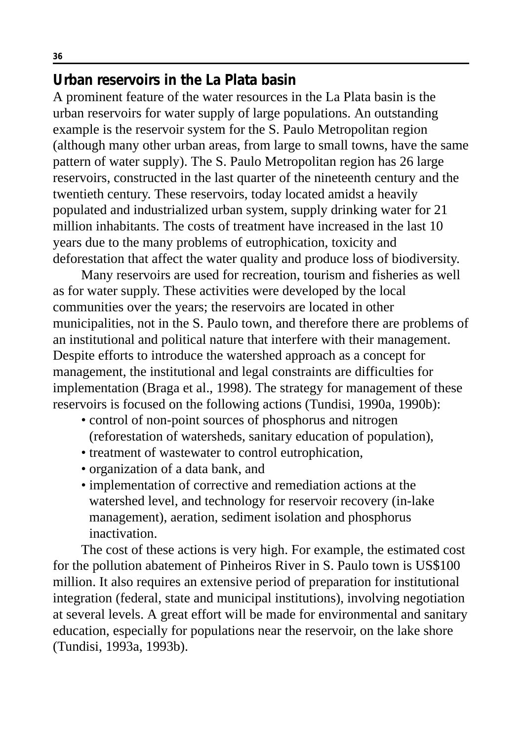## Urban reservoirs in the La Plata basin

A prominent feature of the water resources in the La Plata basin is the urban reservoirs for water supply of large populations. An outstanding example is the reservoir system for the S. Paulo Metropolitan region (although many other urban areas, from large to small towns, have the same pattern of water supply). The S. Paulo Metropolitan region has 26 large reservoirs, constructed in the last quarter of the nineteenth century and the twentieth century. These reservoirs, today located amidst a heavily populated and industrialized urban system, supply drinking water for 21 million inhabitants. The costs of treatment have increased in the last 10 years due to the many problems of eutrophication, toxicity and deforestation that affect the water quality and produce loss of biodiversity.

Many reservoirs are used for recreation, tourism and fisheries as well as for water supply. These activities were developed by the local communities over the years; the reservoirs are located in other municipalities, not in the S. Paulo town, and therefore there are problems of an institutional and political nature that interfere with their management. Despite efforts to introduce the watershed approach as a concept for management, the institutional and legal constraints are difficulties for implementation (Braga et al., 1998). The strategy for management of these reservoirs is focused on the following actions (Tundisi, 1990a, 1990b):

- control of non-point sources of phosphorus and nitrogen (reforestation of watersheds, sanitary education of population),
- treatment of wastewater to control eutrophication,
- organization of a data bank, and
- implementation of corrective and remediation actions at the watershed level, and technology for reservoir recovery (in-lake management), aeration, sediment isolation and phosphorus inactivation.

The cost of these actions is very high. For example, the estimated cost for the pollution abatement of Pinheiros River in S. Paulo town is US$100 million. It also requires an extensive period of preparation for institutional integration (federal, state and municipal institutions), involving negotiation at several levels. A great effort will be made for environmental and sanitary education, especially for populations near the reservoir, on the lake shore (Tundisi, 1993a, 1993b).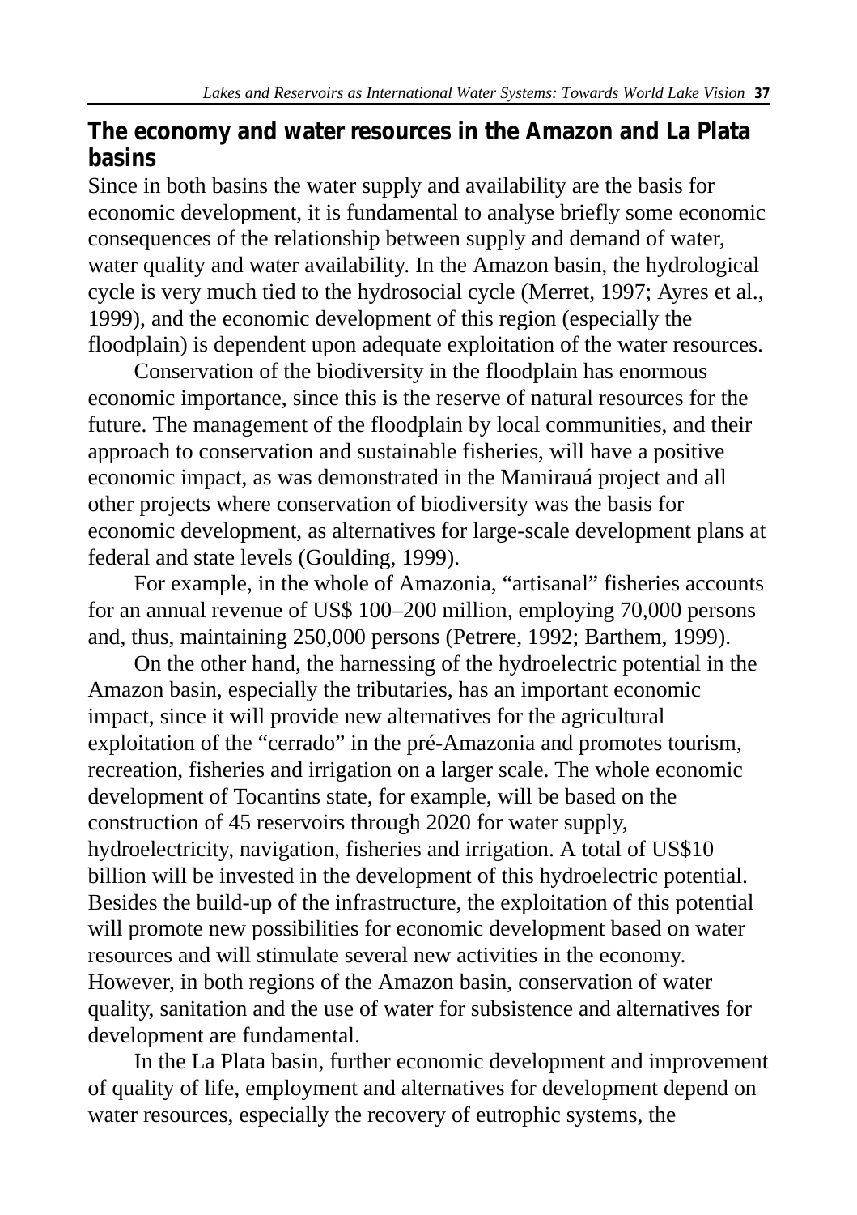## The economy and water resources in the Amazon and La Plata basins

Since in both basins the water supply and availability are the basis for economic development, it is fundamental to analyse briefly some economic consequences of the relationship between supply and demand of water, water quality and water availability. In the Amazon basin, the hydrological cycle is very much tied to the hydrosocial cycle (Merret, 1997; Ayres et al., 1999), and the economic development of this region (especially the floodplain) is dependent upon adequate exploitation of the water resources.

Conservation of the biodiversity in the floodplain has enormous economic importance, since this is the reserve of natural resources for the future. The management of the floodplain by local communities, and their approach to conservation and sustainable fisheries, will have a positive economic impact, as was demonstrated in the Mamirauá project and all other projects where conservation of biodiversity was the basis for economic development, as alternatives for large-scale development plans at federal and state levels (Goulding, 1999).

For example, in the whole of Amazonia, "artisanal" fisheries accounts for an annual revenue of US$ 100–200 million, employing 70,000 persons and, thus, maintaining 250,000 persons (Petrere, 1992; Barthem, 1999).

On the other hand, the harnessing of the hydroelectric potential in the Amazon basin, especially the tributaries, has an important economic impact, since it will provide new alternatives for the agricultural exploitation of the "cerrado" in the pré-Amazonia and promotes tourism, recreation, fisheries and irrigation on a larger scale. The whole economic development of Tocantins state, for example, will be based on the construction of 45 reservoirs through 2020 for water supply, hydroelectricity, navigation, fisheries and irrigation. A total of US$10 billion will be invested in the development of this hydroelectric potential. Besides the build-up of the infrastructure, the exploitation of this potential will promote new possibilities for economic development based on water resources and will stimulate several new activities in the economy. However, in both regions of the Amazon basin, conservation of water quality, sanitation and the use of water for subsistence and alternatives for development are fundamental.

In the La Plata basin, further economic development and improvement of quality of life, employment and alternatives for development depend on water resources, especially the recovery of eutrophic systems, the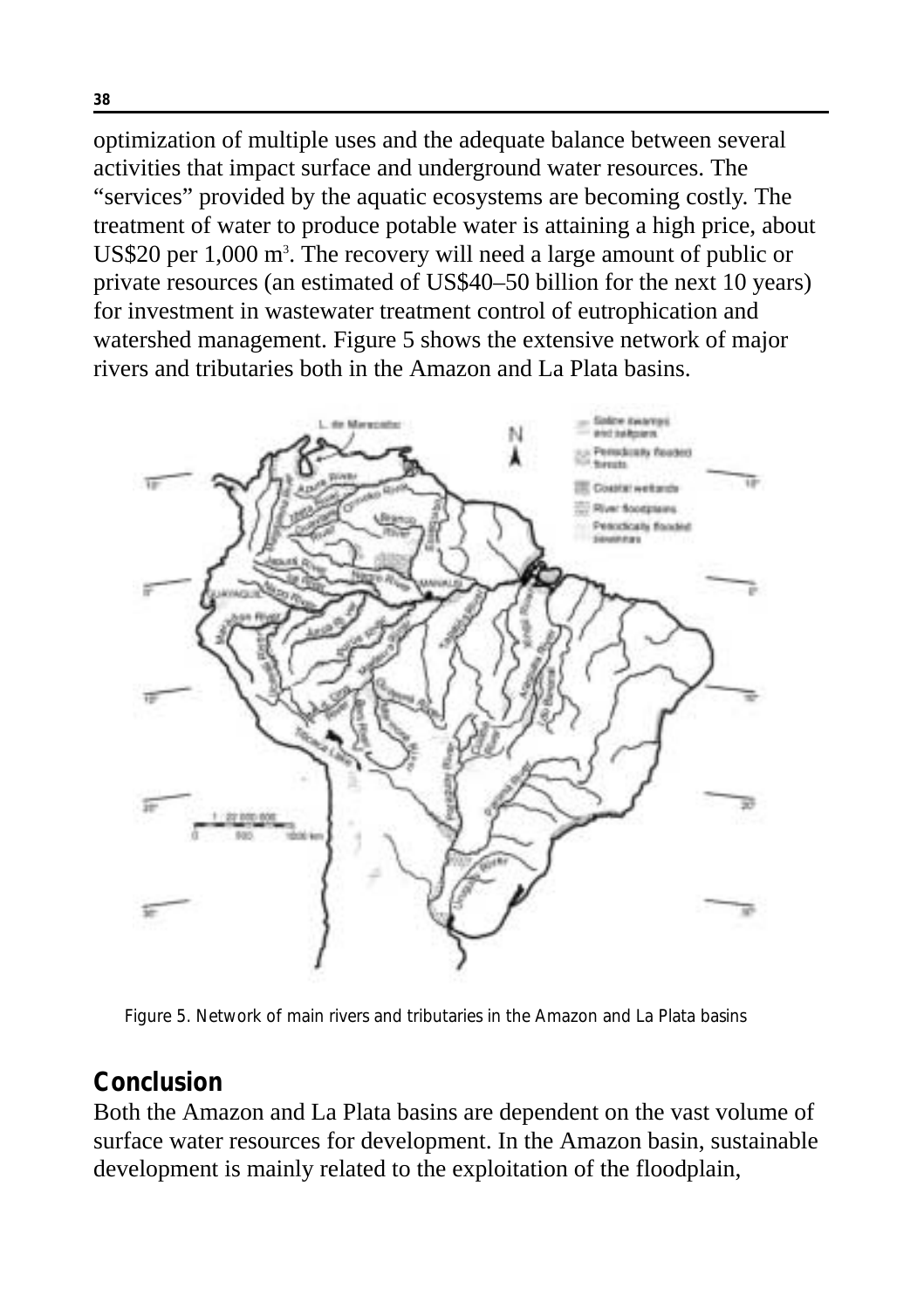optimization of multiple uses and the adequate balance between several activities that impact surface and underground water resources. The "services" provided by the aquatic ecosystems are becoming costly. The treatment of water to produce potable water is attaining a high price, about US$20 per 1,000 $m^3$. The recovery will need a large amount of public or private resources (an estimated of US$40–50 billion for the next 10 years) for investment in wastewater treatment control of eutrophication and watershed management. Figure 5 shows the extensive network of major rivers and tributaries both in the Amazon and La Plata basins.

Figure 5. Network of main rivers and tributaries in the Amazon and La Plata basins

## Conclusion

Both the Amazon and La Plata basins are dependent on the vast volume of surface water resources for development. In the Amazon basin, sustainable development is mainly related to the exploitation of the floodplain,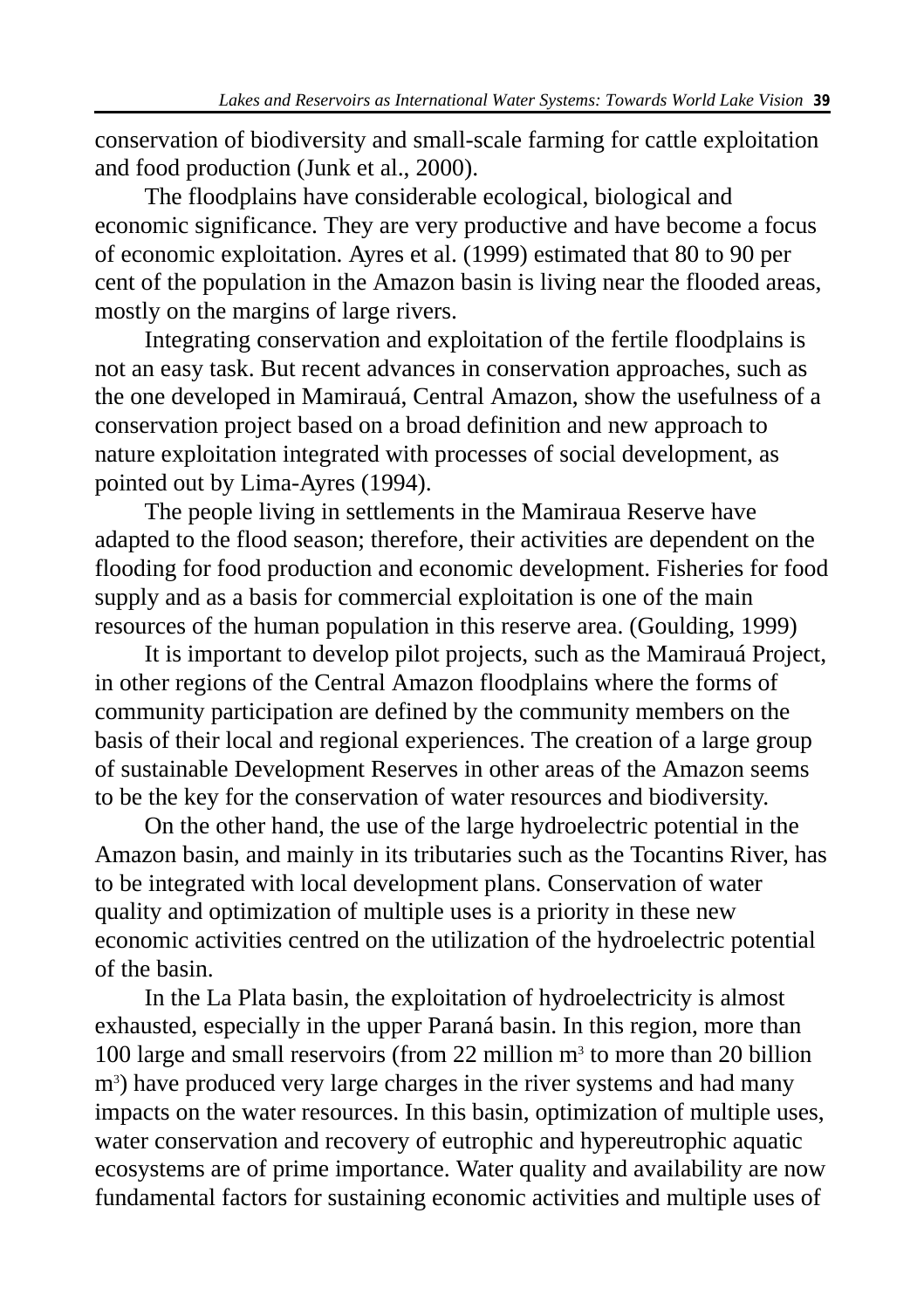conservation of biodiversity and small-scale farming for cattle exploitation and food production (Junk et al., 2000).

The floodplains have considerable ecological, biological and economic significance. They are very productive and have become a focus of economic exploitation. Ayres et al. (1999) estimated that 80 to 90 per cent of the population in the Amazon basin is living near the flooded areas, mostly on the margins of large rivers.

Integrating conservation and exploitation of the fertile floodplains is not an easy task. But recent advances in conservation approaches, such as the one developed in Mamirauá, Central Amazon, show the usefulness of a conservation project based on a broad definition and new approach to nature exploitation integrated with processes of social development, as pointed out by Lima-Ayres (1994).

The people living in settlements in the Mamiraua Reserve have adapted to the flood season; therefore, their activities are dependent on the flooding for food production and economic development. Fisheries for food supply and as a basis for commercial exploitation is one of the main resources of the human population in this reserve area. (Goulding, 1999)

It is important to develop pilot projects, such as the Mamirauá Project, in other regions of the Central Amazon floodplains where the forms of community participation are defined by the community members on the basis of their local and regional experiences. The creation of a large group of sustainable Development Reserves in other areas of the Amazon seems to be the key for the conservation of water resources and biodiversity.

On the other hand, the use of the large hydroelectric potential in the Amazon basin, and mainly in its tributaries such as the Tocantins River, has to be integrated with local development plans. Conservation of water quality and optimization of multiple uses is a priority in these new economic activities centred on the utilization of the hydroelectric potential of the basin.

In the La Plata basin, the exploitation of hydroelectricity is almost exhausted, especially in the upper Paraná basin. In this region, more than 100 large and small reservoirs (from 22 million $m^3$ to more than 20 billion $m^3$) have produced very large charges in the river systems and had many impacts on the water resources. In this basin, optimization of multiple uses, water conservation and recovery of eutrophic and hypereutrophic aquatic ecosystems are of prime importance. Water quality and availability are now fundamental factors for sustaining economic activities and multiple uses of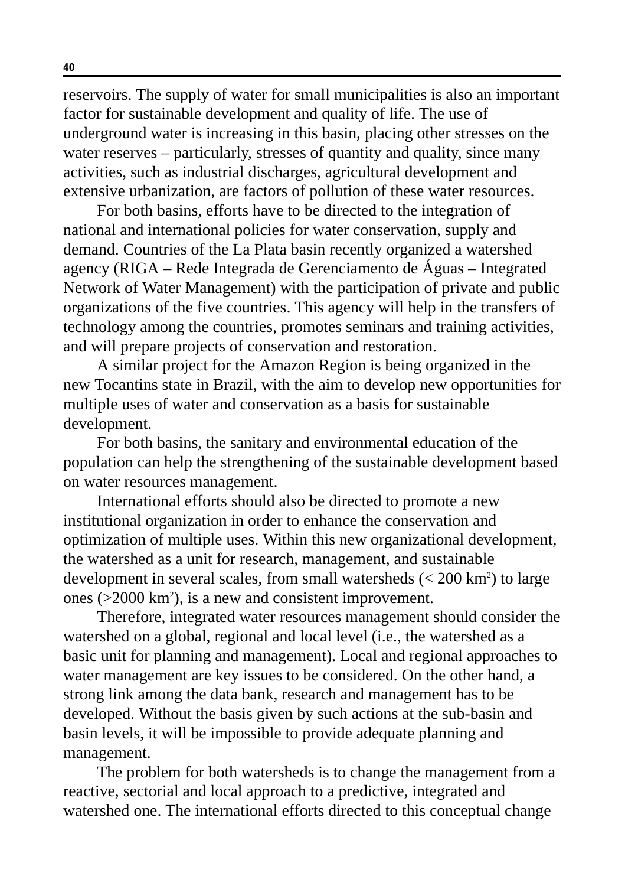reservoirs. The supply of water for small municipalities is also an important factor for sustainable development and quality of life. The use of underground water is increasing in this basin, placing other stresses on the water reserves – particularly, stresses of quantity and quality, since many activities, such as industrial discharges, agricultural development and extensive urbanization, are factors of pollution of these water resources.

For both basins, efforts have to be directed to the integration of national and international policies for water conservation, supply and demand. Countries of the La Plata basin recently organized a watershed agency (RIGA – Rede Integrada de Gerenciamento de Águas – Integrated Network of Water Management) with the participation of private and public organizations of the five countries. This agency will help in the transfers of technology among the countries, promotes seminars and training activities, and will prepare projects of conservation and restoration.

A similar project for the Amazon Region is being organized in the new Tocantins state in Brazil, with the aim to develop new opportunities for multiple uses of water and conservation as a basis for sustainable development.

For both basins, the sanitary and environmental education of the population can help the strengthening of the sustainable development based on water resources management.

International efforts should also be directed to promote a new institutional organization in order to enhance the conservation and optimization of multiple uses. Within this new organizational development, the watershed as a unit for research, management, and sustainable development in several scales, from small watersheds (< 200 km$^2$) to large ones (>2000 km$^2$), is a new and consistent improvement.

Therefore, integrated water resources management should consider the watershed on a global, regional and local level (i.e., the watershed as a basic unit for planning and management). Local and regional approaches to water management are key issues to be considered. On the other hand, a strong link among the data bank, research and management has to be developed. Without the basis given by such actions at the sub-basin and basin levels, it will be impossible to provide adequate planning and management.

The problem for both watersheds is to change the management from a reactive, sectorial and local approach to a predictive, integrated and watershed one. The international efforts directed to this conceptual change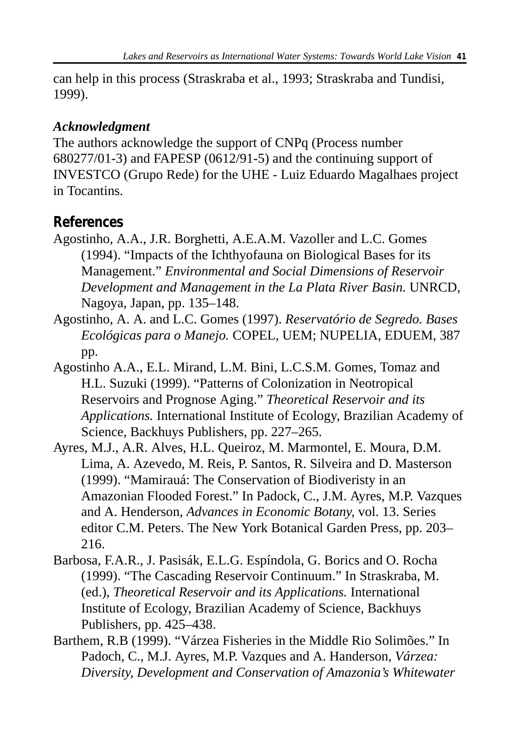can help in this process (Straskraba et al., 1993; Straskraba and Tundisi, 1999).

### *Acknowledgment*

The authors acknowledge the support of CNPq (Process number 680277/01-3) and FAPESP (0612/91-5) and the continuing support of INVESTCO (Grupo Rede) for the UHE - Luiz Eduardo Magalhaes project in Tocantins.

## References

Agostinho, A.A., J.R. Borghetti, A.E.A.M. Vazoller and L.C. Gomes (1994). "Impacts of the Ichthyofauna on Biological Bases for its Management." *Environmental and Social Dimensions of Reservoir Development and Management in the La Plata River Basin.* UNRCD, Nagoya, Japan, pp. 135–148.

Agostinho, A. A. and L.C. Gomes (1997). *Reservatório de Segredo. Bases Ecológicas para o Manejo.* COPEL, UEM; NUPELIA, EDUEM, 387 pp.

Agostinho A.A., E.L. Mirand, L.M. Bini, L.C.S.M. Gomes, Tomaz and H.L. Suzuki (1999). "Patterns of Colonization in Neotropical Reservoirs and Prognose Aging." *Theoretical Reservoir and its Applications.* International Institute of Ecology, Brazilian Academy of Science, Backhuys Publishers, pp. 227–265.

Ayres, M.J., A.R. Alves, H.L. Queiroz, M. Marmontel, E. Moura, D.M. Lima, A. Azevedo, M. Reis, P. Santos, R. Silveira and D. Masterson (1999). "Mamirauá: The Conservation of Biodiveristy in an Amazonian Flooded Forest." In Padock, C., J.M. Ayres, M.P. Vazques and A. Henderson, *Advances in Economic Botany,* vol. 13. Series editor C.M. Peters. The New York Botanical Garden Press, pp. 203–216.

Barbosa, F.A.R., J. Pasisák, E.L.G. Espíndola, G. Borics and O. Rocha (1999). "The Cascading Reservoir Continuum." In Straskraba, M. (ed.), *Theoretical Reservoir and its Applications.* International Institute of Ecology, Brazilian Academy of Science, Backhuys Publishers, pp. 425–438.

Barthem, R.B (1999). "Várzea Fisheries in the Middle Rio Solimões." In Padoch, C., M.J. Ayres, M.P. Vazques and A. Handerson, *Várzea: Diversity, Development and Conservation of Amazonia's Whitewater*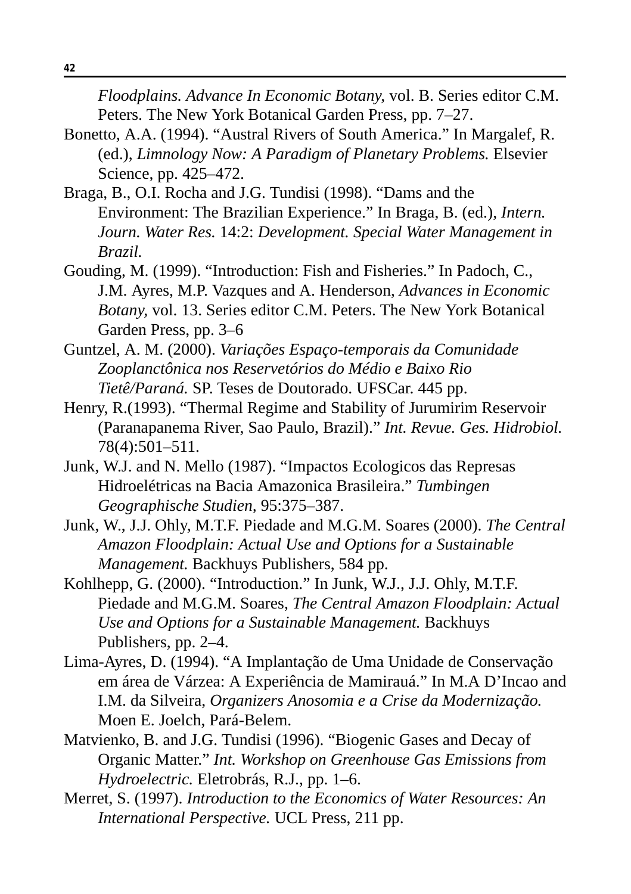*Floodplains. Advance In Economic Botany*, vol. B. Series editor C.M. Peters. The New York Botanical Garden Press, pp. 7–27.

Bonetto, A.A. (1994). "Austral Rivers of South America." In Margalef, R. (ed.), *Limnology Now: A Paradigm of Planetary Problems.* Elsevier Science, pp. 425–472.

Braga, B., O.I. Rocha and J.G. Tundisi (1998). "Dams and the Environment: The Brazilian Experience." In Braga, B. (ed.), *Intern. Journ. Water Res.* 14:2: *Development. Special Water Management in Brazil.*

Gouding, M. (1999). "Introduction: Fish and Fisheries." In Padoch, C., J.M. Ayres, M.P. Vazques and A. Henderson, *Advances in Economic Botany*, vol. 13. Series editor C.M. Peters. The New York Botanical Garden Press, pp. 3–6

Guntzel, A. M. (2000). *Variações Espaço-temporais da Comunidade Zooplanctônica nos Reservetórios do Médio e Baixo Rio Tietê/Paraná.* SP. Teses de Doutorado. UFSCar. 445 pp.

Henry, R.(1993). "Thermal Regime and Stability of Jurumirim Reservoir (Paranapanema River, Sao Paulo, Brazil)." *Int. Revue. Ges. Hidrobiol.* 78(4):501–511.

Junk, W.J. and N. Mello (1987). "Impactos Ecologicos das Represas Hidroelétricas na Bacia Amazonica Brasileira." *Tumbingen Geographische Studien*, 95:375–387.

Junk, W., J.J. Ohly, M.T.F. Piedade and M.G.M. Soares (2000). *The Central Amazon Floodplain: Actual Use and Options for a Sustainable Management.* Backhuys Publishers, 584 pp.

Kohlhepp, G. (2000). "Introduction." In Junk, W.J., J.J. Ohly, M.T.F. Piedade and M.G.M. Soares, *The Central Amazon Floodplain: Actual Use and Options for a Sustainable Management.* Backhuys Publishers, pp. 2–4.

Lima-Ayres, D. (1994). "A Implantação de Uma Unidade de Conservação em área de Várzea: A Experiência de Mamirauá." In M.A D'Incao and I.M. da Silveira, *Organizers Anosomia e a Crise da Modernização.* Moen E. Joelch, Pará-Belem.

Matvienko, B. and J.G. Tundisi (1996). "Biogenic Gases and Decay of Organic Matter." *Int. Workshop on Greenhouse Gas Emissions from Hydroelectric.* Eletrobrás, R.J., pp. 1–6.

Merret, S. (1997). *Introduction to the Economics of Water Resources: An International Perspective.* UCL Press, 211 pp.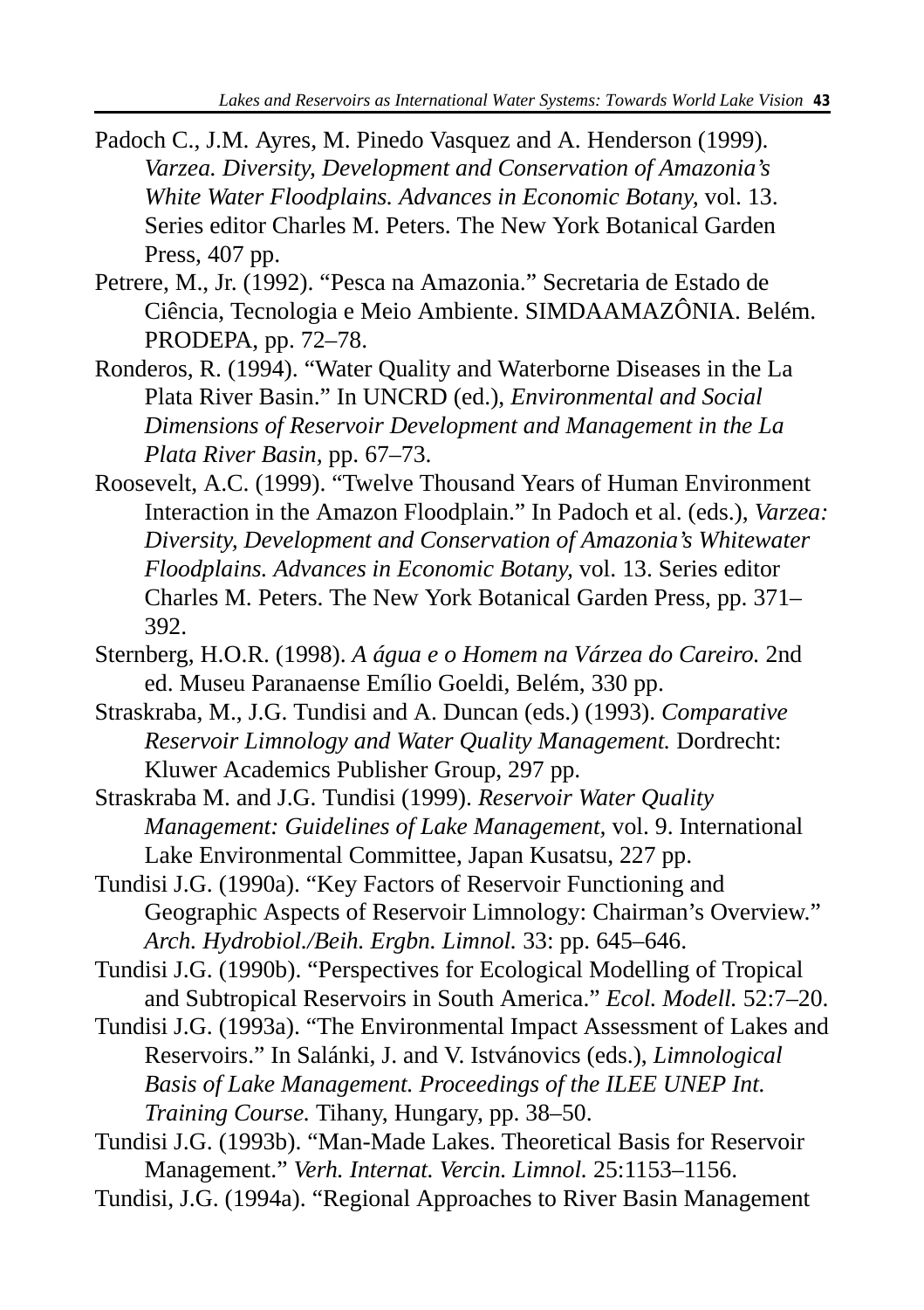Padoch C., J.M. Ayres, M. Pinedo Vasquez and A. Henderson (1999). *Varzea. Diversity, Development and Conservation of Amazonia's White Water Floodplains. Advances in Economic Botany,* vol. 13. Series editor Charles M. Peters. The New York Botanical Garden Press, 407 pp.

Petrere, M., Jr. (1992). "Pesca na Amazonia." Secretaria de Estado de Ciência, Tecnologia e Meio Ambiente. SIMDAAMAZÔNIA. Belém. PRODEPA, pp. 72–78.

Ronderos, R. (1994). "Water Quality and Waterborne Diseases in the La Plata River Basin." In UNCRD (ed.), *Environmental and Social Dimensions of Reservoir Development and Management in the La Plata River Basin*, pp. 67–73.

Roosevelt, A.C. (1999). "Twelve Thousand Years of Human Environment Interaction in the Amazon Floodplain." In Padoch et al. (eds.), *Varzea: Diversity, Development and Conservation of Amazonia's Whitewater Floodplains. Advances in Economic Botany,* vol. 13. Series editor Charles M. Peters. The New York Botanical Garden Press, pp. 371–392.

Sternberg, H.O.R. (1998). *A água e o Homem na Várzea do Careiro.* 2nd ed. Museu Paranaense Emílio Goeldi, Belém, 330 pp.

Straskraba, M., J.G. Tundisi and A. Duncan (eds.) (1993). *Comparative Reservoir Limnology and Water Quality Management.* Dordrecht: Kluwer Academics Publisher Group, 297 pp.

Straskraba M. and J.G. Tundisi (1999). *Reservoir Water Quality Management: Guidelines of Lake Management,* vol. 9. International Lake Environmental Committee, Japan Kusatsu, 227 pp.

Tundisi J.G. (1990a). "Key Factors of Reservoir Functioning and Geographic Aspects of Reservoir Limnology: Chairman's Overview." *Arch. Hydrobiol./Beih. Ergbn. Limnol.* 33: pp. 645–646.

Tundisi J.G. (1990b). "Perspectives for Ecological Modelling of Tropical and Subtropical Reservoirs in South America." *Ecol. Modell.* 52:7–20.

Tundisi J.G. (1993a). "The Environmental Impact Assessment of Lakes and Reservoirs." In Salánki, J. and V. Istvánovics (eds.), *Limnological Basis of Lake Management. Proceedings of the ILEE UNEP Int. Training Course.* Tihany, Hungary, pp. 38–50.

Tundisi J.G. (1993b). "Man-Made Lakes. Theoretical Basis for Reservoir Management." *Verh. Internat. Vercin. Limnol.* 25:1153–1156.

Tundisi, J.G. (1994a). "Regional Approaches to River Basin Management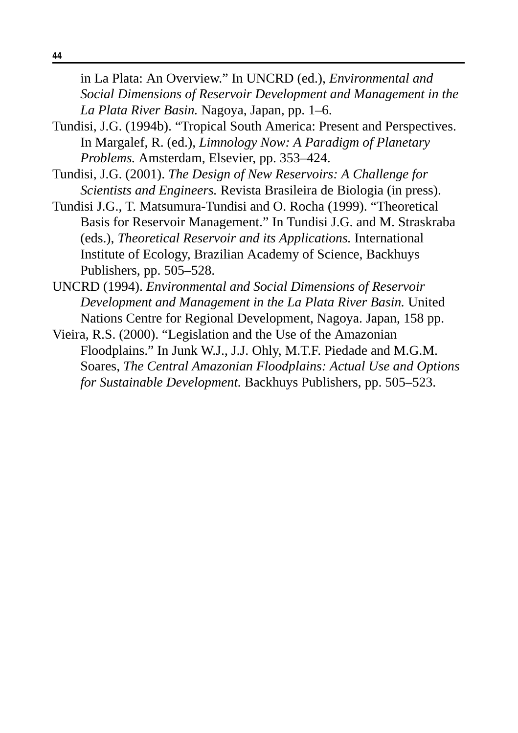in La Plata: An Overview." In UNCRD (ed.), *Environmental and Social Dimensions of Reservoir Development and Management in the La Plata River Basin.* Nagoya, Japan, pp. 1–6.

Tundisi, J.G. (1994b). "Tropical South America: Present and Perspectives. In Margalef, R. (ed.), *Limnology Now: A Paradigm of Planetary Problems.* Amsterdam, Elsevier, pp. 353–424.

Tundisi, J.G. (2001). *The Design of New Reservoirs: A Challenge for Scientists and Engineers.* Revista Brasileira de Biologia (in press).

Tundisi J.G., T. Matsumura-Tundisi and O. Rocha (1999). "Theoretical Basis for Reservoir Management." In Tundisi J.G. and M. Straskraba (eds.), *Theoretical Reservoir and its Applications.* International Institute of Ecology, Brazilian Academy of Science, Backhuys Publishers, pp. 505–528.

UNCRD (1994). *Environmental and Social Dimensions of Reservoir Development and Management in the La Plata River Basin.* United Nations Centre for Regional Development, Nagoya. Japan, 158 pp.

Vieira, R.S. (2000). "Legislation and the Use of the Amazonian Floodplains." In Junk W.J., J.J. Ohly, M.T.F. Piedade and M.G.M. Soares, *The Central Amazonian Floodplains: Actual Use and Options for Sustainable Development.* Backhuys Publishers, pp. 505–523.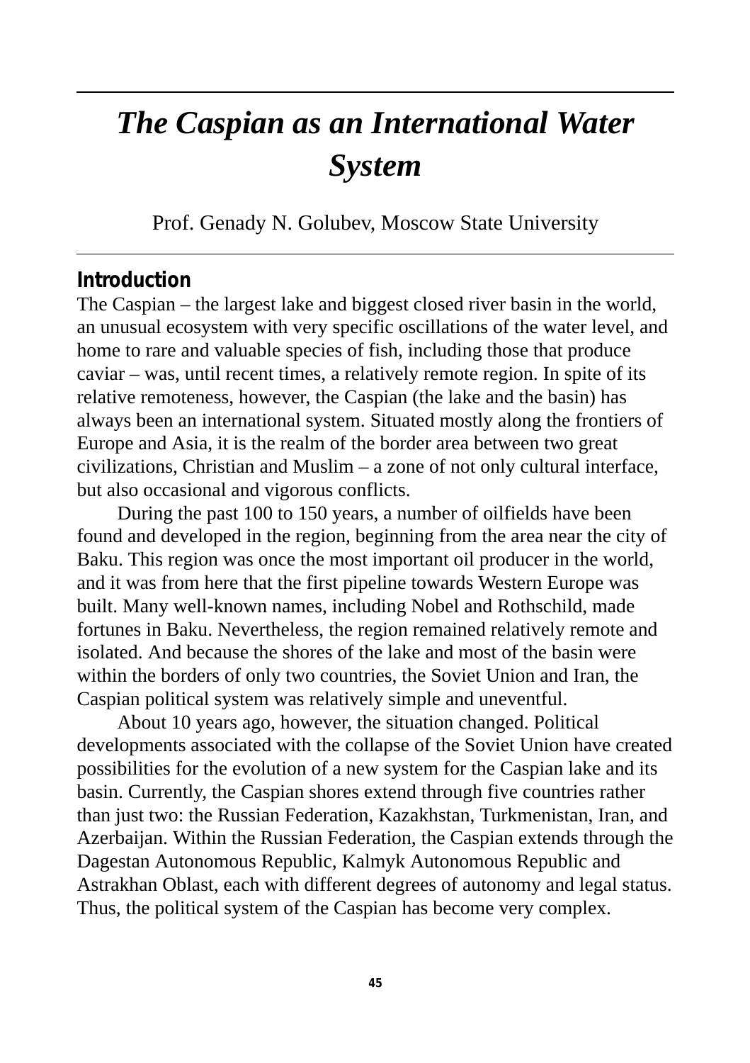# *The Caspian as an International Water System*

Prof. Genady N. Golubev, Moscow State University

## Introduction

The Caspian – the largest lake and biggest closed river basin in the world, an unusual ecosystem with very specific oscillations of the water level, and home to rare and valuable species of fish, including those that produce caviar – was, until recent times, a relatively remote region. In spite of its relative remoteness, however, the Caspian (the lake and the basin) has always been an international system. Situated mostly along the frontiers of Europe and Asia, it is the realm of the border area between two great civilizations, Christian and Muslim – a zone of not only cultural interface, but also occasional and vigorous conflicts.

During the past 100 to 150 years, a number of oilfields have been found and developed in the region, beginning from the area near the city of Baku. This region was once the most important oil producer in the world, and it was from here that the first pipeline towards Western Europe was built. Many well-known names, including Nobel and Rothschild, made fortunes in Baku. Nevertheless, the region remained relatively remote and isolated. And because the shores of the lake and most of the basin were within the borders of only two countries, the Soviet Union and Iran, the Caspian political system was relatively simple and uneventful.

About 10 years ago, however, the situation changed. Political developments associated with the collapse of the Soviet Union have created possibilities for the evolution of a new system for the Caspian lake and its basin. Currently, the Caspian shores extend through five countries rather than just two: the Russian Federation, Kazakhstan, Turkmenistan, Iran, and Azerbaijan. Within the Russian Federation, the Caspian extends through the Dagestan Autonomous Republic, Kalmyk Autonomous Republic and Astrakhan Oblast, each with different degrees of autonomy and legal status. Thus, the political system of the Caspian has become very complex.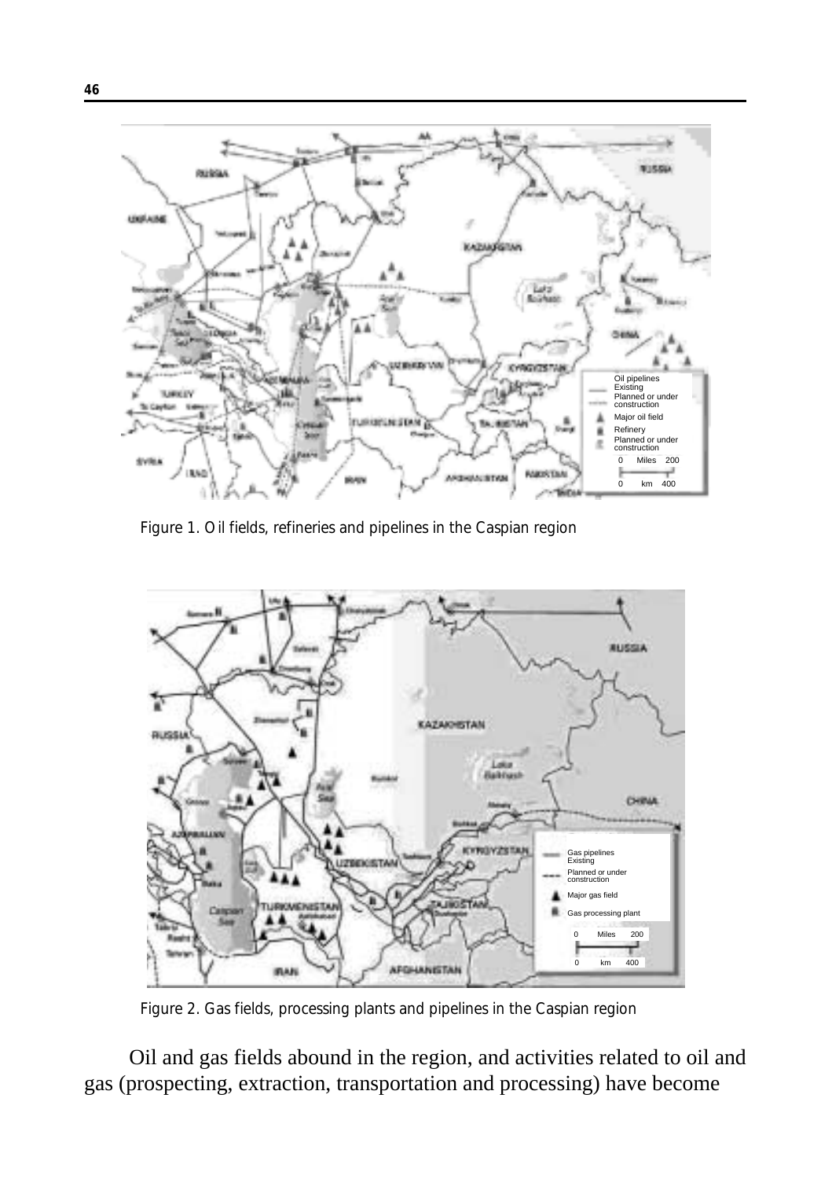Figure 1. Oil fields, refineries and pipelines in the Caspian region

Figure 2. Gas fields, processing plants and pipelines in the Caspian region

Oil and gas fields abound in the region, and activities related to oil and gas (prospecting, extraction, transportation and processing) have become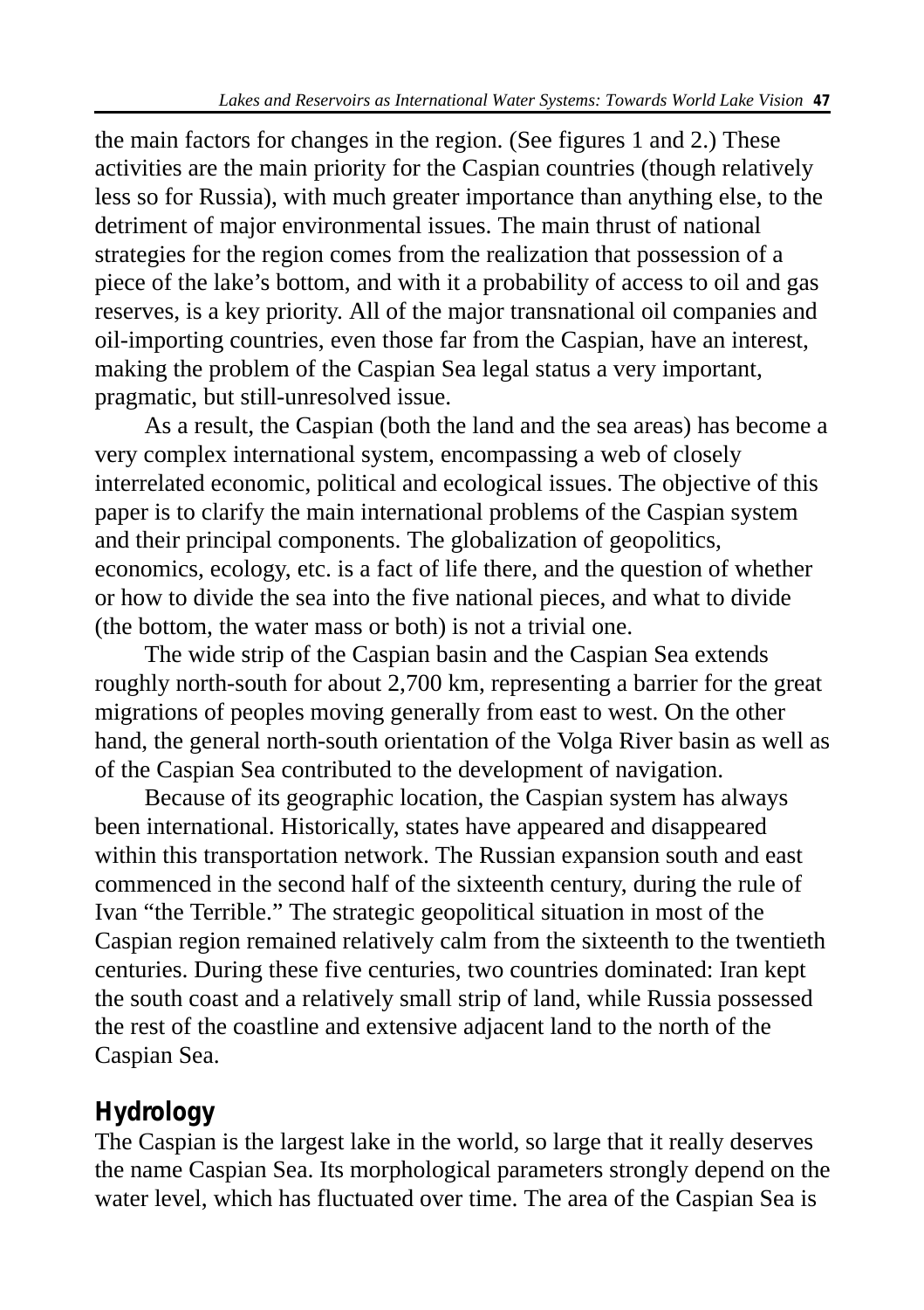the main factors for changes in the region. (See figures 1 and 2.) These activities are the main priority for the Caspian countries (though relatively less so for Russia), with much greater importance than anything else, to the detriment of major environmental issues. The main thrust of national strategies for the region comes from the realization that possession of a piece of the lake's bottom, and with it a probability of access to oil and gas reserves, is a key priority. All of the major transnational oil companies and oil-importing countries, even those far from the Caspian, have an interest, making the problem of the Caspian Sea legal status a very important, pragmatic, but still-unresolved issue.

As a result, the Caspian (both the land and the sea areas) has become a very complex international system, encompassing a web of closely interrelated economic, political and ecological issues. The objective of this paper is to clarify the main international problems of the Caspian system and their principal components. The globalization of geopolitics, economics, ecology, etc. is a fact of life there, and the question of whether or how to divide the sea into the five national pieces, and what to divide (the bottom, the water mass or both) is not a trivial one.

The wide strip of the Caspian basin and the Caspian Sea extends roughly north-south for about 2,700 km, representing a barrier for the great migrations of peoples moving generally from east to west. On the other hand, the general north-south orientation of the Volga River basin as well as of the Caspian Sea contributed to the development of navigation.

Because of its geographic location, the Caspian system has always been international. Historically, states have appeared and disappeared within this transportation network. The Russian expansion south and east commenced in the second half of the sixteenth century, during the rule of Ivan "the Terrible." The strategic geopolitical situation in most of the Caspian region remained relatively calm from the sixteenth to the twentieth centuries. During these five centuries, two countries dominated: Iran kept the south coast and a relatively small strip of land, while Russia possessed the rest of the coastline and extensive adjacent land to the north of the Caspian Sea.

## Hydrology

The Caspian is the largest lake in the world, so large that it really deserves the name Caspian Sea. Its morphological parameters strongly depend on the water level, which has fluctuated over time. The area of the Caspian Sea is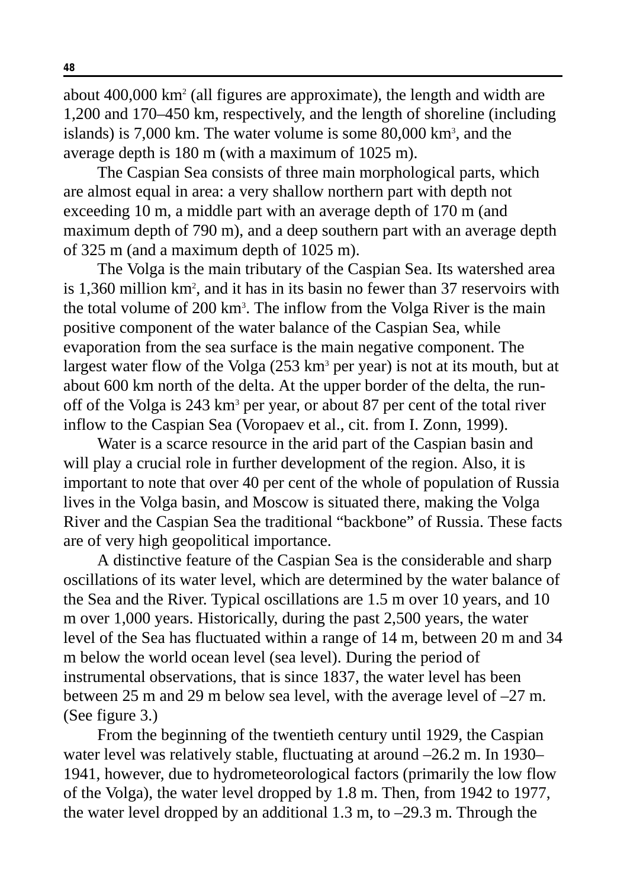about 400,000 km$^2$ (all figures are approximate), the length and width are 1,200 and 170–450 km, respectively, and the length of shoreline (including islands) is 7,000 km. The water volume is some 80,000 km$^3$, and the average depth is 180 m (with a maximum of 1025 m).

The Caspian Sea consists of three main morphological parts, which are almost equal in area: a very shallow northern part with depth not exceeding 10 m, a middle part with an average depth of 170 m (and maximum depth of 790 m), and a deep southern part with an average depth of 325 m (and a maximum depth of 1025 m).

The Volga is the main tributary of the Caspian Sea. Its watershed area is 1,360 million km$^2$, and it has in its basin no fewer than 37 reservoirs with the total volume of 200 km$^3$. The inflow from the Volga River is the main positive component of the water balance of the Caspian Sea, while evaporation from the sea surface is the main negative component. The largest water flow of the Volga (253 km$^3$ per year) is not at its mouth, but at about 600 km north of the delta. At the upper border of the delta, the run-off of the Volga is 243 km$^3$ per year, or about 87 per cent of the total river inflow to the Caspian Sea (Voropaev et al., cit. from I. Zonn, 1999).

Water is a scarce resource in the arid part of the Caspian basin and will play a crucial role in further development of the region. Also, it is important to note that over 40 per cent of the whole of population of Russia lives in the Volga basin, and Moscow is situated there, making the Volga River and the Caspian Sea the traditional "backbone" of Russia. These facts are of very high geopolitical importance.

A distinctive feature of the Caspian Sea is the considerable and sharp oscillations of its water level, which are determined by the water balance of the Sea and the River. Typical oscillations are 1.5 m over 10 years, and 10 m over 1,000 years. Historically, during the past 2,500 years, the water level of the Sea has fluctuated within a range of 14 m, between 20 m and 34 m below the world ocean level (sea level). During the period of instrumental observations, that is since 1837, the water level has been between 25 m and 29 m below sea level, with the average level of –27 m. (See figure 3.)

From the beginning of the twentieth century until 1929, the Caspian water level was relatively stable, fluctuating at around –26.2 m. In 1930–1941, however, due to hydrometeorological factors (primarily the low flow of the Volga), the water level dropped by 1.8 m. Then, from 1942 to 1977, the water level dropped by an additional 1.3 m, to –29.3 m. Through the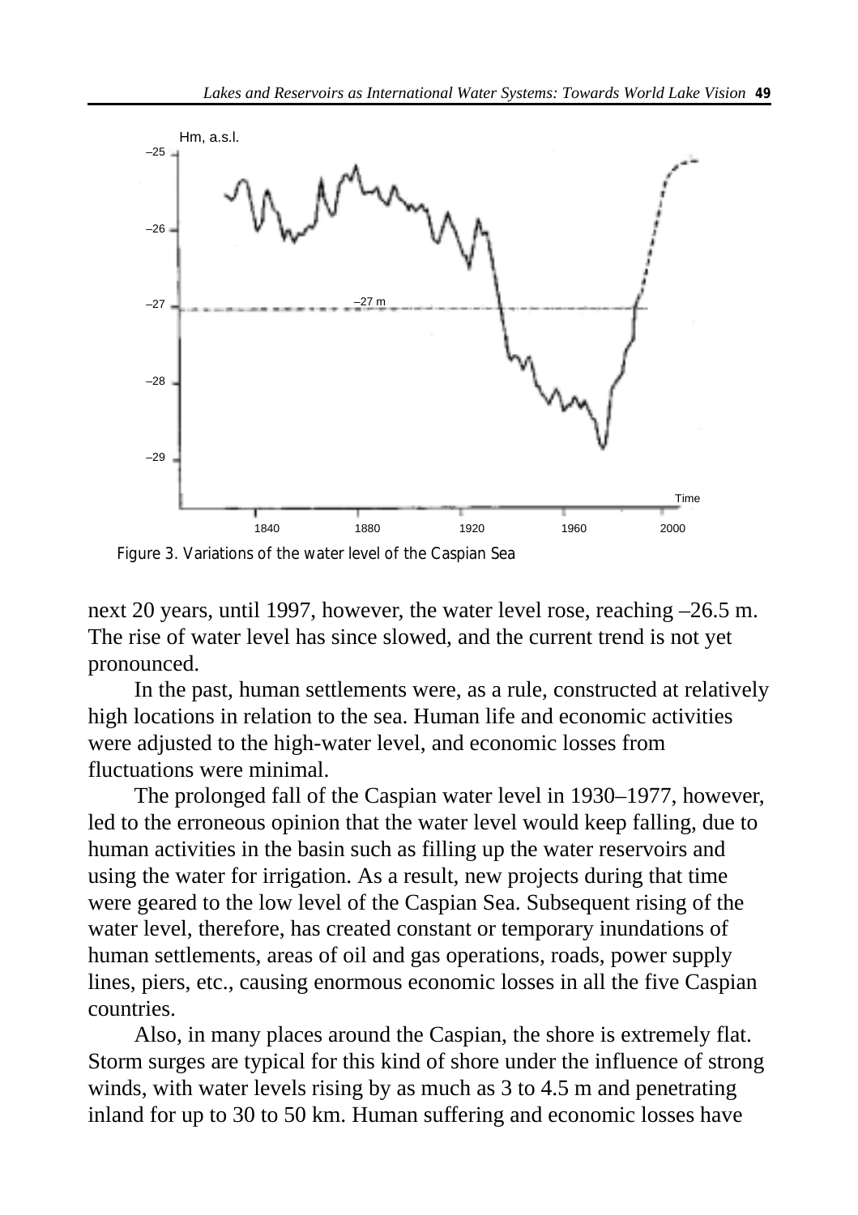Figure 3. Variations of the water level of the Caspian Sea

next 20 years, until 1997, however, the water level rose, reaching –26.5 m. The rise of water level has since slowed, and the current trend is not yet pronounced.

In the past, human settlements were, as a rule, constructed at relatively high locations in relation to the sea. Human life and economic activities were adjusted to the high-water level, and economic losses from fluctuations were minimal.

The prolonged fall of the Caspian water level in 1930–1977, however, led to the erroneous opinion that the water level would keep falling, due to human activities in the basin such as filling up the water reservoirs and using the water for irrigation. As a result, new projects during that time were geared to the low level of the Caspian Sea. Subsequent rising of the water level, therefore, has created constant or temporary inundations of human settlements, areas of oil and gas operations, roads, power supply lines, piers, etc., causing enormous economic losses in all the five Caspian countries.

Also, in many places around the Caspian, the shore is extremely flat. Storm surges are typical for this kind of shore under the influence of strong winds, with water levels rising by as much as 3 to 4.5 m and penetrating inland for up to 30 to 50 km. Human suffering and economic losses have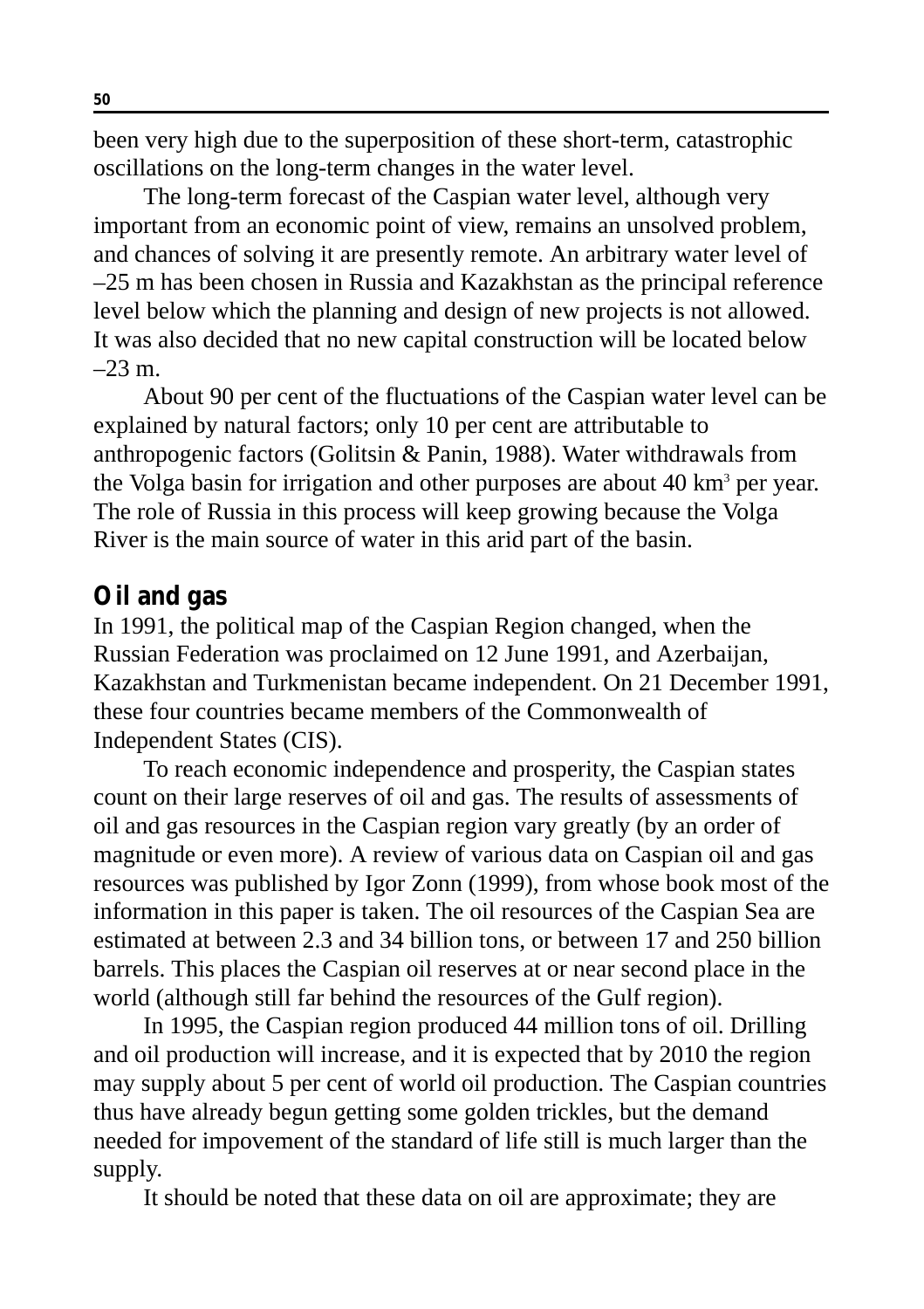been very high due to the superposition of these short-term, catastrophic oscillations on the long-term changes in the water level.

The long-term forecast of the Caspian water level, although very important from an economic point of view, remains an unsolved problem, and chances of solving it are presently remote. An arbitrary water level of –25 m has been chosen in Russia and Kazakhstan as the principal reference level below which the planning and design of new projects is not allowed. It was also decided that no new capital construction will be located below –23 m.

About 90 per cent of the fluctuations of the Caspian water level can be explained by natural factors; only 10 per cent are attributable to anthropogenic factors (Golitsin & Panin, 1988). Water withdrawals from the Volga basin for irrigation and other purposes are about 40 $km^3$ per year. The role of Russia in this process will keep growing because the Volga River is the main source of water in this arid part of the basin.

## Oil and gas

In 1991, the political map of the Caspian Region changed, when the Russian Federation was proclaimed on 12 June 1991, and Azerbaijan, Kazakhstan and Turkmenistan became independent. On 21 December 1991, these four countries became members of the Commonwealth of Independent States (CIS).

To reach economic independence and prosperity, the Caspian states count on their large reserves of oil and gas. The results of assessments of oil and gas resources in the Caspian region vary greatly (by an order of magnitude or even more). A review of various data on Caspian oil and gas resources was published by Igor Zonn (1999), from whose book most of the information in this paper is taken. The oil resources of the Caspian Sea are estimated at between 2.3 and 34 billion tons, or between 17 and 250 billion barrels. This places the Caspian oil reserves at or near second place in the world (although still far behind the resources of the Gulf region).

In 1995, the Caspian region produced 44 million tons of oil. Drilling and oil production will increase, and it is expected that by 2010 the region may supply about 5 per cent of world oil production. The Caspian countries thus have already begun getting some golden trickles, but the demand needed for impovement of the standard of life still is much larger than the supply.

It should be noted that these data on oil are approximate; they are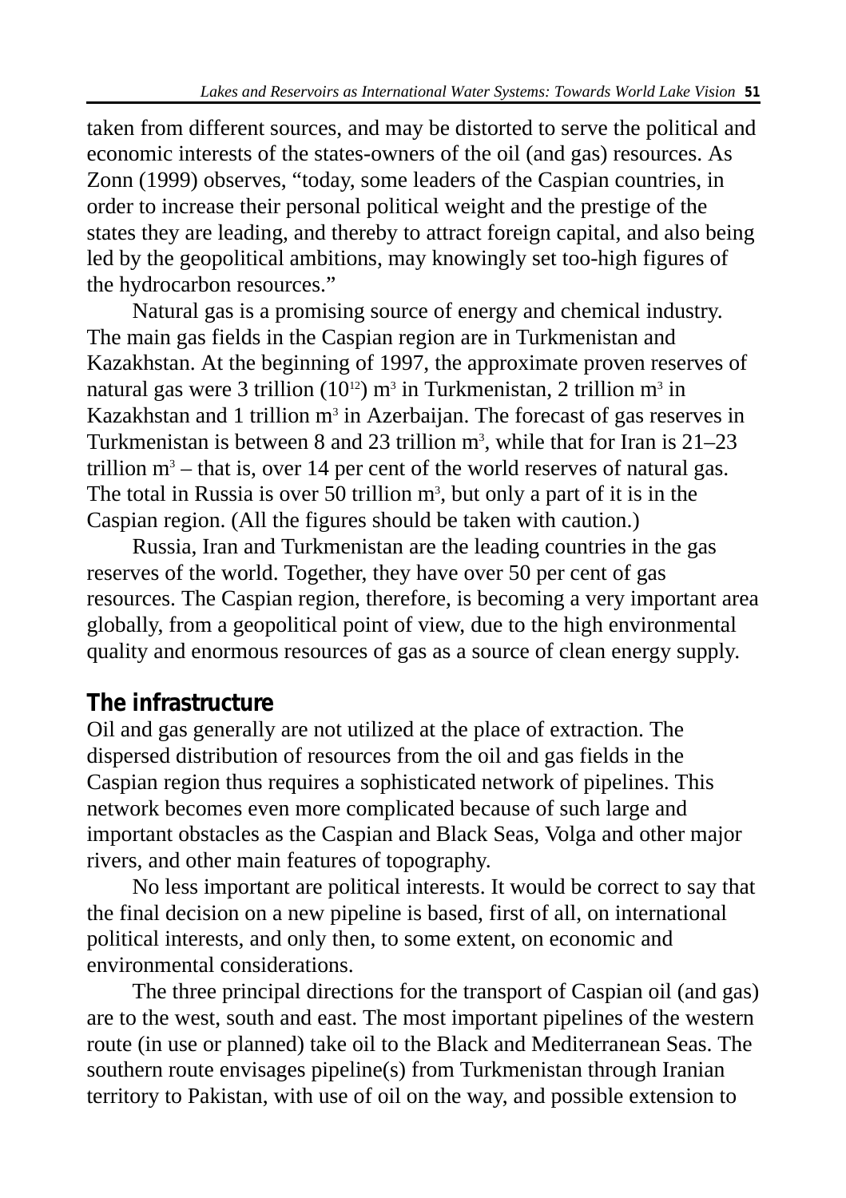taken from different sources, and may be distorted to serve the political and economic interests of the states-owners of the oil (and gas) resources. As Zonn (1999) observes, “today, some leaders of the Caspian countries, in order to increase their personal political weight and the prestige of the states they are leading, and thereby to attract foreign capital, and also being led by the geopolitical ambitions, may knowingly set too-high figures of the hydrocarbon resources.”

Natural gas is a promising source of energy and chemical industry. The main gas fields in the Caspian region are in Turkmenistan and Kazakhstan. At the beginning of 1997, the approximate proven reserves of natural gas were 3 trillion ($10^{12}$) $m^3$ in Turkmenistan, 2 trillion $m^3$ in Kazakhstan and 1 trillion $m^3$ in Azerbaijan. The forecast of gas reserves in Turkmenistan is between 8 and 23 trillion $m^3$, while that for Iran is 21–23 trillion $m^3$ – that is, over 14 per cent of the world reserves of natural gas. The total in Russia is over 50 trillion $m^3$, but only a part of it is in the Caspian region. (All the figures should be taken with caution.)

Russia, Iran and Turkmenistan are the leading countries in the gas reserves of the world. Together, they have over 50 per cent of gas resources. The Caspian region, therefore, is becoming a very important area globally, from a geopolitical point of view, due to the high environmental quality and enormous resources of gas as a source of clean energy supply.

## The infrastructure

Oil and gas generally are not utilized at the place of extraction. The dispersed distribution of resources from the oil and gas fields in the Caspian region thus requires a sophisticated network of pipelines. This network becomes even more complicated because of such large and important obstacles as the Caspian and Black Seas, Volga and other major rivers, and other main features of topography.

No less important are political interests. It would be correct to say that the final decision on a new pipeline is based, first of all, on international political interests, and only then, to some extent, on economic and environmental considerations.

The three principal directions for the transport of Caspian oil (and gas) are to the west, south and east. The most important pipelines of the western route (in use or planned) take oil to the Black and Mediterranean Seas. The southern route envisages pipeline(s) from Turkmenistan through Iranian territory to Pakistan, with use of oil on the way, and possible extension to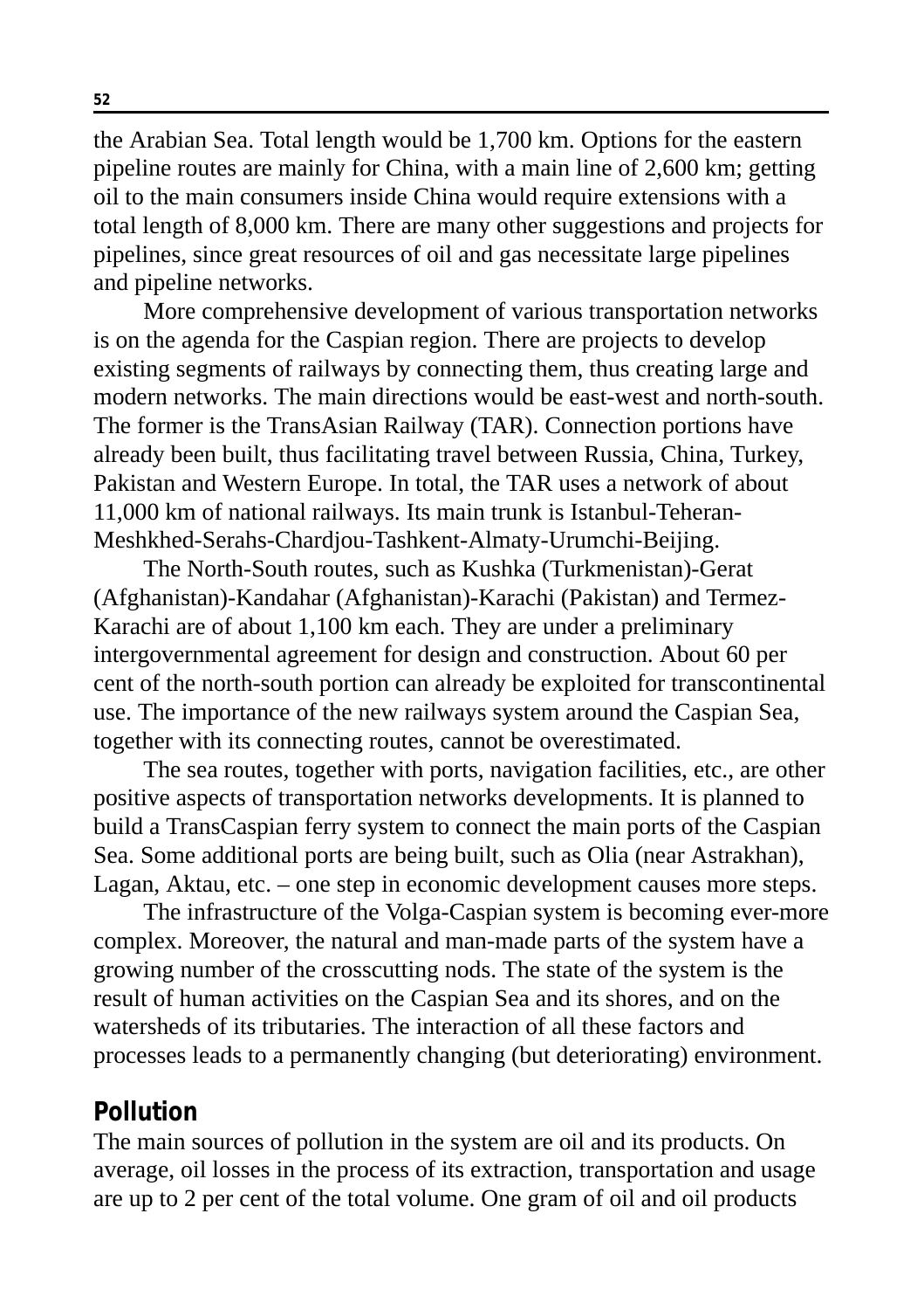the Arabian Sea. Total length would be 1,700 km. Options for the eastern pipeline routes are mainly for China, with a main line of 2,600 km; getting oil to the main consumers inside China would require extensions with a total length of 8,000 km. There are many other suggestions and projects for pipelines, since great resources of oil and gas necessitate large pipelines and pipeline networks.

More comprehensive development of various transportation networks is on the agenda for the Caspian region. There are projects to develop existing segments of railways by connecting them, thus creating large and modern networks. The main directions would be east-west and north-south. The former is the TransAsian Railway (TAR). Connection portions have already been built, thus facilitating travel between Russia, China, Turkey, Pakistan and Western Europe. In total, the TAR uses a network of about 11,000 km of national railways. Its main trunk is Istanbul-Teheran-Meshkhed-Serahs-Chardjou-Tashkent-Almaty-Urumchi-Beijing.

The North-South routes, such as Kushka (Turkmenistan)-Gerat (Afghanistan)-Kandahar (Afghanistan)-Karachi (Pakistan) and Termez-Karachi are of about 1,100 km each. They are under a preliminary intergovernmental agreement for design and construction. About 60 per cent of the north-south portion can already be exploited for transcontinental use. The importance of the new railways system around the Caspian Sea, together with its connecting routes, cannot be overestimated.

The sea routes, together with ports, navigation facilities, etc., are other positive aspects of transportation networks developments. It is planned to build a TransCaspian ferry system to connect the main ports of the Caspian Sea. Some additional ports are being built, such as Olia (near Astrakhan), Lagan, Aktau, etc. – one step in economic development causes more steps.

The infrastructure of the Volga-Caspian system is becoming ever-more complex. Moreover, the natural and man-made parts of the system have a growing number of the crosscutting nods. The state of the system is the result of human activities on the Caspian Sea and its shores, and on the watersheds of its tributaries. The interaction of all these factors and processes leads to a permanently changing (but deteriorating) environment.

## Pollution

The main sources of pollution in the system are oil and its products. On average, oil losses in the process of its extraction, transportation and usage are up to 2 per cent of the total volume. One gram of oil and oil products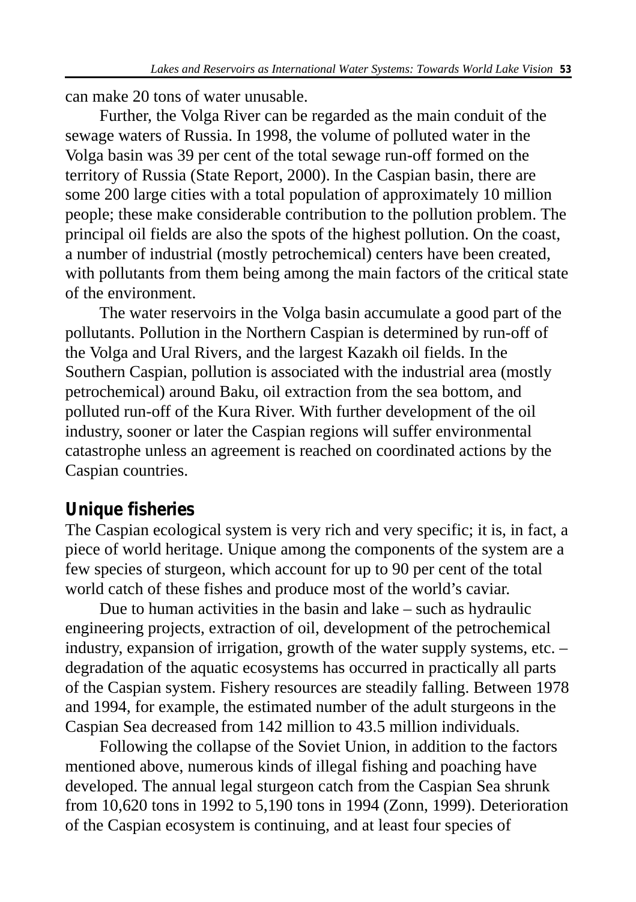can make 20 tons of water unusable.

Further, the Volga River can be regarded as the main conduit of the sewage waters of Russia. In 1998, the volume of polluted water in the Volga basin was 39 per cent of the total sewage run-off formed on the territory of Russia (State Report, 2000). In the Caspian basin, there are some 200 large cities with a total population of approximately 10 million people; these make considerable contribution to the pollution problem. The principal oil fields are also the spots of the highest pollution. On the coast, a number of industrial (mostly petrochemical) centers have been created, with pollutants from them being among the main factors of the critical state of the environment.

The water reservoirs in the Volga basin accumulate a good part of the pollutants. Pollution in the Northern Caspian is determined by run-off of the Volga and Ural Rivers, and the largest Kazakh oil fields. In the Southern Caspian, pollution is associated with the industrial area (mostly petrochemical) around Baku, oil extraction from the sea bottom, and polluted run-off of the Kura River. With further development of the oil industry, sooner or later the Caspian regions will suffer environmental catastrophe unless an agreement is reached on coordinated actions by the Caspian countries.

## Unique fisheries

The Caspian ecological system is very rich and very specific; it is, in fact, a piece of world heritage. Unique among the components of the system are a few species of sturgeon, which account for up to 90 per cent of the total world catch of these fishes and produce most of the world's caviar.

Due to human activities in the basin and lake – such as hydraulic engineering projects, extraction of oil, development of the petrochemical industry, expansion of irrigation, growth of the water supply systems, etc. – degradation of the aquatic ecosystems has occurred in practically all parts of the Caspian system. Fishery resources are steadily falling. Between 1978 and 1994, for example, the estimated number of the adult sturgeons in the Caspian Sea decreased from 142 million to 43.5 million individuals.

Following the collapse of the Soviet Union, in addition to the factors mentioned above, numerous kinds of illegal fishing and poaching have developed. The annual legal sturgeon catch from the Caspian Sea shrunk from 10,620 tons in 1992 to 5,190 tons in 1994 (Zonn, 1999). Deterioration of the Caspian ecosystem is continuing, and at least four species of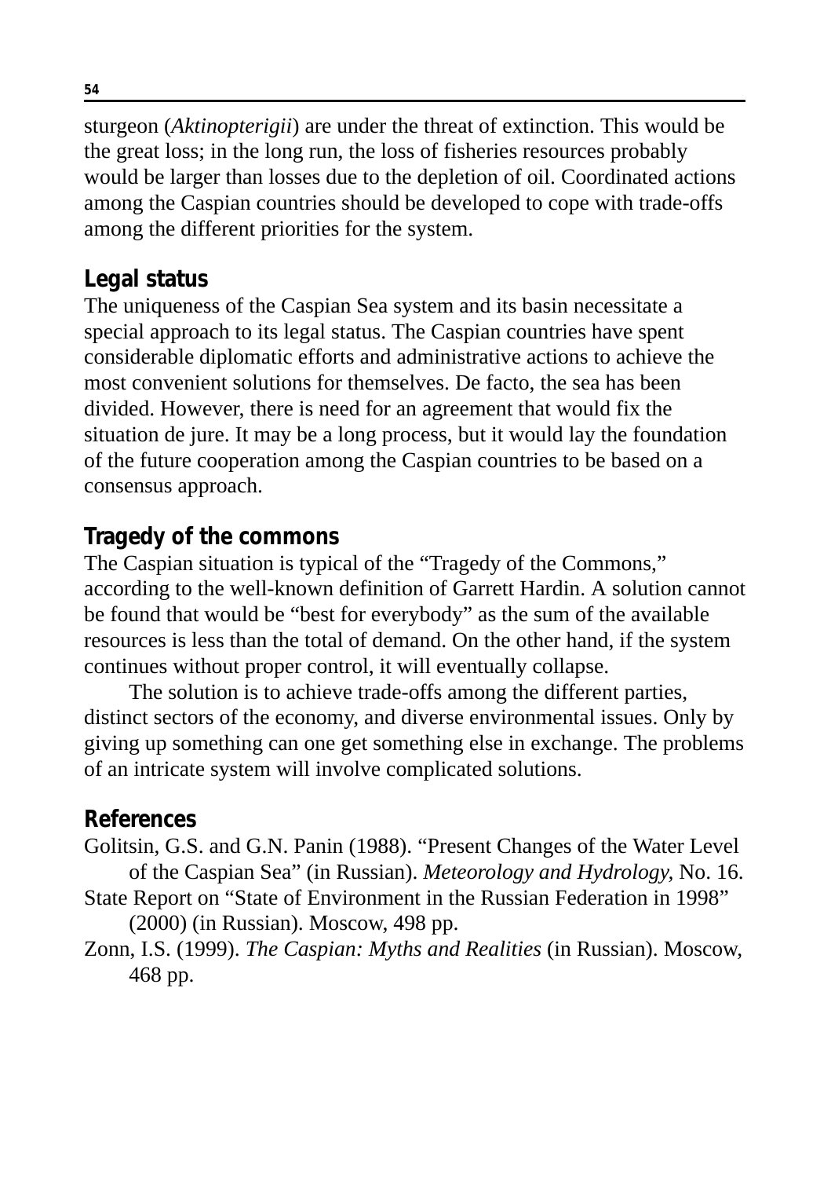sturgeon (*Aktinopterigii*) are under the threat of extinction. This would be the great loss; in the long run, the loss of fisheries resources probably would be larger than losses due to the depletion of oil. Coordinated actions among the Caspian countries should be developed to cope with trade-offs among the different priorities for the system.

## Legal status

The uniqueness of the Caspian Sea system and its basin necessitate a special approach to its legal status. The Caspian countries have spent considerable diplomatic efforts and administrative actions to achieve the most convenient solutions for themselves. De facto, the sea has been divided. However, there is need for an agreement that would fix the situation de jure. It may be a long process, but it would lay the foundation of the future cooperation among the Caspian countries to be based on a consensus approach.

## Tragedy of the commons

The Caspian situation is typical of the "Tragedy of the Commons," according to the well-known definition of Garrett Hardin. A solution cannot be found that would be "best for everybody" as the sum of the available resources is less than the total of demand. On the other hand, if the system continues without proper control, it will eventually collapse.

The solution is to achieve trade-offs among the different parties, distinct sectors of the economy, and diverse environmental issues. Only by giving up something can one get something else in exchange. The problems of an intricate system will involve complicated solutions.

## References

Golitsin, G.S. and G.N. Panin (1988). "Present Changes of the Water Level of the Caspian Sea" (in Russian). *Meteorology and Hydrology*, No. 16.

State Report on "State of Environment in the Russian Federation in 1998" (2000) (in Russian). Moscow, 498 pp.

Zonn, I.S. (1999). *The Caspian: Myths and Realities* (in Russian). Moscow, 468 pp.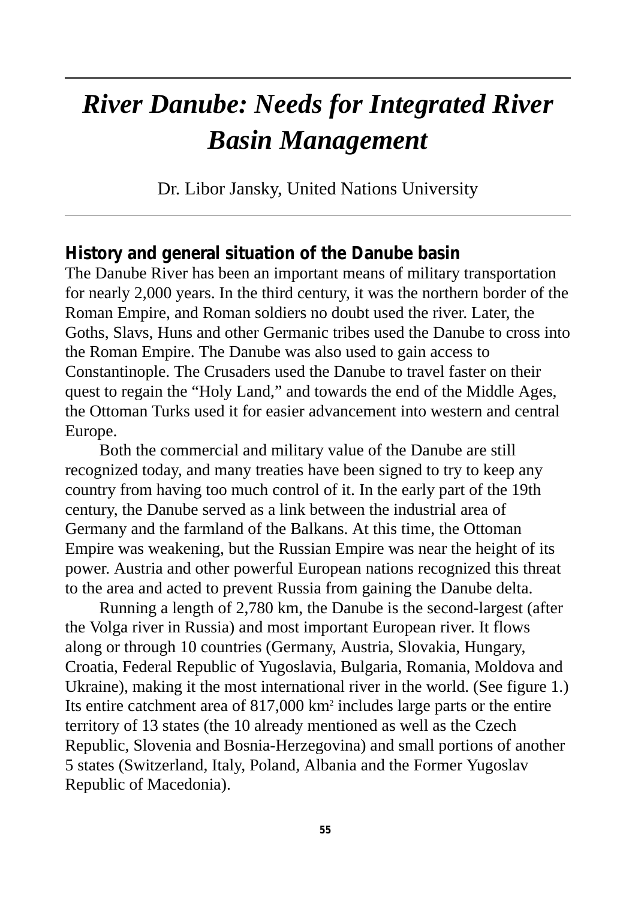# *River Danube: Needs for Integrated River Basin Management*

Dr. Libor Jansky, United Nations University

## History and general situation of the Danube basin

The Danube River has been an important means of military transportation for nearly 2,000 years. In the third century, it was the northern border of the Roman Empire, and Roman soldiers no doubt used the river. Later, the Goths, Slavs, Huns and other Germanic tribes used the Danube to cross into the Roman Empire. The Danube was also used to gain access to Constantinople. The Crusaders used the Danube to travel faster on their quest to regain the "Holy Land," and towards the end of the Middle Ages, the Ottoman Turks used it for easier advancement into western and central Europe.

Both the commercial and military value of the Danube are still recognized today, and many treaties have been signed to try to keep any country from having too much control of it. In the early part of the 19th century, the Danube served as a link between the industrial area of Germany and the farmland of the Balkans. At this time, the Ottoman Empire was weakening, but the Russian Empire was near the height of its power. Austria and other powerful European nations recognized this threat to the area and acted to prevent Russia from gaining the Danube delta.

Running a length of 2,780 km, the Danube is the second-largest (after the Volga river in Russia) and most important European river. It flows along or through 10 countries (Germany, Austria, Slovakia, Hungary, Croatia, Federal Republic of Yugoslavia, Bulgaria, Romania, Moldova and Ukraine), making it the most international river in the world. (See figure 1.) Its entire catchment area of 817,000 km$^2$ includes large parts or the entire territory of 13 states (the 10 already mentioned as well as the Czech Republic, Slovenia and Bosnia-Herzegovina) and small portions of another 5 states (Switzerland, Italy, Poland, Albania and the Former Yugoslav Republic of Macedonia).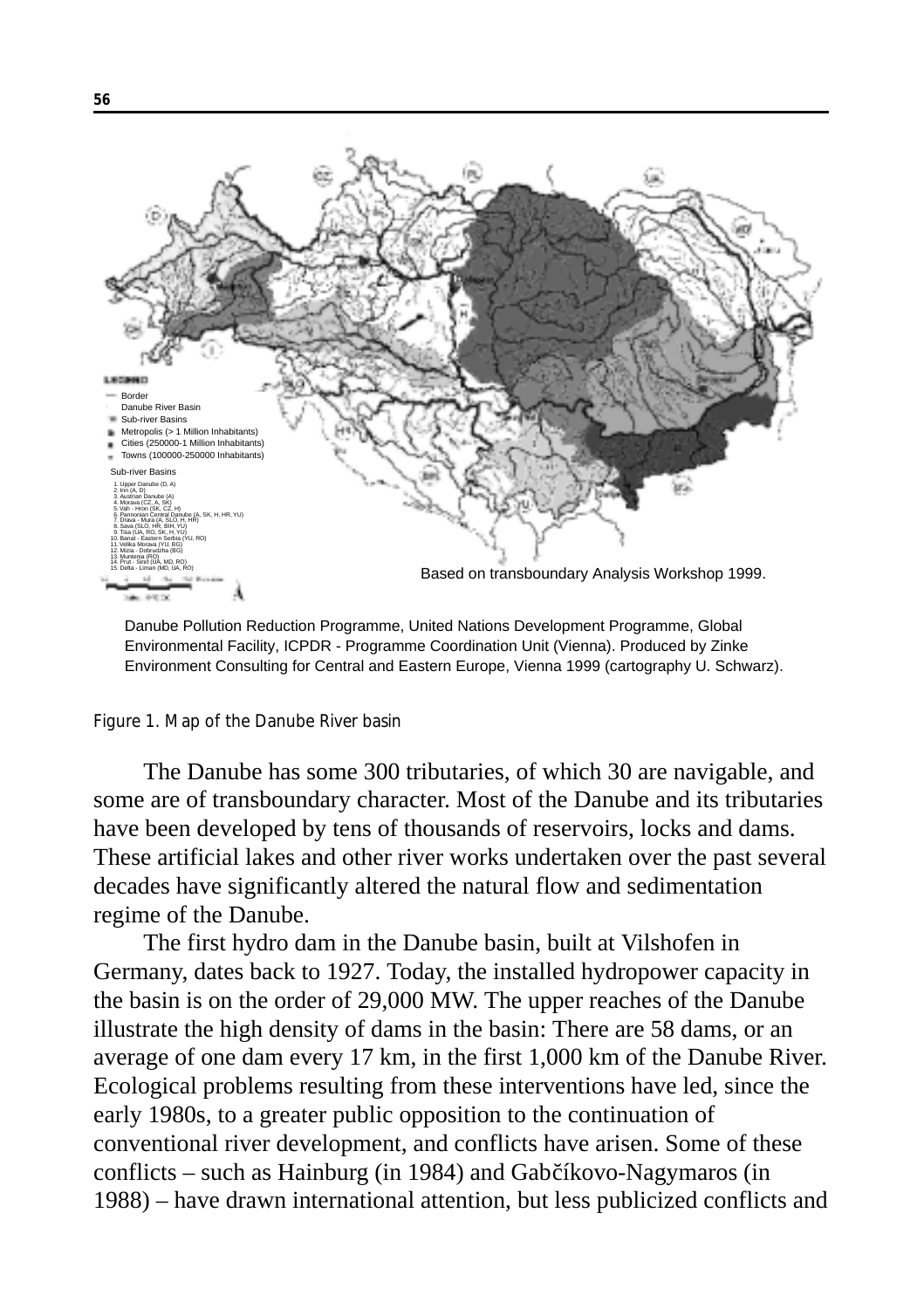Based on transboundary Analysis Workshop 1999.

Danube Pollution Reduction Programme, United Nations Development Programme, Global Environmental Facility, ICPDR - Programme Coordination Unit (Vienna). Produced by Zinke Environment Consulting for Central and Eastern Europe, Vienna 1999 (cartography U. Schwarz).

Figure 1. Map of the Danube River basin

The Danube has some 300 tributaries, of which 30 are navigable, and some are of transboundary character. Most of the Danube and its tributaries have been developed by tens of thousands of reservoirs, locks and dams. These artificial lakes and other river works undertaken over the past several decades have significantly altered the natural flow and sedimentation regime of the Danube.

The first hydro dam in the Danube basin, built at Vilshofen in Germany, dates back to 1927. Today, the installed hydropower capacity in the basin is on the order of 29,000 MW. The upper reaches of the Danube illustrate the high density of dams in the basin: There are 58 dams, or an average of one dam every 17 km, in the first 1,000 km of the Danube River. Ecological problems resulting from these interventions have led, since the early 1980s, to a greater public opposition to the continuation of conventional river development, and conflicts have arisen. Some of these conflicts – such as Hainburg (in 1984) and Gabčíkovo-Nagymaros (in 1988) – have drawn international attention, but less publicized conflicts and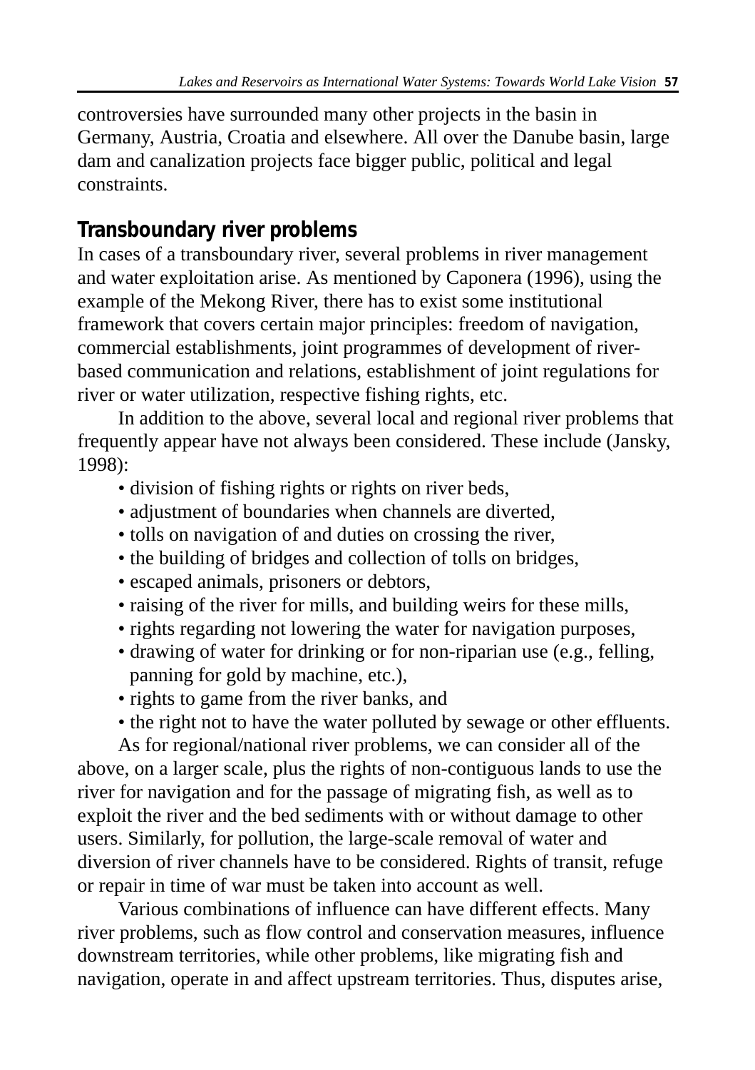controversies have surrounded many other projects in the basin in Germany, Austria, Croatia and elsewhere. All over the Danube basin, large dam and canalization projects face bigger public, political and legal constraints.

## Transboundary river problems

In cases of a transboundary river, several problems in river management and water exploitation arise. As mentioned by Caponera (1996), using the example of the Mekong River, there has to exist some institutional framework that covers certain major principles: freedom of navigation, commercial establishments, joint programmes of development of river-based communication and relations, establishment of joint regulations for river or water utilization, respective fishing rights, etc.

In addition to the above, several local and regional river problems that frequently appear have not always been considered. These include (Jansky, 1998):

- division of fishing rights or rights on river beds,
- adjustment of boundaries when channels are diverted,
- tolls on navigation of and duties on crossing the river,
- the building of bridges and collection of tolls on bridges,
- escaped animals, prisoners or debtors,
- raising of the river for mills, and building weirs for these mills,
- rights regarding not lowering the water for navigation purposes,
- drawing of water for drinking or for non-riparian use (e.g., felling, panning for gold by machine, etc.),
- rights to game from the river banks, and
- the right not to have the water polluted by sewage or other effluents.

As for regional/national river problems, we can consider all of the above, on a larger scale, plus the rights of non-contiguous lands to use the river for navigation and for the passage of migrating fish, as well as to exploit the river and the bed sediments with or without damage to other users. Similarly, for pollution, the large-scale removal of water and diversion of river channels have to be considered. Rights of transit, refuge or repair in time of war must be taken into account as well.

Various combinations of influence can have different effects. Many river problems, such as flow control and conservation measures, influence downstream territories, while other problems, like migrating fish and navigation, operate in and affect upstream territories. Thus, disputes arise,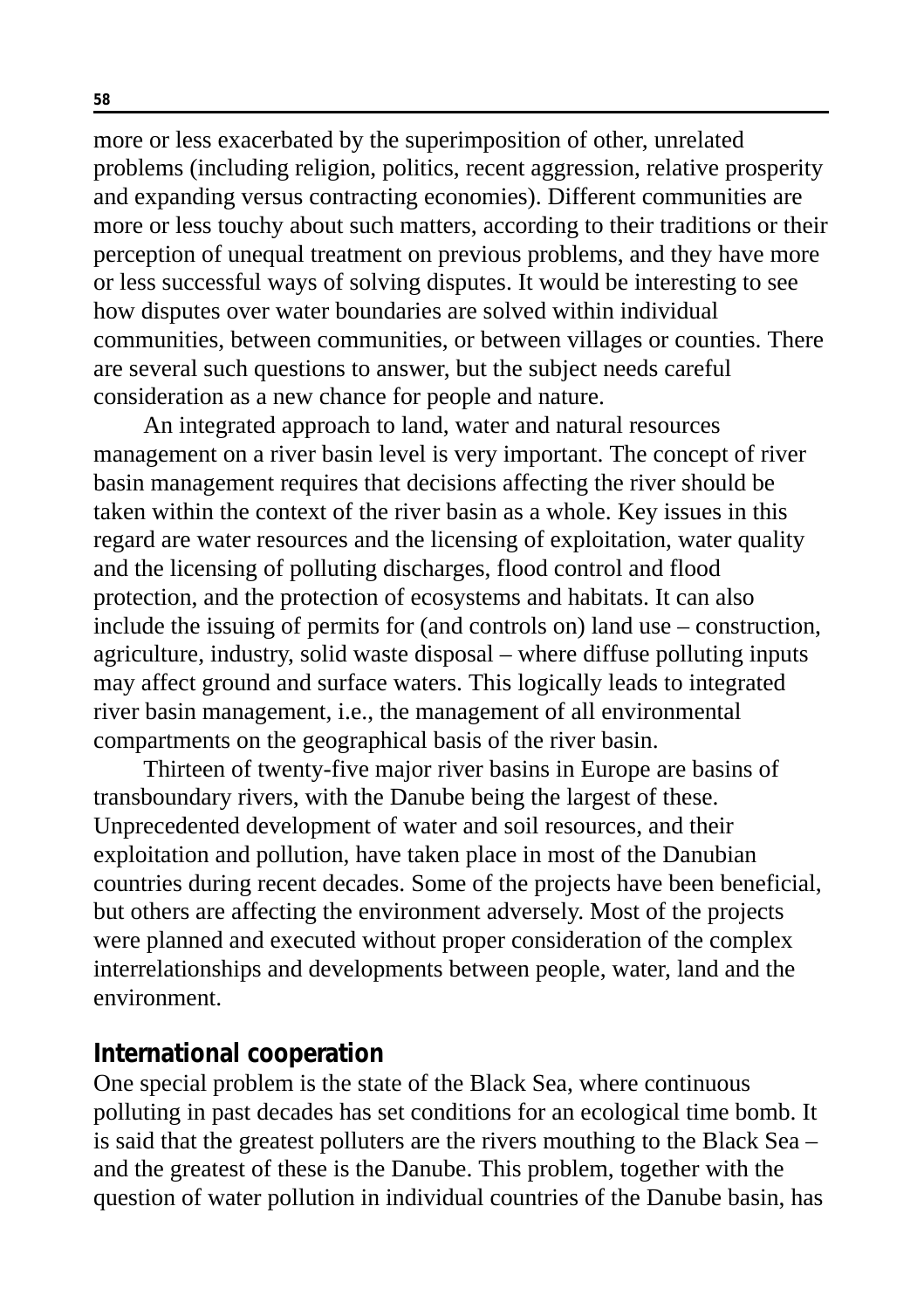more or less exacerbated by the superimposition of other, unrelated problems (including religion, politics, recent aggression, relative prosperity and expanding versus contracting economies). Different communities are more or less touchy about such matters, according to their traditions or their perception of unequal treatment on previous problems, and they have more or less successful ways of solving disputes. It would be interesting to see how disputes over water boundaries are solved within individual communities, between communities, or between villages or counties. There are several such questions to answer, but the subject needs careful consideration as a new chance for people and nature.

An integrated approach to land, water and natural resources management on a river basin level is very important. The concept of river basin management requires that decisions affecting the river should be taken within the context of the river basin as a whole. Key issues in this regard are water resources and the licensing of exploitation, water quality and the licensing of polluting discharges, flood control and flood protection, and the protection of ecosystems and habitats. It can also include the issuing of permits for (and controls on) land use – construction, agriculture, industry, solid waste disposal – where diffuse polluting inputs may affect ground and surface waters. This logically leads to integrated river basin management, i.e., the management of all environmental compartments on the geographical basis of the river basin.

Thirteen of twenty-five major river basins in Europe are basins of transboundary rivers, with the Danube being the largest of these. Unprecedented development of water and soil resources, and their exploitation and pollution, have taken place in most of the Danubian countries during recent decades. Some of the projects have been beneficial, but others are affecting the environment adversely. Most of the projects were planned and executed without proper consideration of the complex interrelationships and developments between people, water, land and the environment.

## International cooperation

One special problem is the state of the Black Sea, where continuous polluting in past decades has set conditions for an ecological time bomb. It is said that the greatest polluters are the rivers mouthing to the Black Sea – and the greatest of these is the Danube. This problem, together with the question of water pollution in individual countries of the Danube basin, has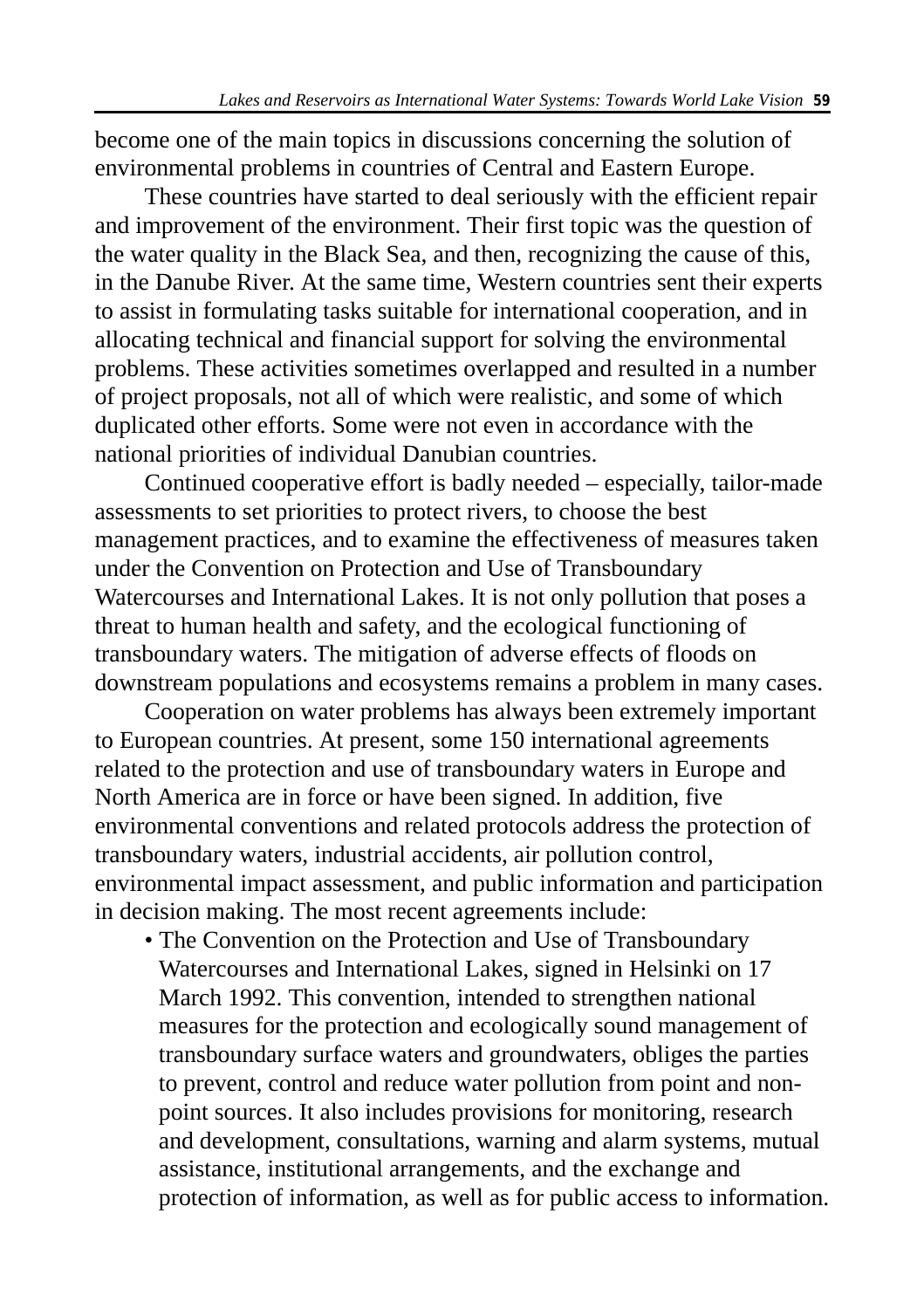become one of the main topics in discussions concerning the solution of environmental problems in countries of Central and Eastern Europe.

These countries have started to deal seriously with the efficient repair and improvement of the environment. Their first topic was the question of the water quality in the Black Sea, and then, recognizing the cause of this, in the Danube River. At the same time, Western countries sent their experts to assist in formulating tasks suitable for international cooperation, and in allocating technical and financial support for solving the environmental problems. These activities sometimes overlapped and resulted in a number of project proposals, not all of which were realistic, and some of which duplicated other efforts. Some were not even in accordance with the national priorities of individual Danubian countries.

Continued cooperative effort is badly needed – especially, tailor-made assessments to set priorities to protect rivers, to choose the best management practices, and to examine the effectiveness of measures taken under the Convention on Protection and Use of Transboundary Watercourses and International Lakes. It is not only pollution that poses a threat to human health and safety, and the ecological functioning of transboundary waters. The mitigation of adverse effects of floods on downstream populations and ecosystems remains a problem in many cases.

Cooperation on water problems has always been extremely important to European countries. At present, some 150 international agreements related to the protection and use of transboundary waters in Europe and North America are in force or have been signed. In addition, five environmental conventions and related protocols address the protection of transboundary waters, industrial accidents, air pollution control, environmental impact assessment, and public information and participation in decision making. The most recent agreements include:

- The Convention on the Protection and Use of Transboundary Watercourses and International Lakes, signed in Helsinki on 17 March 1992. This convention, intended to strengthen national measures for the protection and ecologically sound management of transboundary surface waters and groundwaters, obliges the parties to prevent, control and reduce water pollution from point and non-point sources. It also includes provisions for monitoring, research and development, consultations, warning and alarm systems, mutual assistance, institutional arrangements, and the exchange and protection of information, as well as for public access to information.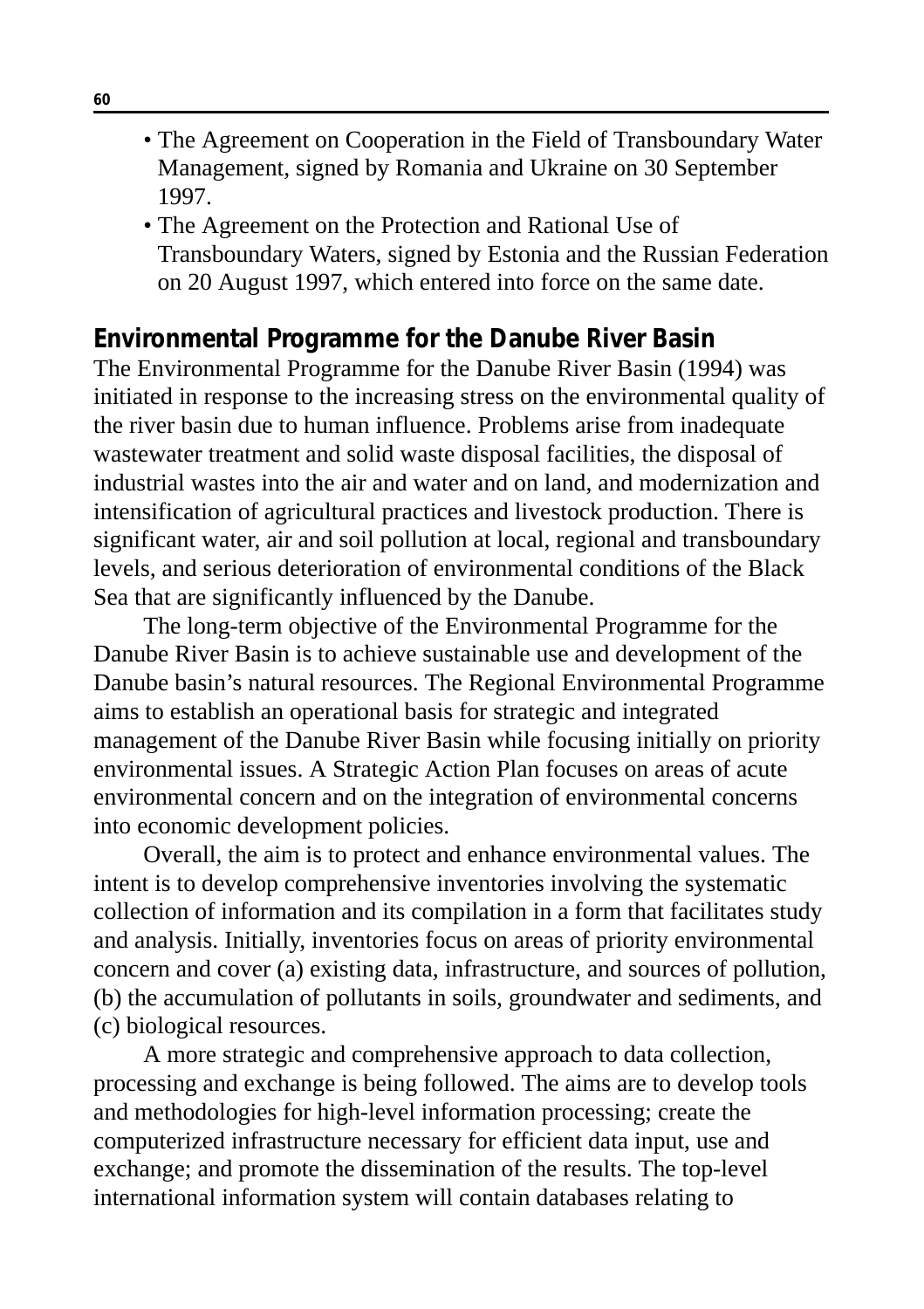- The Agreement on Cooperation in the Field of Transboundary Water Management, signed by Romania and Ukraine on 30 September 1997.
- The Agreement on the Protection and Rational Use of Transboundary Waters, signed by Estonia and the Russian Federation on 20 August 1997, which entered into force on the same date.

## Environmental Programme for the Danube River Basin

The Environmental Programme for the Danube River Basin (1994) was initiated in response to the increasing stress on the environmental quality of the river basin due to human influence. Problems arise from inadequate wastewater treatment and solid waste disposal facilities, the disposal of industrial wastes into the air and water and on land, and modernization and intensification of agricultural practices and livestock production. There is significant water, air and soil pollution at local, regional and transboundary levels, and serious deterioration of environmental conditions of the Black Sea that are significantly influenced by the Danube.

The long-term objective of the Environmental Programme for the Danube River Basin is to achieve sustainable use and development of the Danube basin's natural resources. The Regional Environmental Programme aims to establish an operational basis for strategic and integrated management of the Danube River Basin while focusing initially on priority environmental issues. A Strategic Action Plan focuses on areas of acute environmental concern and on the integration of environmental concerns into economic development policies.

Overall, the aim is to protect and enhance environmental values. The intent is to develop comprehensive inventories involving the systematic collection of information and its compilation in a form that facilitates study and analysis. Initially, inventories focus on areas of priority environmental concern and cover (a) existing data, infrastructure, and sources of pollution, (b) the accumulation of pollutants in soils, groundwater and sediments, and (c) biological resources.

A more strategic and comprehensive approach to data collection, processing and exchange is being followed. The aims are to develop tools and methodologies for high-level information processing; create the computerized infrastructure necessary for efficient data input, use and exchange; and promote the dissemination of the results. The top-level international information system will contain databases relating to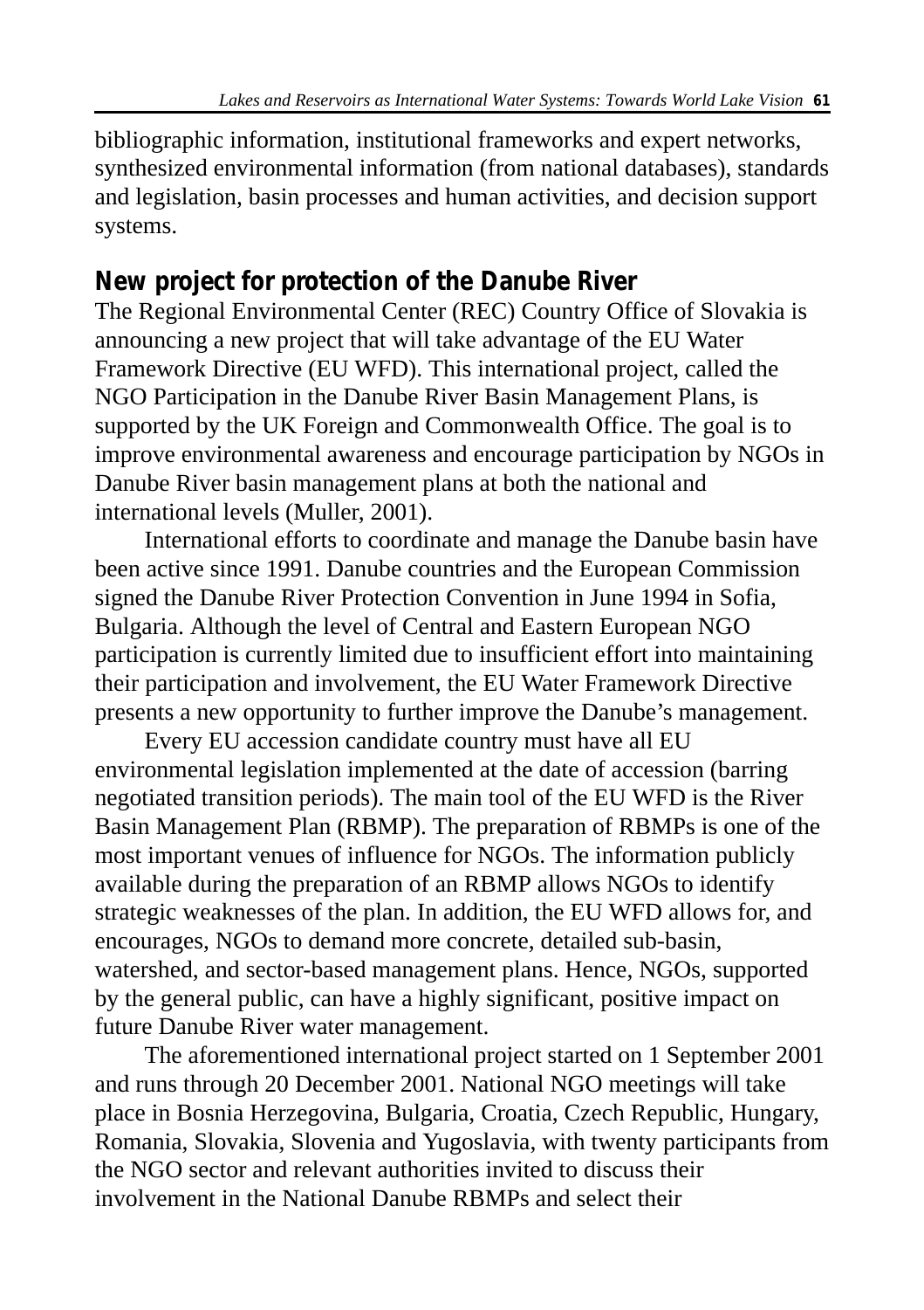bibliographic information, institutional frameworks and expert networks, synthesized environmental information (from national databases), standards and legislation, basin processes and human activities, and decision support systems.

## New project for protection of the Danube River

The Regional Environmental Center (REC) Country Office of Slovakia is announcing a new project that will take advantage of the EU Water Framework Directive (EU WFD). This international project, called the NGO Participation in the Danube River Basin Management Plans, is supported by the UK Foreign and Commonwealth Office. The goal is to improve environmental awareness and encourage participation by NGOs in Danube River basin management plans at both the national and international levels (Muller, 2001).

International efforts to coordinate and manage the Danube basin have been active since 1991. Danube countries and the European Commission signed the Danube River Protection Convention in June 1994 in Sofia, Bulgaria. Although the level of Central and Eastern European NGO participation is currently limited due to insufficient effort into maintaining their participation and involvement, the EU Water Framework Directive presents a new opportunity to further improve the Danube's management.

Every EU accession candidate country must have all EU environmental legislation implemented at the date of accession (barring negotiated transition periods). The main tool of the EU WFD is the River Basin Management Plan (RBMP). The preparation of RBMPs is one of the most important venues of influence for NGOs. The information publicly available during the preparation of an RBMP allows NGOs to identify strategic weaknesses of the plan. In addition, the EU WFD allows for, and encourages, NGOs to demand more concrete, detailed sub-basin, watershed, and sector-based management plans. Hence, NGOs, supported by the general public, can have a highly significant, positive impact on future Danube River water management.

The aforementioned international project started on 1 September 2001 and runs through 20 December 2001. National NGO meetings will take place in Bosnia Herzegovina, Bulgaria, Croatia, Czech Republic, Hungary, Romania, Slovakia, Slovenia and Yugoslavia, with twenty participants from the NGO sector and relevant authorities invited to discuss their involvement in the National Danube RBMPs and select their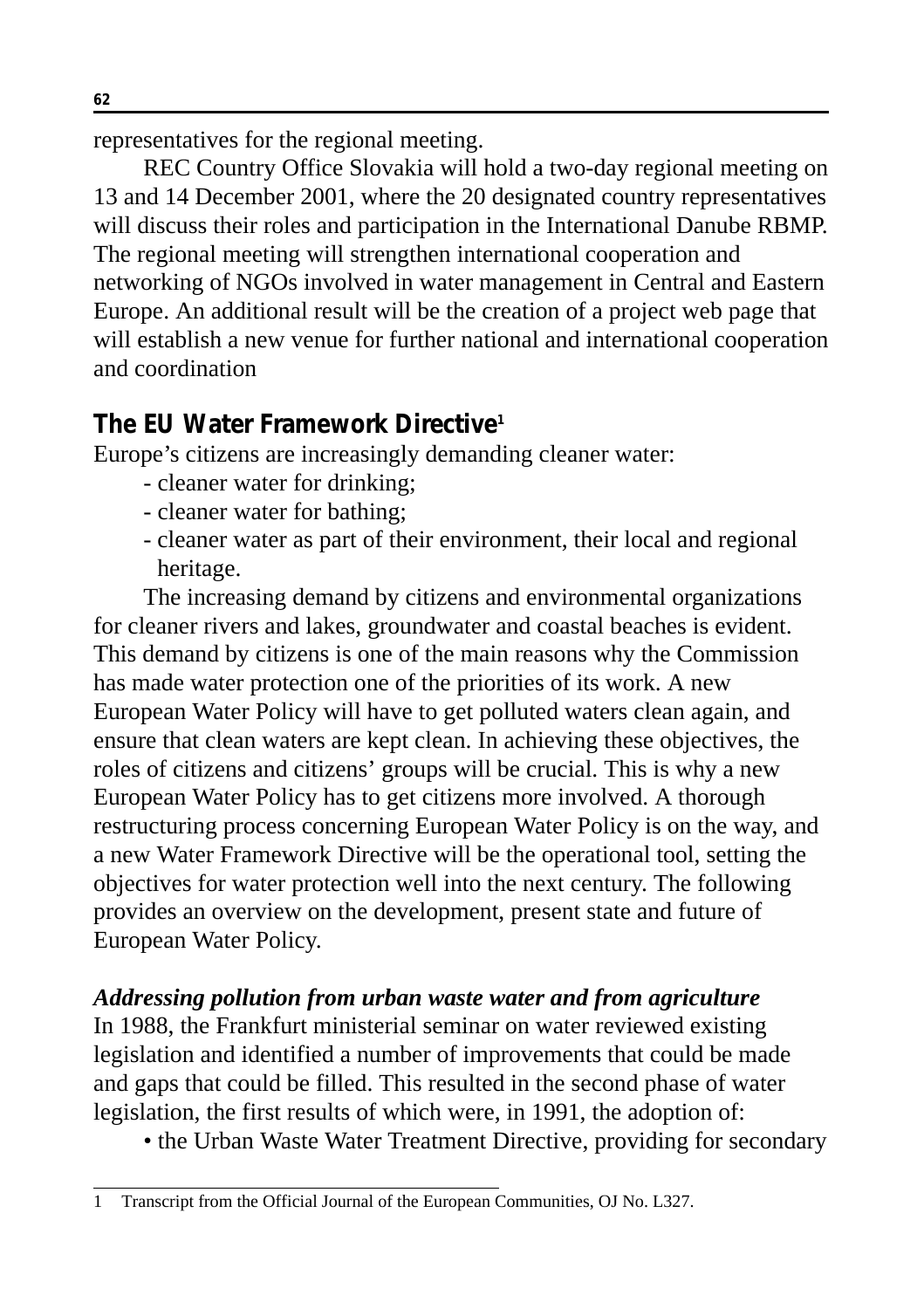representatives for the regional meeting.

REC Country Office Slovakia will hold a two-day regional meeting on 13 and 14 December 2001, where the 20 designated country representatives will discuss their roles and participation in the International Danube RBMP. The regional meeting will strengthen international cooperation and networking of NGOs involved in water management in Central and Eastern Europe. An additional result will be the creation of a project web page that will establish a new venue for further national and international cooperation and coordination

## The EU Water Framework Directive[1]

Europe's citizens are increasingly demanding cleaner water:

- cleaner water for drinking;
- cleaner water for bathing;
- cleaner water as part of their environment, their local and regional heritage.

The increasing demand by citizens and environmental organizations for cleaner rivers and lakes, groundwater and coastal beaches is evident. This demand by citizens is one of the main reasons why the Commission has made water protection one of the priorities of its work. A new European Water Policy will have to get polluted waters clean again, and ensure that clean waters are kept clean. In achieving these objectives, the roles of citizens and citizens' groups will be crucial. This is why a new European Water Policy has to get citizens more involved. A thorough restructuring process concerning European Water Policy is on the way, and a new Water Framework Directive will be the operational tool, setting the objectives for water protection well into the next century. The following provides an overview on the development, present state and future of European Water Policy.

### *Addressing pollution from urban waste water and from agriculture*

In 1988, the Frankfurt ministerial seminar on water reviewed existing legislation and identified a number of improvements that could be made and gaps that could be filled. This resulted in the second phase of water legislation, the first results of which were, in 1991, the adoption of:

- the Urban Waste Water Treatment Directive, providing for secondary

---

1 Transcript from the Official Journal of the European Communities, OJ No. L327.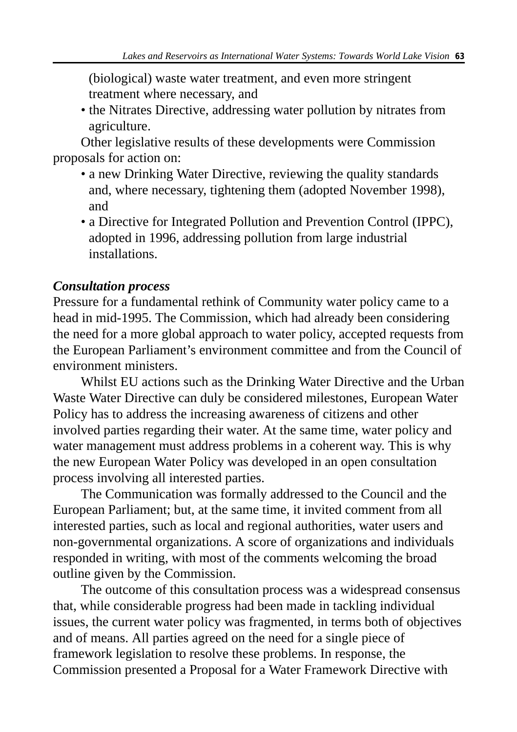(biological) waste water treatment, and even more stringent treatment where necessary, and

- the Nitrates Directive, addressing water pollution by nitrates from agriculture.

Other legislative results of these developments were Commission proposals for action on:

- a new Drinking Water Directive, reviewing the quality standards and, where necessary, tightening them (adopted November 1998), and
- a Directive for Integrated Pollution and Prevention Control (IPPC), adopted in 1996, addressing pollution from large industrial installations.

***Consultation process***

Pressure for a fundamental rethink of Community water policy came to a head in mid-1995. The Commission, which had already been considering the need for a more global approach to water policy, accepted requests from the European Parliament's environment committee and from the Council of environment ministers.

Whilst EU actions such as the Drinking Water Directive and the Urban Waste Water Directive can duly be considered milestones, European Water Policy has to address the increasing awareness of citizens and other involved parties regarding their water. At the same time, water policy and water management must address problems in a coherent way. This is why the new European Water Policy was developed in an open consultation process involving all interested parties.

The Communication was formally addressed to the Council and the European Parliament; but, at the same time, it invited comment from all interested parties, such as local and regional authorities, water users and non-governmental organizations. A score of organizations and individuals responded in writing, with most of the comments welcoming the broad outline given by the Commission.

The outcome of this consultation process was a widespread consensus that, while considerable progress had been made in tackling individual issues, the current water policy was fragmented, in terms both of objectives and of means. All parties agreed on the need for a single piece of framework legislation to resolve these problems. In response, the Commission presented a Proposal for a Water Framework Directive with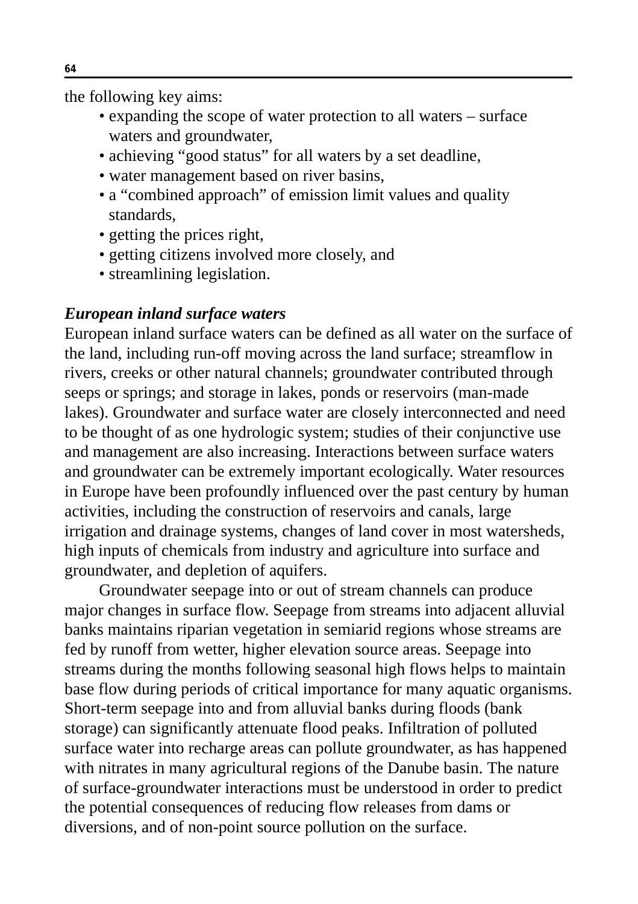the following key aims:

- expanding the scope of water protection to all waters – surface waters and groundwater,
- achieving "good status" for all waters by a set deadline,
- water management based on river basins,
- a "combined approach" of emission limit values and quality standards,
- getting the prices right,
- getting citizens involved more closely, and
- streamlining legislation.

***European inland surface waters***

European inland surface waters can be defined as all water on the surface of the land, including run-off moving across the land surface; streamflow in rivers, creeks or other natural channels; groundwater contributed through seeps or springs; and storage in lakes, ponds or reservoirs (man-made lakes). Groundwater and surface water are closely interconnected and need to be thought of as one hydrologic system; studies of their conjunctive use and management are also increasing. Interactions between surface waters and groundwater can be extremely important ecologically. Water resources in Europe have been profoundly influenced over the past century by human activities, including the construction of reservoirs and canals, large irrigation and drainage systems, changes of land cover in most watersheds, high inputs of chemicals from industry and agriculture into surface and groundwater, and depletion of aquifers.

Groundwater seepage into or out of stream channels can produce major changes in surface flow. Seepage from streams into adjacent alluvial banks maintains riparian vegetation in semiarid regions whose streams are fed by runoff from wetter, higher elevation source areas. Seepage into streams during the months following seasonal high flows helps to maintain base flow during periods of critical importance for many aquatic organisms. Short-term seepage into and from alluvial banks during floods (bank storage) can significantly attenuate flood peaks. Infiltration of polluted surface water into recharge areas can pollute groundwater, as has happened with nitrates in many agricultural regions of the Danube basin. The nature of surface-groundwater interactions must be understood in order to predict the potential consequences of reducing flow releases from dams or diversions, and of non-point source pollution on the surface.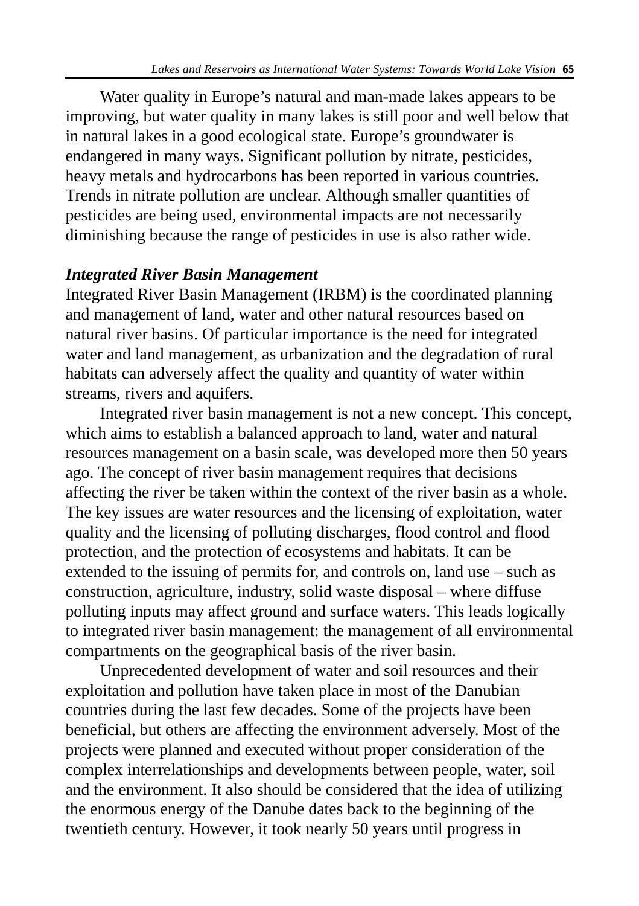Water quality in Europe's natural and man-made lakes appears to be improving, but water quality in many lakes is still poor and well below that in natural lakes in a good ecological state. Europe's groundwater is endangered in many ways. Significant pollution by nitrate, pesticides, heavy metals and hydrocarbons has been reported in various countries. Trends in nitrate pollution are unclear. Although smaller quantities of pesticides are being used, environmental impacts are not necessarily diminishing because the range of pesticides in use is also rather wide.

***Integrated River Basin Management***

Integrated River Basin Management (IRBM) is the coordinated planning and management of land, water and other natural resources based on natural river basins. Of particular importance is the need for integrated water and land management, as urbanization and the degradation of rural habitats can adversely affect the quality and quantity of water within streams, rivers and aquifers.

Integrated river basin management is not a new concept. This concept, which aims to establish a balanced approach to land, water and natural resources management on a basin scale, was developed more then 50 years ago. The concept of river basin management requires that decisions affecting the river be taken within the context of the river basin as a whole. The key issues are water resources and the licensing of exploitation, water quality and the licensing of polluting discharges, flood control and flood protection, and the protection of ecosystems and habitats. It can be extended to the issuing of permits for, and controls on, land use – such as construction, agriculture, industry, solid waste disposal – where diffuse polluting inputs may affect ground and surface waters. This leads logically to integrated river basin management: the management of all environmental compartments on the geographical basis of the river basin.

Unprecedented development of water and soil resources and their exploitation and pollution have taken place in most of the Danubian countries during the last few decades. Some of the projects have been beneficial, but others are affecting the environment adversely. Most of the projects were planned and executed without proper consideration of the complex interrelationships and developments between people, water, soil and the environment. It also should be considered that the idea of utilizing the enormous energy of the Danube dates back to the beginning of the twentieth century. However, it took nearly 50 years until progress in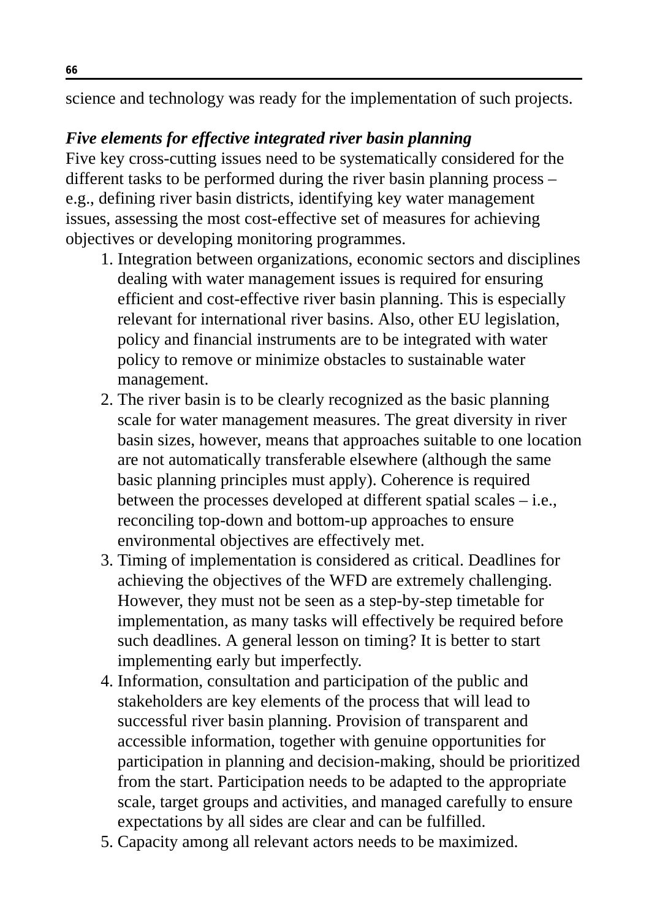science and technology was ready for the implementation of such projects.

***Five elements for effective integrated river basin planning***

Five key cross-cutting issues need to be systematically considered for the different tasks to be performed during the river basin planning process – e.g., defining river basin districts, identifying key water management issues, assessing the most cost-effective set of measures for achieving objectives or developing monitoring programmes.

1. Integration between organizations, economic sectors and disciplines dealing with water management issues is required for ensuring efficient and cost-effective river basin planning. This is especially relevant for international river basins. Also, other EU legislation, policy and financial instruments are to be integrated with water policy to remove or minimize obstacles to sustainable water management.
2. The river basin is to be clearly recognized as the basic planning scale for water management measures. The great diversity in river basin sizes, however, means that approaches suitable to one location are not automatically transferable elsewhere (although the same basic planning principles must apply). Coherence is required between the processes developed at different spatial scales – i.e., reconciling top-down and bottom-up approaches to ensure environmental objectives are effectively met.
3. Timing of implementation is considered as critical. Deadlines for achieving the objectives of the WFD are extremely challenging. However, they must not be seen as a step-by-step timetable for implementation, as many tasks will effectively be required before such deadlines. A general lesson on timing? It is better to start implementing early but imperfectly.
4. Information, consultation and participation of the public and stakeholders are key elements of the process that will lead to successful river basin planning. Provision of transparent and accessible information, together with genuine opportunities for participation in planning and decision-making, should be prioritized from the start. Participation needs to be adapted to the appropriate scale, target groups and activities, and managed carefully to ensure expectations by all sides are clear and can be fulfilled.
5. Capacity among all relevant actors needs to be maximized.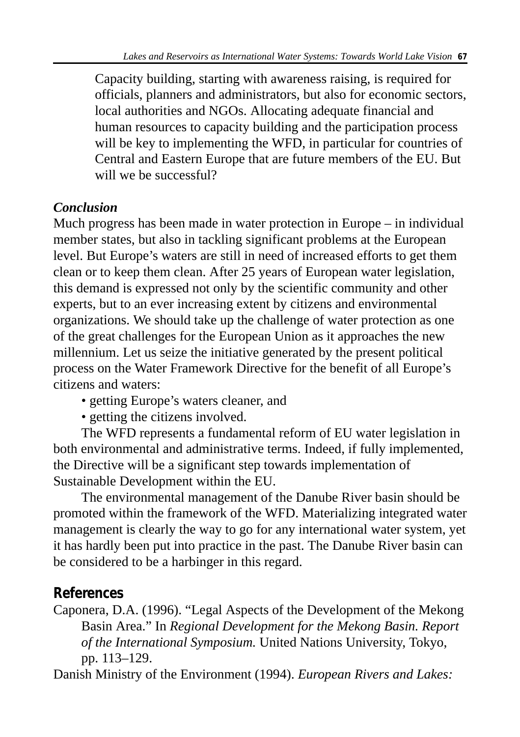Capacity building, starting with awareness raising, is required for officials, planners and administrators, but also for economic sectors, local authorities and NGOs. Allocating adequate financial and human resources to capacity building and the participation process will be key to implementing the WFD, in particular for countries of Central and Eastern Europe that are future members of the EU. But will we be successful?

### *Conclusion*

Much progress has been made in water protection in Europe – in individual member states, but also in tackling significant problems at the European level. But Europe's waters are still in need of increased efforts to get them clean or to keep them clean. After 25 years of European water legislation, this demand is expressed not only by the scientific community and other experts, but to an ever increasing extent by citizens and environmental organizations. We should take up the challenge of water protection as one of the great challenges for the European Union as it approaches the new millennium. Let us seize the initiative generated by the present political process on the Water Framework Directive for the benefit of all Europe's citizens and waters:

- getting Europe's waters cleaner, and
- getting the citizens involved.

The WFD represents a fundamental reform of EU water legislation in both environmental and administrative terms. Indeed, if fully implemented, the Directive will be a significant step towards implementation of Sustainable Development within the EU.

The environmental management of the Danube River basin should be promoted within the framework of the WFD. Materializing integrated water management is clearly the way to go for any international water system, yet it has hardly been put into practice in the past. The Danube River basin can be considered to be a harbinger in this regard.

## References

Caponera, D.A. (1996). "Legal Aspects of the Development of the Mekong Basin Area." In *Regional Development for the Mekong Basin. Report of the International Symposium.* United Nations University, Tokyo, pp. 113–129.

Danish Ministry of the Environment (1994). *European Rivers and Lakes:*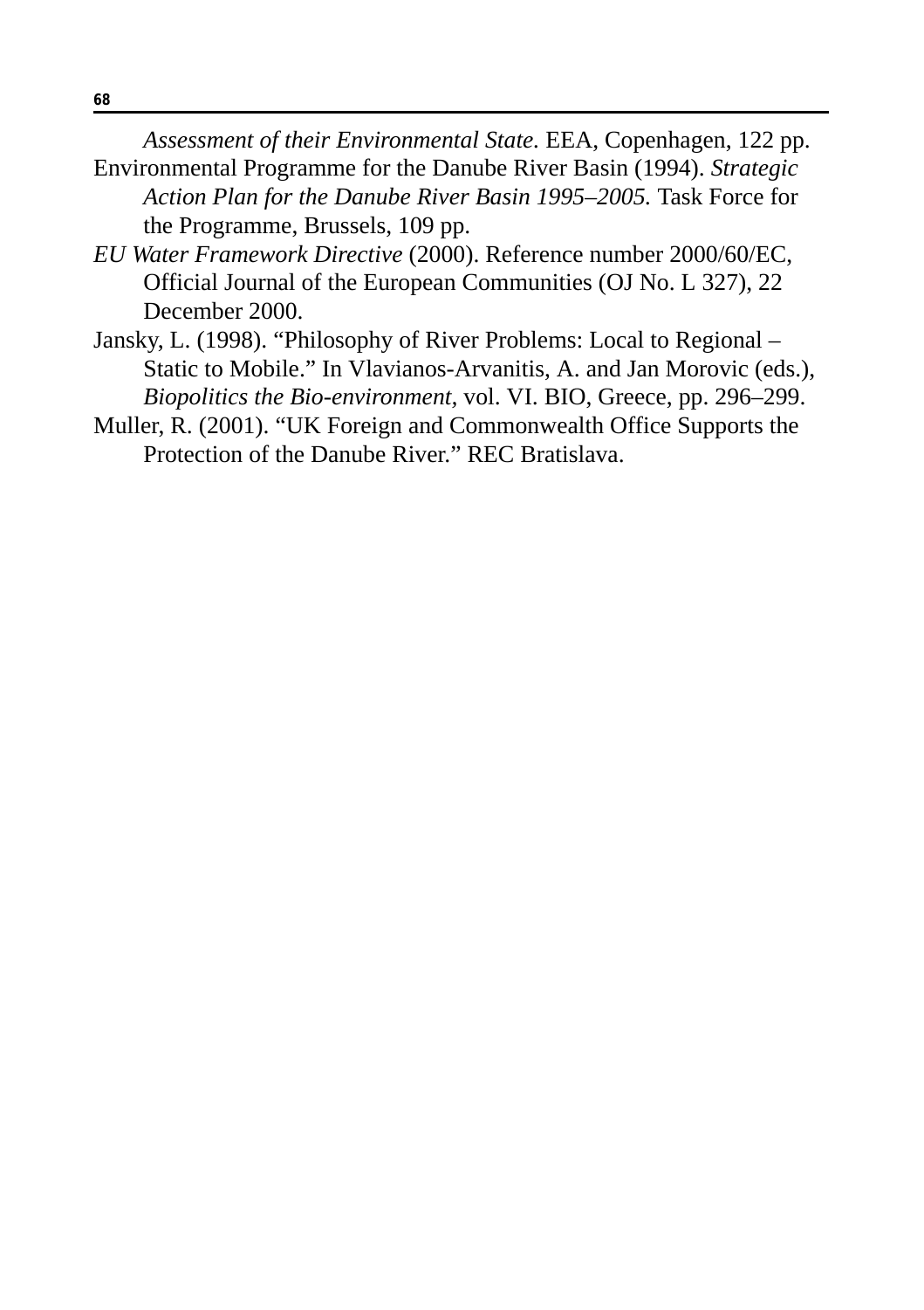*Assessment of their Environmental State.* EEA, Copenhagen, 122 pp.

Environmental Programme for the Danube River Basin (1994). *Strategic Action Plan for the Danube River Basin 1995–2005.* Task Force for the Programme, Brussels, 109 pp.

*EU Water Framework Directive* (2000). Reference number 2000/60/EC, Official Journal of the European Communities (OJ No. L 327), 22 December 2000.

Jansky, L. (1998). "Philosophy of River Problems: Local to Regional – Static to Mobile." In Vlavianos-Arvanitis, A. and Jan Morovic (eds.), *Biopolitics the Bio-environment,* vol. VI. BIO, Greece, pp. 296–299.

Muller, R. (2001). "UK Foreign and Commonwealth Office Supports the Protection of the Danube River." REC Bratislava.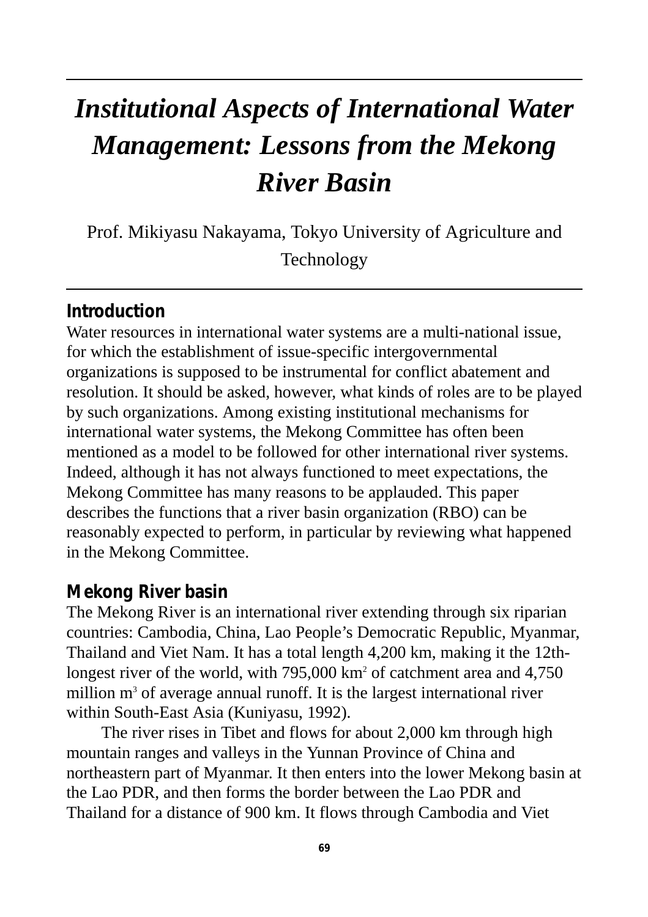# *Institutional Aspects of International Water Management: Lessons from the Mekong River Basin*

Prof. Mikiyasu Nakayama, Tokyo University of Agriculture and Technology

## Introduction

Water resources in international water systems are a multi-national issue, for which the establishment of issue-specific intergovernmental organizations is supposed to be instrumental for conflict abatement and resolution. It should be asked, however, what kinds of roles are to be played by such organizations. Among existing institutional mechanisms for international water systems, the Mekong Committee has often been mentioned as a model to be followed for other international river systems. Indeed, although it has not always functioned to meet expectations, the Mekong Committee has many reasons to be applauded. This paper describes the functions that a river basin organization (RBO) can be reasonably expected to perform, in particular by reviewing what happened in the Mekong Committee.

## Mekong River basin

The Mekong River is an international river extending through six riparian countries: Cambodia, China, Lao People's Democratic Republic, Myanmar, Thailand and Viet Nam. It has a total length 4,200 km, making it the 12th-longest river of the world, with 795,000 km$^2$ of catchment area and 4,750 million m$^3$ of average annual runoff. It is the largest international river within South-East Asia (Kuniyasu, 1992).

The river rises in Tibet and flows for about 2,000 km through high mountain ranges and valleys in the Yunnan Province of China and northeastern part of Myanmar. It then enters into the lower Mekong basin at the Lao PDR, and then forms the border between the Lao PDR and Thailand for a distance of 900 km. It flows through Cambodia and Viet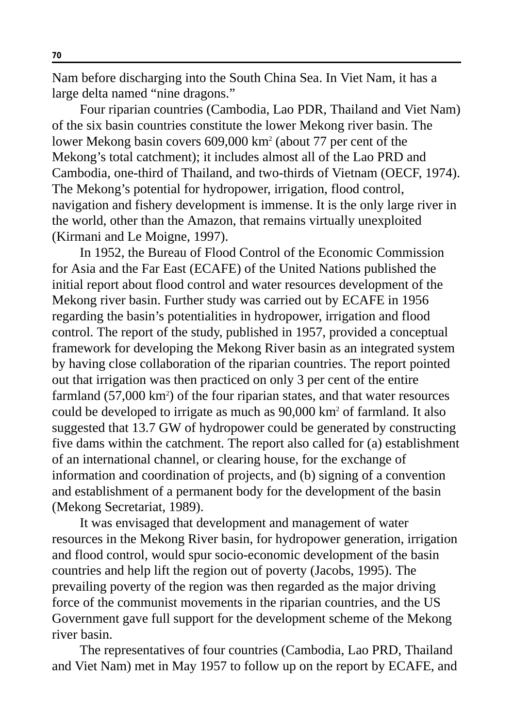Nam before discharging into the South China Sea. In Viet Nam, it has a large delta named “nine dragons.”

Four riparian countries (Cambodia, Lao PDR, Thailand and Viet Nam) of the six basin countries constitute the lower Mekong river basin. The lower Mekong basin covers 609,000 km$^2$ (about 77 per cent of the Mekong’s total catchment); it includes almost all of the Lao PRD and Cambodia, one-third of Thailand, and two-thirds of Vietnam (OECF, 1974). The Mekong’s potential for hydropower, irrigation, flood control, navigation and fishery development is immense. It is the only large river in the world, other than the Amazon, that remains virtually unexploited (Kirmani and Le Moigne, 1997).

In 1952, the Bureau of Flood Control of the Economic Commission for Asia and the Far East (ECAFE) of the United Nations published the initial report about flood control and water resources development of the Mekong river basin. Further study was carried out by ECAFE in 1956 regarding the basin’s potentialities in hydropower, irrigation and flood control. The report of the study, published in 1957, provided a conceptual framework for developing the Mekong River basin as an integrated system by having close collaboration of the riparian countries. The report pointed out that irrigation was then practiced on only 3 per cent of the entire farmland (57,000 km$^2$) of the four riparian states, and that water resources could be developed to irrigate as much as 90,000 km$^2$ of farmland. It also suggested that 13.7 GW of hydropower could be generated by constructing five dams within the catchment. The report also called for (a) establishment of an international channel, or clearing house, for the exchange of information and coordination of projects, and (b) signing of a convention and establishment of a permanent body for the development of the basin (Mekong Secretariat, 1989).

It was envisaged that development and management of water resources in the Mekong River basin, for hydropower generation, irrigation and flood control, would spur socio-economic development of the basin countries and help lift the region out of poverty (Jacobs, 1995). The prevailing poverty of the region was then regarded as the major driving force of the communist movements in the riparian countries, and the US Government gave full support for the development scheme of the Mekong river basin.

The representatives of four countries (Cambodia, Lao PRD, Thailand and Viet Nam) met in May 1957 to follow up on the report by ECAFE, and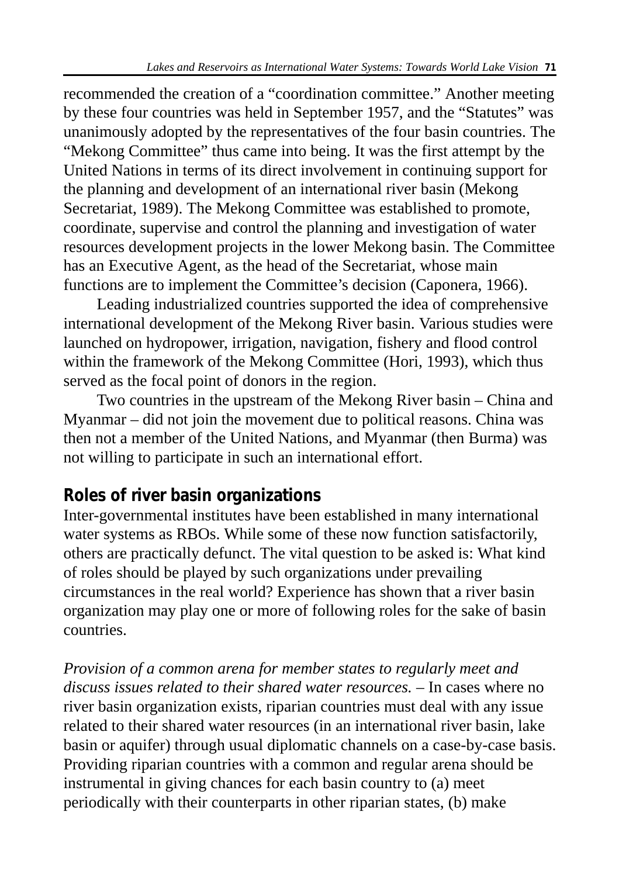recommended the creation of a "coordination committee." Another meeting by these four countries was held in September 1957, and the "Statutes" was unanimously adopted by the representatives of the four basin countries. The "Mekong Committee" thus came into being. It was the first attempt by the United Nations in terms of its direct involvement in continuing support for the planning and development of an international river basin (Mekong Secretariat, 1989). The Mekong Committee was established to promote, coordinate, supervise and control the planning and investigation of water resources development projects in the lower Mekong basin. The Committee has an Executive Agent, as the head of the Secretariat, whose main functions are to implement the Committee's decision (Caponera, 1966).

Leading industrialized countries supported the idea of comprehensive international development of the Mekong River basin. Various studies were launched on hydropower, irrigation, navigation, fishery and flood control within the framework of the Mekong Committee (Hori, 1993), which thus served as the focal point of donors in the region.

Two countries in the upstream of the Mekong River basin – China and Myanmar – did not join the movement due to political reasons. China was then not a member of the United Nations, and Myanmar (then Burma) was not willing to participate in such an international effort.

## Roles of river basin organizations

Inter-governmental institutes have been established in many international water systems as RBOs. While some of these now function satisfactorily, others are practically defunct. The vital question to be asked is: What kind of roles should be played by such organizations under prevailing circumstances in the real world? Experience has shown that a river basin organization may play one or more of following roles for the sake of basin countries.

*Provision of a common arena for member states to regularly meet and discuss issues related to their shared water resources.* – In cases where no river basin organization exists, riparian countries must deal with any issue related to their shared water resources (in an international river basin, lake basin or aquifer) through usual diplomatic channels on a case-by-case basis. Providing riparian countries with a common and regular arena should be instrumental in giving chances for each basin country to (a) meet periodically with their counterparts in other riparian states, (b) make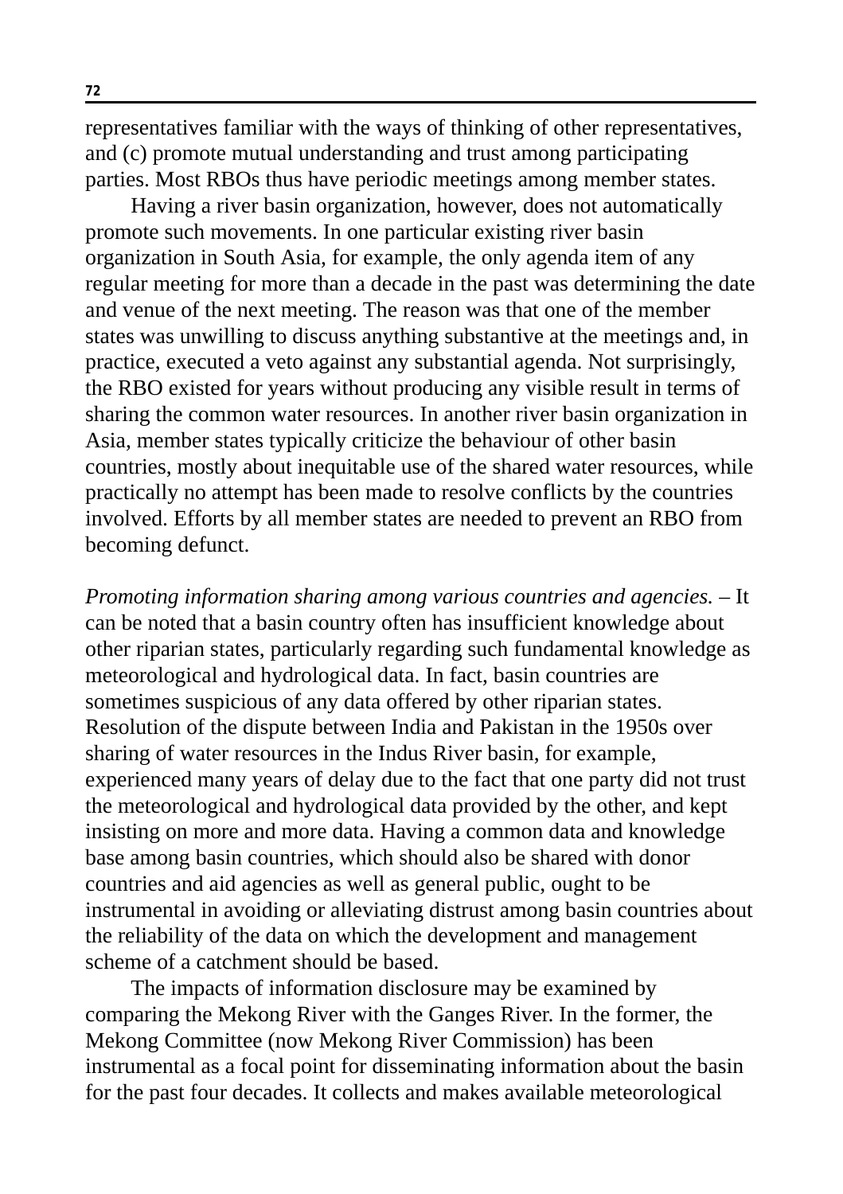representatives familiar with the ways of thinking of other representatives, and (c) promote mutual understanding and trust among participating parties. Most RBOs thus have periodic meetings among member states.

Having a river basin organization, however, does not automatically promote such movements. In one particular existing river basin organization in South Asia, for example, the only agenda item of any regular meeting for more than a decade in the past was determining the date and venue of the next meeting. The reason was that one of the member states was unwilling to discuss anything substantive at the meetings and, in practice, executed a veto against any substantial agenda. Not surprisingly, the RBO existed for years without producing any visible result in terms of sharing the common water resources. In another river basin organization in Asia, member states typically criticize the behaviour of other basin countries, mostly about inequitable use of the shared water resources, while practically no attempt has been made to resolve conflicts by the countries involved. Efforts by all member states are needed to prevent an RBO from becoming defunct.

*Promoting information sharing among various countries and agencies.* – It can be noted that a basin country often has insufficient knowledge about other riparian states, particularly regarding such fundamental knowledge as meteorological and hydrological data. In fact, basin countries are sometimes suspicious of any data offered by other riparian states. Resolution of the dispute between India and Pakistan in the 1950s over sharing of water resources in the Indus River basin, for example, experienced many years of delay due to the fact that one party did not trust the meteorological and hydrological data provided by the other, and kept insisting on more and more data. Having a common data and knowledge base among basin countries, which should also be shared with donor countries and aid agencies as well as general public, ought to be instrumental in avoiding or alleviating distrust among basin countries about the reliability of the data on which the development and management scheme of a catchment should be based.

The impacts of information disclosure may be examined by comparing the Mekong River with the Ganges River. In the former, the Mekong Committee (now Mekong River Commission) has been instrumental as a focal point for disseminating information about the basin for the past four decades. It collects and makes available meteorological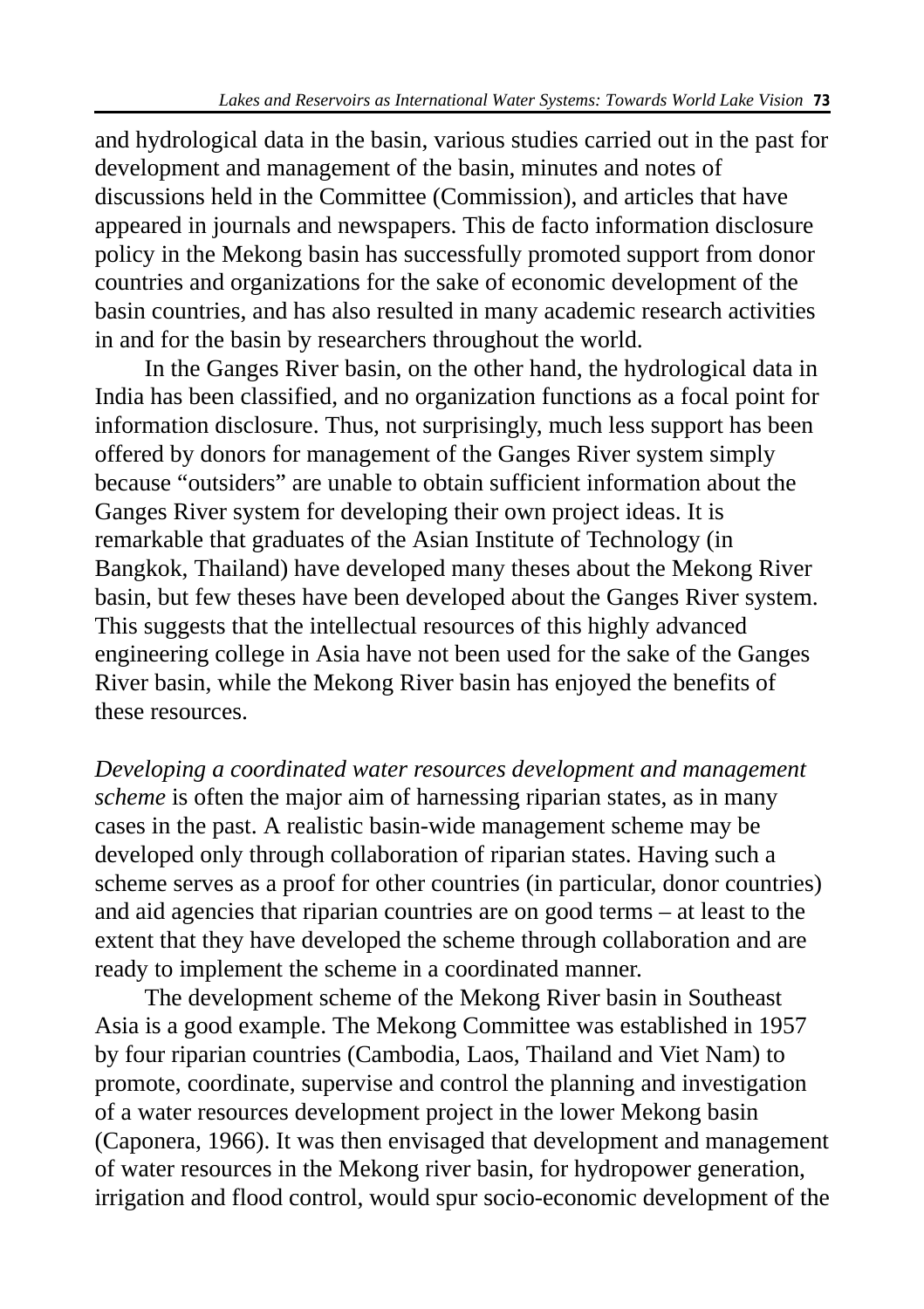and hydrological data in the basin, various studies carried out in the past for development and management of the basin, minutes and notes of discussions held in the Committee (Commission), and articles that have appeared in journals and newspapers. This de facto information disclosure policy in the Mekong basin has successfully promoted support from donor countries and organizations for the sake of economic development of the basin countries, and has also resulted in many academic research activities in and for the basin by researchers throughout the world.

In the Ganges River basin, on the other hand, the hydrological data in India has been classified, and no organization functions as a focal point for information disclosure. Thus, not surprisingly, much less support has been offered by donors for management of the Ganges River system simply because "outsiders" are unable to obtain sufficient information about the Ganges River system for developing their own project ideas. It is remarkable that graduates of the Asian Institute of Technology (in Bangkok, Thailand) have developed many theses about the Mekong River basin, but few theses have been developed about the Ganges River system. This suggests that the intellectual resources of this highly advanced engineering college in Asia have not been used for the sake of the Ganges River basin, while the Mekong River basin has enjoyed the benefits of these resources.

*Developing a coordinated water resources development and management scheme* is often the major aim of harnessing riparian states, as in many cases in the past. A realistic basin-wide management scheme may be developed only through collaboration of riparian states. Having such a scheme serves as a proof for other countries (in particular, donor countries) and aid agencies that riparian countries are on good terms – at least to the extent that they have developed the scheme through collaboration and are ready to implement the scheme in a coordinated manner.

The development scheme of the Mekong River basin in Southeast Asia is a good example. The Mekong Committee was established in 1957 by four riparian countries (Cambodia, Laos, Thailand and Viet Nam) to promote, coordinate, supervise and control the planning and investigation of a water resources development project in the lower Mekong basin (Caponera, 1966). It was then envisaged that development and management of water resources in the Mekong river basin, for hydropower generation, irrigation and flood control, would spur socio-economic development of the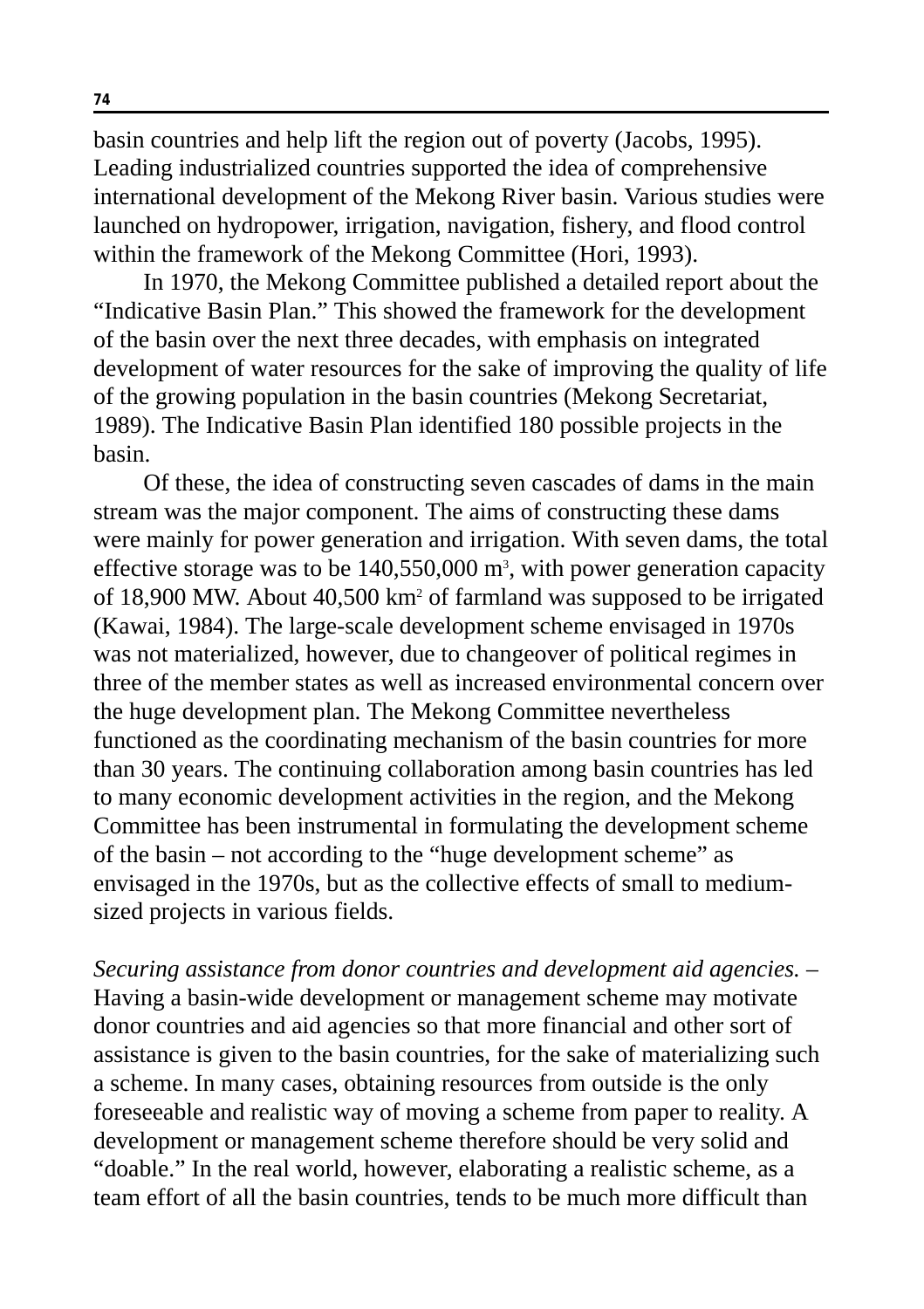basin countries and help lift the region out of poverty (Jacobs, 1995). Leading industrialized countries supported the idea of comprehensive international development of the Mekong River basin. Various studies were launched on hydropower, irrigation, navigation, fishery, and flood control within the framework of the Mekong Committee (Hori, 1993).

In 1970, the Mekong Committee published a detailed report about the "Indicative Basin Plan." This showed the framework for the development of the basin over the next three decades, with emphasis on integrated development of water resources for the sake of improving the quality of life of the growing population in the basin countries (Mekong Secretariat, 1989). The Indicative Basin Plan identified 180 possible projects in the basin.

Of these, the idea of constructing seven cascades of dams in the main stream was the major component. The aims of constructing these dams were mainly for power generation and irrigation. With seven dams, the total effective storage was to be 140,550,000 $m^3$, with power generation capacity of 18,900 MW. About 40,500 $km^2$ of farmland was supposed to be irrigated (Kawai, 1984). The large-scale development scheme envisaged in 1970s was not materialized, however, due to changeover of political regimes in three of the member states as well as increased environmental concern over the huge development plan. The Mekong Committee nevertheless functioned as the coordinating mechanism of the basin countries for more than 30 years. The continuing collaboration among basin countries has led to many economic development activities in the region, and the Mekong Committee has been instrumental in formulating the development scheme of the basin – not according to the "huge development scheme" as envisaged in the 1970s, but as the collective effects of small to medium-sized projects in various fields.

*Securing assistance from donor countries and development aid agencies.* – Having a basin-wide development or management scheme may motivate donor countries and aid agencies so that more financial and other sort of assistance is given to the basin countries, for the sake of materializing such a scheme. In many cases, obtaining resources from outside is the only foreseeable and realistic way of moving a scheme from paper to reality. A development or management scheme therefore should be very solid and "doable." In the real world, however, elaborating a realistic scheme, as a team effort of all the basin countries, tends to be much more difficult than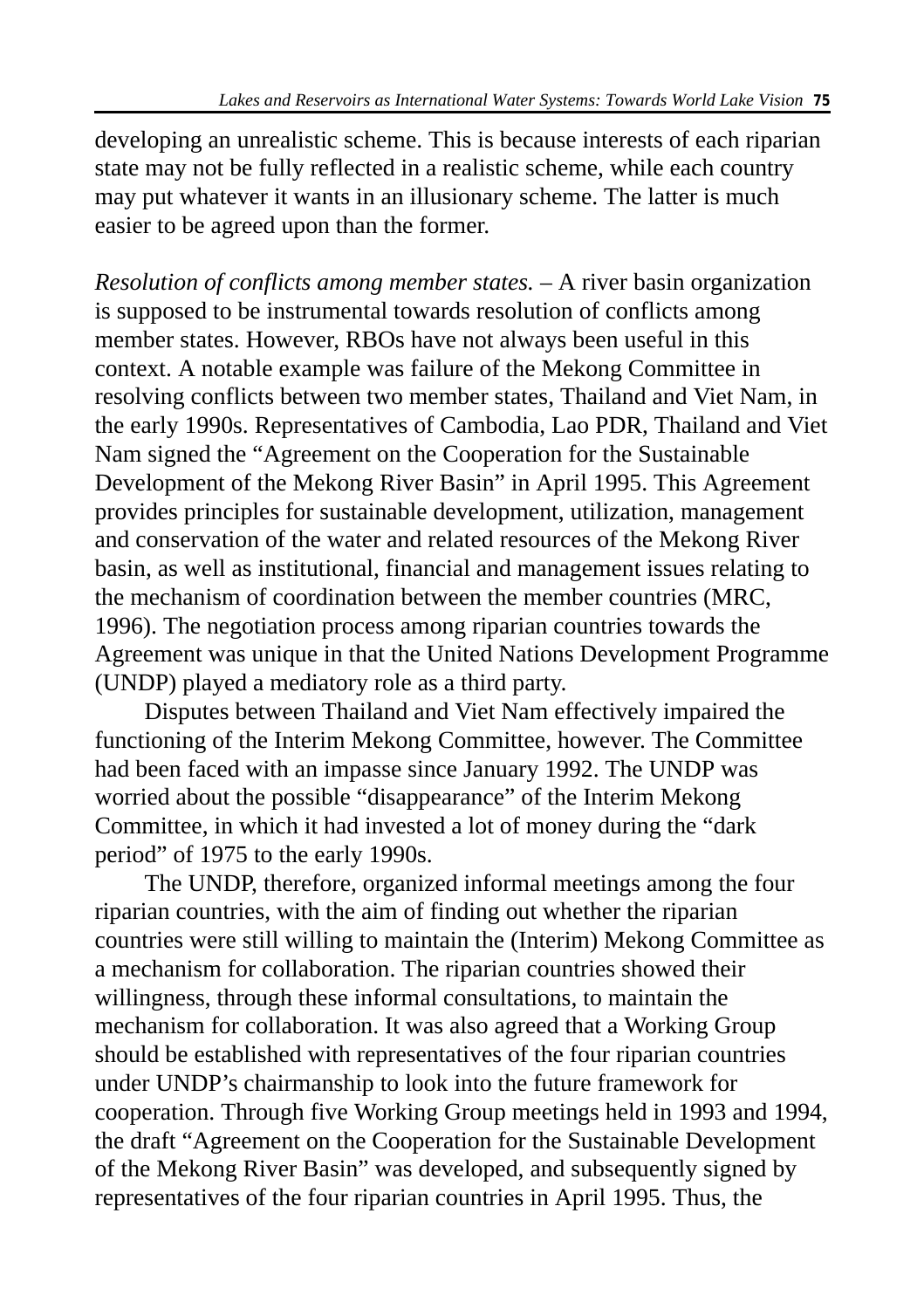developing an unrealistic scheme. This is because interests of each riparian state may not be fully reflected in a realistic scheme, while each country may put whatever it wants in an illusionary scheme. The latter is much easier to be agreed upon than the former.

*Resolution of conflicts among member states.* – A river basin organization is supposed to be instrumental towards resolution of conflicts among member states. However, RBOs have not always been useful in this context. A notable example was failure of the Mekong Committee in resolving conflicts between two member states, Thailand and Viet Nam, in the early 1990s. Representatives of Cambodia, Lao PDR, Thailand and Viet Nam signed the "Agreement on the Cooperation for the Sustainable Development of the Mekong River Basin" in April 1995. This Agreement provides principles for sustainable development, utilization, management and conservation of the water and related resources of the Mekong River basin, as well as institutional, financial and management issues relating to the mechanism of coordination between the member countries (MRC, 1996). The negotiation process among riparian countries towards the Agreement was unique in that the United Nations Development Programme (UNDP) played a mediatory role as a third party.

Disputes between Thailand and Viet Nam effectively impaired the functioning of the Interim Mekong Committee, however. The Committee had been faced with an impasse since January 1992. The UNDP was worried about the possible "disappearance" of the Interim Mekong Committee, in which it had invested a lot of money during the "dark period" of 1975 to the early 1990s.

The UNDP, therefore, organized informal meetings among the four riparian countries, with the aim of finding out whether the riparian countries were still willing to maintain the (Interim) Mekong Committee as a mechanism for collaboration. The riparian countries showed their willingness, through these informal consultations, to maintain the mechanism for collaboration. It was also agreed that a Working Group should be established with representatives of the four riparian countries under UNDP's chairmanship to look into the future framework for cooperation. Through five Working Group meetings held in 1993 and 1994, the draft "Agreement on the Cooperation for the Sustainable Development of the Mekong River Basin" was developed, and subsequently signed by representatives of the four riparian countries in April 1995. Thus, the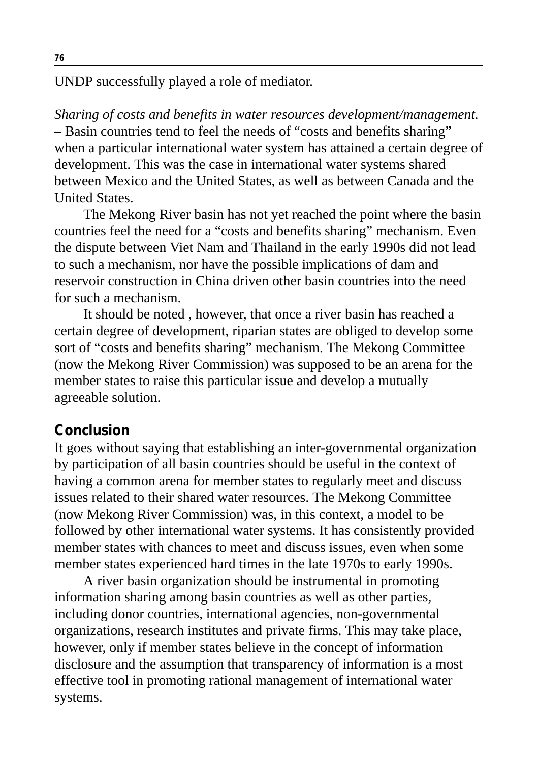UNDP successfully played a role of mediator.

*Sharing of costs and benefits in water resources development/management.* – Basin countries tend to feel the needs of “costs and benefits sharing” when a particular international water system has attained a certain degree of development. This was the case in international water systems shared between Mexico and the United States, as well as between Canada and the United States.

The Mekong River basin has not yet reached the point where the basin countries feel the need for a “costs and benefits sharing” mechanism. Even the dispute between Viet Nam and Thailand in the early 1990s did not lead to such a mechanism, nor have the possible implications of dam and reservoir construction in China driven other basin countries into the need for such a mechanism.

It should be noted , however, that once a river basin has reached a certain degree of development, riparian states are obliged to develop some sort of “costs and benefits sharing” mechanism. The Mekong Committee (now the Mekong River Commission) was supposed to be an arena for the member states to raise this particular issue and develop a mutually agreeable solution.

## Conclusion

It goes without saying that establishing an inter-governmental organization by participation of all basin countries should be useful in the context of having a common arena for member states to regularly meet and discuss issues related to their shared water resources. The Mekong Committee (now Mekong River Commission) was, in this context, a model to be followed by other international water systems. It has consistently provided member states with chances to meet and discuss issues, even when some member states experienced hard times in the late 1970s to early 1990s.

A river basin organization should be instrumental in promoting information sharing among basin countries as well as other parties, including donor countries, international agencies, non-governmental organizations, research institutes and private firms. This may take place, however, only if member states believe in the concept of information disclosure and the assumption that transparency of information is a most effective tool in promoting rational management of international water systems.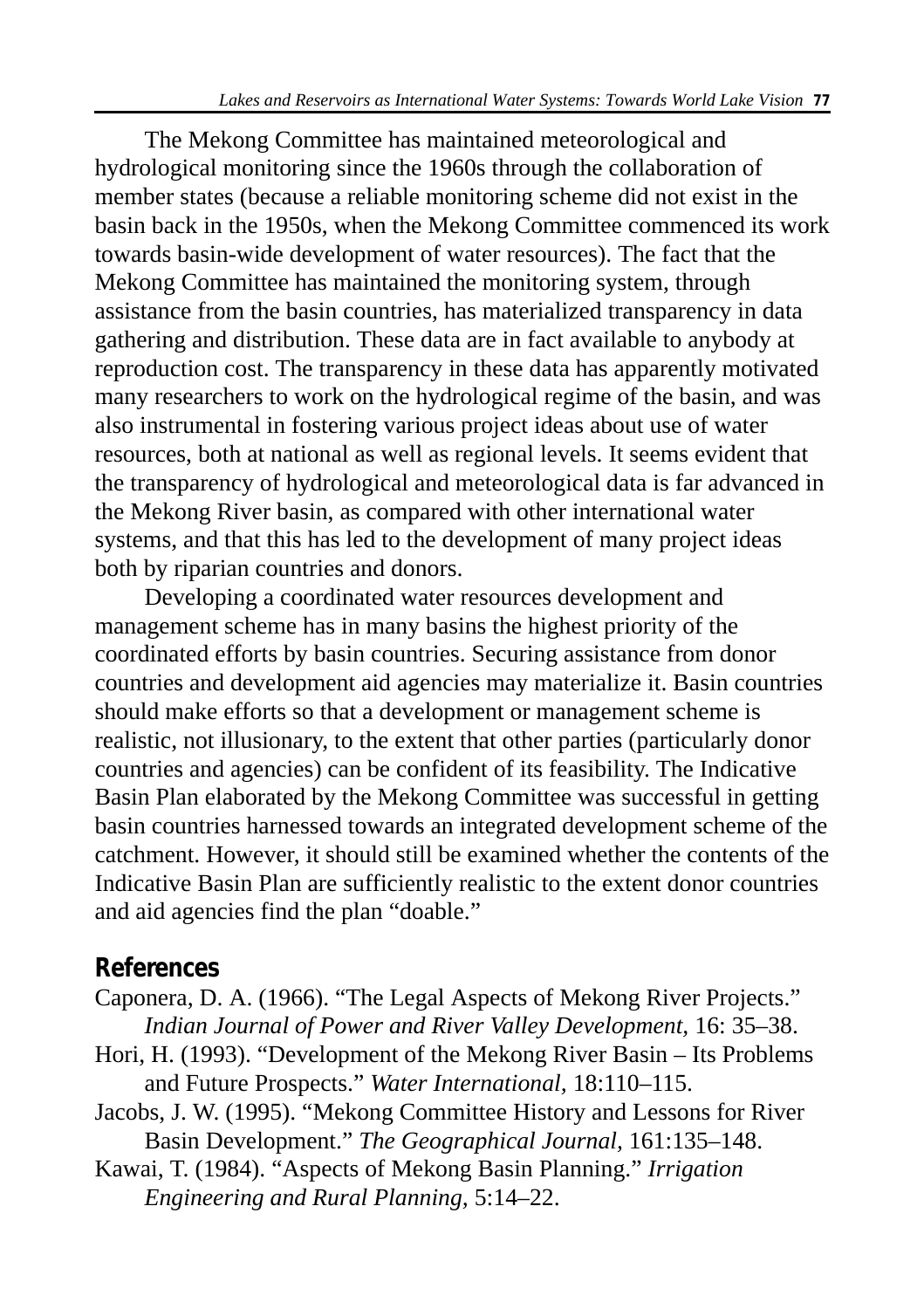The Mekong Committee has maintained meteorological and hydrological monitoring since the 1960s through the collaboration of member states (because a reliable monitoring scheme did not exist in the basin back in the 1950s, when the Mekong Committee commenced its work towards basin-wide development of water resources). The fact that the Mekong Committee has maintained the monitoring system, through assistance from the basin countries, has materialized transparency in data gathering and distribution. These data are in fact available to anybody at reproduction cost. The transparency in these data has apparently motivated many researchers to work on the hydrological regime of the basin, and was also instrumental in fostering various project ideas about use of water resources, both at national as well as regional levels. It seems evident that the transparency of hydrological and meteorological data is far advanced in the Mekong River basin, as compared with other international water systems, and that this has led to the development of many project ideas both by riparian countries and donors.

Developing a coordinated water resources development and management scheme has in many basins the highest priority of the coordinated efforts by basin countries. Securing assistance from donor countries and development aid agencies may materialize it. Basin countries should make efforts so that a development or management scheme is realistic, not illusionary, to the extent that other parties (particularly donor countries and agencies) can be confident of its feasibility. The Indicative Basin Plan elaborated by the Mekong Committee was successful in getting basin countries harnessed towards an integrated development scheme of the catchment. However, it should still be examined whether the contents of the Indicative Basin Plan are sufficiently realistic to the extent donor countries and aid agencies find the plan "doable."

## References

Caponera, D. A. (1966). "The Legal Aspects of Mekong River Projects." *Indian Journal of Power and River Valley Development,* 16: 35–38.

Hori, H. (1993). "Development of the Mekong River Basin – Its Problems and Future Prospects." *Water International,* 18:110–115.

Jacobs, J. W. (1995). "Mekong Committee History and Lessons for River Basin Development." *The Geographical Journal,* 161:135–148.

Kawai, T. (1984). "Aspects of Mekong Basin Planning." *Irrigation Engineering and Rural Planning,* 5:14–22.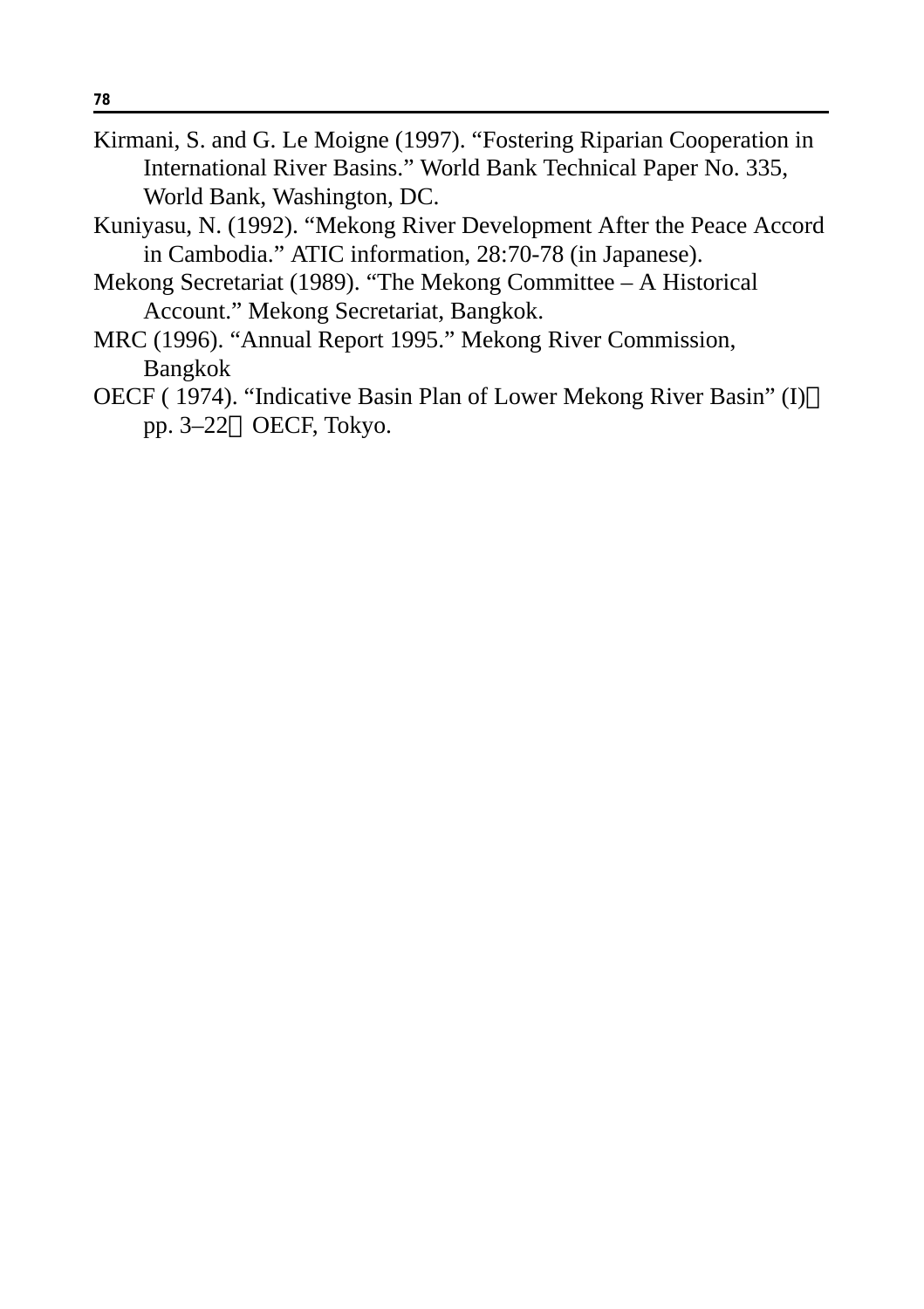Kirmani, S. and G. Le Moigne (1997). “Fostering Riparian Cooperation in International River Basins.” World Bank Technical Paper No. 335, World Bank, Washington, DC.

Kuniyasu, N. (1992). “Mekong River Development After the Peace Accord in Cambodia.” ATIC information, 28:70-78 (in Japanese).

Mekong Secretariat (1989). “The Mekong Committee – A Historical Account.” Mekong Secretariat, Bangkok.

MRC (1996). “Annual Report 1995.” Mekong River Commission, Bangkok

OECF ( 1974). “Indicative Basin Plan of Lower Mekong River Basin” (I)， pp. 3–22， OECF, Tokyo.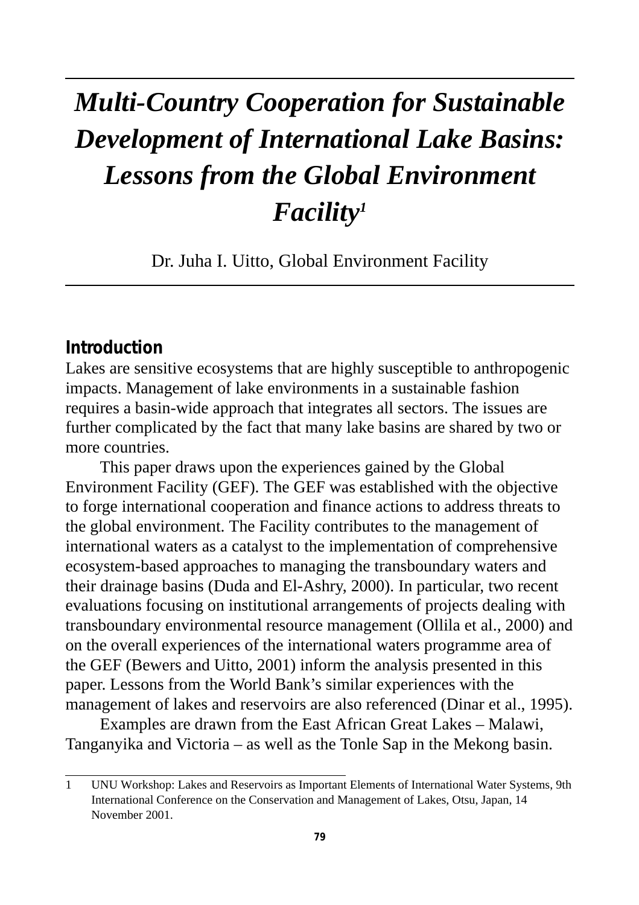# *Multi-Country Cooperation for Sustainable Development of International Lake Basins: Lessons from the Global Environment Facility*[1]

Dr. Juha I. Uitto, Global Environment Facility

## Introduction

Lakes are sensitive ecosystems that are highly susceptible to anthropogenic impacts. Management of lake environments in a sustainable fashion requires a basin-wide approach that integrates all sectors. The issues are further complicated by the fact that many lake basins are shared by two or more countries.

This paper draws upon the experiences gained by the Global Environment Facility (GEF). The GEF was established with the objective to forge international cooperation and finance actions to address threats to the global environment. The Facility contributes to the management of international waters as a catalyst to the implementation of comprehensive ecosystem-based approaches to managing the transboundary waters and their drainage basins (Duda and El-Ashry, 2000). In particular, two recent evaluations focusing on institutional arrangements of projects dealing with transboundary environmental resource management (Ollila et al., 2000) and on the overall experiences of the international waters programme area of the GEF (Bewers and Uitto, 2001) inform the analysis presented in this paper. Lessons from the World Bank's similar experiences with the management of lakes and reservoirs are also referenced (Dinar et al., 1995).

Examples are drawn from the East African Great Lakes – Malawi, Tanganyika and Victoria – as well as the Tonle Sap in the Mekong basin.

---

1 UNU Workshop: Lakes and Reservoirs as Important Elements of International Water Systems, 9th International Conference on the Conservation and Management of Lakes, Otsu, Japan, 14 November 2001.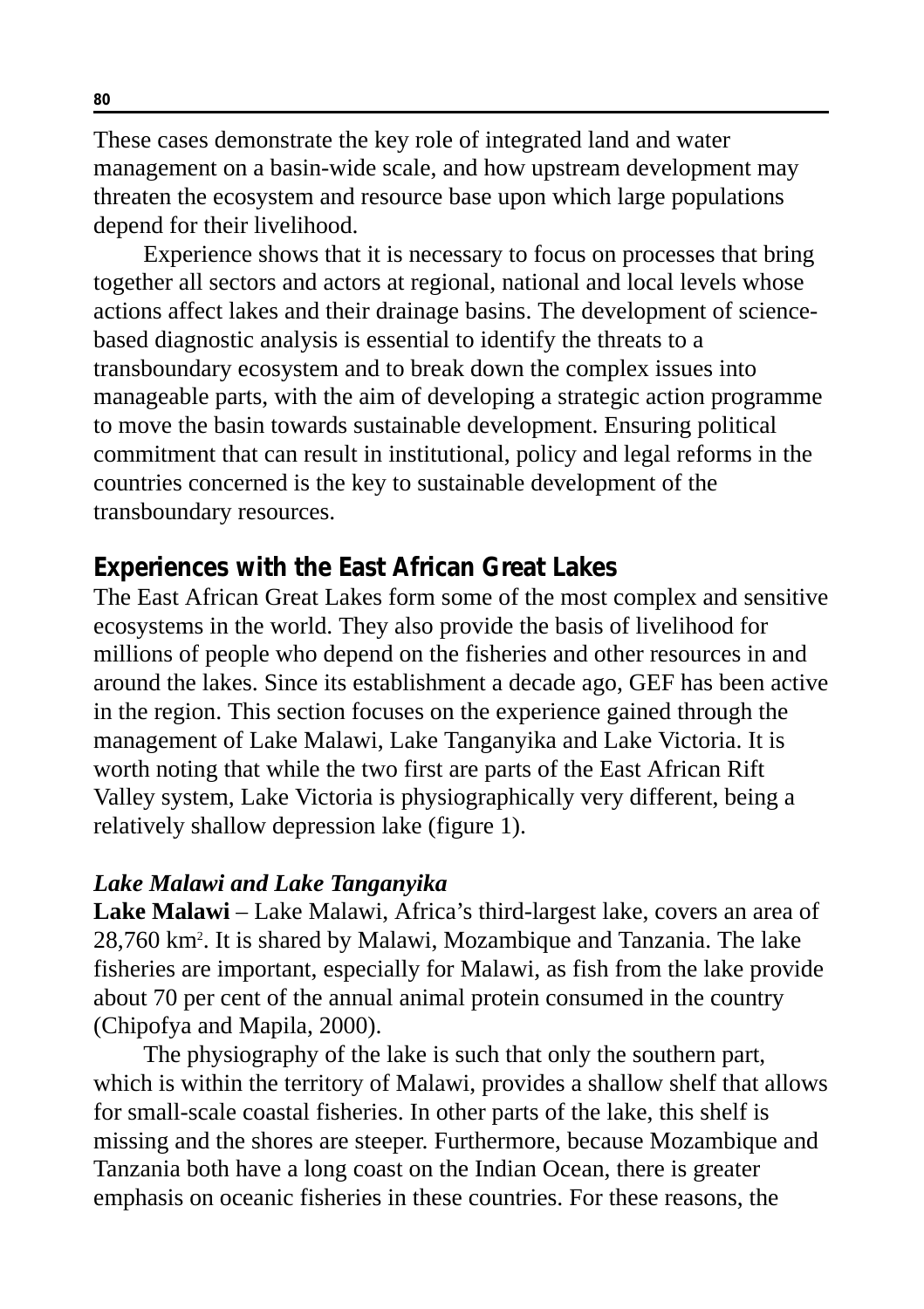These cases demonstrate the key role of integrated land and water management on a basin-wide scale, and how upstream development may threaten the ecosystem and resource base upon which large populations depend for their livelihood.

Experience shows that it is necessary to focus on processes that bring together all sectors and actors at regional, national and local levels whose actions affect lakes and their drainage basins. The development of science-based diagnostic analysis is essential to identify the threats to a transboundary ecosystem and to break down the complex issues into manageable parts, with the aim of developing a strategic action programme to move the basin towards sustainable development. Ensuring political commitment that can result in institutional, policy and legal reforms in the countries concerned is the key to sustainable development of the transboundary resources.

## Experiences with the East African Great Lakes

The East African Great Lakes form some of the most complex and sensitive ecosystems in the world. They also provide the basis of livelihood for millions of people who depend on the fisheries and other resources in and around the lakes. Since its establishment a decade ago, GEF has been active in the region. This section focuses on the experience gained through the management of Lake Malawi, Lake Tanganyika and Lake Victoria. It is worth noting that while the two first are parts of the East African Rift Valley system, Lake Victoria is physiographically very different, being a relatively shallow depression lake (figure 1).

### *Lake Malawi and Lake Tanganyika*

**Lake Malawi** – Lake Malawi, Africa's third-largest lake, covers an area of 28,760 $km^2$. It is shared by Malawi, Mozambique and Tanzania. The lake fisheries are important, especially for Malawi, as fish from the lake provide about 70 per cent of the annual animal protein consumed in the country (Chipofya and Mapila, 2000).

The physiography of the lake is such that only the southern part, which is within the territory of Malawi, provides a shallow shelf that allows for small-scale coastal fisheries. In other parts of the lake, this shelf is missing and the shores are steeper. Furthermore, because Mozambique and Tanzania both have a long coast on the Indian Ocean, there is greater emphasis on oceanic fisheries in these countries. For these reasons, the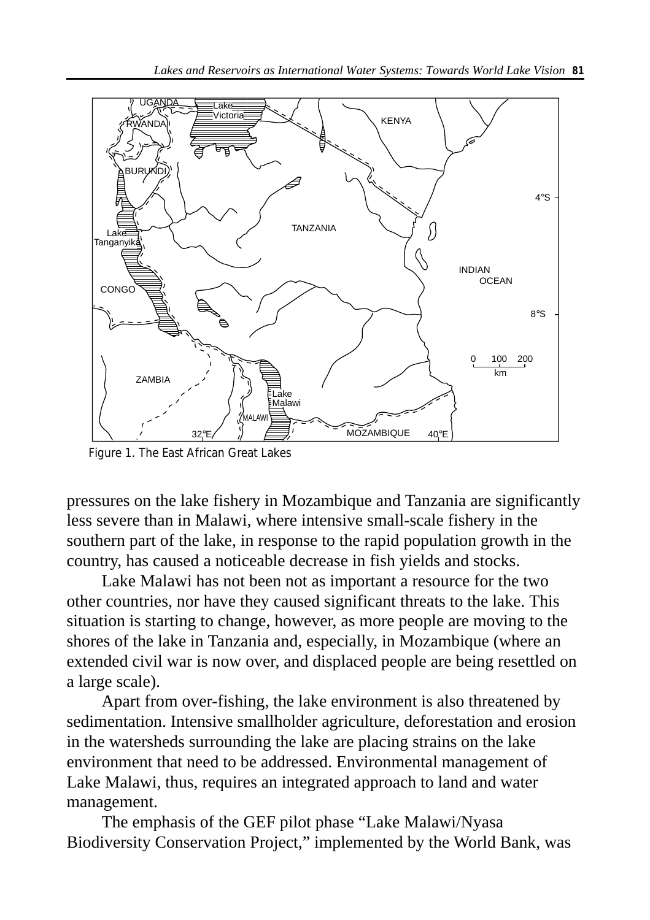Figure 1. The East African Great Lakes

pressures on the lake fishery in Mozambique and Tanzania are significantly less severe than in Malawi, where intensive small-scale fishery in the southern part of the lake, in response to the rapid population growth in the country, has caused a noticeable decrease in fish yields and stocks.

Lake Malawi has not been not as important a resource for the two other countries, nor have they caused significant threats to the lake. This situation is starting to change, however, as more people are moving to the shores of the lake in Tanzania and, especially, in Mozambique (where an extended civil war is now over, and displaced people are being resettled on a large scale).

Apart from over-fishing, the lake environment is also threatened by sedimentation. Intensive smallholder agriculture, deforestation and erosion in the watersheds surrounding the lake are placing strains on the lake environment that need to be addressed. Environmental management of Lake Malawi, thus, requires an integrated approach to land and water management.

The emphasis of the GEF pilot phase "Lake Malawi/Nyasa Biodiversity Conservation Project," implemented by the World Bank, was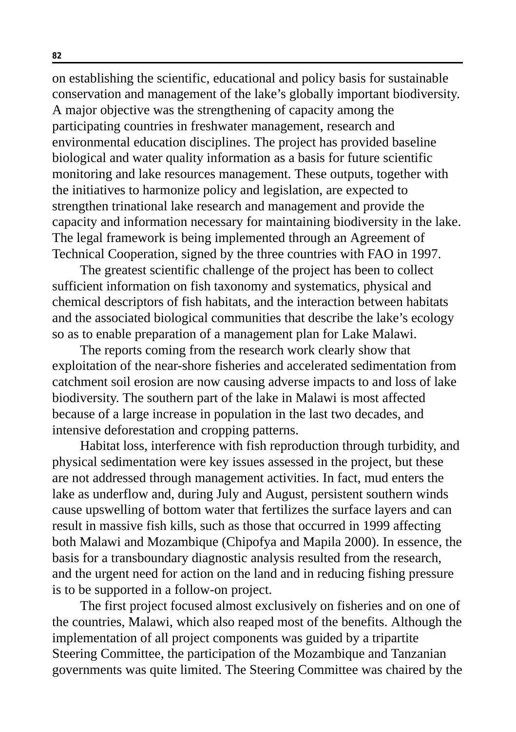on establishing the scientific, educational and policy basis for sustainable conservation and management of the lake's globally important biodiversity. A major objective was the strengthening of capacity among the participating countries in freshwater management, research and environmental education disciplines. The project has provided baseline biological and water quality information as a basis for future scientific monitoring and lake resources management. These outputs, together with the initiatives to harmonize policy and legislation, are expected to strengthen trinational lake research and management and provide the capacity and information necessary for maintaining biodiversity in the lake. The legal framework is being implemented through an Agreement of Technical Cooperation, signed by the three countries with FAO in 1997.

The greatest scientific challenge of the project has been to collect sufficient information on fish taxonomy and systematics, physical and chemical descriptors of fish habitats, and the interaction between habitats and the associated biological communities that describe the lake's ecology so as to enable preparation of a management plan for Lake Malawi.

The reports coming from the research work clearly show that exploitation of the near-shore fisheries and accelerated sedimentation from catchment soil erosion are now causing adverse impacts to and loss of lake biodiversity. The southern part of the lake in Malawi is most affected because of a large increase in population in the last two decades, and intensive deforestation and cropping patterns.

Habitat loss, interference with fish reproduction through turbidity, and physical sedimentation were key issues assessed in the project, but these are not addressed through management activities. In fact, mud enters the lake as underflow and, during July and August, persistent southern winds cause upswelling of bottom water that fertilizes the surface layers and can result in massive fish kills, such as those that occurred in 1999 affecting both Malawi and Mozambique (Chipofya and Mapila 2000). In essence, the basis for a transboundary diagnostic analysis resulted from the research, and the urgent need for action on the land and in reducing fishing pressure is to be supported in a follow-on project.

The first project focused almost exclusively on fisheries and on one of the countries, Malawi, which also reaped most of the benefits. Although the implementation of all project components was guided by a tripartite Steering Committee, the participation of the Mozambique and Tanzanian governments was quite limited. The Steering Committee was chaired by the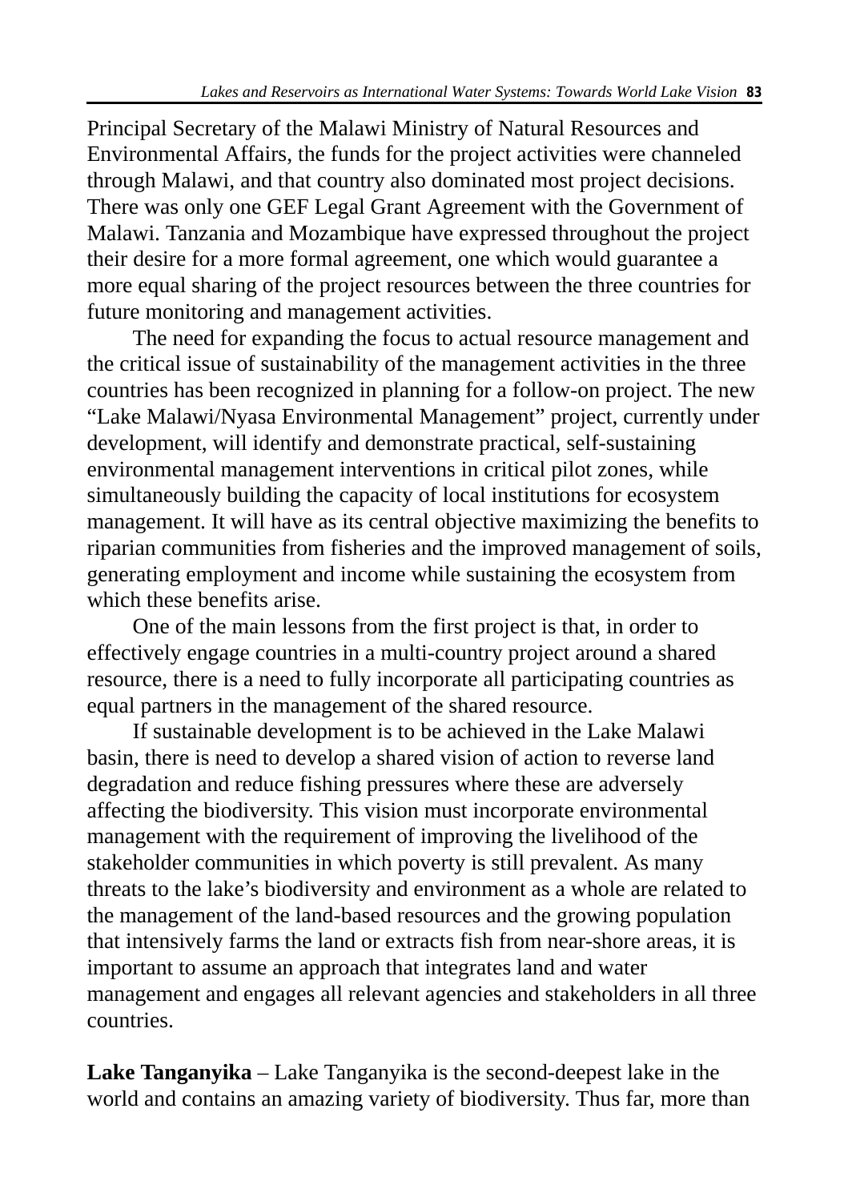Principal Secretary of the Malawi Ministry of Natural Resources and Environmental Affairs, the funds for the project activities were channeled through Malawi, and that country also dominated most project decisions. There was only one GEF Legal Grant Agreement with the Government of Malawi. Tanzania and Mozambique have expressed throughout the project their desire for a more formal agreement, one which would guarantee a more equal sharing of the project resources between the three countries for future monitoring and management activities.

The need for expanding the focus to actual resource management and the critical issue of sustainability of the management activities in the three countries has been recognized in planning for a follow-on project. The new "Lake Malawi/Nyasa Environmental Management" project, currently under development, will identify and demonstrate practical, self-sustaining environmental management interventions in critical pilot zones, while simultaneously building the capacity of local institutions for ecosystem management. It will have as its central objective maximizing the benefits to riparian communities from fisheries and the improved management of soils, generating employment and income while sustaining the ecosystem from which these benefits arise.

One of the main lessons from the first project is that, in order to effectively engage countries in a multi-country project around a shared resource, there is a need to fully incorporate all participating countries as equal partners in the management of the shared resource.

If sustainable development is to be achieved in the Lake Malawi basin, there is need to develop a shared vision of action to reverse land degradation and reduce fishing pressures where these are adversely affecting the biodiversity. This vision must incorporate environmental management with the requirement of improving the livelihood of the stakeholder communities in which poverty is still prevalent. As many threats to the lake's biodiversity and environment as a whole are related to the management of the land-based resources and the growing population that intensively farms the land or extracts fish from near-shore areas, it is important to assume an approach that integrates land and water management and engages all relevant agencies and stakeholders in all three countries.

**Lake Tanganyika** – Lake Tanganyika is the second-deepest lake in the world and contains an amazing variety of biodiversity. Thus far, more than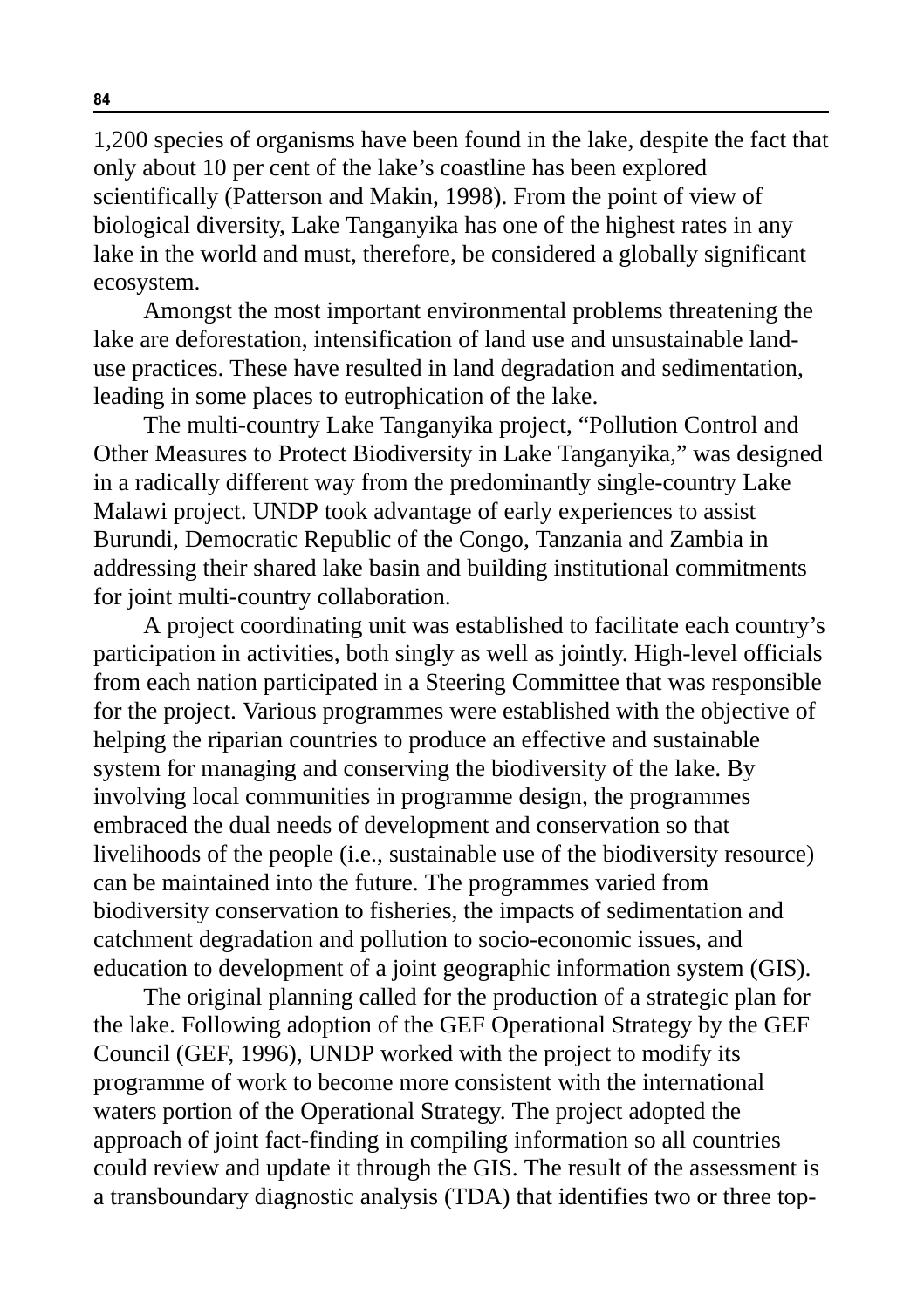1,200 species of organisms have been found in the lake, despite the fact that only about 10 per cent of the lake's coastline has been explored scientifically (Patterson and Makin, 1998). From the point of view of biological diversity, Lake Tanganyika has one of the highest rates in any lake in the world and must, therefore, be considered a globally significant ecosystem.

Amongst the most important environmental problems threatening the lake are deforestation, intensification of land use and unsustainable land-use practices. These have resulted in land degradation and sedimentation, leading in some places to eutrophication of the lake.

The multi-country Lake Tanganyika project, "Pollution Control and Other Measures to Protect Biodiversity in Lake Tanganyika," was designed in a radically different way from the predominantly single-country Lake Malawi project. UNDP took advantage of early experiences to assist Burundi, Democratic Republic of the Congo, Tanzania and Zambia in addressing their shared lake basin and building institutional commitments for joint multi-country collaboration.

A project coordinating unit was established to facilitate each country's participation in activities, both singly as well as jointly. High-level officials from each nation participated in a Steering Committee that was responsible for the project. Various programmes were established with the objective of helping the riparian countries to produce an effective and sustainable system for managing and conserving the biodiversity of the lake. By involving local communities in programme design, the programmes embraced the dual needs of development and conservation so that livelihoods of the people (i.e., sustainable use of the biodiversity resource) can be maintained into the future. The programmes varied from biodiversity conservation to fisheries, the impacts of sedimentation and catchment degradation and pollution to socio-economic issues, and education to development of a joint geographic information system (GIS).

The original planning called for the production of a strategic plan for the lake. Following adoption of the GEF Operational Strategy by the GEF Council (GEF, 1996), UNDP worked with the project to modify its programme of work to become more consistent with the international waters portion of the Operational Strategy. The project adopted the approach of joint fact-finding in compiling information so all countries could review and update it through the GIS. The result of the assessment is a transboundary diagnostic analysis (TDA) that identifies two or three top-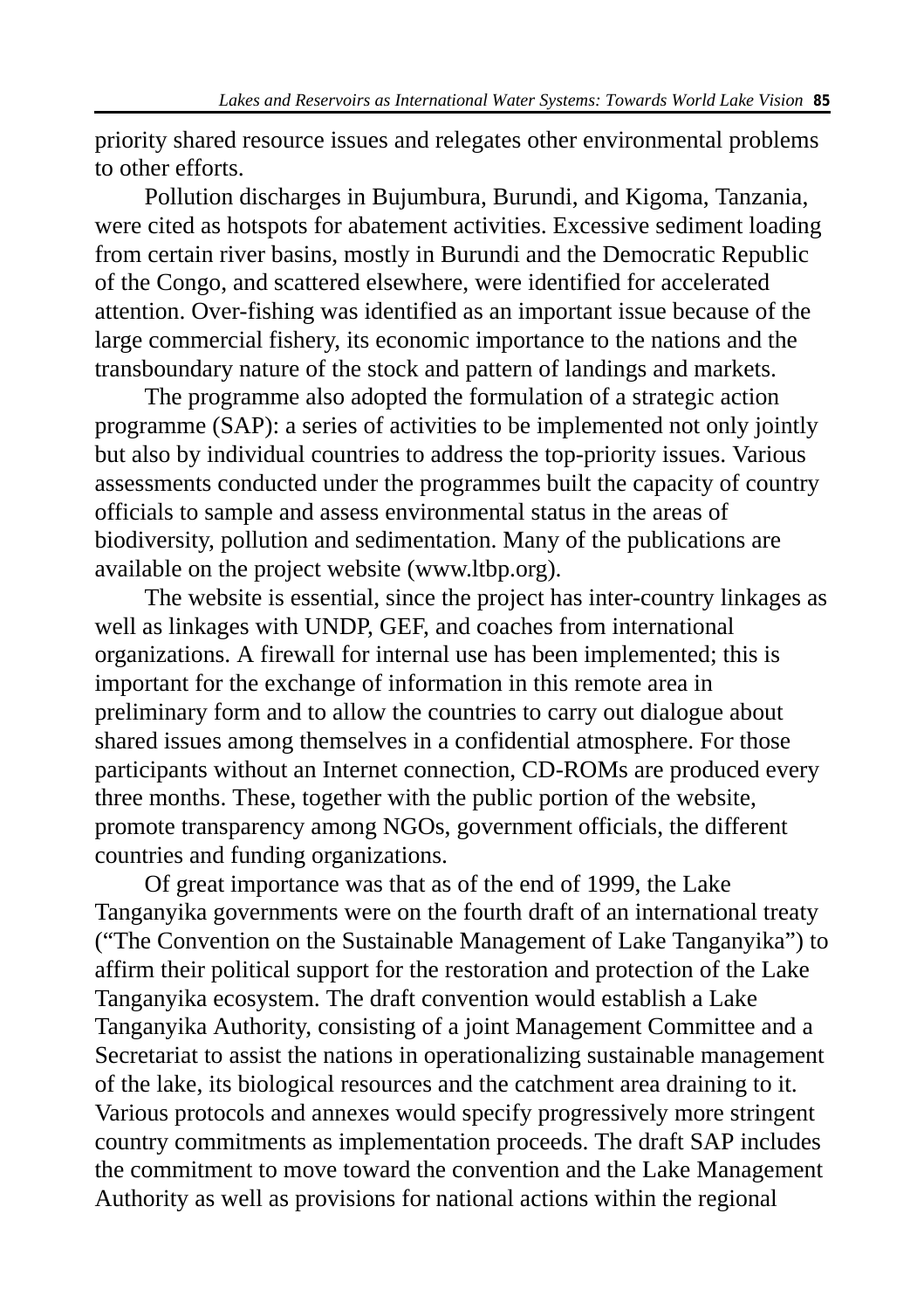priority shared resource issues and relegates other environmental problems to other efforts.

Pollution discharges in Bujumbura, Burundi, and Kigoma, Tanzania, were cited as hotspots for abatement activities. Excessive sediment loading from certain river basins, mostly in Burundi and the Democratic Republic of the Congo, and scattered elsewhere, were identified for accelerated attention. Over-fishing was identified as an important issue because of the large commercial fishery, its economic importance to the nations and the transboundary nature of the stock and pattern of landings and markets.

The programme also adopted the formulation of a strategic action programme (SAP): a series of activities to be implemented not only jointly but also by individual countries to address the top-priority issues. Various assessments conducted under the programmes built the capacity of country officials to sample and assess environmental status in the areas of biodiversity, pollution and sedimentation. Many of the publications are available on the project website (www.ltbp.org).

The website is essential, since the project has inter-country linkages as well as linkages with UNDP, GEF, and coaches from international organizations. A firewall for internal use has been implemented; this is important for the exchange of information in this remote area in preliminary form and to allow the countries to carry out dialogue about shared issues among themselves in a confidential atmosphere. For those participants without an Internet connection, CD-ROMs are produced every three months. These, together with the public portion of the website, promote transparency among NGOs, government officials, the different countries and funding organizations.

Of great importance was that as of the end of 1999, the Lake Tanganyika governments were on the fourth draft of an international treaty ("The Convention on the Sustainable Management of Lake Tanganyika") to affirm their political support for the restoration and protection of the Lake Tanganyika ecosystem. The draft convention would establish a Lake Tanganyika Authority, consisting of a joint Management Committee and a Secretariat to assist the nations in operationalizing sustainable management of the lake, its biological resources and the catchment area draining to it. Various protocols and annexes would specify progressively more stringent country commitments as implementation proceeds. The draft SAP includes the commitment to move toward the convention and the Lake Management Authority as well as provisions for national actions within the regional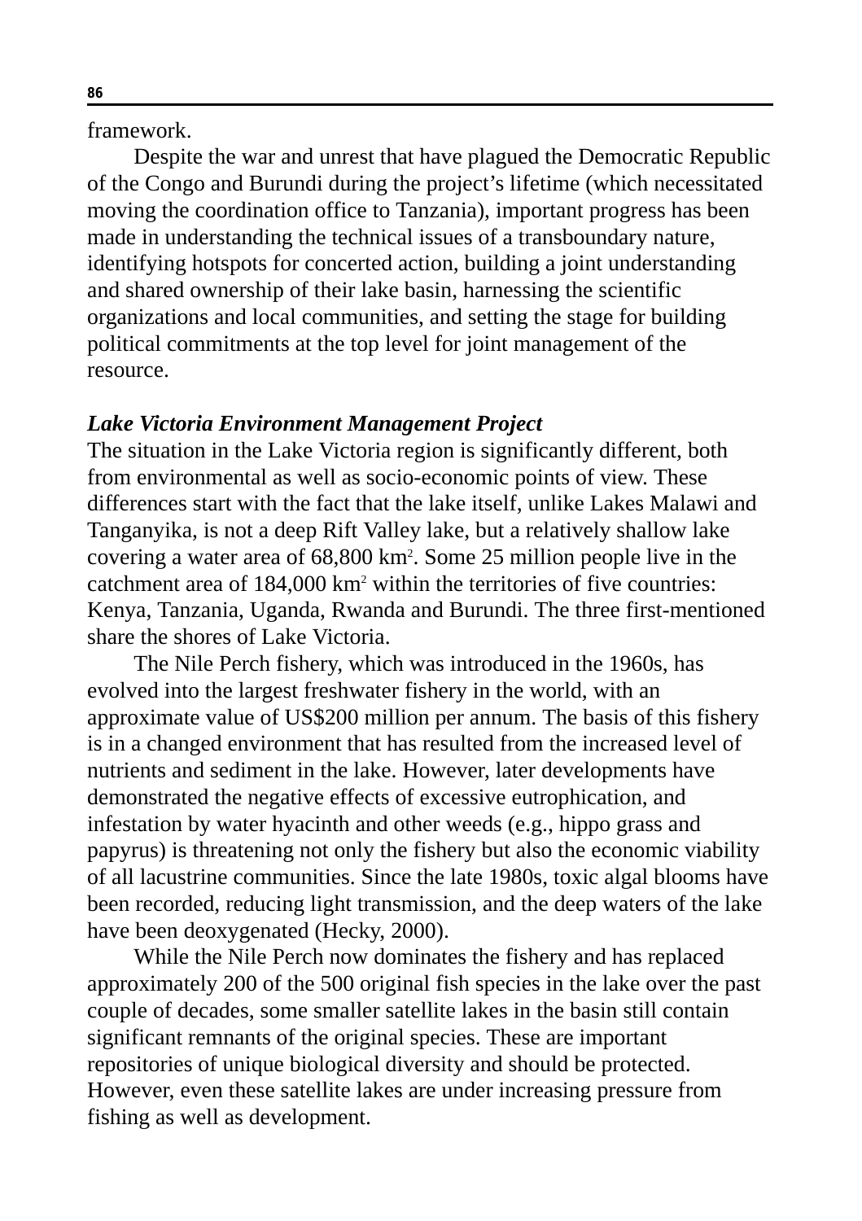framework.

Despite the war and unrest that have plagued the Democratic Republic of the Congo and Burundi during the project's lifetime (which necessitated moving the coordination office to Tanzania), important progress has been made in understanding the technical issues of a transboundary nature, identifying hotspots for concerted action, building a joint understanding and shared ownership of their lake basin, harnessing the scientific organizations and local communities, and setting the stage for building political commitments at the top level for joint management of the resource.

***Lake Victoria Environment Management Project***

The situation in the Lake Victoria region is significantly different, both from environmental as well as socio-economic points of view. These differences start with the fact that the lake itself, unlike Lakes Malawi and Tanganyika, is not a deep Rift Valley lake, but a relatively shallow lake covering a water area of 68,800 $km^2$. Some 25 million people live in the catchment area of 184,000 $km^2$ within the territories of five countries: Kenya, Tanzania, Uganda, Rwanda and Burundi. The three first-mentioned share the shores of Lake Victoria.

The Nile Perch fishery, which was introduced in the 1960s, has evolved into the largest freshwater fishery in the world, with an approximate value of US$200 million per annum. The basis of this fishery is in a changed environment that has resulted from the increased level of nutrients and sediment in the lake. However, later developments have demonstrated the negative effects of excessive eutrophication, and infestation by water hyacinth and other weeds (e.g., hippo grass and papyrus) is threatening not only the fishery but also the economic viability of all lacustrine communities. Since the late 1980s, toxic algal blooms have been recorded, reducing light transmission, and the deep waters of the lake have been deoxygenated (Hecky, 2000).

While the Nile Perch now dominates the fishery and has replaced approximately 200 of the 500 original fish species in the lake over the past couple of decades, some smaller satellite lakes in the basin still contain significant remnants of the original species. These are important repositories of unique biological diversity and should be protected. However, even these satellite lakes are under increasing pressure from fishing as well as development.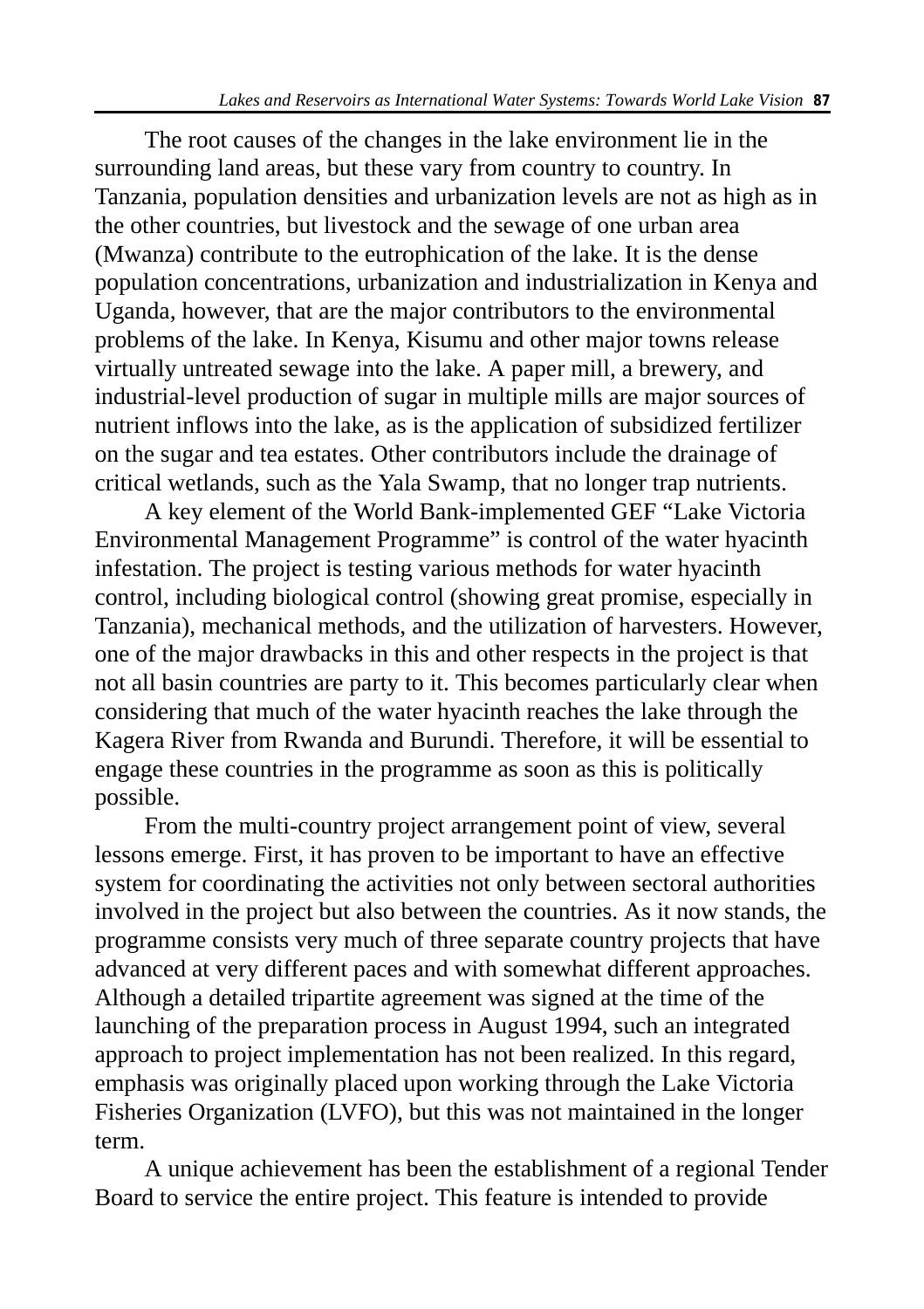The root causes of the changes in the lake environment lie in the surrounding land areas, but these vary from country to country. In Tanzania, population densities and urbanization levels are not as high as in the other countries, but livestock and the sewage of one urban area (Mwanza) contribute to the eutrophication of the lake. It is the dense population concentrations, urbanization and industrialization in Kenya and Uganda, however, that are the major contributors to the environmental problems of the lake. In Kenya, Kisumu and other major towns release virtually untreated sewage into the lake. A paper mill, a brewery, and industrial-level production of sugar in multiple mills are major sources of nutrient inflows into the lake, as is the application of subsidized fertilizer on the sugar and tea estates. Other contributors include the drainage of critical wetlands, such as the Yala Swamp, that no longer trap nutrients.

A key element of the World Bank-implemented GEF "Lake Victoria Environmental Management Programme" is control of the water hyacinth infestation. The project is testing various methods for water hyacinth control, including biological control (showing great promise, especially in Tanzania), mechanical methods, and the utilization of harvesters. However, one of the major drawbacks in this and other respects in the project is that not all basin countries are party to it. This becomes particularly clear when considering that much of the water hyacinth reaches the lake through the Kagera River from Rwanda and Burundi. Therefore, it will be essential to engage these countries in the programme as soon as this is politically possible.

From the multi-country project arrangement point of view, several lessons emerge. First, it has proven to be important to have an effective system for coordinating the activities not only between sectoral authorities involved in the project but also between the countries. As it now stands, the programme consists very much of three separate country projects that have advanced at very different paces and with somewhat different approaches. Although a detailed tripartite agreement was signed at the time of the launching of the preparation process in August 1994, such an integrated approach to project implementation has not been realized. In this regard, emphasis was originally placed upon working through the Lake Victoria Fisheries Organization (LVFO), but this was not maintained in the longer term.

A unique achievement has been the establishment of a regional Tender Board to service the entire project. This feature is intended to provide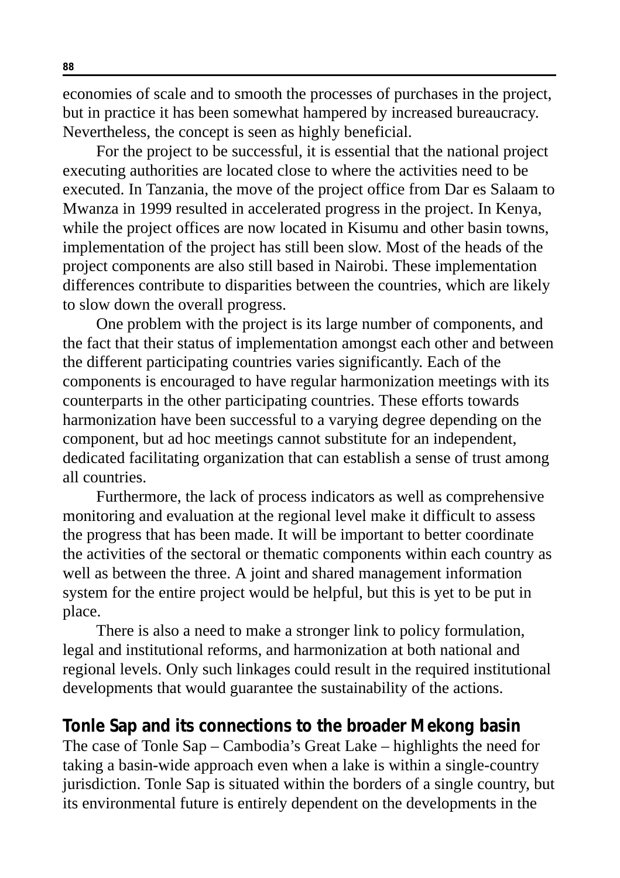economies of scale and to smooth the processes of purchases in the project, but in practice it has been somewhat hampered by increased bureaucracy. Nevertheless, the concept is seen as highly beneficial.

For the project to be successful, it is essential that the national project executing authorities are located close to where the activities need to be executed. In Tanzania, the move of the project office from Dar es Salaam to Mwanza in 1999 resulted in accelerated progress in the project. In Kenya, while the project offices are now located in Kisumu and other basin towns, implementation of the project has still been slow. Most of the heads of the project components are also still based in Nairobi. These implementation differences contribute to disparities between the countries, which are likely to slow down the overall progress.

One problem with the project is its large number of components, and the fact that their status of implementation amongst each other and between the different participating countries varies significantly. Each of the components is encouraged to have regular harmonization meetings with its counterparts in the other participating countries. These efforts towards harmonization have been successful to a varying degree depending on the component, but ad hoc meetings cannot substitute for an independent, dedicated facilitating organization that can establish a sense of trust among all countries.

Furthermore, the lack of process indicators as well as comprehensive monitoring and evaluation at the regional level make it difficult to assess the progress that has been made. It will be important to better coordinate the activities of the sectoral or thematic components within each country as well as between the three. A joint and shared management information system for the entire project would be helpful, but this is yet to be put in place.

There is also a need to make a stronger link to policy formulation, legal and institutional reforms, and harmonization at both national and regional levels. Only such linkages could result in the required institutional developments that would guarantee the sustainability of the actions.

## Tonle Sap and its connections to the broader Mekong basin

The case of Tonle Sap – Cambodia's Great Lake – highlights the need for taking a basin-wide approach even when a lake is within a single-country jurisdiction. Tonle Sap is situated within the borders of a single country, but its environmental future is entirely dependent on the developments in the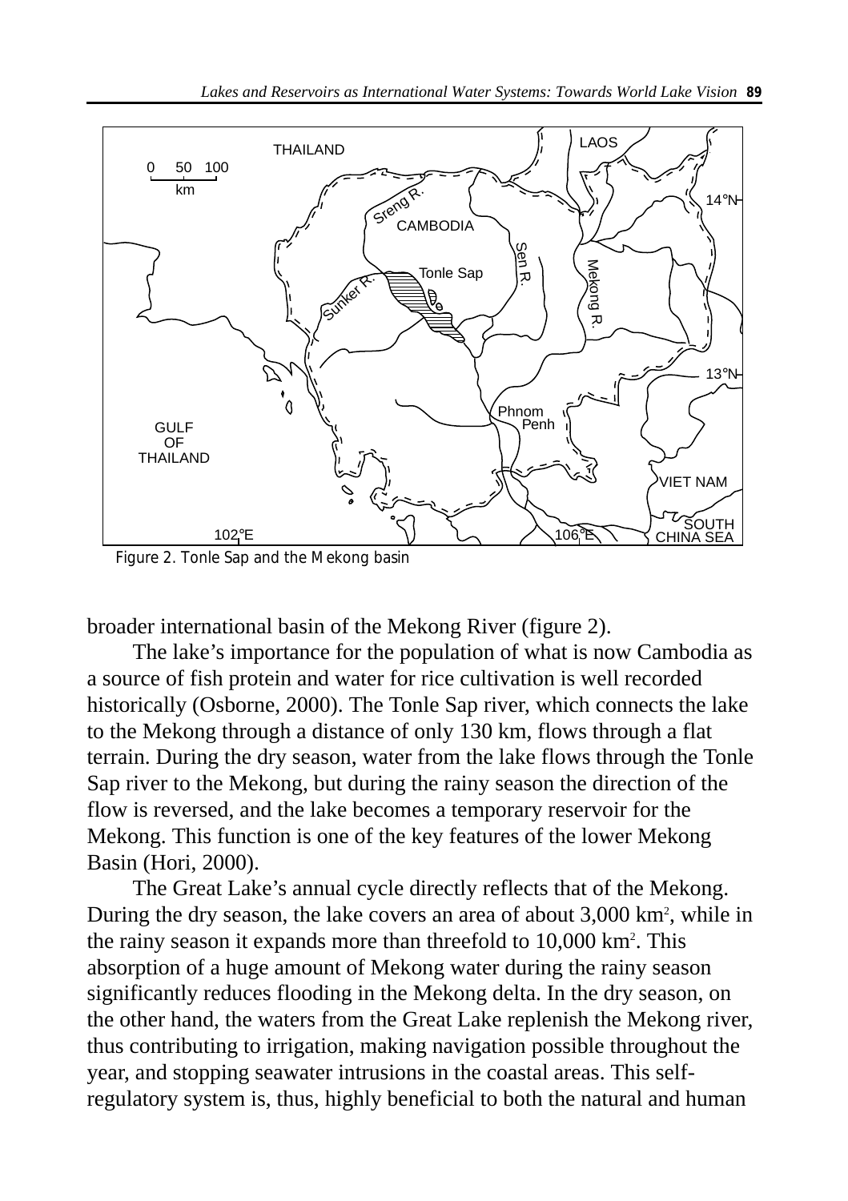Figure 2. Tonle Sap and the Mekong basin

broader international basin of the Mekong River (figure 2).

The lake's importance for the population of what is now Cambodia as a source of fish protein and water for rice cultivation is well recorded historically (Osborne, 2000). The Tonle Sap river, which connects the lake to the Mekong through a distance of only 130 km, flows through a flat terrain. During the dry season, water from the lake flows through the Tonle Sap river to the Mekong, but during the rainy season the direction of the flow is reversed, and the lake becomes a temporary reservoir for the Mekong. This function is one of the key features of the lower Mekong Basin (Hori, 2000).

The Great Lake's annual cycle directly reflects that of the Mekong. During the dry season, the lake covers an area of about 3,000 km$^2$, while in the rainy season it expands more than threefold to 10,000 km$^2$. This absorption of a huge amount of Mekong water during the rainy season significantly reduces flooding in the Mekong delta. In the dry season, on the other hand, the waters from the Great Lake replenish the Mekong river, thus contributing to irrigation, making navigation possible throughout the year, and stopping seawater intrusions in the coastal areas. This self-regulatory system is, thus, highly beneficial to both the natural and human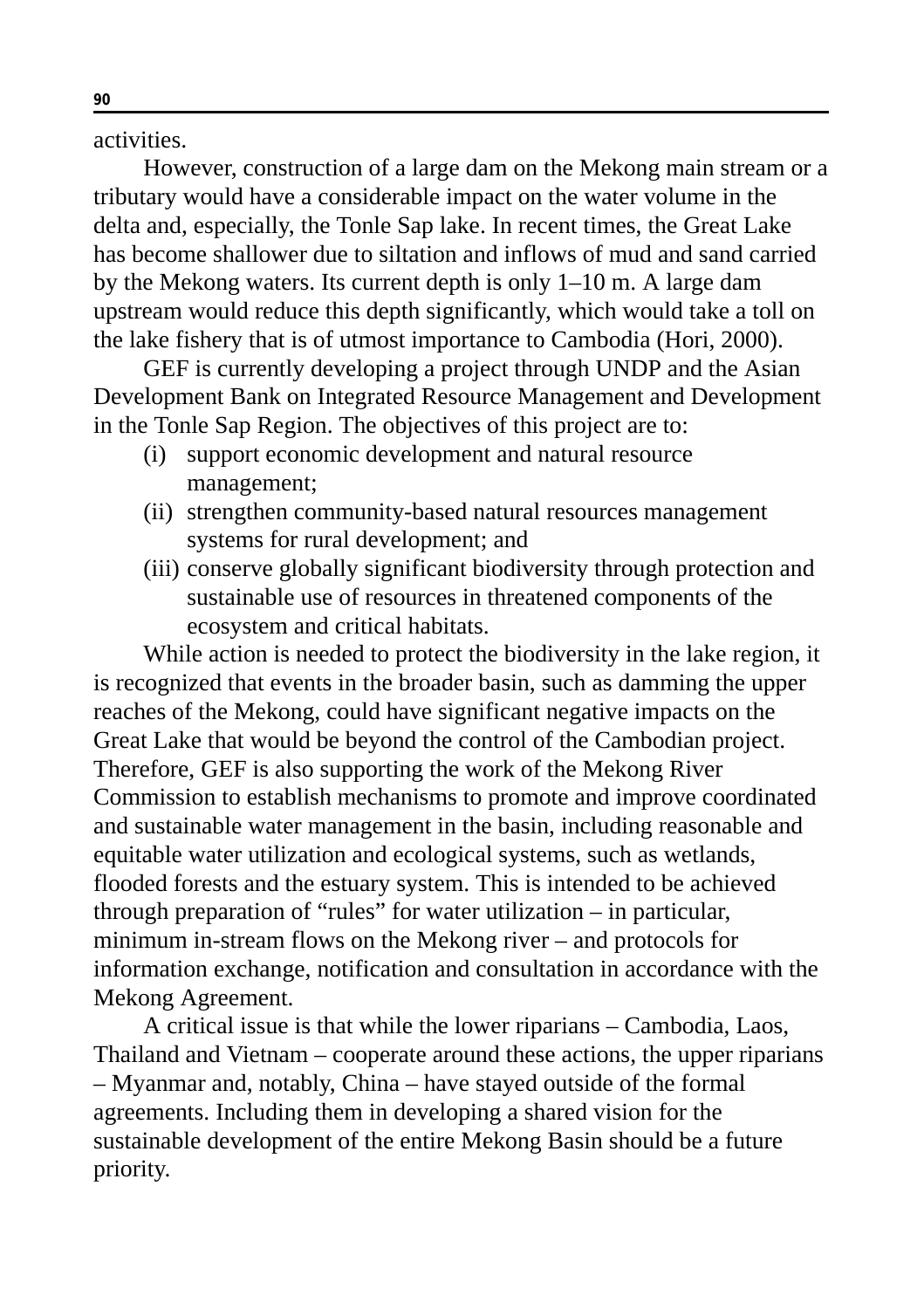activities.

However, construction of a large dam on the Mekong main stream or a tributary would have a considerable impact on the water volume in the delta and, especially, the Tonle Sap lake. In recent times, the Great Lake has become shallower due to siltation and inflows of mud and sand carried by the Mekong waters. Its current depth is only 1–10 m. A large dam upstream would reduce this depth significantly, which would take a toll on the lake fishery that is of utmost importance to Cambodia (Hori, 2000).

GEF is currently developing a project through UNDP and the Asian Development Bank on Integrated Resource Management and Development in the Tonle Sap Region. The objectives of this project are to:

(i) support economic development and natural resource management;
(ii) strengthen community-based natural resources management systems for rural development; and
(iii) conserve globally significant biodiversity through protection and sustainable use of resources in threatened components of the ecosystem and critical habitats.

While action is needed to protect the biodiversity in the lake region, it is recognized that events in the broader basin, such as damming the upper reaches of the Mekong, could have significant negative impacts on the Great Lake that would be beyond the control of the Cambodian project. Therefore, GEF is also supporting the work of the Mekong River Commission to establish mechanisms to promote and improve coordinated and sustainable water management in the basin, including reasonable and equitable water utilization and ecological systems, such as wetlands, flooded forests and the estuary system. This is intended to be achieved through preparation of "rules" for water utilization – in particular, minimum in-stream flows on the Mekong river – and protocols for information exchange, notification and consultation in accordance with the Mekong Agreement.

A critical issue is that while the lower riparians – Cambodia, Laos, Thailand and Vietnam – cooperate around these actions, the upper riparians – Myanmar and, notably, China – have stayed outside of the formal agreements. Including them in developing a shared vision for the sustainable development of the entire Mekong Basin should be a future priority.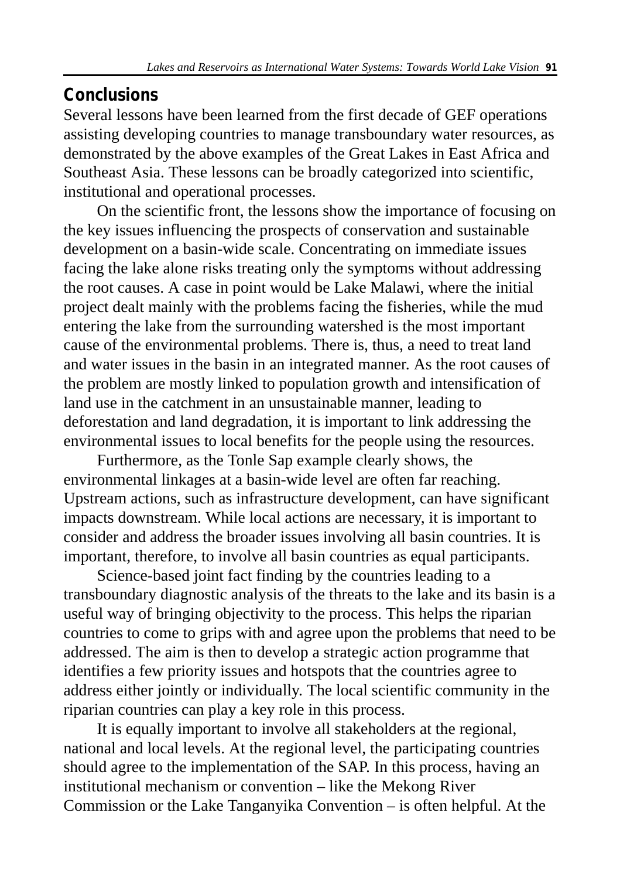## Conclusions

Several lessons have been learned from the first decade of GEF operations assisting developing countries to manage transboundary water resources, as demonstrated by the above examples of the Great Lakes in East Africa and Southeast Asia. These lessons can be broadly categorized into scientific, institutional and operational processes.

On the scientific front, the lessons show the importance of focusing on the key issues influencing the prospects of conservation and sustainable development on a basin-wide scale. Concentrating on immediate issues facing the lake alone risks treating only the symptoms without addressing the root causes. A case in point would be Lake Malawi, where the initial project dealt mainly with the problems facing the fisheries, while the mud entering the lake from the surrounding watershed is the most important cause of the environmental problems. There is, thus, a need to treat land and water issues in the basin in an integrated manner. As the root causes of the problem are mostly linked to population growth and intensification of land use in the catchment in an unsustainable manner, leading to deforestation and land degradation, it is important to link addressing the environmental issues to local benefits for the people using the resources.

Furthermore, as the Tonle Sap example clearly shows, the environmental linkages at a basin-wide level are often far reaching. Upstream actions, such as infrastructure development, can have significant impacts downstream. While local actions are necessary, it is important to consider and address the broader issues involving all basin countries. It is important, therefore, to involve all basin countries as equal participants.

Science-based joint fact finding by the countries leading to a transboundary diagnostic analysis of the threats to the lake and its basin is a useful way of bringing objectivity to the process. This helps the riparian countries to come to grips with and agree upon the problems that need to be addressed. The aim is then to develop a strategic action programme that identifies a few priority issues and hotspots that the countries agree to address either jointly or individually. The local scientific community in the riparian countries can play a key role in this process.

It is equally important to involve all stakeholders at the regional, national and local levels. At the regional level, the participating countries should agree to the implementation of the SAP. In this process, having an institutional mechanism or convention – like the Mekong River Commission or the Lake Tanganyika Convention – is often helpful. At the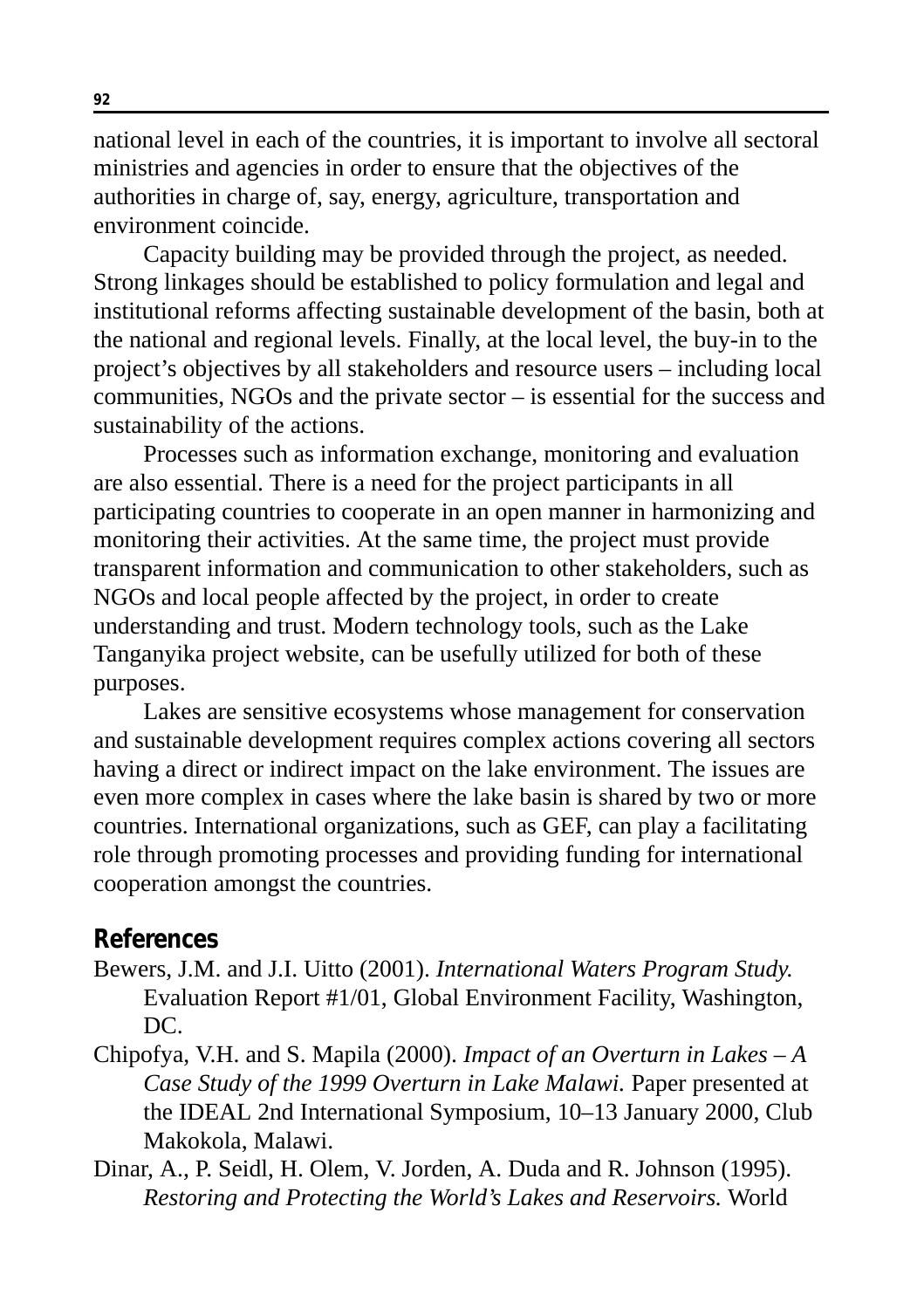national level in each of the countries, it is important to involve all sectoral ministries and agencies in order to ensure that the objectives of the authorities in charge of, say, energy, agriculture, transportation and environment coincide.

Capacity building may be provided through the project, as needed. Strong linkages should be established to policy formulation and legal and institutional reforms affecting sustainable development of the basin, both at the national and regional levels. Finally, at the local level, the buy-in to the project's objectives by all stakeholders and resource users – including local communities, NGOs and the private sector – is essential for the success and sustainability of the actions.

Processes such as information exchange, monitoring and evaluation are also essential. There is a need for the project participants in all participating countries to cooperate in an open manner in harmonizing and monitoring their activities. At the same time, the project must provide transparent information and communication to other stakeholders, such as NGOs and local people affected by the project, in order to create understanding and trust. Modern technology tools, such as the Lake Tanganyika project website, can be usefully utilized for both of these purposes.

Lakes are sensitive ecosystems whose management for conservation and sustainable development requires complex actions covering all sectors having a direct or indirect impact on the lake environment. The issues are even more complex in cases where the lake basin is shared by two or more countries. International organizations, such as GEF, can play a facilitating role through promoting processes and providing funding for international cooperation amongst the countries.

## References

Bewers, J.M. and J.I. Uitto (2001). *International Waters Program Study.* Evaluation Report #1/01, Global Environment Facility, Washington, DC.

Chipofya, V.H. and S. Mapila (2000). *Impact of an Overturn in Lakes – A Case Study of the 1999 Overturn in Lake Malawi.* Paper presented at the IDEAL 2nd International Symposium, 10–13 January 2000, Club Makokola, Malawi.

Dinar, A., P. Seidl, H. Olem, V. Jorden, A. Duda and R. Johnson (1995). *Restoring and Protecting the World's Lakes and Reservoirs.* World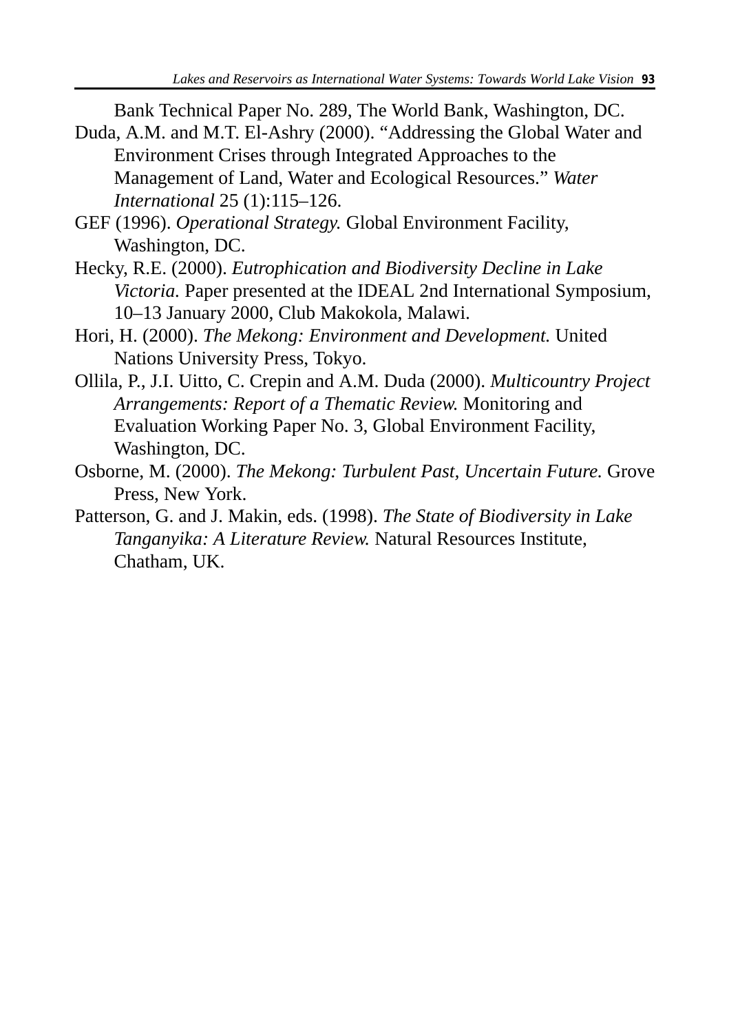Bank Technical Paper No. 289, The World Bank, Washington, DC.

Duda, A.M. and M.T. El-Ashry (2000). "Addressing the Global Water and Environment Crises through Integrated Approaches to the Management of Land, Water and Ecological Resources." *Water International* 25 (1):115–126.

GEF (1996). *Operational Strategy.* Global Environment Facility, Washington, DC.

Hecky, R.E. (2000). *Eutrophication and Biodiversity Decline in Lake Victoria.* Paper presented at the IDEAL 2nd International Symposium, 10–13 January 2000, Club Makokola, Malawi.

Hori, H. (2000). *The Mekong: Environment and Development.* United Nations University Press, Tokyo.

Ollila, P., J.I. Uitto, C. Crepin and A.M. Duda (2000). *Multicountry Project Arrangements: Report of a Thematic Review.* Monitoring and Evaluation Working Paper No. 3, Global Environment Facility, Washington, DC.

Osborne, M. (2000). *The Mekong: Turbulent Past, Uncertain Future.* Grove Press, New York.

Patterson, G. and J. Makin, eds. (1998). *The State of Biodiversity in Lake Tanganyika: A Literature Review.* Natural Resources Institute, Chatham, UK.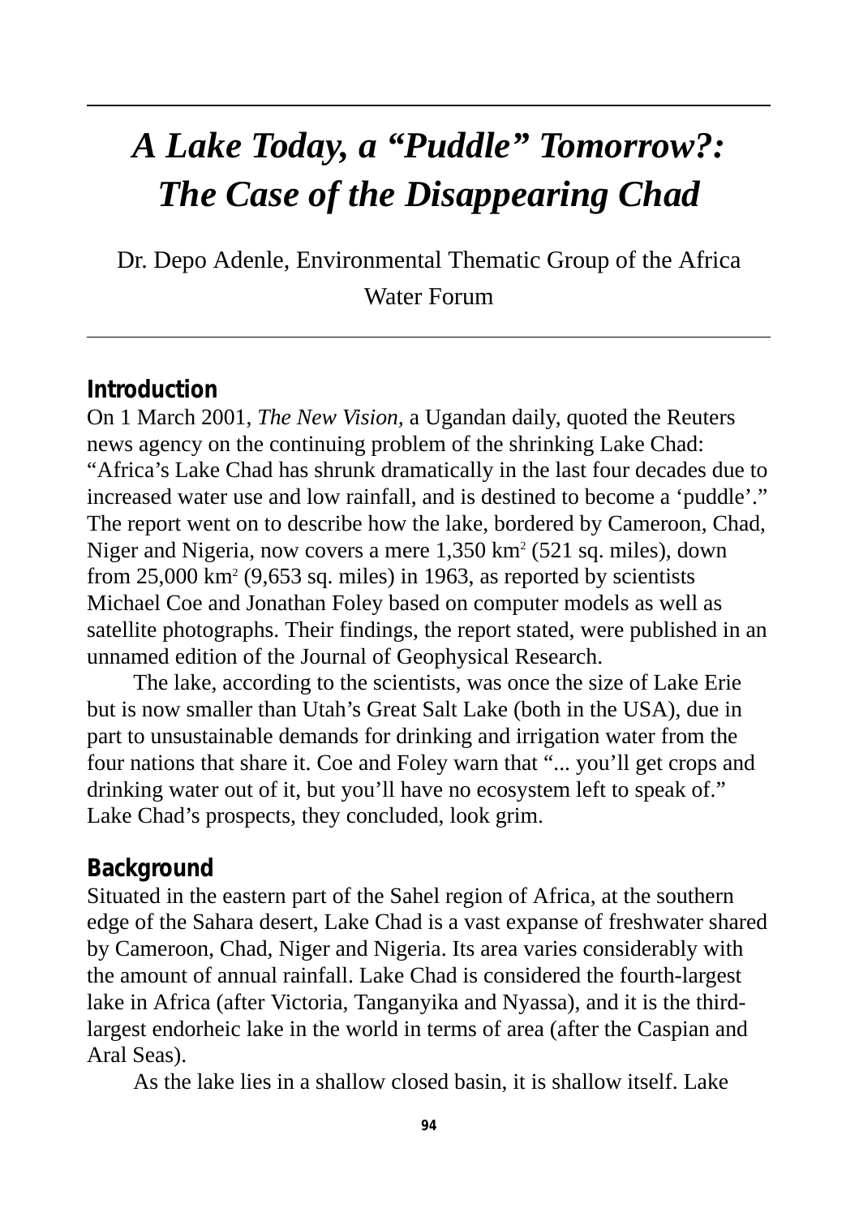# *A Lake Today, a "Puddle" Tomorrow?: The Case of the Disappearing Chad*

Dr. Depo Adenle, Environmental Thematic Group of the Africa Water Forum

## Introduction

On 1 March 2001, *The New Vision*, a Ugandan daily, quoted the Reuters news agency on the continuing problem of the shrinking Lake Chad: "Africa's Lake Chad has shrunk dramatically in the last four decades due to increased water use and low rainfall, and is destined to become a 'puddle'." The report went on to describe how the lake, bordered by Cameroon, Chad, Niger and Nigeria, now covers a mere 1,350 $km^2$ (521 sq. miles), down from 25,000 $km^2$ (9,653 sq. miles) in 1963, as reported by scientists Michael Coe and Jonathan Foley based on computer models as well as satellite photographs. Their findings, the report stated, were published in an unnamed edition of the Journal of Geophysical Research.

The lake, according to the scientists, was once the size of Lake Erie but is now smaller than Utah's Great Salt Lake (both in the USA), due in part to unsustainable demands for drinking and irrigation water from the four nations that share it. Coe and Foley warn that "... you'll get crops and drinking water out of it, but you'll have no ecosystem left to speak of." Lake Chad's prospects, they concluded, look grim.

## Background

Situated in the eastern part of the Sahel region of Africa, at the southern edge of the Sahara desert, Lake Chad is a vast expanse of freshwater shared by Cameroon, Chad, Niger and Nigeria. Its area varies considerably with the amount of annual rainfall. Lake Chad is considered the fourth-largest lake in Africa (after Victoria, Tanganyika and Nyassa), and it is the third-largest endorheic lake in the world in terms of area (after the Caspian and Aral Seas).

As the lake lies in a shallow closed basin, it is shallow itself. Lake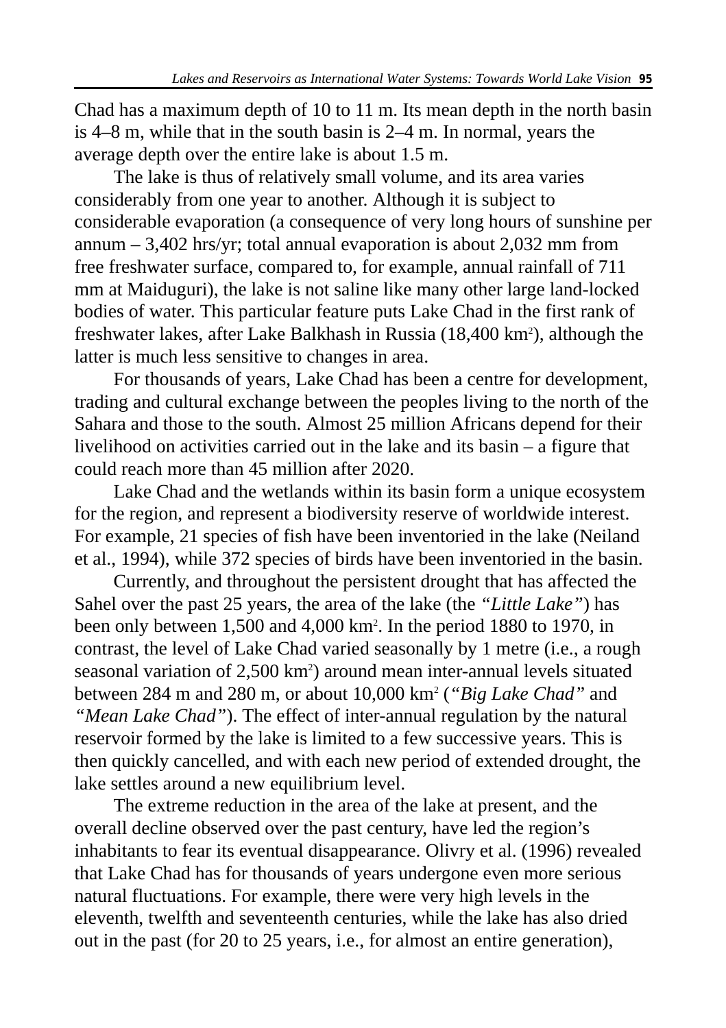Chad has a maximum depth of 10 to 11 m. Its mean depth in the north basin is 4–8 m, while that in the south basin is 2–4 m. In normal, years the average depth over the entire lake is about 1.5 m.

The lake is thus of relatively small volume, and its area varies considerably from one year to another. Although it is subject to considerable evaporation (a consequence of very long hours of sunshine per annum – 3,402 hrs/yr; total annual evaporation is about 2,032 mm from free freshwater surface, compared to, for example, annual rainfall of 711 mm at Maiduguri), the lake is not saline like many other large land-locked bodies of water. This particular feature puts Lake Chad in the first rank of freshwater lakes, after Lake Balkhash in Russia (18,400 km$^2$), although the latter is much less sensitive to changes in area.

For thousands of years, Lake Chad has been a centre for development, trading and cultural exchange between the peoples living to the north of the Sahara and those to the south. Almost 25 million Africans depend for their livelihood on activities carried out in the lake and its basin – a figure that could reach more than 45 million after 2020.

Lake Chad and the wetlands within its basin form a unique ecosystem for the region, and represent a biodiversity reserve of worldwide interest. For example, 21 species of fish have been inventoried in the lake (Neiland et al., 1994), while 372 species of birds have been inventoried in the basin.

Currently, and throughout the persistent drought that has affected the Sahel over the past 25 years, the area of the lake (the *"Little Lake"*) has been only between 1,500 and 4,000 km$^2$. In the period 1880 to 1970, in contrast, the level of Lake Chad varied seasonally by 1 metre (i.e., a rough seasonal variation of 2,500 km$^2$) around mean inter-annual levels situated between 284 m and 280 m, or about 10,000 km$^2$ (*"Big Lake Chad"* and *"Mean Lake Chad"*). The effect of inter-annual regulation by the natural reservoir formed by the lake is limited to a few successive years. This is then quickly cancelled, and with each new period of extended drought, the lake settles around a new equilibrium level.

The extreme reduction in the area of the lake at present, and the overall decline observed over the past century, have led the region's inhabitants to fear its eventual disappearance. Olivry et al. (1996) revealed that Lake Chad has for thousands of years undergone even more serious natural fluctuations. For example, there were very high levels in the eleventh, twelfth and seventeenth centuries, while the lake has also dried out in the past (for 20 to 25 years, i.e., for almost an entire generation),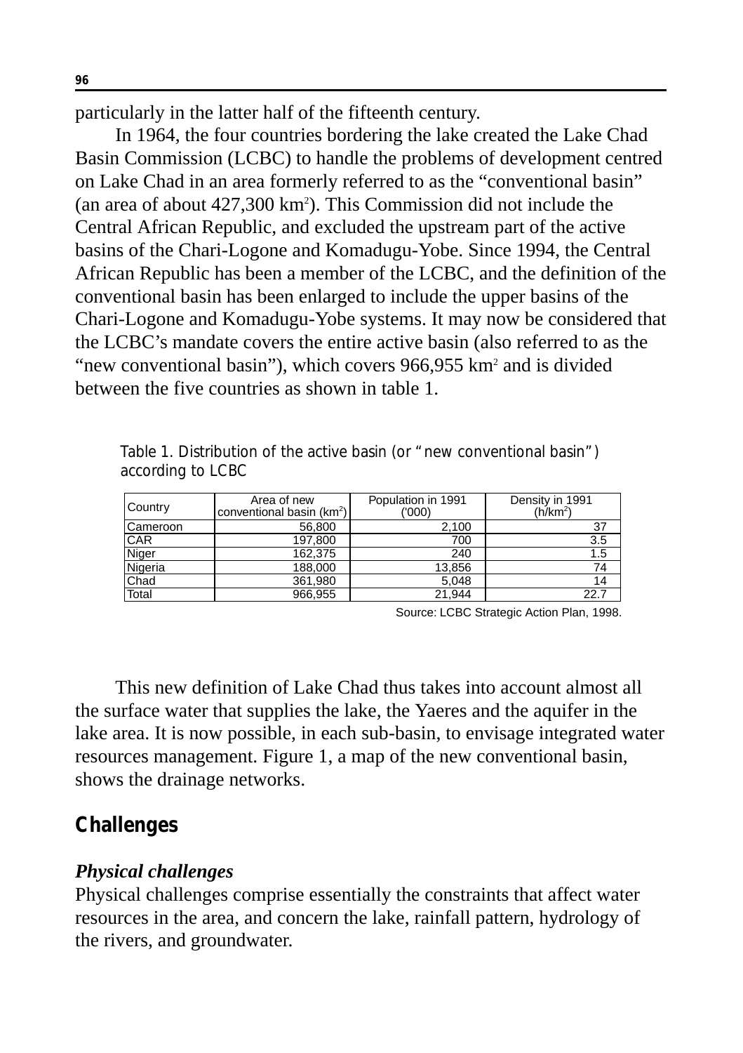particularly in the latter half of the fifteenth century.

In 1964, the four countries bordering the lake created the Lake Chad Basin Commission (LCBC) to handle the problems of development centred on Lake Chad in an area formerly referred to as the "conventional basin" (an area of about 427,300 km$^2$). This Commission did not include the Central African Republic, and excluded the upstream part of the active basins of the Chari-Logone and Komadugu-Yobe. Since 1994, the Central African Republic has been a member of the LCBC, and the definition of the conventional basin has been enlarged to include the upper basins of the Chari-Logone and Komadugu-Yobe systems. It may now be considered that the LCBC's mandate covers the entire active basin (also referred to as the "new conventional basin"), which covers 966,955 km$^2$ and is divided between the five countries as shown in table 1.

Table 1. Distribution of the active basin (or "new conventional basin") according to LCBC

| Country | Area of new conventional basin (km$^2$) | Population in 1991 ('000) | Density in 1991 (h/km$^2$) |
|---|---|---|---|
| Cameroon | 56,800 | 2,100 | 37 |
| CAR | 197,800 | 700 | 3.5 |
| Niger | 162,375 | 240 | 1.5 |
| Nigeria | 188,000 | 13,856 | 74 |
| Chad | 361,980 | 5,048 | 14 |
| Total | 966,955 | 21,944 | 22.7 |

Source: LCBC Strategic Action Plan, 1998.

This new definition of Lake Chad thus takes into account almost all the surface water that supplies the lake, the Yaeres and the aquifer in the lake area. It is now possible, in each sub-basin, to envisage integrated water resources management. Figure 1, a map of the new conventional basin, shows the drainage networks.

## Challenges

### *Physical challenges*

Physical challenges comprise essentially the constraints that affect water resources in the area, and concern the lake, rainfall pattern, hydrology of the rivers, and groundwater.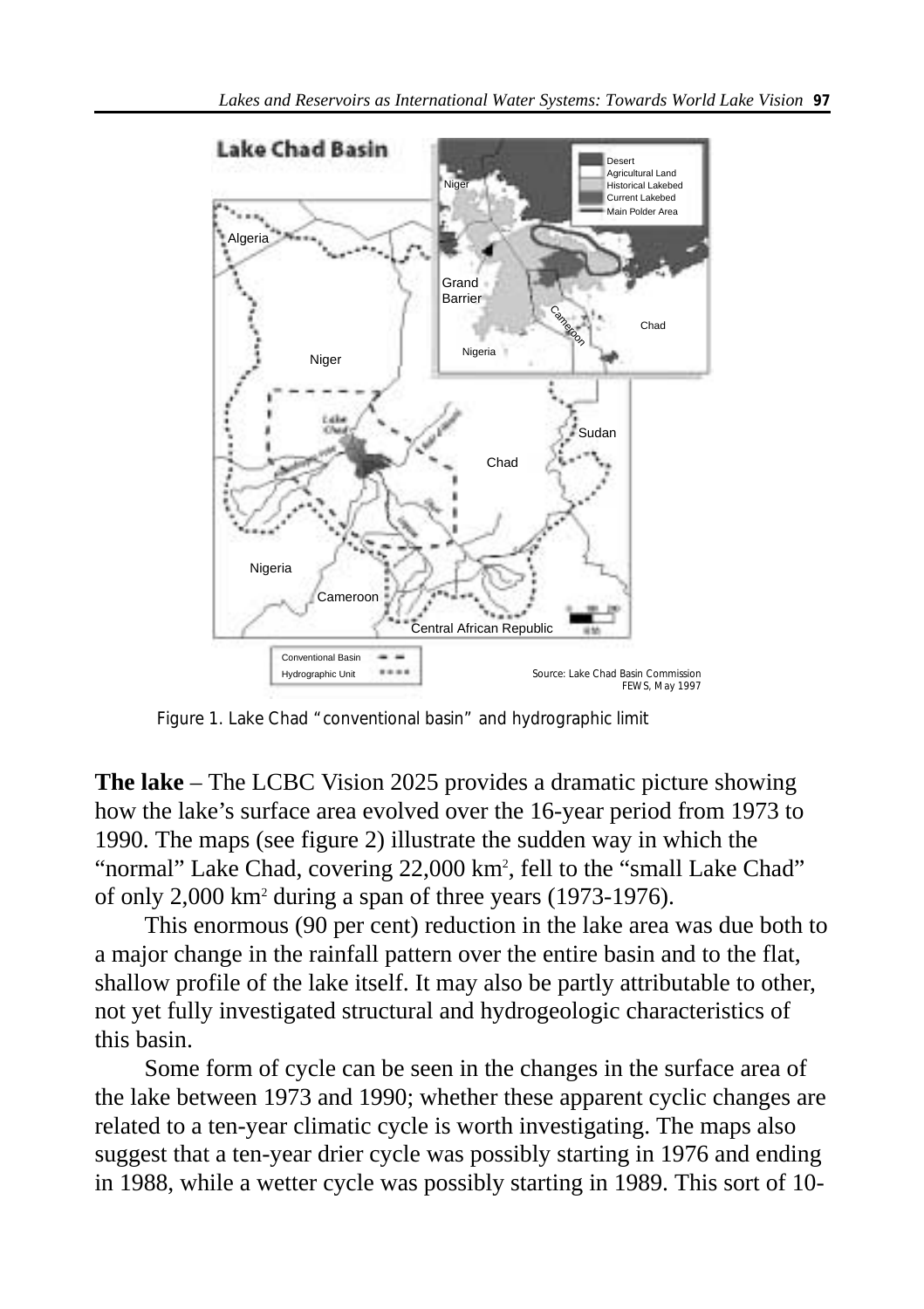Figure 1. Lake Chad "conventional basin" and hydrographic limit

**The lake** – The LCBC Vision 2025 provides a dramatic picture showing how the lake's surface area evolved over the 16-year period from 1973 to 1990. The maps (see figure 2) illustrate the sudden way in which the "normal" Lake Chad, covering 22,000 km$^2$, fell to the "small Lake Chad" of only 2,000 km$^2$ during a span of three years (1973-1976).

This enormous (90 per cent) reduction in the lake area was due both to a major change in the rainfall pattern over the entire basin and to the flat, shallow profile of the lake itself. It may also be partly attributable to other, not yet fully investigated structural and hydrogeologic characteristics of this basin.

Some form of cycle can be seen in the changes in the surface area of the lake between 1973 and 1990; whether these apparent cyclic changes are related to a ten-year climatic cycle is worth investigating. The maps also suggest that a ten-year drier cycle was possibly starting in 1976 and ending in 1988, while a wetter cycle was possibly starting in 1989. This sort of 10-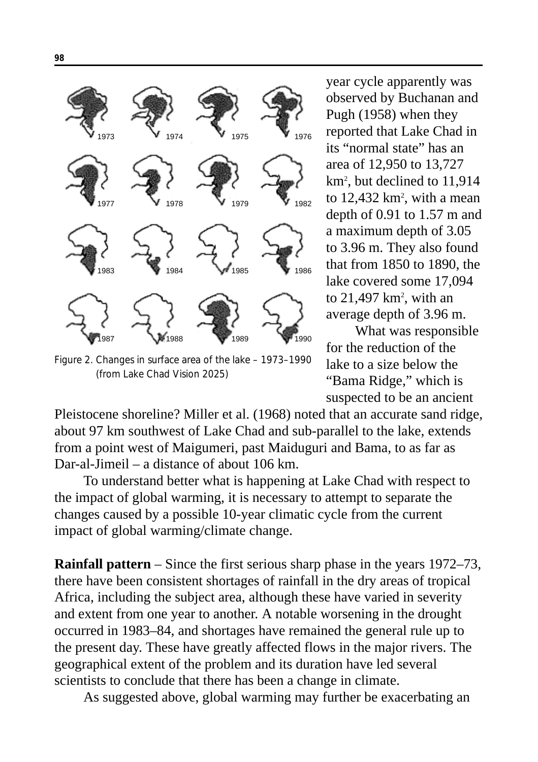year cycle apparently was observed by Buchanan and Pugh (1958) when they reported that Lake Chad in its "normal state" has an area of 12,950 to 13,727 km$^2$, but declined to 11,914 to 12,432 km$^2$, with a mean depth of 0.91 to 1.57 m and a maximum depth of 3.05 to 3.96 m. They also found that from 1850 to 1890, the lake covered some 17,094 to 21,497 km$^2$, with an average depth of 3.96 m.

What was responsible for the reduction of the lake to a size below the "Bama Ridge," which is suspected to be an ancient Pleistocene shoreline? Miller et al. (1968) noted that an accurate sand ridge, about 97 km southwest of Lake Chad and sub-parallel to the lake, extends from a point west of Maigumeri, past Maiduguri and Bama, to as far as Dar-al-Jimeil – a distance of about 106 km.

Figure 2. Changes in surface area of the lake – 1973–1990 (from Lake Chad Vision 2025)

To understand better what is happening at Lake Chad with respect to the impact of global warming, it is necessary to attempt to separate the changes caused by a possible 10-year climatic cycle from the current impact of global warming/climate change.

**Rainfall pattern** – Since the first serious sharp phase in the years 1972–73, there have been consistent shortages of rainfall in the dry areas of tropical Africa, including the subject area, although these have varied in severity and extent from one year to another. A notable worsening in the drought occurred in 1983–84, and shortages have remained the general rule up to the present day. These have greatly affected flows in the major rivers. The geographical extent of the problem and its duration have led several scientists to conclude that there has been a change in climate.

As suggested above, global warming may further be exacerbating an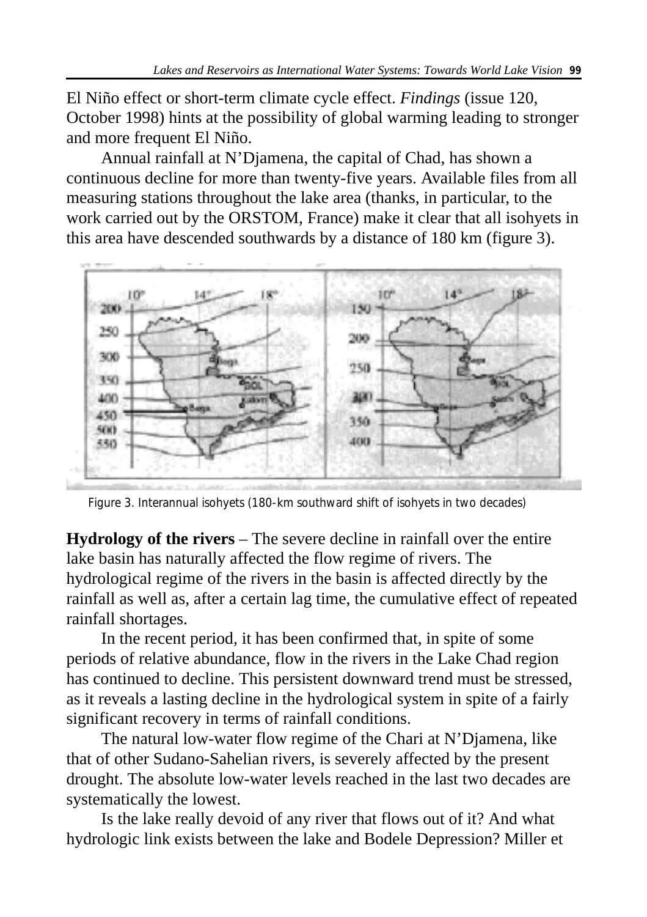El Niño effect or short-term climate cycle effect. *Findings* (issue 120, October 1998) hints at the possibility of global warming leading to stronger and more frequent El Niño.

Annual rainfall at N'Djamena, the capital of Chad, has shown a continuous decline for more than twenty-five years. Available files from all measuring stations throughout the lake area (thanks, in particular, to the work carried out by the ORSTOM, France) make it clear that all isohyets in this area have descended southwards by a distance of 180 km (figure 3).

Figure 3. Interannual isohyets (180-km southward shift of isohyets in two decades)

**Hydrology of the rivers** – The severe decline in rainfall over the entire lake basin has naturally affected the flow regime of rivers. The hydrological regime of the rivers in the basin is affected directly by the rainfall as well as, after a certain lag time, the cumulative effect of repeated rainfall shortages.

In the recent period, it has been confirmed that, in spite of some periods of relative abundance, flow in the rivers in the Lake Chad region has continued to decline. This persistent downward trend must be stressed, as it reveals a lasting decline in the hydrological system in spite of a fairly significant recovery in terms of rainfall conditions.

The natural low-water flow regime of the Chari at N'Djamena, like that of other Sudano-Sahelian rivers, is severely affected by the present drought. The absolute low-water levels reached in the last two decades are systematically the lowest.

Is the lake really devoid of any river that flows out of it? And what hydrologic link exists between the lake and Bodele Depression? Miller et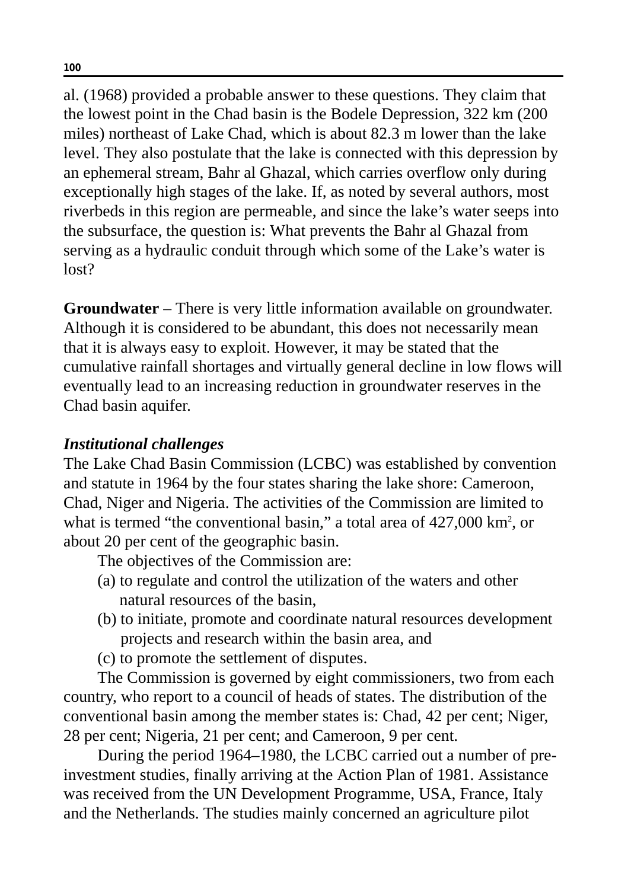al. (1968) provided a probable answer to these questions. They claim that the lowest point in the Chad basin is the Bodele Depression, 322 km (200 miles) northeast of Lake Chad, which is about 82.3 m lower than the lake level. They also postulate that the lake is connected with this depression by an ephemeral stream, Bahr al Ghazal, which carries overflow only during exceptionally high stages of the lake. If, as noted by several authors, most riverbeds in this region are permeable, and since the lake's water seeps into the subsurface, the question is: What prevents the Bahr al Ghazal from serving as a hydraulic conduit through which some of the Lake's water is lost?

**Groundwater** – There is very little information available on groundwater. Although it is considered to be abundant, this does not necessarily mean that it is always easy to exploit. However, it may be stated that the cumulative rainfall shortages and virtually general decline in low flows will eventually lead to an increasing reduction in groundwater reserves in the Chad basin aquifer.

***Institutional challenges***

The Lake Chad Basin Commission (LCBC) was established by convention and statute in 1964 by the four states sharing the lake shore: Cameroon, Chad, Niger and Nigeria. The activities of the Commission are limited to what is termed "the conventional basin," a total area of 427,000 km$^2$, or about 20 per cent of the geographic basin.

The objectives of the Commission are:

(a) to regulate and control the utilization of the waters and other natural resources of the basin,
(b) to initiate, promote and coordinate natural resources development projects and research within the basin area, and
(c) to promote the settlement of disputes.

The Commission is governed by eight commissioners, two from each country, who report to a council of heads of states. The distribution of the conventional basin among the member states is: Chad, 42 per cent; Niger, 28 per cent; Nigeria, 21 per cent; and Cameroon, 9 per cent.

During the period 1964–1980, the LCBC carried out a number of pre-investment studies, finally arriving at the Action Plan of 1981. Assistance was received from the UN Development Programme, USA, France, Italy and the Netherlands. The studies mainly concerned an agriculture pilot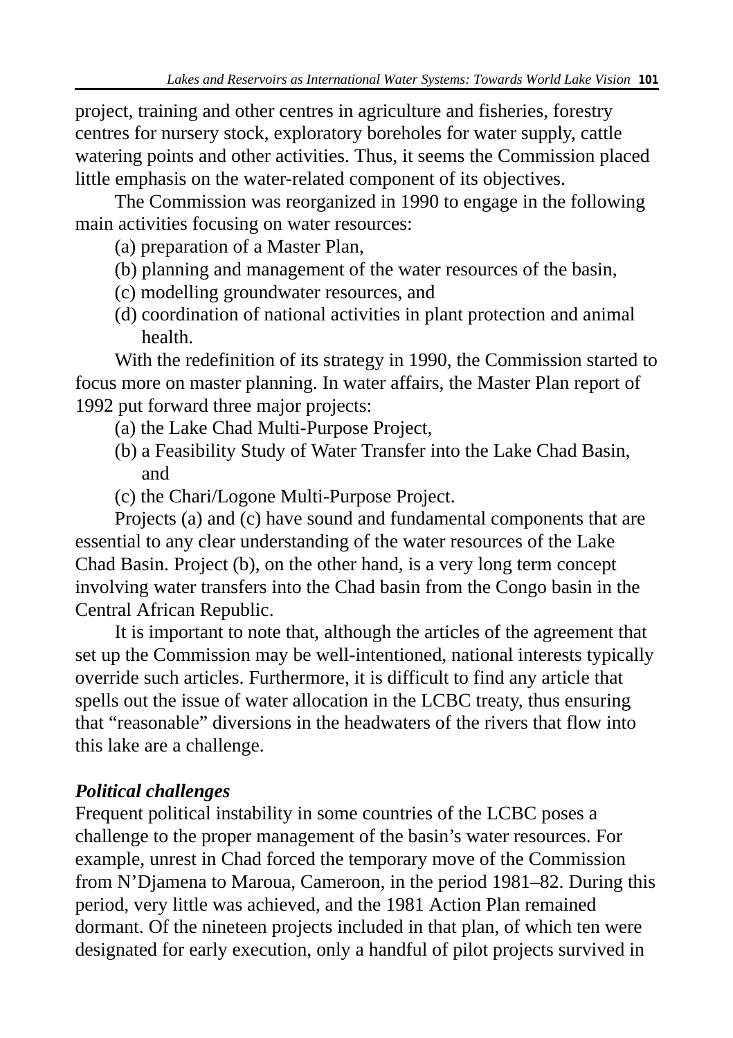project, training and other centres in agriculture and fisheries, forestry centres for nursery stock, exploratory boreholes for water supply, cattle watering points and other activities. Thus, it seems the Commission placed little emphasis on the water-related component of its objectives.

The Commission was reorganized in 1990 to engage in the following main activities focusing on water resources:

(a) preparation of a Master Plan,
(b) planning and management of the water resources of the basin,
(c) modelling groundwater resources, and
(d) coordination of national activities in plant protection and animal health.

With the redefinition of its strategy in 1990, the Commission started to focus more on master planning. In water affairs, the Master Plan report of 1992 put forward three major projects:

(a) the Lake Chad Multi-Purpose Project,
(b) a Feasibility Study of Water Transfer into the Lake Chad Basin, and
(c) the Chari/Logone Multi-Purpose Project.

Projects (a) and (c) have sound and fundamental components that are essential to any clear understanding of the water resources of the Lake Chad Basin. Project (b), on the other hand, is a very long term concept involving water transfers into the Chad basin from the Congo basin in the Central African Republic.

It is important to note that, although the articles of the agreement that set up the Commission may be well-intentioned, national interests typically override such articles. Furthermore, it is difficult to find any article that spells out the issue of water allocation in the LCBC treaty, thus ensuring that "reasonable" diversions in the headwaters of the rivers that flow into this lake are a challenge.

### *Political challenges*

Frequent political instability in some countries of the LCBC poses a challenge to the proper management of the basin's water resources. For example, unrest in Chad forced the temporary move of the Commission from N'Djamena to Maroua, Cameroon, in the period 1981–82. During this period, very little was achieved, and the 1981 Action Plan remained dormant. Of the nineteen projects included in that plan, of which ten were designated for early execution, only a handful of pilot projects survived in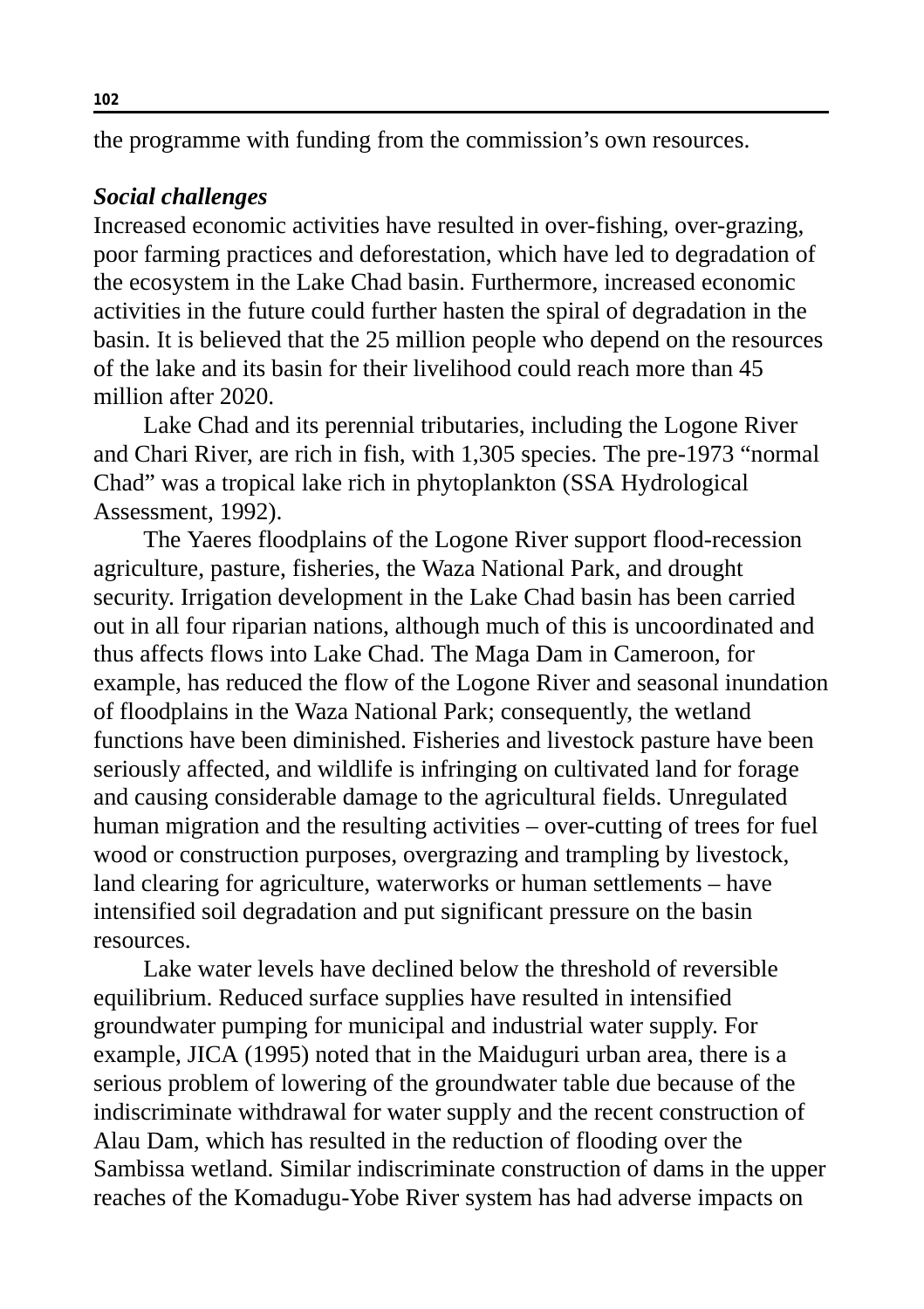the programme with funding from the commission's own resources.

***Social challenges***

Increased economic activities have resulted in over-fishing, over-grazing, poor farming practices and deforestation, which have led to degradation of the ecosystem in the Lake Chad basin. Furthermore, increased economic activities in the future could further hasten the spiral of degradation in the basin. It is believed that the 25 million people who depend on the resources of the lake and its basin for their livelihood could reach more than 45 million after 2020.

Lake Chad and its perennial tributaries, including the Logone River and Chari River, are rich in fish, with 1,305 species. The pre-1973 "normal Chad" was a tropical lake rich in phytoplankton (SSA Hydrological Assessment, 1992).

The Yaeres floodplains of the Logone River support flood-recession agriculture, pasture, fisheries, the Waza National Park, and drought security. Irrigation development in the Lake Chad basin has been carried out in all four riparian nations, although much of this is uncoordinated and thus affects flows into Lake Chad. The Maga Dam in Cameroon, for example, has reduced the flow of the Logone River and seasonal inundation of floodplains in the Waza National Park; consequently, the wetland functions have been diminished. Fisheries and livestock pasture have been seriously affected, and wildlife is infringing on cultivated land for forage and causing considerable damage to the agricultural fields. Unregulated human migration and the resulting activities – over-cutting of trees for fuel wood or construction purposes, overgrazing and trampling by livestock, land clearing for agriculture, waterworks or human settlements – have intensified soil degradation and put significant pressure on the basin resources.

Lake water levels have declined below the threshold of reversible equilibrium. Reduced surface supplies have resulted in intensified groundwater pumping for municipal and industrial water supply. For example, JICA (1995) noted that in the Maiduguri urban area, there is a serious problem of lowering of the groundwater table due because of the indiscriminate withdrawal for water supply and the recent construction of Alau Dam, which has resulted in the reduction of flooding over the Sambissa wetland. Similar indiscriminate construction of dams in the upper reaches of the Komadugu-Yobe River system has had adverse impacts on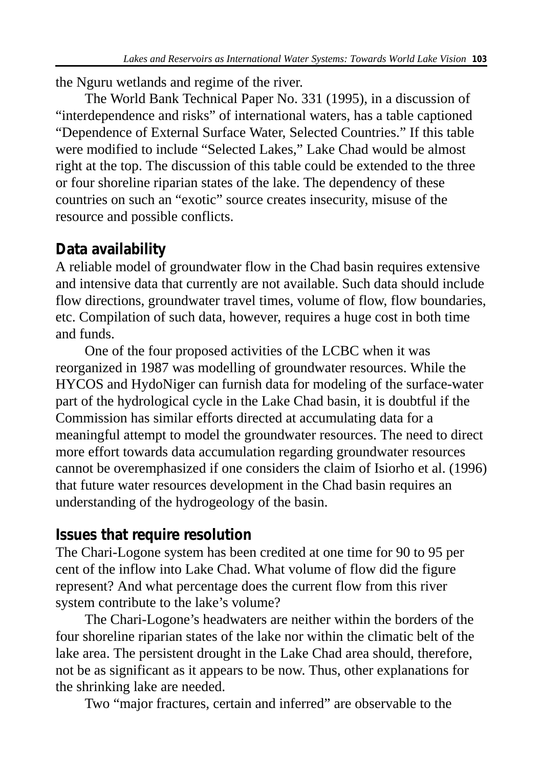the Nguru wetlands and regime of the river.

The World Bank Technical Paper No. 331 (1995), in a discussion of "interdependence and risks" of international waters, has a table captioned "Dependence of External Surface Water, Selected Countries." If this table were modified to include "Selected Lakes," Lake Chad would be almost right at the top. The discussion of this table could be extended to the three or four shoreline riparian states of the lake. The dependency of these countries on such an "exotic" source creates insecurity, misuse of the resource and possible conflicts.

## Data availability

A reliable model of groundwater flow in the Chad basin requires extensive and intensive data that currently are not available. Such data should include flow directions, groundwater travel times, volume of flow, flow boundaries, etc. Compilation of such data, however, requires a huge cost in both time and funds.

One of the four proposed activities of the LCBC when it was reorganized in 1987 was modelling of groundwater resources. While the HYCOS and HydoNiger can furnish data for modeling of the surface-water part of the hydrological cycle in the Lake Chad basin, it is doubtful if the Commission has similar efforts directed at accumulating data for a meaningful attempt to model the groundwater resources. The need to direct more effort towards data accumulation regarding groundwater resources cannot be overemphasized if one considers the claim of Isiorho et al. (1996) that future water resources development in the Chad basin requires an understanding of the hydrogeology of the basin.

## Issues that require resolution

The Chari-Logone system has been credited at one time for 90 to 95 per cent of the inflow into Lake Chad. What volume of flow did the figure represent? And what percentage does the current flow from this river system contribute to the lake's volume?

The Chari-Logone's headwaters are neither within the borders of the four shoreline riparian states of the lake nor within the climatic belt of the lake area. The persistent drought in the Lake Chad area should, therefore, not be as significant as it appears to be now. Thus, other explanations for the shrinking lake are needed.

Two "major fractures, certain and inferred" are observable to the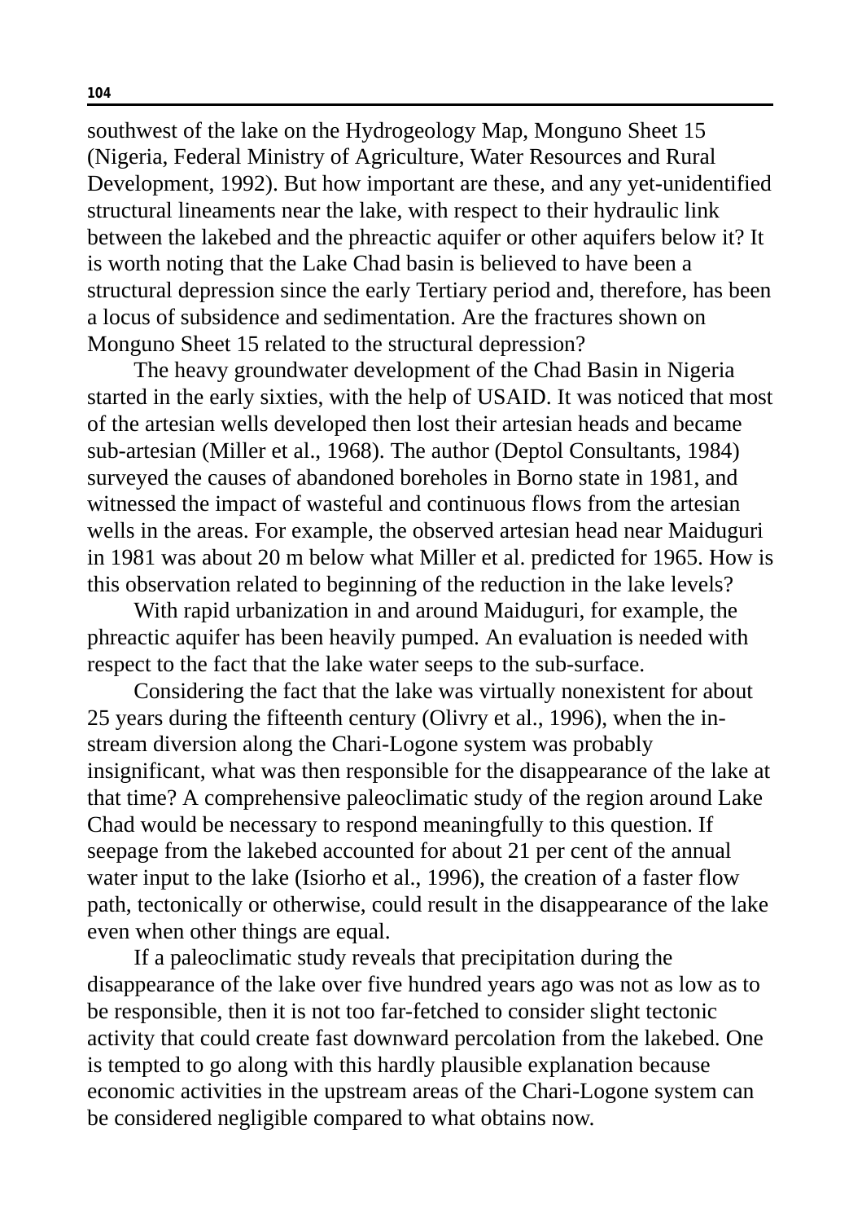southwest of the lake on the Hydrogeology Map, Monguno Sheet 15 (Nigeria, Federal Ministry of Agriculture, Water Resources and Rural Development, 1992). But how important are these, and any yet-unidentified structural lineaments near the lake, with respect to their hydraulic link between the lakebed and the phreactic aquifer or other aquifers below it? It is worth noting that the Lake Chad basin is believed to have been a structural depression since the early Tertiary period and, therefore, has been a locus of subsidence and sedimentation. Are the fractures shown on Monguno Sheet 15 related to the structural depression?

The heavy groundwater development of the Chad Basin in Nigeria started in the early sixties, with the help of USAID. It was noticed that most of the artesian wells developed then lost their artesian heads and became sub-artesian (Miller et al., 1968). The author (Deptol Consultants, 1984) surveyed the causes of abandoned boreholes in Borno state in 1981, and witnessed the impact of wasteful and continuous flows from the artesian wells in the areas. For example, the observed artesian head near Maiduguri in 1981 was about 20 m below what Miller et al. predicted for 1965. How is this observation related to beginning of the reduction in the lake levels?

With rapid urbanization in and around Maiduguri, for example, the phreactic aquifer has been heavily pumped. An evaluation is needed with respect to the fact that the lake water seeps to the sub-surface.

Considering the fact that the lake was virtually nonexistent for about 25 years during the fifteenth century (Olivry et al., 1996), when the in-stream diversion along the Chari-Logone system was probably insignificant, what was then responsible for the disappearance of the lake at that time? A comprehensive paleoclimatic study of the region around Lake Chad would be necessary to respond meaningfully to this question. If seepage from the lakebed accounted for about 21 per cent of the annual water input to the lake (Isiorho et al., 1996), the creation of a faster flow path, tectonically or otherwise, could result in the disappearance of the lake even when other things are equal.

If a paleoclimatic study reveals that precipitation during the disappearance of the lake over five hundred years ago was not as low as to be responsible, then it is not too far-fetched to consider slight tectonic activity that could create fast downward percolation from the lakebed. One is tempted to go along with this hardly plausible explanation because economic activities in the upstream areas of the Chari-Logone system can be considered negligible compared to what obtains now.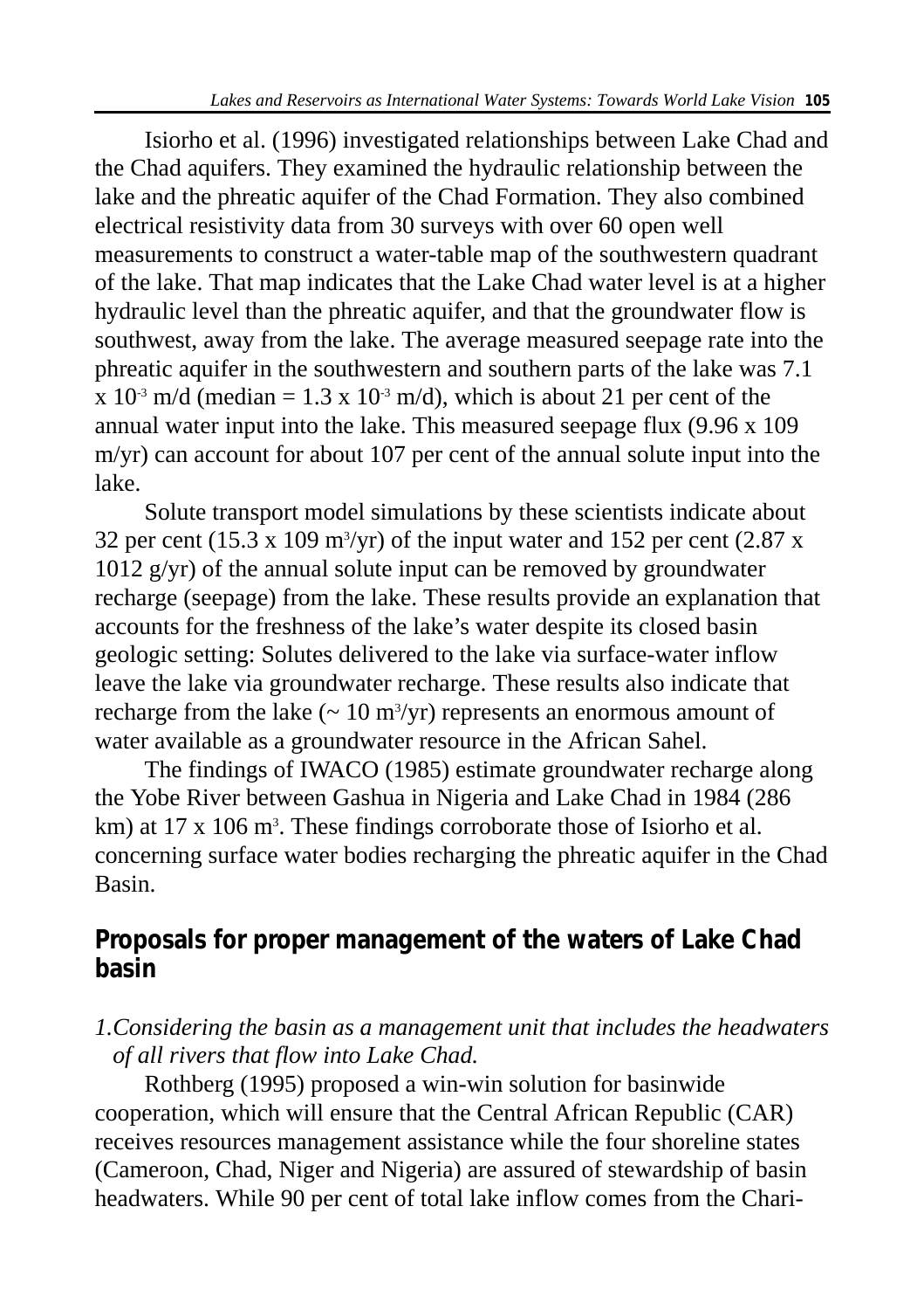Isiorho et al. (1996) investigated relationships between Lake Chad and the Chad aquifers. They examined the hydraulic relationship between the lake and the phreatic aquifer of the Chad Formation. They also combined electrical resistivity data from 30 surveys with over 60 open well measurements to construct a water-table map of the southwestern quadrant of the lake. That map indicates that the Lake Chad water level is at a higher hydraulic level than the phreatic aquifer, and that the groundwater flow is southwest, away from the lake. The average measured seepage rate into the phreatic aquifer in the southwestern and southern parts of the lake was 7.1 x $10^{-3}$ m/d (median = 1.3 x $10^{-3}$ m/d), which is about 21 per cent of the annual water input into the lake. This measured seepage flux (9.96 x 109 m/yr) can account for about 107 per cent of the annual solute input into the lake.

Solute transport model simulations by these scientists indicate about 32 per cent (15.3 x 109 $m^3$/yr) of the input water and 152 per cent (2.87 x 1012 g/yr) of the annual solute input can be removed by groundwater recharge (seepage) from the lake. These results provide an explanation that accounts for the freshness of the lake's water despite its closed basin geologic setting: Solutes delivered to the lake via surface-water inflow leave the lake via groundwater recharge. These results also indicate that recharge from the lake (~ 10 $m^3$/yr) represents an enormous amount of water available as a groundwater resource in the African Sahel.

The findings of IWACO (1985) estimate groundwater recharge along the Yobe River between Gashua in Nigeria and Lake Chad in 1984 (286 km) at 17 x 106 $m^3$. These findings corroborate those of Isiorho et al. concerning surface water bodies recharging the phreatic aquifer in the Chad Basin.

## Proposals for proper management of the waters of Lake Chad basin

*1.Considering the basin as a management unit that includes the headwaters of all rivers that flow into Lake Chad.*

Rothberg (1995) proposed a win-win solution for basinwide cooperation, which will ensure that the Central African Republic (CAR) receives resources management assistance while the four shoreline states (Cameroon, Chad, Niger and Nigeria) are assured of stewardship of basin headwaters. While 90 per cent of total lake inflow comes from the Chari-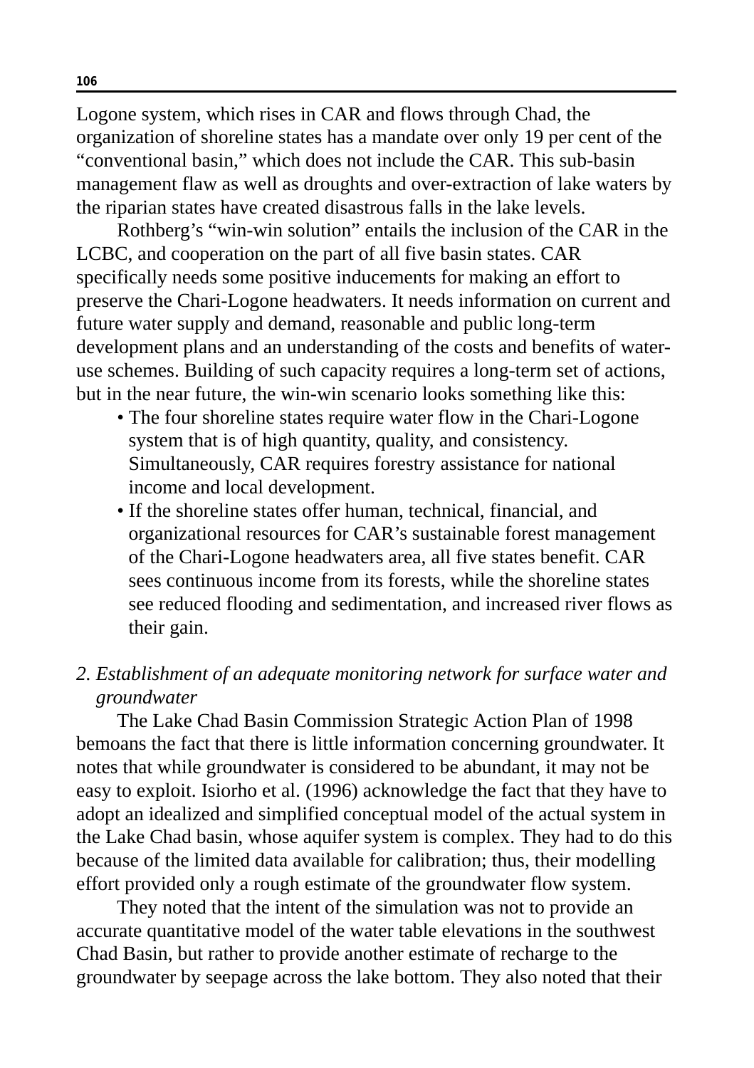Logone system, which rises in CAR and flows through Chad, the organization of shoreline states has a mandate over only 19 per cent of the "conventional basin," which does not include the CAR. This sub-basin management flaw as well as droughts and over-extraction of lake waters by the riparian states have created disastrous falls in the lake levels.

Rothberg's "win-win solution" entails the inclusion of the CAR in the LCBC, and cooperation on the part of all five basin states. CAR specifically needs some positive inducements for making an effort to preserve the Chari-Logone headwaters. It needs information on current and future water supply and demand, reasonable and public long-term development plans and an understanding of the costs and benefits of water-use schemes. Building of such capacity requires a long-term set of actions, but in the near future, the win-win scenario looks something like this:

- The four shoreline states require water flow in the Chari-Logone system that is of high quantity, quality, and consistency. Simultaneously, CAR requires forestry assistance for national income and local development.
- If the shoreline states offer human, technical, financial, and organizational resources for CAR's sustainable forest management of the Chari-Logone headwaters area, all five states benefit. CAR sees continuous income from its forests, while the shoreline states see reduced flooding and sedimentation, and increased river flows as their gain.

*2. Establishment of an adequate monitoring network for surface water and groundwater*

The Lake Chad Basin Commission Strategic Action Plan of 1998 bemoans the fact that there is little information concerning groundwater. It notes that while groundwater is considered to be abundant, it may not be easy to exploit. Isiorho et al. (1996) acknowledge the fact that they have to adopt an idealized and simplified conceptual model of the actual system in the Lake Chad basin, whose aquifer system is complex. They had to do this because of the limited data available for calibration; thus, their modelling effort provided only a rough estimate of the groundwater flow system.

They noted that the intent of the simulation was not to provide an accurate quantitative model of the water table elevations in the southwest Chad Basin, but rather to provide another estimate of recharge to the groundwater by seepage across the lake bottom. They also noted that their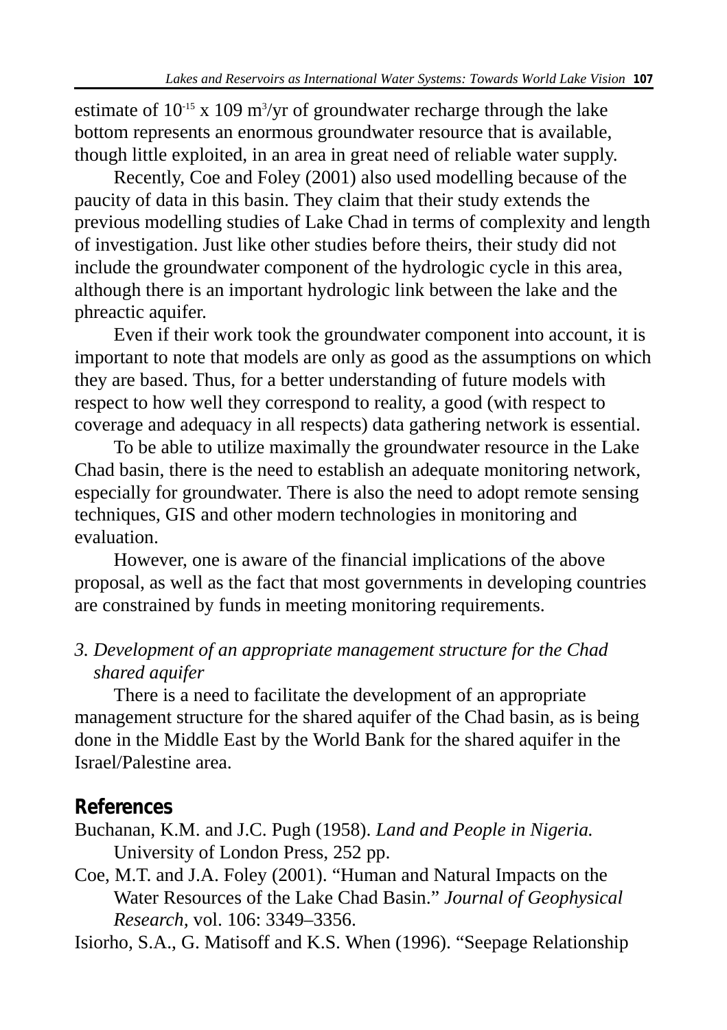estimate of $10^{-15}$ x 109 $m^3$/yr of groundwater recharge through the lake bottom represents an enormous groundwater resource that is available, though little exploited, in an area in great need of reliable water supply.

Recently, Coe and Foley (2001) also used modelling because of the paucity of data in this basin. They claim that their study extends the previous modelling studies of Lake Chad in terms of complexity and length of investigation. Just like other studies before theirs, their study did not include the groundwater component of the hydrologic cycle in this area, although there is an important hydrologic link between the lake and the phreactic aquifer.

Even if their work took the groundwater component into account, it is important to note that models are only as good as the assumptions on which they are based. Thus, for a better understanding of future models with respect to how well they correspond to reality, a good (with respect to coverage and adequacy in all respects) data gathering network is essential.

To be able to utilize maximally the groundwater resource in the Lake Chad basin, there is the need to establish an adequate monitoring network, especially for groundwater. There is also the need to adopt remote sensing techniques, GIS and other modern technologies in monitoring and evaluation.

However, one is aware of the financial implications of the above proposal, as well as the fact that most governments in developing countries are constrained by funds in meeting monitoring requirements.

*3. Development of an appropriate management structure for the Chad shared aquifer*

There is a need to facilitate the development of an appropriate management structure for the shared aquifer of the Chad basin, as is being done in the Middle East by the World Bank for the shared aquifer in the Israel/Palestine area.

## References

Buchanan, K.M. and J.C. Pugh (1958). *Land and People in Nigeria.* University of London Press, 252 pp.

Coe, M.T. and J.A. Foley (2001). "Human and Natural Impacts on the Water Resources of the Lake Chad Basin." *Journal of Geophysical Research*, vol. 106: 3349–3356.

Isiorho, S.A., G. Matisoff and K.S. When (1996). "Seepage Relationship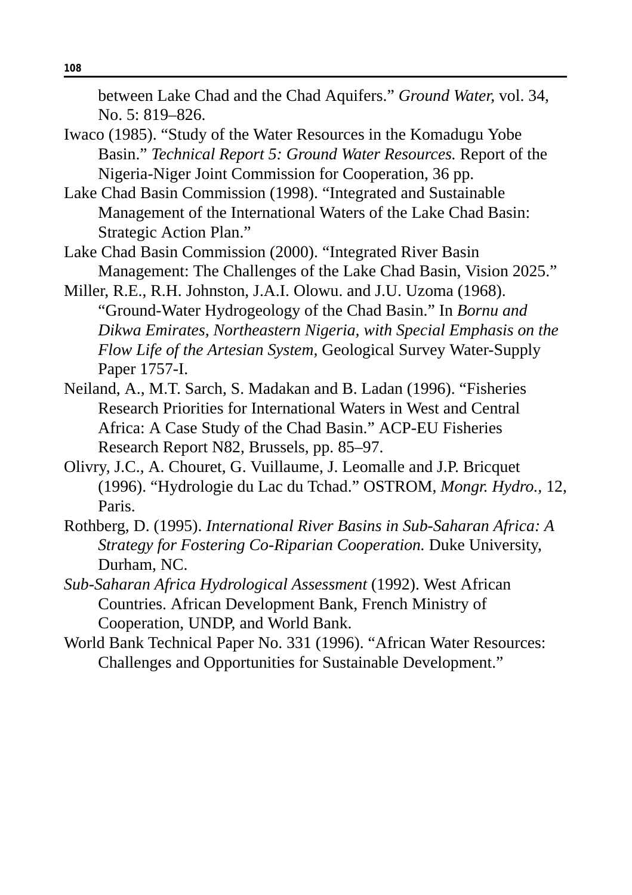between Lake Chad and the Chad Aquifers." *Ground Water,* vol. 34, No. 5: 819–826.

Iwaco (1985). "Study of the Water Resources in the Komadugu Yobe Basin." *Technical Report 5: Ground Water Resources.* Report of the Nigeria-Niger Joint Commission for Cooperation, 36 pp.

Lake Chad Basin Commission (1998). "Integrated and Sustainable Management of the International Waters of the Lake Chad Basin: Strategic Action Plan."

Lake Chad Basin Commission (2000). "Integrated River Basin Management: The Challenges of the Lake Chad Basin, Vision 2025."

Miller, R.E., R.H. Johnston, J.A.I. Olowu. and J.U. Uzoma (1968). "Ground-Water Hydrogeology of the Chad Basin." In *Bornu and Dikwa Emirates, Northeastern Nigeria, with Special Emphasis on the Flow Life of the Artesian System,* Geological Survey Water-Supply Paper 1757-I.

Neiland, A., M.T. Sarch, S. Madakan and B. Ladan (1996). "Fisheries Research Priorities for International Waters in West and Central Africa: A Case Study of the Chad Basin." ACP-EU Fisheries Research Report N82, Brussels, pp. 85–97.

Olivry, J.C., A. Chouret, G. Vuillaume, J. Leomalle and J.P. Bricquet (1996). "Hydrologie du Lac du Tchad." OSTROM, *Mongr. Hydro.,* 12, Paris.

Rothberg, D. (1995). *International River Basins in Sub-Saharan Africa: A Strategy for Fostering Co-Riparian Cooperation.* Duke University, Durham, NC.

*Sub-Saharan Africa Hydrological Assessment* (1992). West African Countries. African Development Bank, French Ministry of Cooperation, UNDP, and World Bank.

World Bank Technical Paper No. 331 (1996). "African Water Resources: Challenges and Opportunities for Sustainable Development."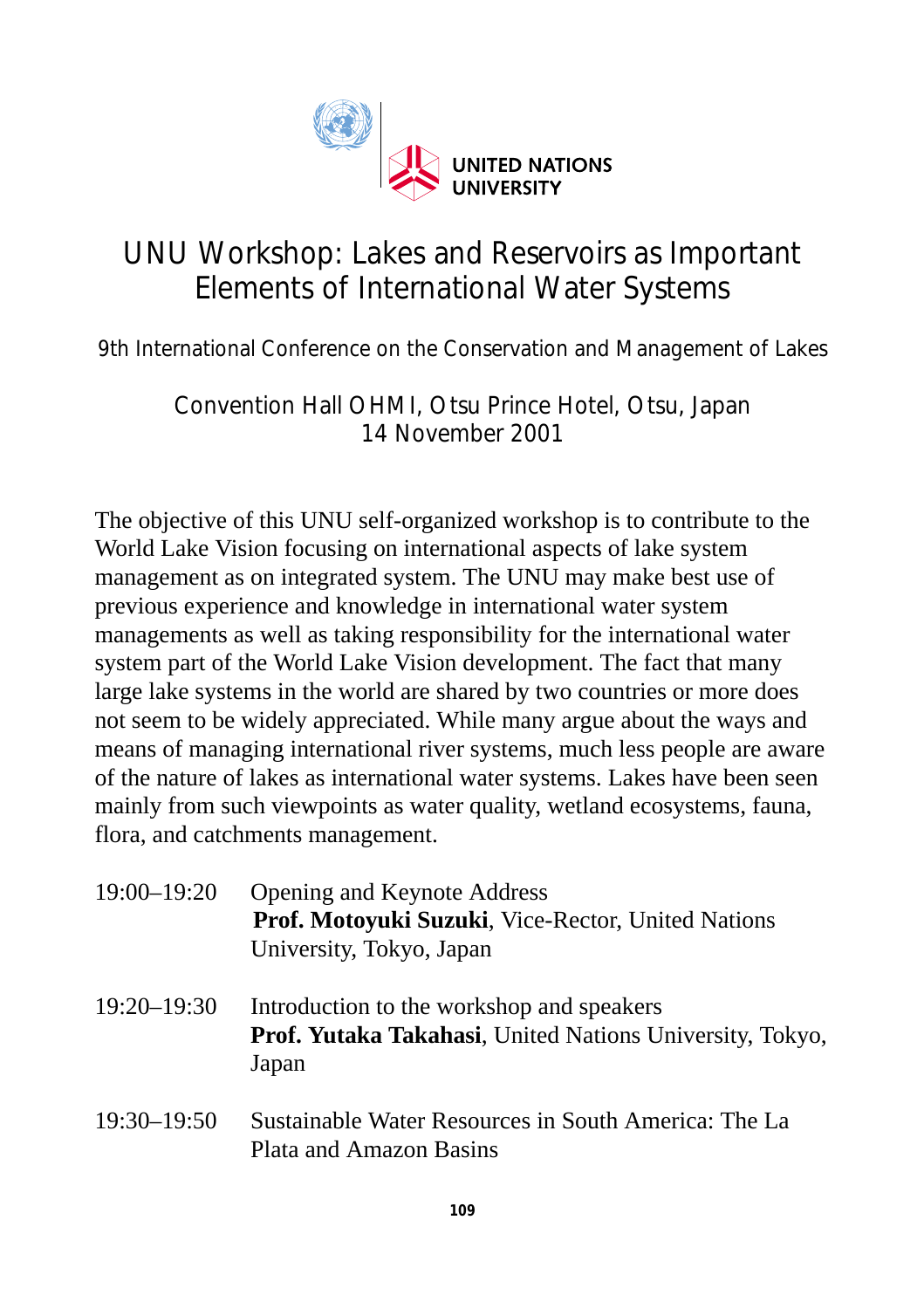UNITED NATIONS UNIVERSITY

# UNU Workshop: Lakes and Reservoirs as Important Elements of International Water Systems

9th International Conference on the Conservation and Management of Lakes

Convention Hall OHMI, Otsu Prince Hotel, Otsu, Japan
14 November 2001

The objective of this UNU self-organized workshop is to contribute to the World Lake Vision focusing on international aspects of lake system management as on integrated system. The UNU may make best use of previous experience and knowledge in international water system managements as well as taking responsibility for the international water system part of the World Lake Vision development. The fact that many large lake systems in the world are shared by two countries or more does not seem to be widely appreciated. While many argue about the ways and means of managing international river systems, much less people are aware of the nature of lakes as international water systems. Lakes have been seen mainly from such viewpoints as water quality, wetland ecosystems, fauna, flora, and catchments management.

19:00–19:20 Opening and Keynote Address
**Prof. Motoyuki Suzuki**, Vice-Rector, United Nations University, Tokyo, Japan

19:20–19:30 Introduction to the workshop and speakers
**Prof. Yutaka Takahasi**, United Nations University, Tokyo, Japan

19:30–19:50 Sustainable Water Resources in South America: The La Plata and Amazon Basins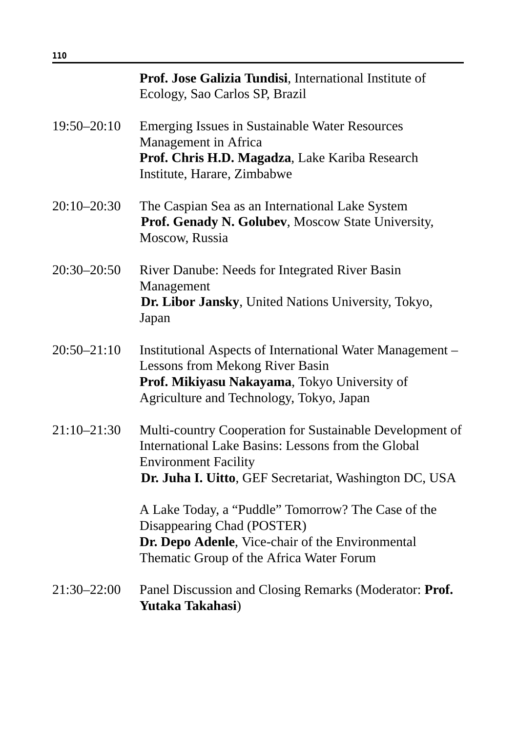**Prof. Jose Galizia Tundisi**, International Institute of Ecology, Sao Carlos SP, Brazil

19:50–20:10 Emerging Issues in Sustainable Water Resources Management in Africa
**Prof. Chris H.D. Magadza**, Lake Kariba Research Institute, Harare, Zimbabwe

20:10–20:30 The Caspian Sea as an International Lake System
**Prof. Genady N. Golubev**, Moscow State University, Moscow, Russia

20:30–20:50 River Danube: Needs for Integrated River Basin Management
**Dr. Libor Jansky**, United Nations University, Tokyo, Japan

20:50–21:10 Institutional Aspects of International Water Management – Lessons from Mekong River Basin
**Prof. Mikiyasu Nakayama**, Tokyo University of Agriculture and Technology, Tokyo, Japan

21:10–21:30 Multi-country Cooperation for Sustainable Development of International Lake Basins: Lessons from the Global Environment Facility
**Dr. Juha I. Uitto**, GEF Secretariat, Washington DC, USA

A Lake Today, a "Puddle" Tomorrow? The Case of the Disappearing Chad (POSTER)
**Dr. Depo Adenle**, Vice-chair of the Environmental Thematic Group of the Africa Water Forum

21:30–22:00 Panel Discussion and Closing Remarks (Moderator: **Prof. Yutaka Takahasi**)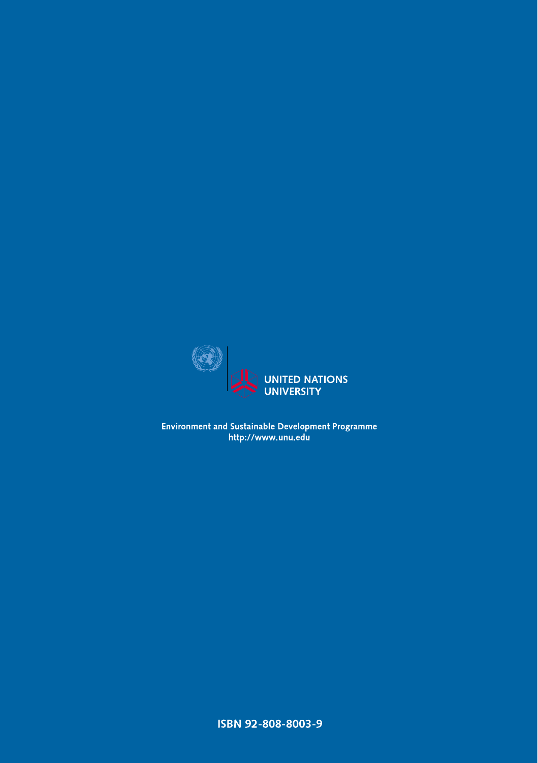UNITED NATIONS
UNIVERSITY

Environment and Sustainable Development Programme
http://www.unu.edu

ISBN 92-808-8003-9